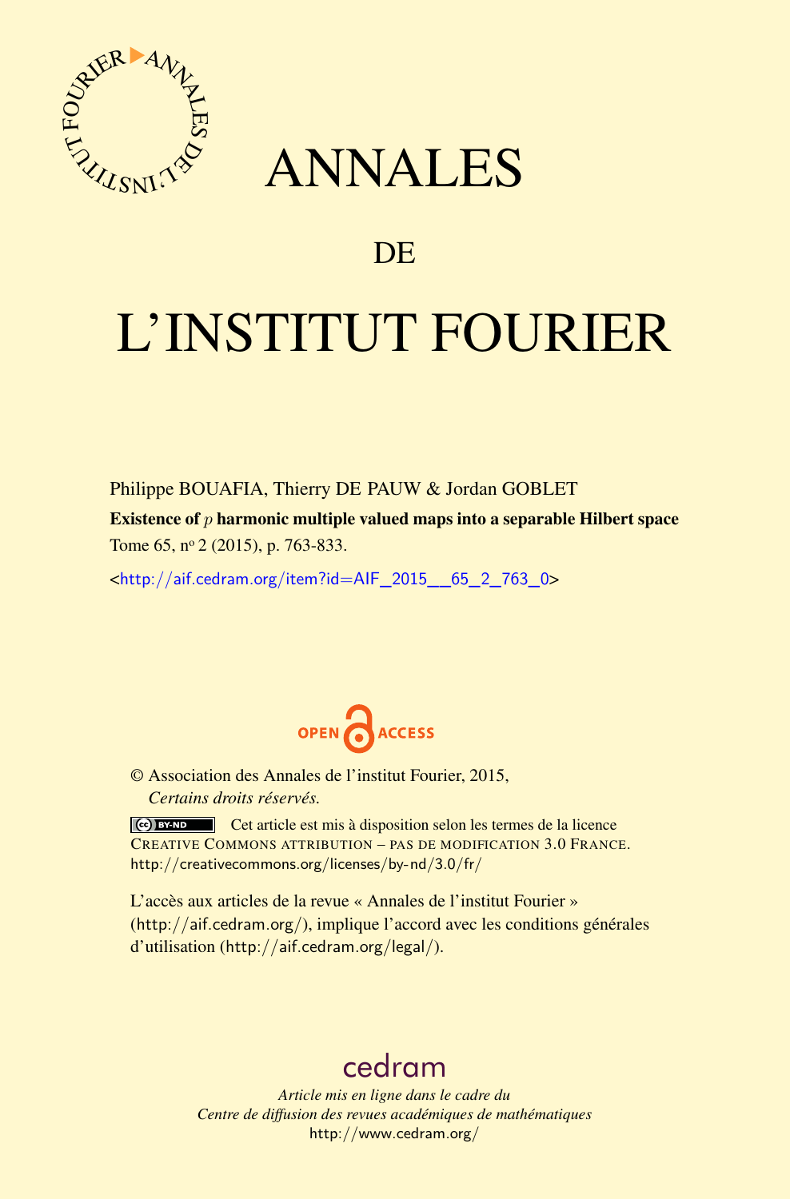# ANNALES

# DE

# L'INSTITUT FOURIER

Philippe BOUAFIA, Thierry DE PAUW & Jordan GOBLET

**Existence of $p$ harmonic multiple valued maps into a separable Hilbert space**

Tome 65, nº 2 (2015), p. 763-833.

<http://aif.cedram.org/item?id=AIF_2015__65_2_763_0>

OPEN ACCESS

© Association des Annales de l'institut Fourier, 2015,
*Certains droits réservés.*

Cet article est mis à disposition selon les termes de la licence
CREATIVE COMMONS ATTRIBUTION – PAS DE MODIFICATION 3.0 FRANCE.
http://creativecommons.org/licenses/by-nd/3.0/fr/

L'accès aux articles de la revue « Annales de l'institut Fourier » (http://aif.cedram.org/), implique l'accord avec les conditions générales d'utilisation (http://aif.cedram.org/legal/).

cedram

*Article mis en ligne dans le cadre du*
*Centre de diffusion des revues académiques de mathématiques*
http://www.cedram.org/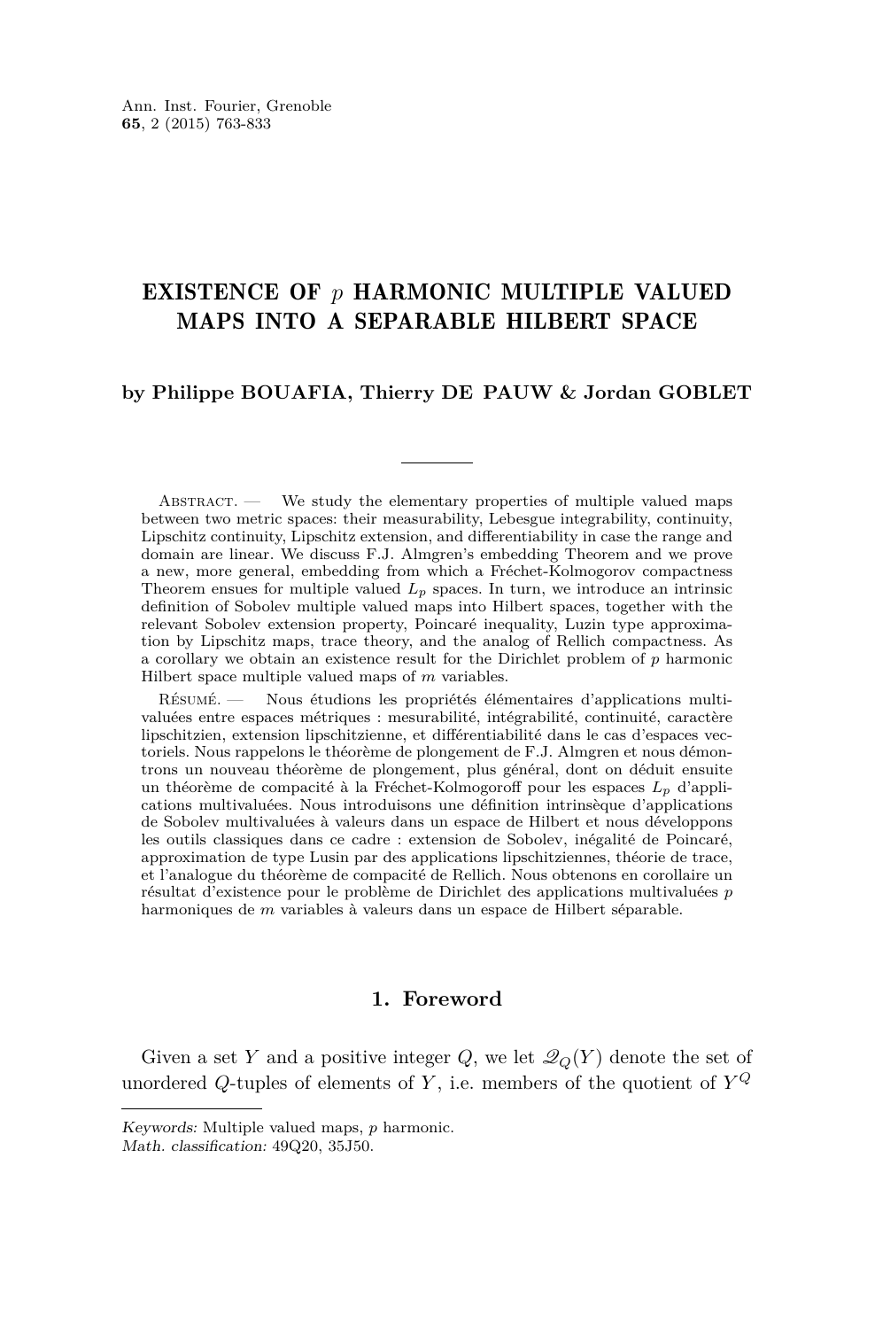# EXISTENCE OF $p$ HARMONIC MULTIPLE VALUED MAPS INTO A SEPARABLE HILBERT SPACE

**by Philippe BOUAFIA, Thierry DE PAUW & Jordan GOBLET**

Abstract. — We study the elementary properties of multiple valued maps between two metric spaces: their measurability, Lebesgue integrability, continuity, Lipschitz continuity, Lipschitz extension, and differentiability in case the range and domain are linear. We discuss F.J. Almgren's embedding Theorem and we prove a new, more general, embedding from which a Fréchet-Kolmogorov compactness Theorem ensues for multiple valued $L_p$ spaces. In turn, we introduce an intrinsic definition of Sobolev multiple valued maps into Hilbert spaces, together with the relevant Sobolev extension property, Poincaré inequality, Luzin type approximation by Lipschitz maps, trace theory, and the analog of Rellich compactness. As a corollary we obtain an existence result for the Dirichlet problem of $p$ harmonic Hilbert space multiple valued maps of $m$ variables.

Résumé. — Nous étudions les propriétés élémentaires d'applications multivaluées entre espaces métriques : mesurabilité, intégrabilité, continuité, caractère lipschitzien, extension lipschitzienne, et différentiabilité dans le cas d'espaces vectoriels. Nous rappelons le théorème de plongement de F.J. Almgren et nous démontrons un nouveau théorème de plongement, plus général, dont on déduit ensuite un théorème de compacité à la Fréchet-Kolmogoroff pour les espaces $L_p$ d'applications multivaluées. Nous introduisons une définition intrinsèque d'applications de Sobolev multivaluées à valeurs dans un espace de Hilbert et nous développons les outils classiques dans ce cadre : extension de Sobolev, inégalité de Poincaré, approximation de type Lusin par des applications lipschitziennes, théorie de trace, et l'analogue du théorème de compacité de Rellich. Nous obtenons en corollaire un résultat d'existence pour le problème de Dirichlet des applications multivaluées $p$ harmoniques de $m$ variables à valeurs dans un espace de Hilbert séparable.

## 1. Foreword

Given a set $Y$ and a positive integer $Q$, we let $\mathscr{Q}_Q(Y)$ denote the set of unordered $Q$-tuples of elements of $Y$, i.e. members of the quotient of $Y^Q$

*Keywords:* Multiple valued maps, $p$ harmonic.
*Math. classification:* 49Q20, 35J50.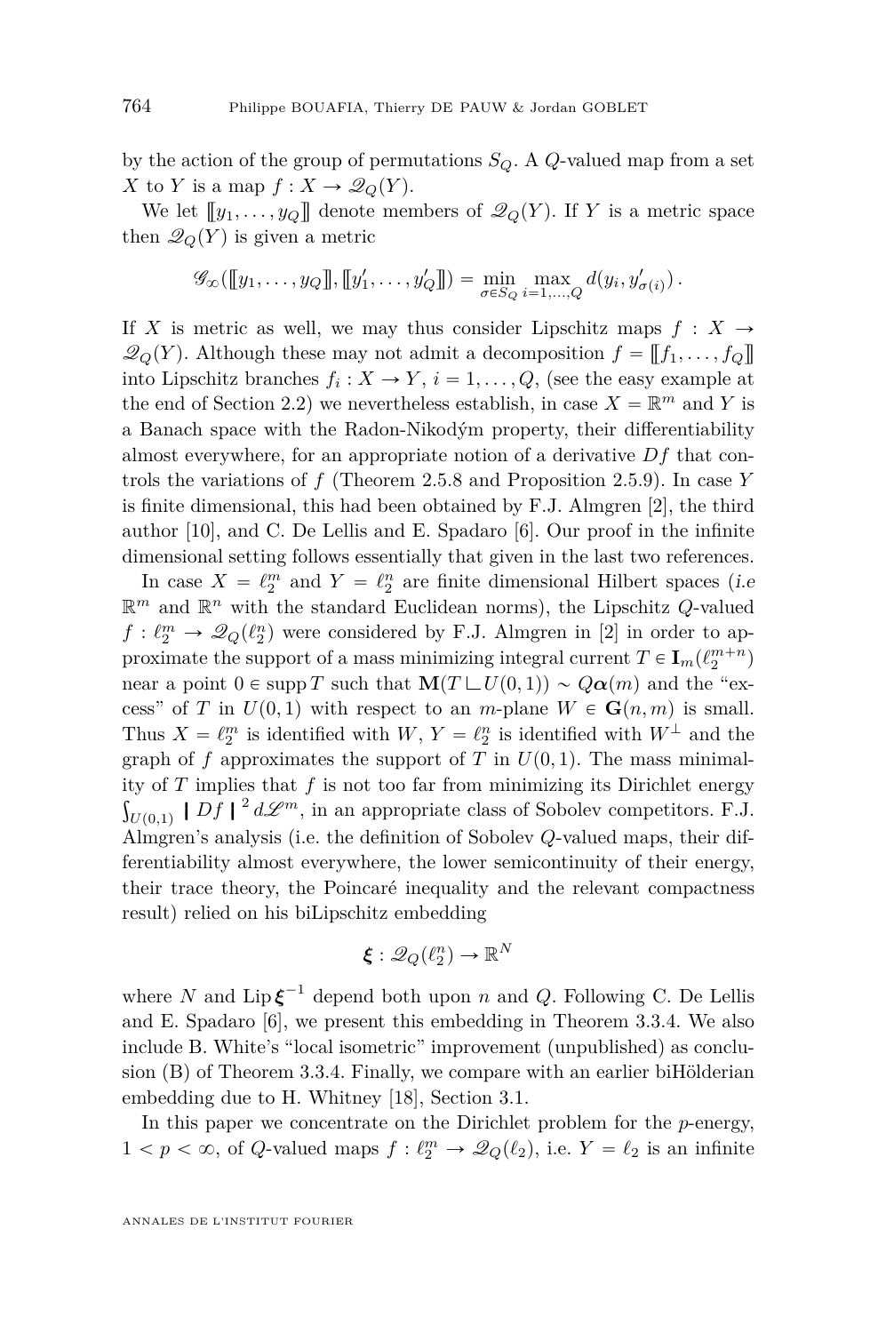by the action of the group of permutations $S_Q$. A $Q$-valued map from a set $X$ to $Y$ is a map $f : X \to \mathscr{Q}_Q(Y)$.

We let $[\![ y_1, \dots, y_Q ]\!]$ denote members of $\mathscr{Q}_Q(Y)$. If $Y$ is a metric space then $\mathscr{Q}_Q(Y)$ is given a metric

$$\mathscr{G}_\infty([\![ y_1, \dots, y_Q ]\!], [\![ y'_1, \dots, y'_Q ]\!]) = \min_{\sigma \in S_Q} \max_{i=1,\dots,Q} d(y_i, y'_{\sigma(i)}) .$$

If $X$ is metric as well, we may thus consider Lipschitz maps $f : X \to \mathscr{Q}_Q(Y)$. Although these may not admit a decomposition $f = [\![ f_1, \dots, f_Q ]\!]$ into Lipschitz branches $f_i : X \to Y$, $i = 1, \dots, Q$, (see the easy example at the end of Section 2.2) we nevertheless establish, in case $X = \mathbb{R}^m$ and $Y$ is a Banach space with the Radon-Nikodým property, their differentiability almost everywhere, for an appropriate notion of a derivative $Df$ that controls the variations of $f$ (Theorem 2.5.8 and Proposition 2.5.9). In case $Y$ is finite dimensional, this had been obtained by F.J. Almgren [2], the third author [10], and C. De Lellis and E. Spadaro [6]. Our proof in the infinite dimensional setting follows essentially that given in the last two references.

In case $X = \ell_2^m$ and $Y = \ell_2^n$ are finite dimensional Hilbert spaces (*i.e* $\mathbb{R}^m$ and $\mathbb{R}^n$ with the standard Euclidean norms), the Lipschitz $Q$-valued $f : \ell_2^m \to \mathscr{Q}_Q(\ell_2^n)$ were considered by F.J. Almgren in [2] in order to approximate the support of a mass minimizing integral current $T \in \mathbf{I}_m(\ell_2^{m+n})$ near a point $0 \in \operatorname{supp} T$ such that $\mathbf{M}(T \llcorner U(0,1)) \sim Q\boldsymbol{\alpha}(m)$ and the "excess" of $T$ in $U(0,1)$ with respect to an $m$-plane $W \in \mathbf{G}(n,m)$ is small. Thus $X = \ell_2^m$ is identified with $W$, $Y = \ell_2^n$ is identified with $W^\perp$ and the graph of $f$ approximates the support of $T$ in $U(0,1)$. The mass minimality of $T$ implies that $f$ is not too far from minimizing its Dirichlet energy $\int_{U(0,1)} |Df|^2 d\mathscr{L}^m$, in an appropriate class of Sobolev competitors. F.J. Almgren's analysis (i.e. the definition of Sobolev $Q$-valued maps, their differentiability almost everywhere, the lower semicontinuity of their energy, their trace theory, the Poincaré inequality and the relevant compactness result) relied on his biLipschitz embedding

$$\boldsymbol{\xi} : \mathscr{Q}_Q(\ell_2^n) \to \mathbb{R}^N$$

where $N$ and $\operatorname{Lip} \boldsymbol{\xi}^{-1}$ depend both upon $n$ and $Q$. Following C. De Lellis and E. Spadaro [6], we present this embedding in Theorem 3.3.4. We also include B. White's "local isometric" improvement (unpublished) as conclusion (B) of Theorem 3.3.4. Finally, we compare with an earlier biHölderian embedding due to H. Whitney [18], Section 3.1.

In this paper we concentrate on the Dirichlet problem for the $p$-energy, $1 < p < \infty$, of $Q$-valued maps $f : \ell_2^m \to \mathscr{Q}_Q(\ell_2)$, i.e. $Y = \ell_2$ is an infinite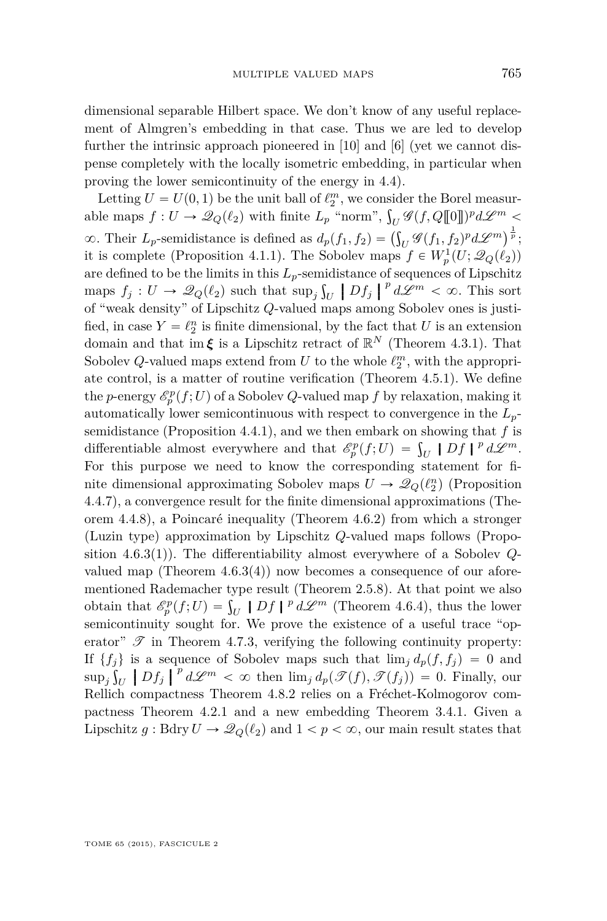dimensional separable Hilbert space. We don't know of any useful replacement of Almgren's embedding in that case. Thus we are led to develop further the intrinsic approach pioneered in [10] and [6] (yet we cannot dispense completely with the locally isometric embedding, in particular when proving the lower semicontinuity of the energy in 4.4).

Letting $U = U(0,1)$ be the unit ball of $\ell_2^m$, we consider the Borel measurable maps $f : U \to \mathscr{Q}_Q(\ell_2)$ with finite $L_p$ "norm", $\int_U \mathscr{G}(f, Q[\![0]\!])^p d\mathscr{L}^m < \infty$. Their $L_p$-semidistance is defined as $d_p(f_1, f_2) = \left(\int_U \mathscr{G}(f_1, f_2)^p d\mathscr{L}^m\right)^{\frac{1}{p}}$; it is complete (Proposition 4.1.1). The Sobolev maps $f \in W_p^1(U; \mathscr{Q}_Q(\ell_2))$ are defined to be the limits in this $L_p$-semidistance of sequences of Lipschitz maps $f_j : U \to \mathscr{Q}_Q(\ell_2)$ such that $\sup_j \int_U \left| Df_j \right|^p d\mathscr{L}^m < \infty$. This sort of "weak density" of Lipschitz $Q$-valued maps among Sobolev ones is justified, in case $Y = \ell_2^n$ is finite dimensional, by the fact that $U$ is an extension domain and that $\operatorname{im} \boldsymbol{\xi}$ is a Lipschitz retract of $\mathbb{R}^N$ (Theorem 4.3.1). That Sobolev $Q$-valued maps extend from $U$ to the whole $\ell_2^m$, with the appropriate control, is a matter of routine verification (Theorem 4.5.1). We define the $p$-energy $\mathscr{E}_p^p(f; U)$ of a Sobolev $Q$-valued map $f$ by relaxation, making it automatically lower semicontinuous with respect to convergence in the $L_p$-semidistance (Proposition 4.4.1), and we then embark on showing that $f$ is differentiable almost everywhere and that $\mathscr{E}_p^p(f; U) = \int_U \left| Df \right|^p d\mathscr{L}^m$. For this purpose we need to know the corresponding statement for finite dimensional approximating Sobolev maps $U \to \mathscr{Q}_Q(\ell_2^n)$ (Proposition 4.4.7), a convergence result for the finite dimensional approximations (Theorem 4.4.8), a Poincaré inequality (Theorem 4.6.2) from which a stronger (Luzin type) approximation by Lipschitz $Q$-valued maps follows (Proposition 4.6.3(1)). The differentiability almost everywhere of a Sobolev $Q$-valued map (Theorem 4.6.3(4)) now becomes a consequence of our aforementioned Rademacher type result (Theorem 2.5.8). At that point we also obtain that $\mathscr{E}_p^p(f; U) = \int_U \left| Df \right|^p d\mathscr{L}^m$ (Theorem 4.6.4), thus the lower semicontinuity sought for. We prove the existence of a useful trace "operator" $\mathscr{T}$ in Theorem 4.7.3, verifying the following continuity property: If $\{f_j\}$ is a sequence of Sobolev maps such that $\lim_j d_p(f, f_j) = 0$ and $\sup_j \int_U \left| Df_j \right|^p d\mathscr{L}^m < \infty$ then $\lim_j d_p(\mathscr{T}(f), \mathscr{T}(f_j)) = 0$. Finally, our Rellich compactness Theorem 4.8.2 relies on a Fréchet-Kolmogorov compactness Theorem 4.2.1 and a new embedding Theorem 3.4.1. Given a Lipschitz $g : \operatorname{Bdry} U \to \mathscr{Q}_Q(\ell_2)$ and $1 < p < \infty$, our main result states that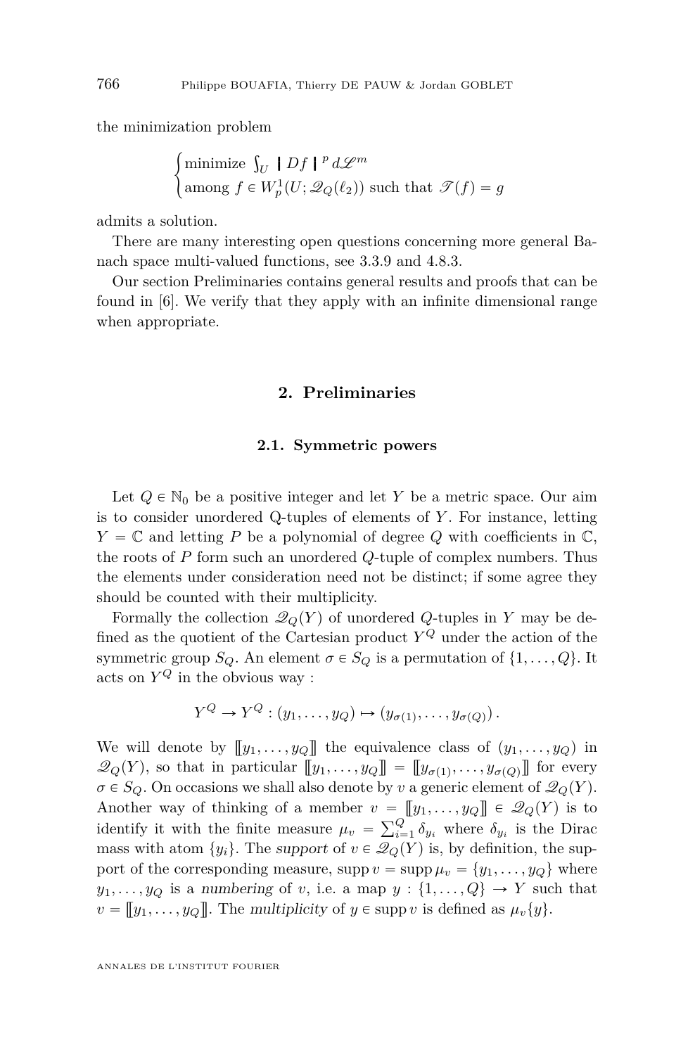the minimization problem

$$\begin{cases} \text{minimize } \int_U |Df|^p \, d\mathscr{L}^m \\ \text{among } f \in W^1_p(U; \mathscr{Q}_Q(\ell_2)) \text{ such that } \mathscr{T}(f) = g \end{cases}$$

admits a solution.

There are many interesting open questions concerning more general Banach space multi-valued functions, see 3.3.9 and 4.8.3.

Our section Preliminaries contains general results and proofs that can be found in [6]. We verify that they apply with an infinite dimensional range when appropriate.

## 2. Preliminaries

### 2.1. Symmetric powers

Let $Q \in \mathbb{N}_0$ be a positive integer and let $Y$ be a metric space. Our aim is to consider unordered Q-tuples of elements of $Y$. For instance, letting $Y = \mathbb{C}$ and letting $P$ be a polynomial of degree $Q$ with coefficients in $\mathbb{C}$, the roots of $P$ form such an unordered $Q$-tuple of complex numbers. Thus the elements under consideration need not be distinct; if some agree they should be counted with their multiplicity.

Formally the collection $\mathscr{Q}_Q(Y)$ of unordered $Q$-tuples in $Y$ may be defined as the quotient of the Cartesian product $Y^Q$ under the action of the symmetric group $S_Q$. An element $\sigma \in S_Q$ is a permutation of $\{1, \dots, Q\}$. It acts on $Y^Q$ in the obvious way :

$$Y^Q \to Y^Q : (y_1, \dots, y_Q) \mapsto (y_{\sigma(1)}, \dots, y_{\sigma(Q)}) \, .$$

We will denote by $[\![y_1, \dots, y_Q]\!]$ the equivalence class of $(y_1, \dots, y_Q)$ in $\mathscr{Q}_Q(Y)$, so that in particular $[\![y_1, \dots, y_Q]\!] = [\![y_{\sigma(1)}, \dots, y_{\sigma(Q)}]\!]$ for every $\sigma \in S_Q$. On occasions we shall also denote by $v$ a generic element of $\mathscr{Q}_Q(Y)$. Another way of thinking of a member $v = [\![y_1, \dots, y_Q]\!] \in \mathscr{Q}_Q(Y)$ is to identify it with the finite measure $\mu_v = \sum_{i=1}^Q \delta_{y_i}$ where $\delta_{y_i}$ is the Dirac mass with atom $\{y_i\}$. The *support* of $v \in \mathscr{Q}_Q(Y)$ is, by definition, the support of the corresponding measure, $\operatorname{supp} v = \operatorname{supp} \mu_v = \{y_1, \dots, y_Q\}$ where $y_1, \dots, y_Q$ is a *numbering* of $v$, i.e. a map $y : \{1, \dots, Q\} \to Y$ such that $v = [\![y_1, \dots, y_Q]\!]$. The *multiplicity* of $y \in \operatorname{supp} v$ is defined as $\mu_v\{y\}$.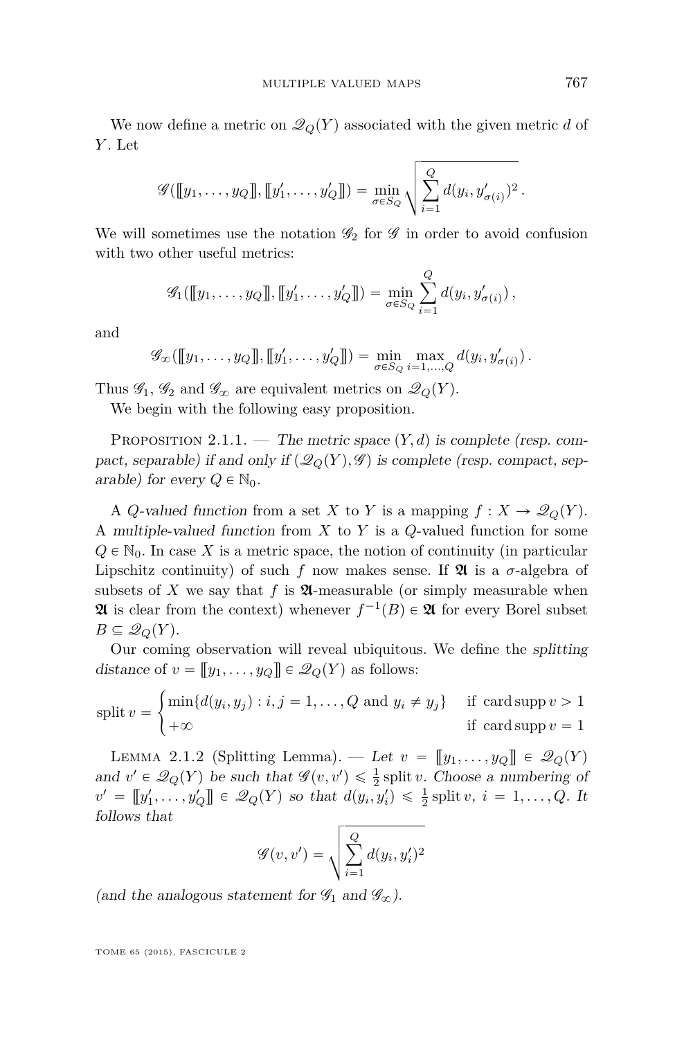We now define a metric on $\mathscr{Q}_Q(Y)$ associated with the given metric $d$ of $Y$. Let

$$\mathscr{G}([\![y_1,\dots,y_Q]\!],[\![y'_1,\dots,y'_Q]\!]) = \min_{\sigma\in S_Q}\sqrt{\sum_{i=1}^{Q} d(y_i,y'_{\sigma(i)})^2}\,.$$

We will sometimes use the notation $\mathscr{G}_2$ for $\mathscr{G}$ in order to avoid confusion with two other useful metrics:

$$\mathscr{G}_1([\![y_1,\dots,y_Q]\!],[\![y'_1,\dots,y'_Q]\!]) = \min_{\sigma\in S_Q}\sum_{i=1}^{Q} d(y_i,y'_{\sigma(i)})\,,$$

and

$$\mathscr{G}_\infty([\![y_1,\dots,y_Q]\!],[\![y'_1,\dots,y'_Q]\!]) = \min_{\sigma\in S_Q}\max_{i=1,\dots,Q} d(y_i,y'_{\sigma(i)})\,.$$

Thus $\mathscr{G}_1$, $\mathscr{G}_2$ and $\mathscr{G}_\infty$ are equivalent metrics on $\mathscr{Q}_Q(Y)$.

We begin with the following easy proposition.

Proposition 2.1.1. — *The metric space $(Y,d)$ is complete (resp. compact, separable) if and only if $(\mathscr{Q}_Q(Y),\mathscr{G})$ is complete (resp. compact, separable) for every $Q\in\mathbb{N}_0$.*

A *$Q$-valued function* from a set $X$ to $Y$ is a mapping $f : X \to \mathscr{Q}_Q(Y)$. A *multiple-valued function* from $X$ to $Y$ is a $Q$-valued function for some $Q\in\mathbb{N}_0$. In case $X$ is a metric space, the notion of continuity (in particular Lipschitz continuity) of such $f$ now makes sense. If $\mathfrak{A}$ is a $\sigma$-algebra of subsets of $X$ we say that $f$ is $\mathfrak{A}$-measurable (or simply measurable when $\mathfrak{A}$ is clear from the context) whenever $f^{-1}(B)\in\mathfrak{A}$ for every Borel subset $B\subseteq\mathscr{Q}_Q(Y)$.

Our coming observation will reveal ubiquitous. We define the *splitting distance* of $v = [\![y_1,\dots,y_Q]\!]\in\mathscr{Q}_Q(Y)$ as follows:

$$\operatorname{split} v = \begin{cases} \min\{d(y_i,y_j) : i,j=1,\dots,Q \text{ and } y_i\neq y_j\} & \text{if } \operatorname{card}\operatorname{supp} v > 1\\ +\infty & \text{if } \operatorname{card}\operatorname{supp} v = 1\end{cases}$$

Lemma 2.1.2 (Splitting Lemma). — *Let $v = [\![y_1,\dots,y_Q]\!]\in\mathscr{Q}_Q(Y)$ and $v'\in\mathscr{Q}_Q(Y)$ be such that $\mathscr{G}(v,v')\leqslant\frac{1}{2}\operatorname{split} v$. Choose a numbering of $v' = [\![y'_1,\dots,y'_Q]\!]\in\mathscr{Q}_Q(Y)$ so that $d(y_i,y'_i)\leqslant\frac{1}{2}\operatorname{split} v$, $i=1,\dots,Q$. It follows that*

$$\mathscr{G}(v,v') = \sqrt{\sum_{i=1}^{Q} d(y_i,y'_i)^2}$$

*(and the analogous statement for $\mathscr{G}_1$ and $\mathscr{G}_\infty$).*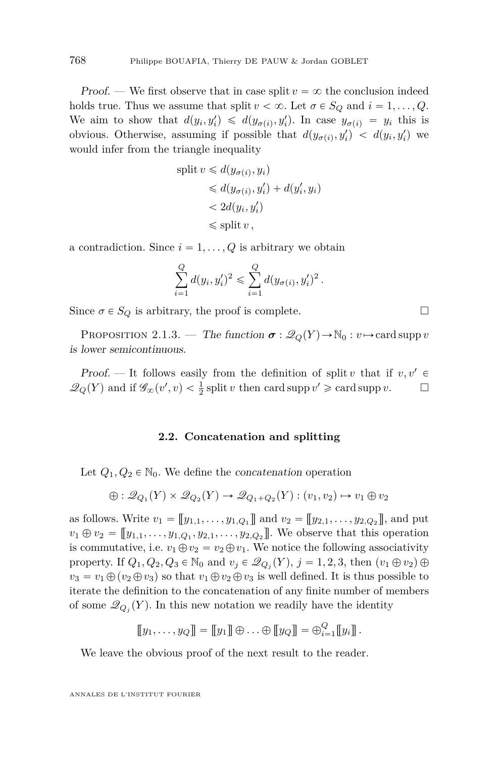*Proof.* — We first observe that in case $\operatorname{split} v = \infty$ the conclusion indeed holds true. Thus we assume that $\operatorname{split} v < \infty$. Let $\sigma \in S_Q$ and $i = 1, \ldots, Q$. We aim to show that $d(y_i, y'_i) \leqslant d(y_{\sigma(i)}, y'_i)$. In case $y_{\sigma(i)} = y_i$ this is obvious. Otherwise, assuming if possible that $d(y_{\sigma(i)}, y'_i) < d(y_i, y'_i)$ we would infer from the triangle inequality

$$
\begin{aligned}
\operatorname{split} v &\leqslant d(y_{\sigma(i)}, y_i) \\
&\leqslant d(y_{\sigma(i)}, y'_i) + d(y'_i, y_i) \\
&< 2d(y_i, y'_i) \\
&\leqslant \operatorname{split} v\,,
\end{aligned}
$$

a contradiction. Since $i = 1, \ldots, Q$ is arbitrary we obtain

$$
\sum_{i=1}^{Q} d(y_i, y'_i)^2 \leqslant \sum_{i=1}^{Q} d(y_{\sigma(i)}, y'_i)^2\,.
$$

Since $\sigma \in S_Q$ is arbitrary, the proof is complete. □

Proposition 2.1.3. — *The function $\boldsymbol{\sigma} : \mathscr{Q}_Q(Y) \to \mathbb{N}_0 : v \mapsto \operatorname{card} \operatorname{supp} v$ is lower semicontinuous.*

*Proof.* — It follows easily from the definition of $\operatorname{split} v$ that if $v, v' \in \mathscr{Q}_Q(Y)$ and if $\mathscr{G}_\infty(v', v) < \frac{1}{2} \operatorname{split} v$ then $\operatorname{card} \operatorname{supp} v' \geqslant \operatorname{card} \operatorname{supp} v$. □

### 2.2. Concatenation and splitting

Let $Q_1, Q_2 \in \mathbb{N}_0$. We define the *concatenation* operation

$$
\oplus : \mathscr{Q}_{Q_1}(Y) \times \mathscr{Q}_{Q_2}(Y) \to \mathscr{Q}_{Q_1+Q_2}(Y) : (v_1, v_2) \mapsto v_1 \oplus v_2
$$

as follows. Write $v_1 = [\![ y_{1,1}, \ldots, y_{1,Q_1} ]\!]$ and $v_2 = [\![ y_{2,1}, \ldots, y_{2,Q_2} ]\!]$, and put $v_1 \oplus v_2 = [\![ y_{1,1}, \ldots, y_{1,Q_1}, y_{2,1}, \ldots, y_{2,Q_2} ]\!]$. We observe that this operation is commutative, i.e. $v_1 \oplus v_2 = v_2 \oplus v_1$. We notice the following associativity property. If $Q_1, Q_2, Q_3 \in \mathbb{N}_0$ and $v_j \in \mathscr{Q}_{Q_j}(Y)$, $j = 1, 2, 3$, then $(v_1 \oplus v_2) \oplus v_3 = v_1 \oplus (v_2 \oplus v_3)$ so that $v_1 \oplus v_2 \oplus v_3$ is well defined. It is thus possible to iterate the definition to the concatenation of any finite number of members of some $\mathscr{Q}_{Q_j}(Y)$. In this new notation we readily have the identity

$$
[\![ y_1, \ldots, y_Q ]\!] = [\![ y_1 ]\!] \oplus \ldots \oplus [\![ y_Q ]\!] = \oplus_{i=1}^{Q} [\![ y_i ]\!]\,.
$$

We leave the obvious proof of the next result to the reader.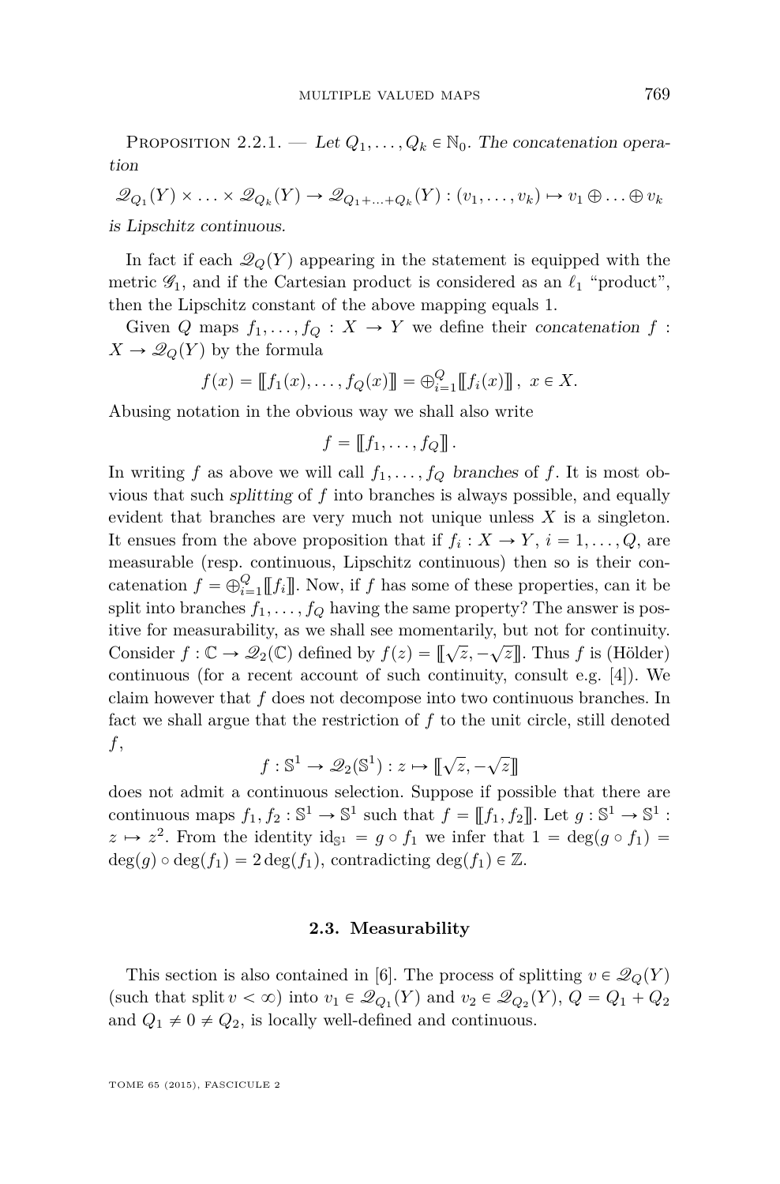Proposition 2.2.1. — *Let $Q_1, \ldots, Q_k \in \mathbb{N}_0$. The concatenation operation*

$$\mathscr{Q}_{Q_1}(Y) \times \ldots \times \mathscr{Q}_{Q_k}(Y) \to \mathscr{Q}_{Q_1+\ldots+Q_k}(Y) : (v_1, \ldots, v_k) \mapsto v_1 \oplus \ldots \oplus v_k$$

*is Lipschitz continuous.*

In fact if each $\mathscr{Q}_Q(Y)$ appearing in the statement is equipped with the metric $\mathscr{G}_1$, and if the Cartesian product is considered as an $\ell_1$ "product", then the Lipschitz constant of the above mapping equals 1.

Given $Q$ maps $f_1, \ldots, f_Q : X \to Y$ we define their *concatenation* $f : X \to \mathscr{Q}_Q(Y)$ by the formula

$$f(x) = [\![f_1(x), \ldots, f_Q(x)]\!] = \oplus_{i=1}^{Q} [\![f_i(x)]\!] \,,\ x \in X.$$

Abusing notation in the obvious way we shall also write

$$f = [\![f_1, \ldots, f_Q]\!] \,.$$

In writing $f$ as above we will call $f_1, \ldots, f_Q$ *branches* of $f$. It is most obvious that such *splitting* of $f$ into branches is always possible, and equally evident that branches are very much not unique unless $X$ is a singleton. It ensues from the above proposition that if $f_i : X \to Y$, $i = 1, \ldots, Q$, are measurable (resp. continuous, Lipschitz continuous) then so is their concatenation $f = \oplus_{i=1}^{Q} [\![f_i]\!]$. Now, if $f$ has some of these properties, can it be split into branches $f_1, \ldots, f_Q$ having the same property? The answer is positive for measurability, as we shall see momentarily, but not for continuity. Consider $f : \mathbb{C} \to \mathscr{Q}_2(\mathbb{C})$ defined by $f(z) = [\![\sqrt{z}, -\sqrt{z}]\!]$. Thus $f$ is (Hölder) continuous (for a recent account of such continuity, consult e.g. [4]). We claim however that $f$ does not decompose into two continuous branches. In fact we shall argue that the restriction of $f$ to the unit circle, still denoted $f$,

$$f : \mathbb{S}^1 \to \mathscr{Q}_2(\mathbb{S}^1) : z \mapsto [\![\sqrt{z}, -\sqrt{z}]\!]$$

does not admit a continuous selection. Suppose if possible that there are continuous maps $f_1, f_2 : \mathbb{S}^1 \to \mathbb{S}^1$ such that $f = [\![f_1, f_2]\!]$. Let $g : \mathbb{S}^1 \to \mathbb{S}^1 : z \mapsto z^2$. From the identity $\mathrm{id}_{\mathbb{S}^1} = g \circ f_1$ we infer that $1 = \deg(g \circ f_1) = \deg(g) \circ \deg(f_1) = 2\deg(f_1)$, contradicting $\deg(f_1) \in \mathbb{Z}$.

### 2.3. Measurability

This section is also contained in [6]. The process of splitting $v \in \mathscr{Q}_Q(Y)$ (such that $\operatorname{split} v < \infty$) into $v_1 \in \mathscr{Q}_{Q_1}(Y)$ and $v_2 \in \mathscr{Q}_{Q_2}(Y)$, $Q = Q_1 + Q_2$ and $Q_1 \neq 0 \neq Q_2$, is locally well-defined and continuous.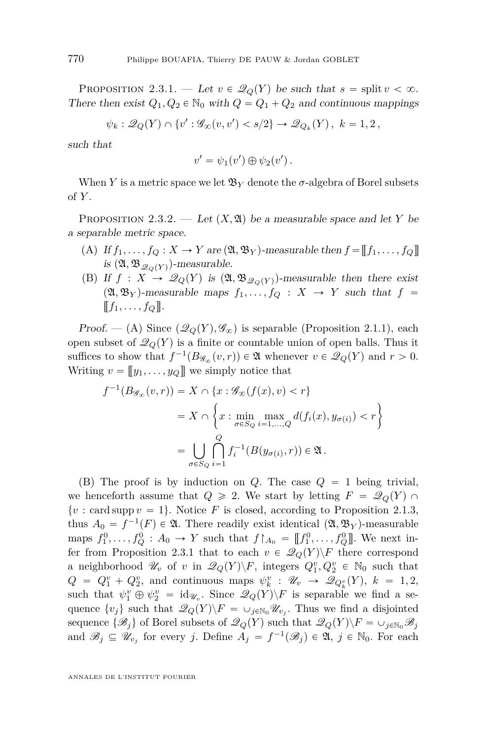Proposition 2.3.1. — *Let $v \in \mathscr{Q}_Q(Y)$ be such that $s = \operatorname{split} v < \infty$. There then exist $Q_1, Q_2 \in \mathbb{N}_0$ with $Q = Q_1 + Q_2$ and continuous mappings*

$$\psi_k : \mathscr{Q}_Q(Y) \cap \{v' : \mathscr{G}_\infty(v, v') < s/2\} \to \mathscr{Q}_{Q_k}(Y)\,,\ k = 1, 2\,,$$

*such that*

$$v' = \psi_1(v') \oplus \psi_2(v')\,.$$

When $Y$ is a metric space we let $\mathfrak{B}_Y$ denote the $\sigma$-algebra of Borel subsets of $Y$.

Proposition 2.3.2. — *Let $(X, \mathfrak{A})$ be a measurable space and let $Y$ be a separable metric space.*

(A) *If $f_1, \ldots, f_Q : X \to Y$ are $(\mathfrak{A}, \mathfrak{B}_Y)$-measurable then $f = [\![f_1, \ldots, f_Q]\!]$ is $(\mathfrak{A}, \mathfrak{B}_{\mathscr{Q}_Q(Y)})$-measurable.*

(B) *If $f : X \to \mathscr{Q}_Q(Y)$ is $(\mathfrak{A}, \mathfrak{B}_{\mathscr{Q}_Q(Y)})$-measurable then there exist $(\mathfrak{A}, \mathfrak{B}_Y)$-measurable maps $f_1, \ldots, f_Q : X \to Y$ such that $f = [\![f_1, \ldots, f_Q]\!]$.*

*Proof.* — (A) Since $(\mathscr{Q}_Q(Y), \mathscr{G}_\infty)$ is separable (Proposition 2.1.1), each open subset of $\mathscr{Q}_Q(Y)$ is a finite or countable union of open balls. Thus it suffices to show that $f^{-1}(B_{\mathscr{G}_\infty}(v, r)) \in \mathfrak{A}$ whenever $v \in \mathscr{Q}_Q(Y)$ and $r > 0$. Writing $v = [\![y_1, \ldots, y_Q]\!]$ we simply notice that

$$\begin{aligned}
f^{-1}(B_{\mathscr{G}_\infty}(v, r)) &= X \cap \{x : \mathscr{G}_\infty(f(x), v) < r\} \\
&= X \cap \left\{x : \min_{\sigma \in S_Q} \max_{i=1,\ldots,Q} d(f_i(x), y_{\sigma(i)}) < r\right\} \\
&= \bigcup_{\sigma \in S_Q} \bigcap_{i=1}^{Q} f_i^{-1}(B(y_{\sigma(i)}, r)) \in \mathfrak{A}\,.
\end{aligned}$$

(B) The proof is by induction on $Q$. The case $Q = 1$ being trivial, we henceforth assume that $Q \geqslant 2$. We start by letting $F = \mathscr{Q}_Q(Y) \cap \{v : \operatorname{card} \operatorname{supp} v = 1\}$. Notice $F$ is closed, according to Proposition 2.1.3, thus $A_0 = f^{-1}(F) \in \mathfrak{A}$. There readily exist identical $(\mathfrak{A}, \mathfrak{B}_Y)$-measurable maps $f_1^0, \ldots, f_Q^0 : A_0 \to Y$ such that $f\restriction_{A_0} = [\![f_1^0, \ldots, f_Q^0]\!]$. We next infer from Proposition 2.3.1 that to each $v \in \mathscr{Q}_Q(Y) \setminus F$ there correspond a neighborhood $\mathscr{U}_v$ of $v$ in $\mathscr{Q}_Q(Y) \setminus F$, integers $Q_1^v, Q_2^v \in \mathbb{N}_0$ such that $Q = Q_1^v + Q_2^v$, and continuous maps $\psi_k^v : \mathscr{U}_v \to \mathscr{Q}_{Q_k^v}(Y)$, $k = 1, 2$, such that $\psi_1^v \oplus \psi_2^v = \mathrm{id}_{\mathscr{U}_v}$. Since $\mathscr{Q}_Q(Y) \setminus F$ is separable we find a sequence $\{v_j\}$ such that $\mathscr{Q}_Q(Y) \setminus F = \cup_{j \in \mathbb{N}_0} \mathscr{U}_{v_j}$. Thus we find a disjointed sequence $\{\mathscr{B}_j\}$ of Borel subsets of $\mathscr{Q}_Q(Y)$ such that $\mathscr{Q}_Q(Y) \setminus F = \cup_{j \in \mathbb{N}_0} \mathscr{B}_j$ and $\mathscr{B}_j \subseteq \mathscr{U}_{v_j}$ for every $j$. Define $A_j = f^{-1}(\mathscr{B}_j) \in \mathfrak{A}$, $j \in \mathbb{N}_0$. For each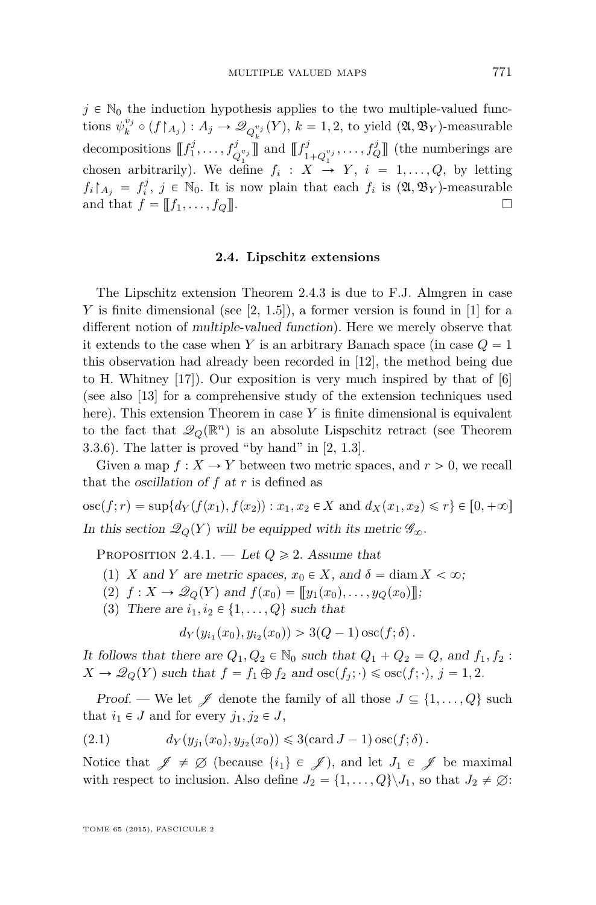$j \in \mathbb{N}_0$ the induction hypothesis applies to the two multiple-valued functions $\psi_k^{v_j} \circ (f \restriction_{A_j}) : A_j \to \mathscr{Q}_{Q_k^{v_j}}(Y)$, $k = 1, 2$, to yield $(\mathfrak{A}, \mathfrak{B}_Y)$-measurable decompositions $[\![ f_1^j, \dots, f_{Q_1^{v_j}}^j ]\!]$ and $[\![ f_{1+Q_1^{v_j}}^j, \dots, f_Q^j ]\!]$ (the numberings are chosen arbitrarily). We define $f_i : X \to Y$, $i = 1, \dots, Q$, by letting $f_i \restriction_{A_j} = f_i^j$, $j \in \mathbb{N}_0$. It is now plain that each $f_i$ is $(\mathfrak{A}, \mathfrak{B}_Y)$-measurable and that $f = [\![ f_1, \dots, f_Q ]\!]$. □

## 2.4. Lipschitz extensions

The Lipschitz extension Theorem 2.4.3 is due to F.J. Almgren in case $Y$ is finite dimensional (see [2, 1.5]), a former version is found in [1] for a different notion of *multiple-valued function*). Here we merely observe that it extends to the case when $Y$ is an arbitrary Banach space (in case $Q = 1$ this observation had already been recorded in [12], the method being due to H. Whitney [17]). Our exposition is very much inspired by that of [6] (see also [13] for a comprehensive study of the extension techniques used here). This extension Theorem in case $Y$ is finite dimensional is equivalent to the fact that $\mathscr{Q}_Q(\mathbb{R}^n)$ is an absolute Lispschitz retract (see Theorem 3.3.6). The latter is proved "by hand" in [2, 1.3].

Given a map $f : X \to Y$ between two metric spaces, and $r > 0$, we recall that the *oscillation of $f$ at $r$* is defined as

$$\operatorname{osc}(f; r) = \sup\{d_Y(f(x_1), f(x_2)) : x_1, x_2 \in X \text{ and } d_X(x_1, x_2) \leqslant r\} \in [0, +\infty]$$

*In this section $\mathscr{Q}_Q(Y)$ will be equipped with its metric $\mathscr{G}_\infty$.*

Proposition 2.4.1. — *Let $Q \geqslant 2$. Assume that*

1. *$X$ and $Y$ are metric spaces, $x_0 \in X$, and $\delta = \operatorname{diam} X < \infty$;*
2. *$f : X \to \mathscr{Q}_Q(Y)$ and $f(x_0) = [\![ y_1(x_0), \dots, y_Q(x_0) ]\!]$;*
3. *There are $i_1, i_2 \in \{1, \dots, Q\}$ such that*

$$d_Y(y_{i_1}(x_0), y_{i_2}(x_0)) > 3(Q-1) \operatorname{osc}(f; \delta).$$

*It follows that there are $Q_1, Q_2 \in \mathbb{N}_0$ such that $Q_1 + Q_2 = Q$, and $f_1, f_2 : X \to \mathscr{Q}_Q(Y)$ such that $f = f_1 \oplus f_2$ and $\operatorname{osc}(f_j; \cdot) \leqslant \operatorname{osc}(f; \cdot)$, $j = 1, 2$.*

*Proof.* — We let $\mathscr{J}$ denote the family of all those $J \subseteq \{1, \dots, Q\}$ such that $i_1 \in J$ and for every $j_1, j_2 \in J$,

$$d_Y(y_{j_1}(x_0), y_{j_2}(x_0)) \leqslant 3(\operatorname{card} J - 1) \operatorname{osc}(f; \delta). \tag{2.1}$$

Notice that $\mathscr{J} \neq \varnothing$ (because $\{i_1\} \in \mathscr{J}$), and let $J_1 \in \mathscr{J}$ be maximal with respect to inclusion. Also define $J_2 = \{1, \dots, Q\} \setminus J_1$, so that $J_2 \neq \varnothing$: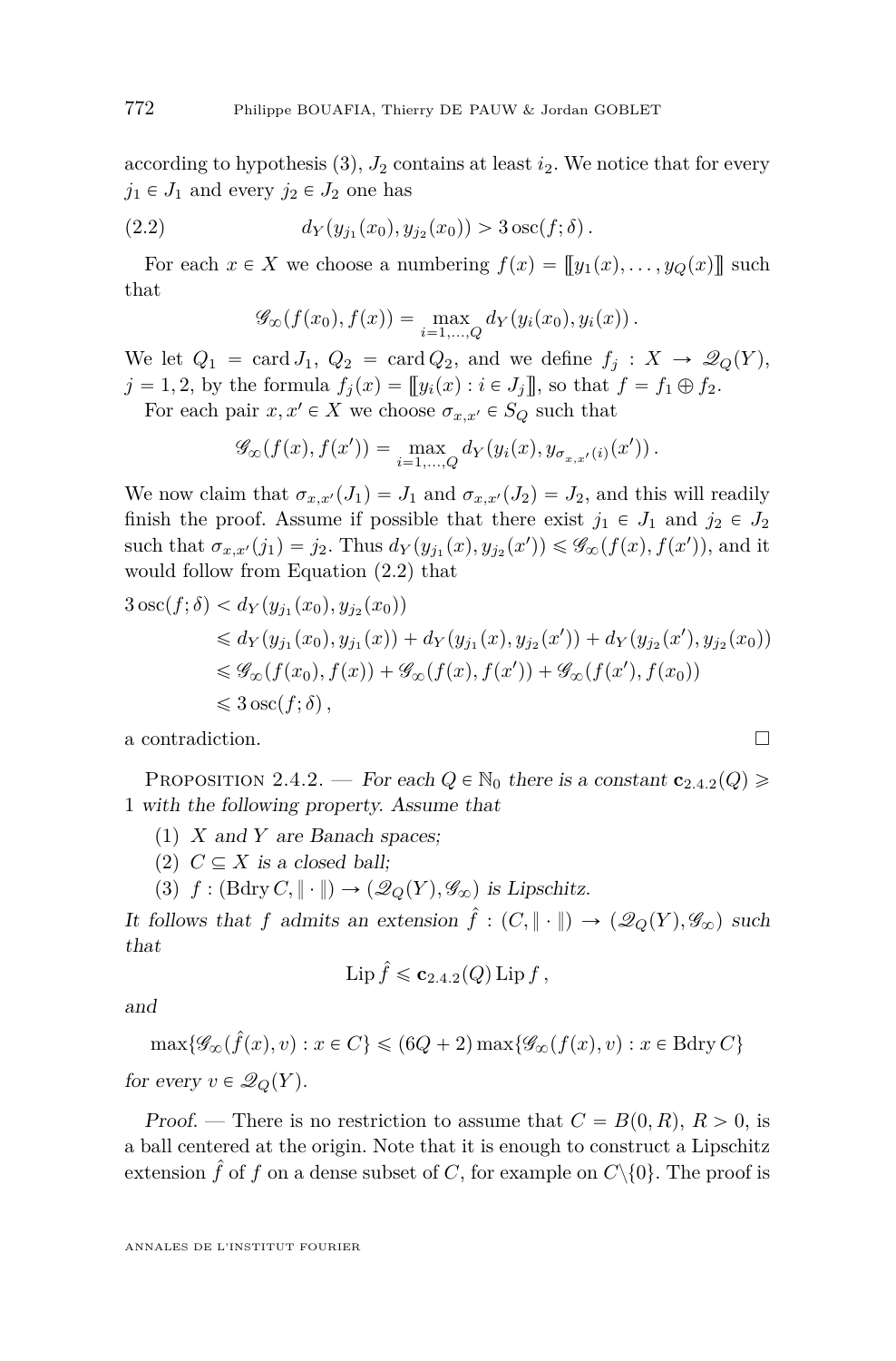according to hypothesis (3), $J_2$ contains at least $i_2$. We notice that for every $j_1 \in J_1$ and every $j_2 \in J_2$ one has

$$d_Y(y_{j_1}(x_0), y_{j_2}(x_0)) > 3\operatorname{osc}(f;\delta)\,. \tag{2.2}$$

For each $x \in X$ we choose a numbering $f(x) = [\![ y_1(x), \dots, y_Q(x) ]\!]$ such that

$$\mathscr{G}_\infty(f(x_0), f(x)) = \max_{i=1,\dots,Q} d_Y(y_i(x_0), y_i(x))\,.$$

We let $Q_1 = \operatorname{card} J_1$, $Q_2 = \operatorname{card} Q_2$, and we define $f_j : X \to \mathscr{Q}_Q(Y)$, $j = 1, 2$, by the formula $f_j(x) = [\![ y_i(x) : i \in J_j ]\!]$, so that $f = f_1 \oplus f_2$.

For each pair $x, x' \in X$ we choose $\sigma_{x,x'} \in S_Q$ such that

$$\mathscr{G}_\infty(f(x), f(x')) = \max_{i=1,\dots,Q} d_Y(y_i(x), y_{\sigma_{x,x'}(i)}(x'))\,.$$

We now claim that $\sigma_{x,x'}(J_1) = J_1$ and $\sigma_{x,x'}(J_2) = J_2$, and this will readily finish the proof. Assume if possible that there exist $j_1 \in J_1$ and $j_2 \in J_2$ such that $\sigma_{x,x'}(j_1) = j_2$. Thus $d_Y(y_{j_1}(x), y_{j_2}(x')) \leqslant \mathscr{G}_\infty(f(x), f(x'))$, and it would follow from Equation (2.2) that

$$\begin{aligned}
3\operatorname{osc}(f;\delta) &< d_Y(y_{j_1}(x_0), y_{j_2}(x_0)) \\
&\leqslant d_Y(y_{j_1}(x_0), y_{j_1}(x)) + d_Y(y_{j_1}(x), y_{j_2}(x')) + d_Y(y_{j_2}(x'), y_{j_2}(x_0)) \\
&\leqslant \mathscr{G}_\infty(f(x_0), f(x)) + \mathscr{G}_\infty(f(x), f(x')) + \mathscr{G}_\infty(f(x'), f(x_0)) \\
&\leqslant 3\operatorname{osc}(f;\delta)\,,
\end{aligned}$$

a contradiction. □

Proposition 2.4.2. — *For each $Q \in \mathbb{N}_0$ there is a constant $\mathbf{c}_{2.4.2}(Q) \geqslant 1$ with the following property. Assume that*

1. *$X$ and $Y$ are Banach spaces;*
2. *$C \subseteq X$ is a closed ball;*
3. *$f : (\operatorname{Bdry} C, \|\cdot\|) \to (\mathscr{Q}_Q(Y), \mathscr{G}_\infty)$ is Lipschitz.*

*It follows that $f$ admits an extension $\hat{f} : (C, \|\cdot\|) \to (\mathscr{Q}_Q(Y), \mathscr{G}_\infty)$ such that*

$$\operatorname{Lip} \hat{f} \leqslant \mathbf{c}_{2.4.2}(Q) \operatorname{Lip} f\,,$$

*and*

$$\max\{\mathscr{G}_\infty(\hat{f}(x), v) : x \in C\} \leqslant (6Q+2) \max\{\mathscr{G}_\infty(f(x), v) : x \in \operatorname{Bdry} C\}$$

*for every $v \in \mathscr{Q}_Q(Y)$.*

*Proof.* — There is no restriction to assume that $C = B(0, R)$, $R > 0$, is a ball centered at the origin. Note that it is enough to construct a Lipschitz extension $\hat{f}$ of $f$ on a dense subset of $C$, for example on $C \setminus \{0\}$. The proof is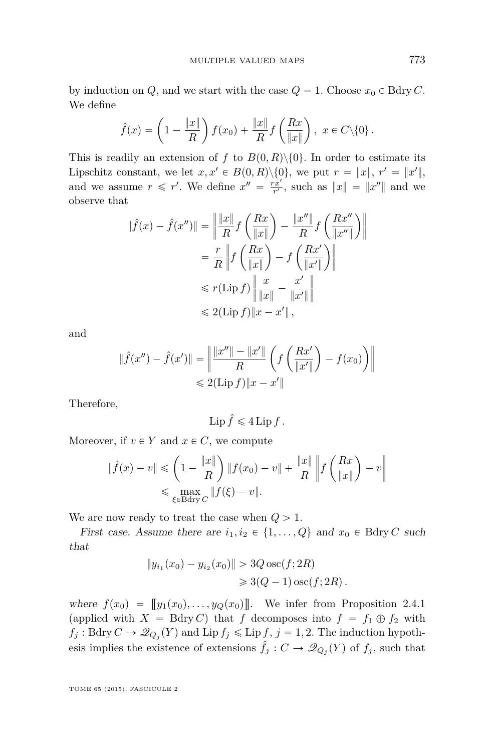by induction on $Q$, and we start with the case $Q = 1$. Choose $x_0 \in \operatorname{Bdry} C$. We define

$$\hat{f}(x) = \left(1 - \frac{\|x\|}{R}\right) f(x_0) + \frac{\|x\|}{R} f\left(\frac{Rx}{\|x\|}\right), \; x \in C\backslash\{0\}\,.$$

This is readily an extension of $f$ to $B(0,R)\backslash\{0\}$. In order to estimate its Lipschitz constant, we let $x, x' \in B(0,R)\backslash\{0\}$, we put $r = \|x\|$, $r' = \|x'\|$, and we assume $r \leqslant r'$. We define $x'' = \frac{rx'}{r'}$, such as $\|x\| = \|x''\|$ and we observe that

$$\begin{aligned}
\|\hat{f}(x) - \hat{f}(x'')\| &= \left\| \frac{\|x\|}{R} f\left(\frac{Rx}{\|x\|}\right) - \frac{\|x''\|}{R} f\left(\frac{Rx''}{\|x''\|}\right) \right\| \\
&= \frac{r}{R} \left\| f\left(\frac{Rx}{\|x\|}\right) - f\left(\frac{Rx'}{\|x'\|}\right) \right\| \\
&\leqslant r(\operatorname{Lip} f) \left\| \frac{x}{\|x\|} - \frac{x'}{\|x'\|} \right\| \\
&\leqslant 2(\operatorname{Lip} f)\|x - x'\|\,,
\end{aligned}$$

and

$$\begin{aligned}
\|\hat{f}(x'') - \hat{f}(x')\| &= \left\| \frac{\|x''\| - \|x'\|}{R} \left( f\left(\frac{Rx'}{\|x'\|}\right) - f(x_0) \right) \right\| \\
&\leqslant 2(\operatorname{Lip} f)\|x - x'\|
\end{aligned}$$

Therefore,

$$\operatorname{Lip} \hat{f} \leqslant 4 \operatorname{Lip} f\,.$$

Moreover, if $v \in Y$ and $x \in C$, we compute

$$\begin{aligned}
\|\hat{f}(x) - v\| &\leqslant \left(1 - \frac{\|x\|}{R}\right) \|f(x_0) - v\| + \frac{\|x\|}{R} \left\| f\left(\frac{Rx}{\|x\|}\right) - v \right\| \\
&\leqslant \max_{\xi \in \operatorname{Bdry} C} \|f(\xi) - v\|.
\end{aligned}$$

We are now ready to treat the case when $Q > 1$.

*First case. Assume there are $i_1, i_2 \in \{1, \dots, Q\}$ and $x_0 \in \operatorname{Bdry} C$ such that*

$$\begin{aligned}
\|y_{i_1}(x_0) - y_{i_2}(x_0)\| &> 3Q \operatorname{osc}(f; 2R) \\
&\geqslant 3(Q-1) \operatorname{osc}(f; 2R)\,.
\end{aligned}$$

*where* $f(x_0) = [\![ y_1(x_0), \dots, y_Q(x_0) ]\!]$. We infer from Proposition 2.4.1 (applied with $X = \operatorname{Bdry} C$) that $f$ decomposes into $f = f_1 \oplus f_2$ with $f_j : \operatorname{Bdry} C \to \mathscr{Q}_{Q_j}(Y)$ and $\operatorname{Lip} f_j \leqslant \operatorname{Lip} f$, $j = 1, 2$. The induction hypothesis implies the existence of extensions $\hat{f}_j : C \to \mathscr{Q}_{Q_j}(Y)$ of $f_j$, such that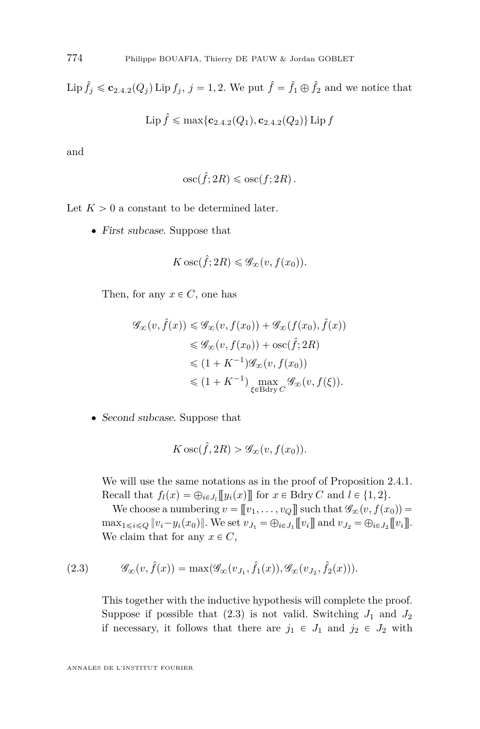$\operatorname{Lip} \hat{f}_j \leqslant \mathbf{c}_{2.4.2}(Q_j) \operatorname{Lip} f_j$, $j = 1, 2$. We put $\hat{f} = \hat{f}_1 \oplus \hat{f}_2$ and we notice that

$$\operatorname{Lip} \hat{f} \leqslant \max\{\mathbf{c}_{2.4.2}(Q_1), \mathbf{c}_{2.4.2}(Q_2)\} \operatorname{Lip} f$$

and

$$\operatorname{osc}(\hat{f}; 2R) \leqslant \operatorname{osc}(f; 2R)\,.$$

Let $K > 0$ a constant to be determined later.

- *First subcase.* Suppose that

$$K \operatorname{osc}(\hat{f}; 2R) \leqslant \mathscr{G}_\infty(v, f(x_0)).$$

Then, for any $x \in C$, one has

$$\begin{aligned}
\mathscr{G}_\infty(v, \hat{f}(x)) &\leqslant \mathscr{G}_\infty(v, f(x_0)) + \mathscr{G}_\infty(f(x_0), \hat{f}(x)) \\
&\leqslant \mathscr{G}_\infty(v, f(x_0)) + \operatorname{osc}(\hat{f}; 2R) \\
&\leqslant (1 + K^{-1}) \mathscr{G}_\infty(v, f(x_0)) \\
&\leqslant (1 + K^{-1}) \max_{\xi \in \operatorname{Bdry} C} \mathscr{G}_\infty(v, f(\xi)).
\end{aligned}$$

- *Second subcase.* Suppose that

$$K \operatorname{osc}(\hat{f}, 2R) > \mathscr{G}_\infty(v, f(x_0)).$$

We will use the same notations as in the proof of Proposition 2.4.1. Recall that $f_l(x) = \oplus_{i \in J_l} [\![ y_i(x) ]\!]$ for $x \in \operatorname{Bdry} C$ and $l \in \{1, 2\}$.

We choose a numbering $v = [\![ v_1, \ldots, v_Q ]\!]$ such that $\mathscr{G}_\infty(v, f(x_0)) = \max_{1 \leqslant i \leqslant Q} \|v_i - y_i(x_0)\|$. We set $v_{J_1} = \oplus_{i \in J_1} [\![ v_i ]\!]$ and $v_{J_2} = \oplus_{i \in J_2} [\![ v_i ]\!]$. We claim that for any $x \in C$,

$$\mathscr{G}_\infty(v, \hat{f}(x)) = \max(\mathscr{G}_\infty(v_{J_1}, \hat{f}_1(x)), \mathscr{G}_\infty(v_{J_2}, \hat{f}_2(x))). \tag{2.3}$$

This together with the inductive hypothesis will complete the proof. Suppose if possible that (2.3) is not valid. Switching $J_1$ and $J_2$ if necessary, it follows that there are $j_1 \in J_1$ and $j_2 \in J_2$ with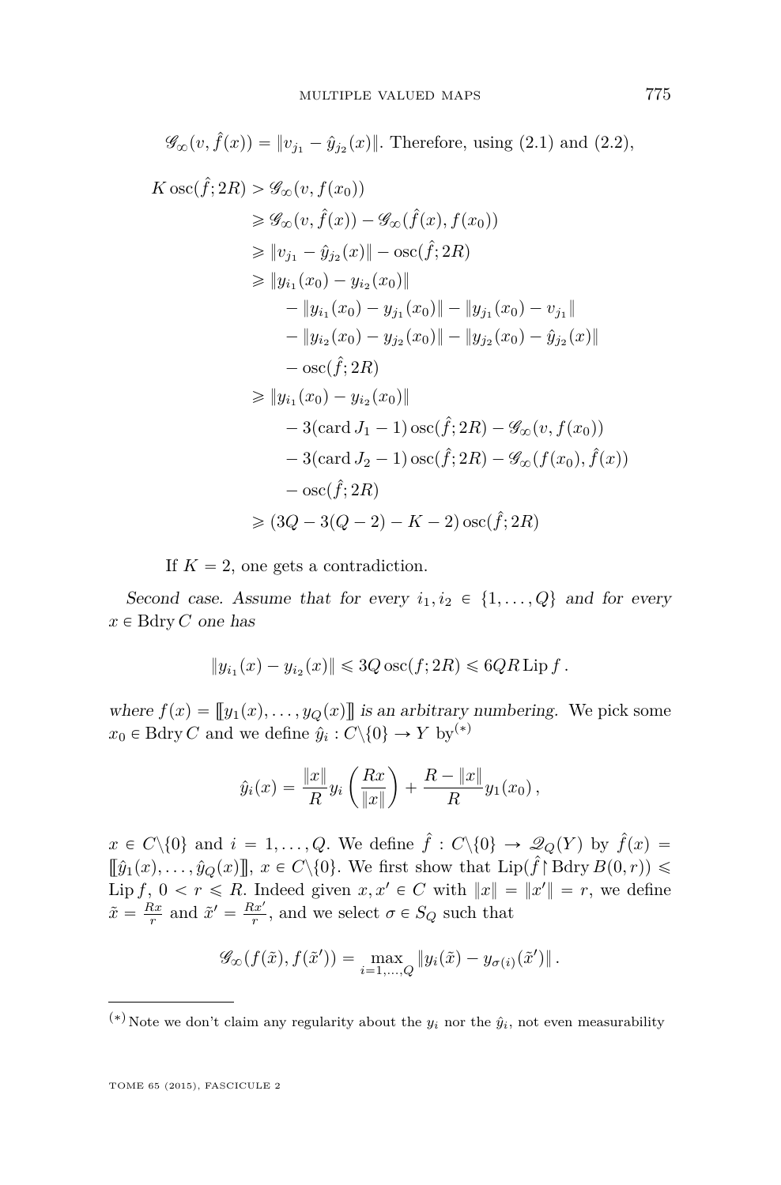$\mathscr{G}_\infty(v, \hat{f}(x)) = \|v_{j_1} - \hat{y}_{j_2}(x)\|$. Therefore, using (2.1) and (2.2),

$$
\begin{aligned}
K \operatorname{osc}(\hat{f}; 2R) &> \mathscr{G}_\infty(v, f(x_0)) \\
&\geqslant \mathscr{G}_\infty(v, \hat{f}(x)) - \mathscr{G}_\infty(\hat{f}(x), f(x_0)) \\
&\geqslant \|v_{j_1} - \hat{y}_{j_2}(x)\| - \operatorname{osc}(\hat{f}; 2R) \\
&\geqslant \|y_{i_1}(x_0) - y_{i_2}(x_0)\| \\
&\qquad - \|y_{i_1}(x_0) - y_{j_1}(x_0)\| - \|y_{j_1}(x_0) - v_{j_1}\| \\
&\qquad - \|y_{i_2}(x_0) - y_{j_2}(x_0)\| - \|y_{j_2}(x_0) - \hat{y}_{j_2}(x)\| \\
&\qquad - \operatorname{osc}(\hat{f}; 2R) \\
&\geqslant \|y_{i_1}(x_0) - y_{i_2}(x_0)\| \\
&\qquad - 3(\operatorname{card} J_1 - 1) \operatorname{osc}(\hat{f}; 2R) - \mathscr{G}_\infty(v, f(x_0)) \\
&\qquad - 3(\operatorname{card} J_2 - 1) \operatorname{osc}(\hat{f}; 2R) - \mathscr{G}_\infty(f(x_0), \hat{f}(x)) \\
&\qquad - \operatorname{osc}(\hat{f}; 2R) \\
&\geqslant (3Q - 3(Q-2) - K - 2) \operatorname{osc}(\hat{f}; 2R)
\end{aligned}
$$

If $K = 2$, one gets a contradiction.

*Second case. Assume that for every $i_1, i_2 \in \{1, \dots, Q\}$ and for every $x \in \operatorname{Bdry} C$ one has*

$$\|y_{i_1}(x) - y_{i_2}(x)\| \leqslant 3Q \operatorname{osc}(f; 2R) \leqslant 6QR \operatorname{Lip} f\,.$$

*where $f(x) = [\![y_1(x), \dots, y_Q(x)]\!]$ is an arbitrary numbering.* We pick some $x_0 \in \operatorname{Bdry} C$ and we define $\hat{y}_i : C \backslash \{0\} \to Y$ by[(*)]

$$\hat{y}_i(x) = \frac{\|x\|}{R} y_i\left(\frac{Rx}{\|x\|}\right) + \frac{R - \|x\|}{R} y_1(x_0)\,,$$

$x \in C \backslash \{0\}$ and $i = 1, \dots, Q$. We define $\hat{f} : C \backslash \{0\} \to \mathscr{Q}_Q(Y)$ by $\hat{f}(x) = [\![\hat{y}_1(x), \dots, \hat{y}_Q(x)]\!]$, $x \in C \backslash \{0\}$. We first show that $\operatorname{Lip}(\hat{f} \restriction \operatorname{Bdry} B(0, r)) \leqslant \operatorname{Lip} f$, $0 < r \leqslant R$. Indeed given $x, x' \in C$ with $\|x\| = \|x'\| = r$, we define $\tilde{x} = \frac{Rx}{r}$ and $\tilde{x}' = \frac{Rx'}{r}$, and we select $\sigma \in S_Q$ such that

$$\mathscr{G}_\infty(f(\tilde{x}), f(\tilde{x}')) = \max_{i=1,\dots,Q} \|y_i(\tilde{x}) - y_{\sigma(i)}(\tilde{x}')\|\,.$$

---

[(*)] Note we don't claim any regularity about the $y_i$ nor the $\hat{y}_i$, not even measurability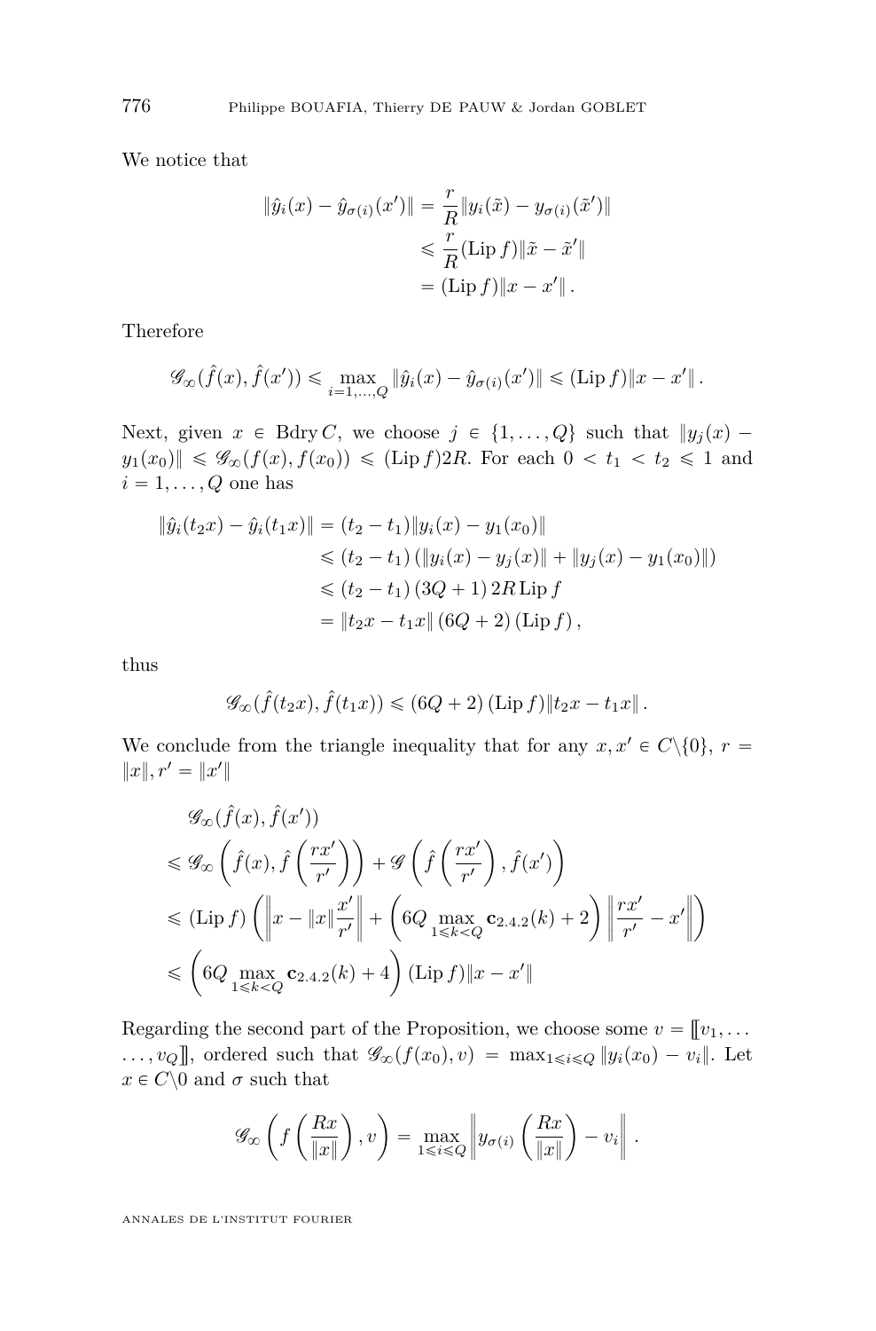We notice that

$$
\begin{aligned}
\|\hat{y}_i(x) - \hat{y}_{\sigma(i)}(x')\| &= \frac{r}{R}\|y_i(\tilde{x}) - y_{\sigma(i)}(\tilde{x}')\| \\
&\leqslant \frac{r}{R}(\operatorname{Lip} f)\|\tilde{x} - \tilde{x}'\| \\
&= (\operatorname{Lip} f)\|x - x'\| .
\end{aligned}
$$

Therefore

$$
\mathscr{G}_\infty(\hat{f}(x), \hat{f}(x')) \leqslant \max_{i=1,\dots,Q} \|\hat{y}_i(x) - \hat{y}_{\sigma(i)}(x')\| \leqslant (\operatorname{Lip} f)\|x - x'\| .
$$

Next, given $x \in \operatorname{Bdry} C$, we choose $j \in \{1, \dots, Q\}$ such that $\|y_j(x) - y_1(x_0)\| \leqslant \mathscr{G}_\infty(f(x), f(x_0)) \leqslant (\operatorname{Lip} f)2R$. For each $0 < t_1 < t_2 \leqslant 1$ and $i = 1, \dots, Q$ one has

$$
\begin{aligned}
\|\hat{y}_i(t_2 x) - \hat{y}_i(t_1 x)\| &= (t_2 - t_1)\|y_i(x) - y_1(x_0)\| \\
&\leqslant (t_2 - t_1)\left(\|y_i(x) - y_j(x)\| + \|y_j(x) - y_1(x_0)\|\right) \\
&\leqslant (t_2 - t_1)\,(3Q + 1)\,2R \operatorname{Lip} f \\
&= \|t_2 x - t_1 x\|\,(6Q + 2)\,(\operatorname{Lip} f) ,
\end{aligned}
$$

thus

$$
\mathscr{G}_\infty(\hat{f}(t_2 x), \hat{f}(t_1 x)) \leqslant (6Q + 2)\,(\operatorname{Lip} f)\|t_2 x - t_1 x\| .
$$

We conclude from the triangle inequality that for any $x, x' \in C \backslash \{0\}$, $r = \|x\|, r' = \|x'\|$

$$
\begin{aligned}
&\mathscr{G}_\infty(\hat{f}(x), \hat{f}(x')) \\
&\leqslant \mathscr{G}_\infty\left(\hat{f}(x), \hat{f}\left(\frac{rx'}{r'}\right)\right) + \mathscr{G}\left(\hat{f}\left(\frac{rx'}{r'}\right), \hat{f}(x')\right) \\
&\leqslant (\operatorname{Lip} f)\left(\left\|x - \|x\|\frac{x'}{r'}\right\| + \left(6Q \max_{1 \leqslant k < Q} \mathbf{c}_{2.4.2}(k) + 2\right)\left\|\frac{rx'}{r'} - x'\right\|\right) \\
&\leqslant \left(6Q \max_{1 \leqslant k < Q} \mathbf{c}_{2.4.2}(k) + 4\right)(\operatorname{Lip} f)\|x - x'\|
\end{aligned}
$$

Regarding the second part of the Proposition, we choose some $v = [\![v_1, \dots, v_Q]\!]$, ordered such that $\mathscr{G}_\infty(f(x_0), v) = \max_{1 \leqslant i \leqslant Q} \|y_i(x_0) - v_i\|$. Let $x \in C \backslash 0$ and $\sigma$ such that

$$
\mathscr{G}_\infty\left(f\left(\frac{Rx}{\|x\|}\right), v\right) = \max_{1 \leqslant i \leqslant Q}\left\|y_{\sigma(i)}\left(\frac{Rx}{\|x\|}\right) - v_i\right\| .
$$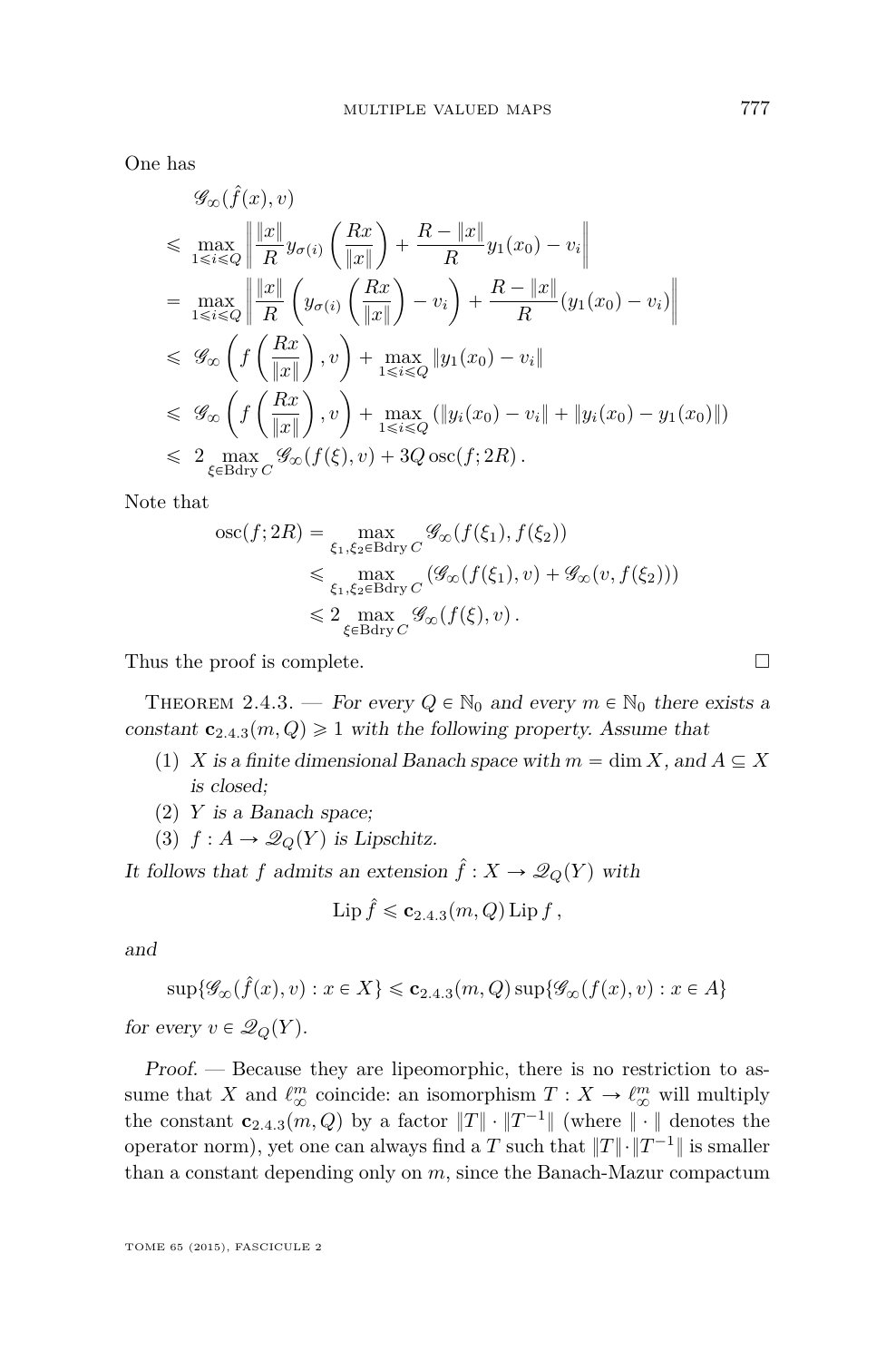One has

$$
\begin{aligned}
&\mathscr{G}_\infty(\hat{f}(x), v) \\
&\leqslant \max_{1 \leqslant i \leqslant Q} \left\| \frac{\|x\|}{R} y_{\sigma(i)}\left(\frac{Rx}{\|x\|}\right) + \frac{R - \|x\|}{R} y_1(x_0) - v_i \right\| \\
&= \max_{1 \leqslant i \leqslant Q} \left\| \frac{\|x\|}{R} \left( y_{\sigma(i)}\left(\frac{Rx}{\|x\|}\right) - v_i \right) + \frac{R - \|x\|}{R} (y_1(x_0) - v_i) \right\| \\
&\leqslant \mathscr{G}_\infty\left( f\left(\frac{Rx}{\|x\|}\right), v\right) + \max_{1 \leqslant i \leqslant Q} \|y_1(x_0) - v_i\| \\
&\leqslant \mathscr{G}_\infty\left( f\left(\frac{Rx}{\|x\|}\right), v\right) + \max_{1 \leqslant i \leqslant Q} (\|y_i(x_0) - v_i\| + \|y_i(x_0) - y_1(x_0)\|) \\
&\leqslant 2 \max_{\xi \in \operatorname{Bdry} C} \mathscr{G}_\infty(f(\xi), v) + 3Q \operatorname{osc}(f; 2R)\,.
\end{aligned}
$$

Note that

$$
\begin{aligned}
\operatorname{osc}(f; 2R) &= \max_{\xi_1, \xi_2 \in \operatorname{Bdry} C} \mathscr{G}_\infty(f(\xi_1), f(\xi_2)) \\
&\leqslant \max_{\xi_1, \xi_2 \in \operatorname{Bdry} C} (\mathscr{G}_\infty(f(\xi_1), v) + \mathscr{G}_\infty(v, f(\xi_2))) \\
&\leqslant 2 \max_{\xi \in \operatorname{Bdry} C} \mathscr{G}_\infty(f(\xi), v)\,.
\end{aligned}
$$

Thus the proof is complete. □

Theorem 2.4.3. — *For every $Q \in \mathbb{N}_0$ and every $m \in \mathbb{N}_0$ there exists a constant $\mathbf{c}_{2.4.3}(m, Q) \geqslant 1$ with the following property. Assume that*

1. *$X$ is a finite dimensional Banach space with $m = \dim X$, and $A \subseteq X$ is closed;*
2. *$Y$ is a Banach space;*
3. *$f : A \to \mathscr{Q}_Q(Y)$ is Lipschitz.*

*It follows that $f$ admits an extension $\hat{f} : X \to \mathscr{Q}_Q(Y)$ with*

$$
\operatorname{Lip} \hat{f} \leqslant \mathbf{c}_{2.4.3}(m, Q) \operatorname{Lip} f\,,
$$

*and*

$$
\sup\{\mathscr{G}_\infty(\hat{f}(x), v) : x \in X\} \leqslant \mathbf{c}_{2.4.3}(m, Q) \sup\{\mathscr{G}_\infty(f(x), v) : x \in A\}
$$

*for every $v \in \mathscr{Q}_Q(Y)$.*

*Proof.* — Because they are lipeomorphic, there is no restriction to assume that $X$ and $\ell_\infty^m$ coincide: an isomorphism $T : X \to \ell_\infty^m$ will multiply the constant $\mathbf{c}_{2.4.3}(m, Q)$ by a factor $\|T\| \cdot \|T^{-1}\|$ (where $\|\cdot\|$ denotes the operator norm), yet one can always find a $T$ such that $\|T\| \cdot \|T^{-1}\|$ is smaller than a constant depending only on $m$, since the Banach-Mazur compactum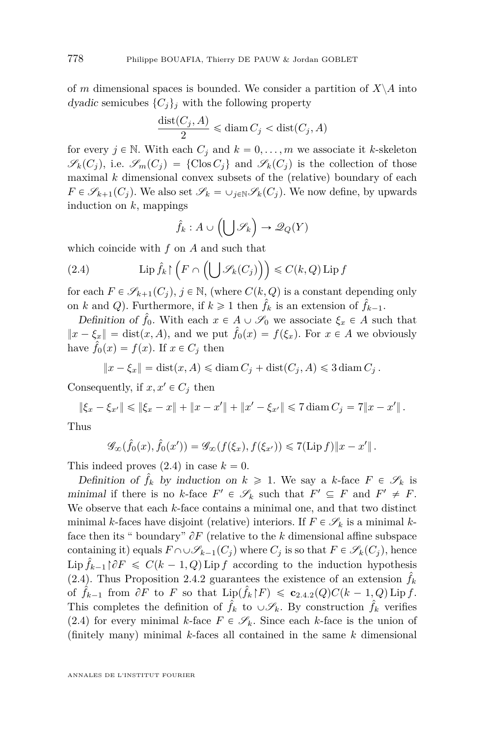of $m$ dimensional spaces is bounded. We consider a partition of $X\backslash A$ into *dyadic* semicubes $\{C_j\}_j$ with the following property

$$\frac{\operatorname{dist}(C_j, A)}{2} \leqslant \operatorname{diam} C_j < \operatorname{dist}(C_j, A)$$

for every $j \in \mathbb{N}$. With each $C_j$ and $k = 0, \dots, m$ we associate it $k$-skeleton $\mathscr{S}_k(C_j)$, i.e. $\mathscr{S}_m(C_j) = \{\operatorname{Clos} C_j\}$ and $\mathscr{S}_k(C_j)$ is the collection of those maximal $k$ dimensional convex subsets of the (relative) boundary of each $F \in \mathscr{S}_{k+1}(C_j)$. We also set $\mathscr{S}_k = \cup_{j\in\mathbb{N}} \mathscr{S}_k(C_j)$. We now define, by upwards induction on $k$, mappings

$$\hat{f}_k : A \cup \left(\bigcup \mathscr{S}_k\right) \to \mathscr{Q}_Q(Y)$$

which coincide with $f$ on $A$ and such that

$$\operatorname{Lip} \hat{f}_k \restriction \left(F \cap \left(\bigcup \mathscr{S}_k(C_j)\right)\right) \leqslant C(k, Q) \operatorname{Lip} f \tag{2.4}$$

for each $F \in \mathscr{S}_{k+1}(C_j)$, $j \in \mathbb{N}$, (where $C(k, Q)$ is a constant depending only on $k$ and $Q$). Furthermore, if $k \geqslant 1$ then $\hat{f}_k$ is an extension of $\hat{f}_{k-1}$.

*Definition of $\hat{f}_0$.* With each $x \in A \cup \mathscr{S}_0$ we associate $\xi_x \in A$ such that $\|x - \xi_x\| = \operatorname{dist}(x, A)$, and we put $\hat{f}_0(x) = f(\xi_x)$. For $x \in A$ we obviously have $\hat{f}_0(x) = f(x)$. If $x \in C_j$ then

$$\|x - \xi_x\| = \operatorname{dist}(x, A) \leqslant \operatorname{diam} C_j + \operatorname{dist}(C_j, A) \leqslant 3 \operatorname{diam} C_j \,.$$

Consequently, if $x, x' \in C_j$ then

$$\|\xi_x - \xi_{x'}\| \leqslant \|\xi_x - x\| + \|x - x'\| + \|x' - \xi_{x'}\| \leqslant 7 \operatorname{diam} C_j = 7\|x - x'\| \,.$$

Thus

$$\mathscr{G}_\infty(\hat{f}_0(x), \hat{f}_0(x')) = \mathscr{G}_\infty(f(\xi_x), f(\xi_{x'})) \leqslant 7(\operatorname{Lip} f)\|x - x'\| \,.$$

This indeed proves (2.4) in case $k = 0$.

*Definition of $\hat{f}_k$ by induction on $k \geqslant 1$.* We say a $k$-face $F \in \mathscr{S}_k$ is *minimal* if there is no $k$-face $F' \in \mathscr{S}_k$ such that $F' \subseteq F$ and $F' \neq F$. We observe that each $k$-face contains a minimal one, and that two distinct minimal $k$-faces have disjoint (relative) interiors. If $F \in \mathscr{S}_k$ is a minimal $k$-face then its " boundary" $\partial F$ (relative to the $k$ dimensional affine subspace containing it) equals $F \cap \cup \mathscr{S}_{k-1}(C_j)$ where $C_j$ is so that $F \in \mathscr{S}_k(C_j)$, hence $\operatorname{Lip} \hat{f}_{k-1} \restriction \partial F \leqslant C(k-1, Q) \operatorname{Lip} f$ according to the induction hypothesis (2.4). Thus Proposition 2.4.2 guarantees the existence of an extension $\hat{f}_k$ of $\hat{f}_{k-1}$ from $\partial F$ to $F$ so that $\operatorname{Lip}(\hat{f}_k \restriction F) \leqslant \mathbf{c}_{2.4.2}(Q) C(k-1, Q) \operatorname{Lip} f$. This completes the definition of $\hat{f}_k$ to $\cup \mathscr{S}_k$. By construction $\hat{f}_k$ verifies (2.4) for every minimal $k$-face $F \in \mathscr{S}_k$. Since each $k$-face is the union of (finitely many) minimal $k$-faces all contained in the same $k$ dimensional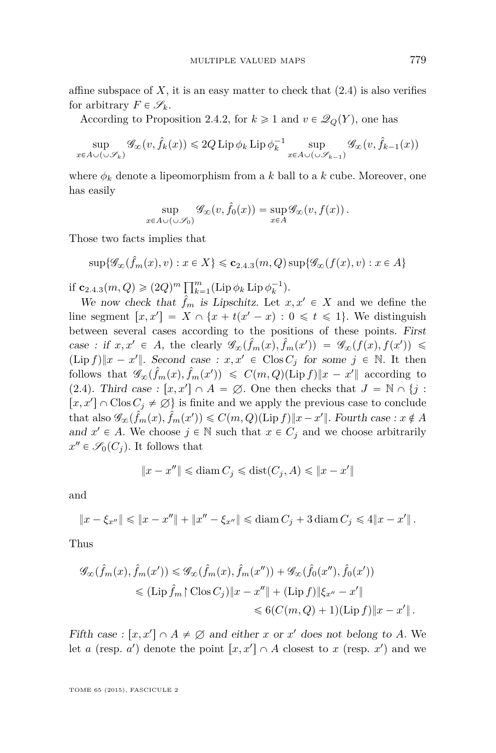affine subspace of $X$, it is an easy matter to check that (2.4) is also verifies for arbitrary $F \in \mathscr{S}_k$.

According to Proposition 2.4.2, for $k \geqslant 1$ and $v \in \mathscr{Q}_Q(Y)$, one has

$$\sup_{x \in A \cup (\cup \mathscr{S}_k)} \mathscr{G}_\infty(v, \hat{f}_k(x)) \leqslant 2Q \operatorname{Lip} \phi_k \operatorname{Lip} \phi_k^{-1} \sup_{x \in A \cup (\cup \mathscr{S}_{k-1})} \mathscr{G}_\infty(v, \hat{f}_{k-1}(x))$$

where $\phi_k$ denote a lipeomorphism from a $k$ ball to a $k$ cube. Moreover, one has easily

$$\sup_{x \in A \cup (\cup \mathscr{S}_0)} \mathscr{G}_\infty(v, \hat{f}_0(x)) = \sup_{x \in A} \mathscr{G}_\infty(v, f(x)) .$$

Those two facts implies that

$$\sup\{\mathscr{G}_\infty(\hat{f}_m(x), v) : x \in X\} \leqslant \mathbf{c}_{2.4.3}(m, Q) \sup\{\mathscr{G}_\infty(f(x), v) : x \in A\}$$

if $\mathbf{c}_{2.4.3}(m, Q) \geqslant (2Q)^m \prod_{k=1}^m (\operatorname{Lip} \phi_k \operatorname{Lip} \phi_k^{-1})$.

*We now check that $\hat{f}_m$ is Lipschitz.* Let $x, x' \in X$ and we define the line segment $[x, x'] = X \cap \{x + t(x' - x) : 0 \leqslant t \leqslant 1\}$. We distinguish between several cases according to the positions of these points. *First case : if $x, x' \in A$,* the clearly $\mathscr{G}_\infty(\hat{f}_m(x), \hat{f}_m(x')) = \mathscr{G}_\infty(f(x), f(x')) \leqslant (\operatorname{Lip} f)\|x - x'\|$. *Second case : $x, x' \in \operatorname{Clos} C_j$ for some $j \in \mathbb{N}$.* It then follows that $\mathscr{G}_\infty(\hat{f}_m(x), \hat{f}_m(x')) \leqslant C(m, Q)(\operatorname{Lip} f)\|x - x'\|$ according to (2.4). *Third case : $[x, x'] \cap A = \varnothing$.* One then checks that $J = \mathbb{N} \cap \{j : [x, x'] \cap \operatorname{Clos} C_j \neq \varnothing\}$ is finite and we apply the previous case to conclude that also $\mathscr{G}_\infty(\hat{f}_m(x), \hat{f}_m(x')) \leqslant C(m, Q)(\operatorname{Lip} f)\|x - x'\|$. *Fourth case : $x \notin A$ and $x' \in A$.* We choose $j \in \mathbb{N}$ such that $x \in C_j$ and we choose arbitrarily $x'' \in \mathscr{S}_0(C_j)$. It follows that

$$\|x - x''\| \leqslant \operatorname{diam} C_j \leqslant \operatorname{dist}(C_j, A) \leqslant \|x - x'\|$$

and

$$\|x - \xi_{x''}\| \leqslant \|x - x''\| + \|x'' - \xi_{x''}\| \leqslant \operatorname{diam} C_j + 3 \operatorname{diam} C_j \leqslant 4\|x - x'\| .$$

Thus

$$\begin{aligned}
\mathscr{G}_\infty(\hat{f}_m(x), \hat{f}_m(x')) &\leqslant \mathscr{G}_\infty(\hat{f}_m(x), \hat{f}_m(x'')) + \mathscr{G}_\infty(\hat{f}_0(x''), \hat{f}_0(x')) \\
&\leqslant (\operatorname{Lip} \hat{f}_m \restriction \operatorname{Clos} C_j)\|x - x''\| + (\operatorname{Lip} f)\|\xi_{x''} - x'\| \\
&\leqslant 6(C(m, Q) + 1)(\operatorname{Lip} f)\|x - x'\| .
\end{aligned}$$

*Fifth case : $[x, x'] \cap A \neq \varnothing$ and either $x$ or $x'$ does not belong to $A$.* We let $a$ (resp. $a'$) denote the point $[x, x'] \cap A$ closest to $x$ (resp. $x'$) and we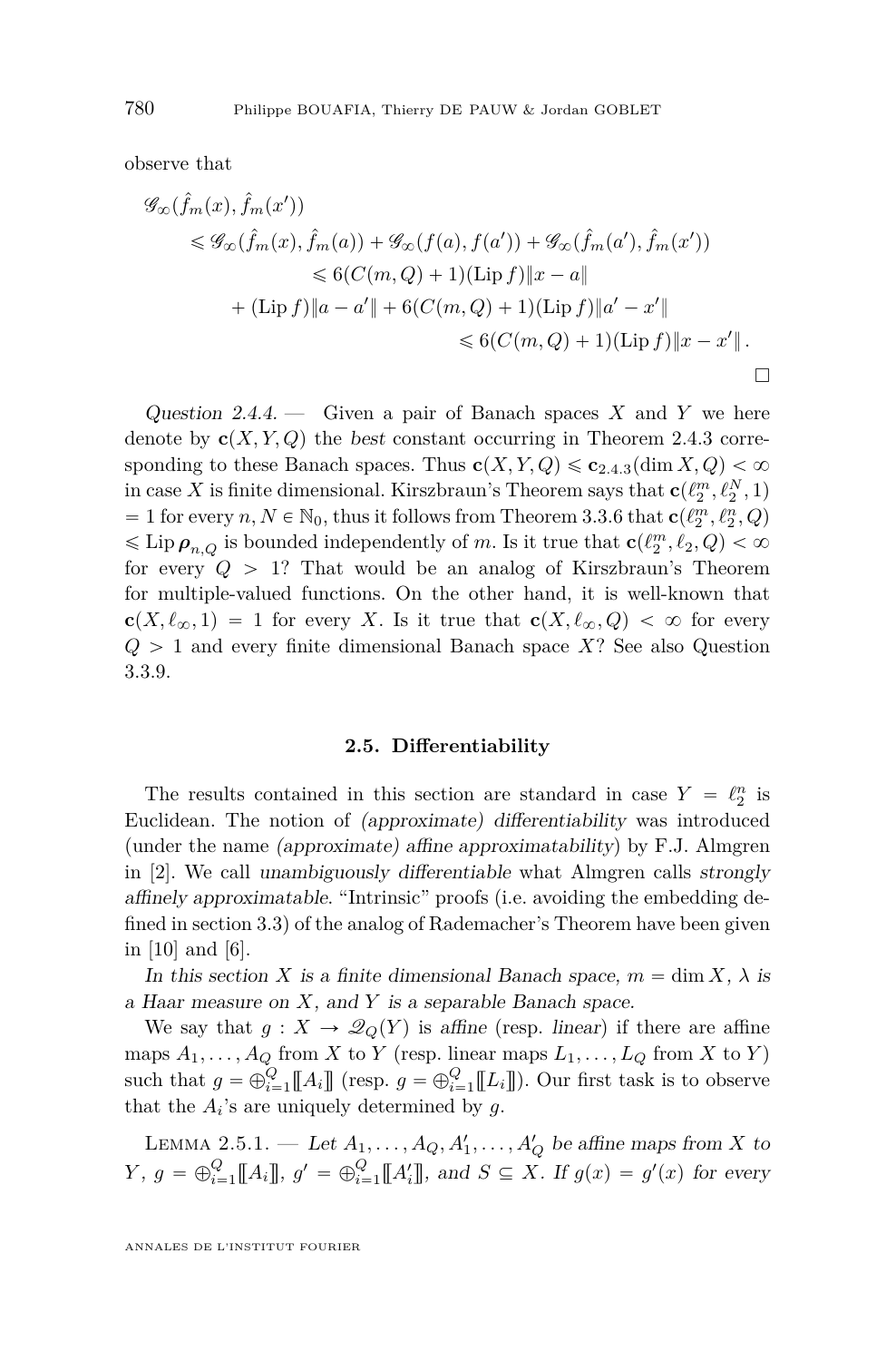observe that

$$
\begin{aligned}
\mathscr{G}_\infty(\hat{f}_m(x), \hat{f}_m(x')) &\\
\leqslant \mathscr{G}_\infty(\hat{f}_m(x), \hat{f}_m(a)) &+ \mathscr{G}_\infty(f(a), f(a')) + \mathscr{G}_\infty(\hat{f}_m(a'), \hat{f}_m(x'))\\
&\leqslant 6(C(m,Q)+1)(\operatorname{Lip} f)\|x-a\|\\
&+ (\operatorname{Lip} f)\|a-a'\| + 6(C(m,Q)+1)(\operatorname{Lip} f)\|a'-x'\|\\
&\leqslant 6(C(m,Q)+1)(\operatorname{Lip} f)\|x-x'\|\,.
\end{aligned}
$$

□

*Question 2.4.4.* — Given a pair of Banach spaces $X$ and $Y$ we here denote by $\mathbf{c}(X,Y,Q)$ the *best* constant occurring in Theorem 2.4.3 corresponding to these Banach spaces. Thus $\mathbf{c}(X,Y,Q) \leqslant \mathbf{c}_{2.4.3}(\dim X, Q) < \infty$ in case $X$ is finite dimensional. Kirszbraun's Theorem says that $\mathbf{c}(\ell_2^m, \ell_2^N, 1) = 1$ for every $n, N \in \mathbb{N}_0$, thus it follows from Theorem 3.3.6 that $\mathbf{c}(\ell_2^m, \ell_2^n, Q) \leqslant \operatorname{Lip} \boldsymbol{\rho}_{n,Q}$ is bounded independently of $m$. Is it true that $\mathbf{c}(\ell_2^m, \ell_2, Q) < \infty$ for every $Q > 1$? That would be an analog of Kirszbraun's Theorem for multiple-valued functions. On the other hand, it is well-known that $\mathbf{c}(X, \ell_\infty, 1) = 1$ for every $X$. Is it true that $\mathbf{c}(X, \ell_\infty, Q) < \infty$ for every $Q > 1$ and every finite dimensional Banach space $X$? See also Question 3.3.9.

### 2.5. Differentiability

The results contained in this section are standard in case $Y = \ell_2^n$ is Euclidean. The notion of *(approximate) differentiability* was introduced (under the name *(approximate) affine approximatability*) by F.J. Almgren in [2]. We call *unambiguously differentiable* what Almgren calls *strongly affinely approximatable*. "Intrinsic" proofs (i.e. avoiding the embedding defined in section 3.3) of the analog of Rademacher's Theorem have been given in [10] and [6].

*In this section $X$ is a finite dimensional Banach space, $m = \dim X$, $\lambda$ is a Haar measure on $X$, and $Y$ is a separable Banach space.*

We say that $g : X \to \mathscr{Q}_Q(Y)$ is *affine* (resp. *linear*) if there are affine maps $A_1, \dots, A_Q$ from $X$ to $Y$ (resp. linear maps $L_1, \dots, L_Q$ from $X$ to $Y$) such that $g = \oplus_{i=1}^Q [\![A_i]\!]$ (resp. $g = \oplus_{i=1}^Q [\![L_i]\!]$). Our first task is to observe that the $A_i$'s are uniquely determined by $g$.

Lemma 2.5.1. — *Let $A_1, \dots, A_Q, A'_1, \dots, A'_Q$ be affine maps from $X$ to $Y$, $g = \oplus_{i=1}^Q [\![A_i]\!]$, $g' = \oplus_{i=1}^Q [\![A'_i]\!]$, and $S \subseteq X$. If $g(x) = g'(x)$ for every*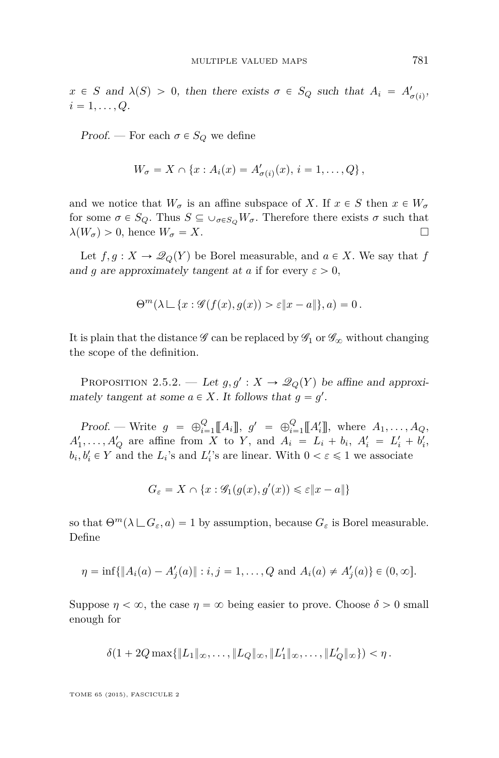$x \in S$ and $\lambda(S) > 0$, *then there exists* $\sigma \in S_Q$ *such that* $A_i = A'_{\sigma(i)}$, $i = 1, \dots, Q$.

*Proof.* — For each $\sigma \in S_Q$ we define

$$W_\sigma = X \cap \{x : A_i(x) = A'_{\sigma(i)}(x),\, i = 1, \dots, Q\}\,,$$

and we notice that $W_\sigma$ is an affine subspace of $X$. If $x \in S$ then $x \in W_\sigma$ for some $\sigma \in S_Q$. Thus $S \subseteq \cup_{\sigma \in S_Q} W_\sigma$. Therefore there exists $\sigma$ such that $\lambda(W_\sigma) > 0$, hence $W_\sigma = X$. □

Let $f, g : X \to \mathscr{Q}_Q(Y)$ be Borel measurable, and $a \in X$. We say that $f$ *and* $g$ *are approximately tangent at* $a$ if for every $\varepsilon > 0$,

$$\Theta^m(\lambda \llcorner \{x : \mathscr{G}(f(x), g(x)) > \varepsilon \|x - a\|\}, a) = 0\,.$$

It is plain that the distance $\mathscr{G}$ can be replaced by $\mathscr{G}_1$ or $\mathscr{G}_\infty$ without changing the scope of the definition.

Proposition 2.5.2. — *Let* $g, g' : X \to \mathscr{Q}_Q(Y)$ *be affine and approximately tangent at some* $a \in X$. *It follows that* $g = g'$.

*Proof.* — Write $g = \oplus_{i=1}^Q [\![A_i]\!]$, $g' = \oplus_{i=1}^Q [\![A'_i]\!]$, where $A_1, \dots, A_Q$, $A'_1, \dots, A'_Q$ are affine from $X$ to $Y$, and $A_i = L_i + b_i$, $A'_i = L'_i + b'_i$, $b_i, b'_i \in Y$ and the $L_i$'s and $L'_i$'s are linear. With $0 < \varepsilon \leqslant 1$ we associate

$$G_\varepsilon = X \cap \{x : \mathscr{G}_1(g(x), g'(x)) \leqslant \varepsilon \|x - a\|\}$$

so that $\Theta^m(\lambda \llcorner G_\varepsilon, a) = 1$ by assumption, because $G_\varepsilon$ is Borel measurable. Define

$$\eta = \inf\{\|A_i(a) - A'_j(a)\| : i, j = 1, \dots, Q \text{ and } A_i(a) \neq A'_j(a)\} \in (0, \infty].$$

Suppose $\eta < \infty$, the case $\eta = \infty$ being easier to prove. Choose $\delta > 0$ small enough for

$$\delta(1 + 2Q \max\{\|L_1\|_\infty, \dots, \|L_Q\|_\infty, \|L'_1\|_\infty, \dots, \|L'_Q\|_\infty\}) < \eta\,.$$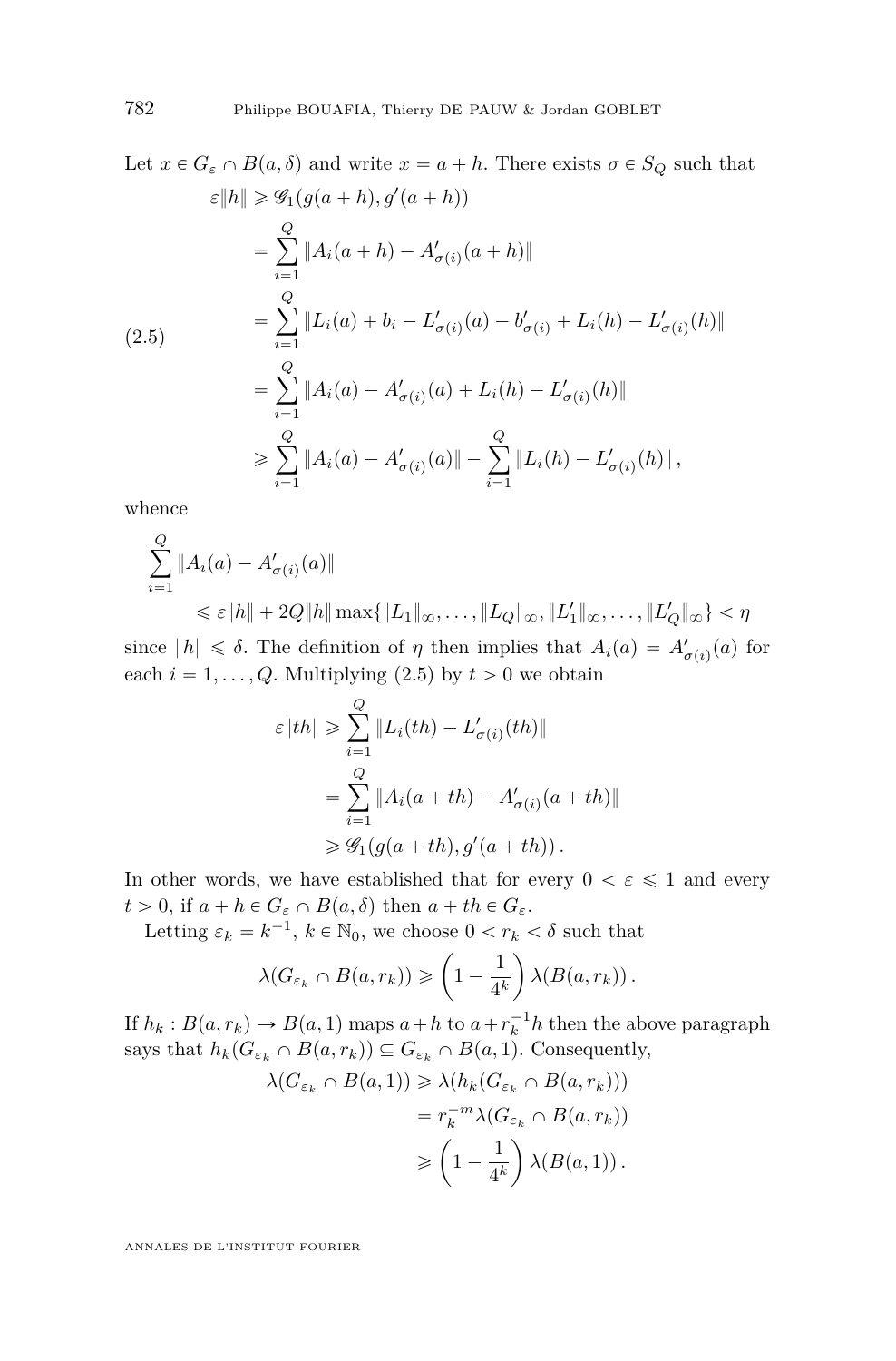Let $x \in G_\varepsilon \cap B(a,\delta)$ and write $x = a+h$. There exists $\sigma \in S_Q$ such that

$$
\begin{aligned}
\varepsilon\|h\| &\geqslant \mathscr{G}_1(g(a+h), g'(a+h)) \\
&= \sum_{i=1}^{Q} \|A_i(a+h) - A'_{\sigma(i)}(a+h)\| \\
&= \sum_{i=1}^{Q} \|L_i(a) + b_i - L'_{\sigma(i)}(a) - b'_{\sigma(i)} + L_i(h) - L'_{\sigma(i)}(h)\| \\
&= \sum_{i=1}^{Q} \|A_i(a) - A'_{\sigma(i)}(a) + L_i(h) - L'_{\sigma(i)}(h)\| \\
&\geqslant \sum_{i=1}^{Q} \|A_i(a) - A'_{\sigma(i)}(a)\| - \sum_{i=1}^{Q} \|L_i(h) - L'_{\sigma(i)}(h)\|,
\end{aligned}
\tag{2.5}
$$

whence

$$
\begin{aligned}
&\sum_{i=1}^{Q} \|A_i(a) - A'_{\sigma(i)}(a)\| \\
&\qquad \leqslant \varepsilon\|h\| + 2Q\|h\| \max\{\|L_1\|_\infty, \dots, \|L_Q\|_\infty, \|L'_1\|_\infty, \dots, \|L'_Q\|_\infty\} < \eta
\end{aligned}
$$

since $\|h\| \leqslant \delta$. The definition of $\eta$ then implies that $A_i(a) = A'_{\sigma(i)}(a)$ for each $i = 1, \dots, Q$. Multiplying (2.5) by $t > 0$ we obtain

$$
\begin{aligned}
\varepsilon\|th\| &\geqslant \sum_{i=1}^{Q} \|L_i(th) - L'_{\sigma(i)}(th)\| \\
&= \sum_{i=1}^{Q} \|A_i(a+th) - A'_{\sigma(i)}(a+th)\| \\
&\geqslant \mathscr{G}_1(g(a+th), g'(a+th)).
\end{aligned}
$$

In other words, we have established that for every $0 < \varepsilon \leqslant 1$ and every $t > 0$, if $a + h \in G_\varepsilon \cap B(a,\delta)$ then $a + th \in G_\varepsilon$.

Letting $\varepsilon_k = k^{-1}$, $k \in \mathbb{N}_0$, we choose $0 < r_k < \delta$ such that

$$
\lambda(G_{\varepsilon_k} \cap B(a, r_k)) \geqslant \left(1 - \frac{1}{4^k}\right) \lambda(B(a, r_k)).
$$

If $h_k : B(a, r_k) \to B(a, 1)$ maps $a + h$ to $a + r_k^{-1} h$ then the above paragraph says that $h_k(G_{\varepsilon_k} \cap B(a, r_k)) \subseteq G_{\varepsilon_k} \cap B(a, 1)$. Consequently,

$$
\begin{aligned}
\lambda(G_{\varepsilon_k} \cap B(a,1)) &\geqslant \lambda(h_k(G_{\varepsilon_k} \cap B(a, r_k))) \\
&= r_k^{-m} \lambda(G_{\varepsilon_k} \cap B(a, r_k)) \\
&\geqslant \left(1 - \frac{1}{4^k}\right) \lambda(B(a,1)).
\end{aligned}
$$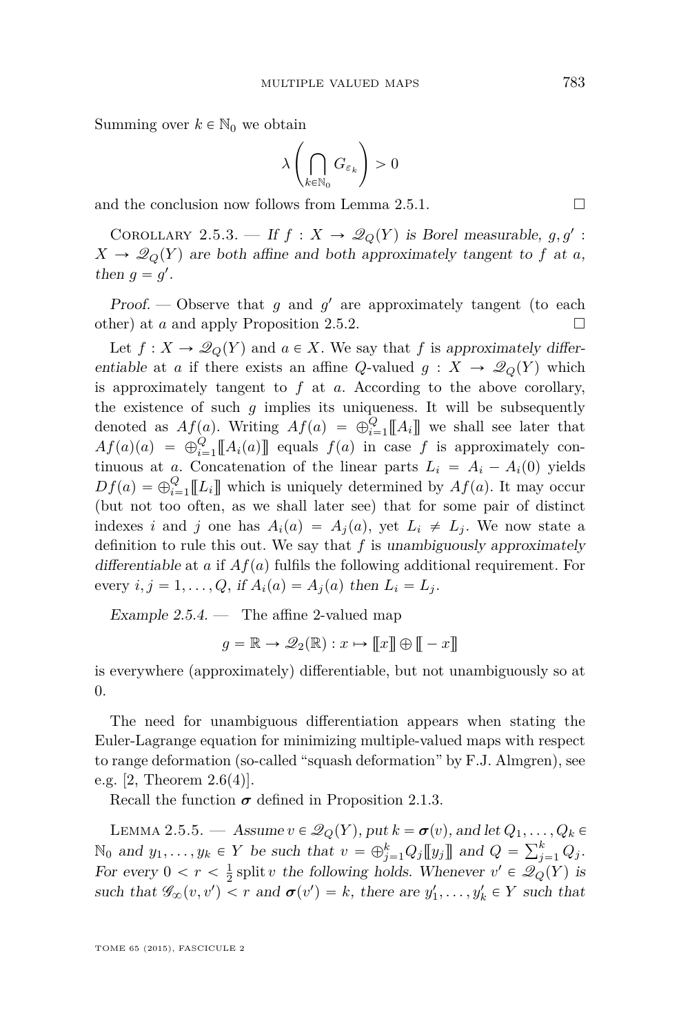Summing over $k \in \mathbb{N}_0$ we obtain

$$\lambda\left(\bigcap_{k\in\mathbb{N}_0} G_{\varepsilon_k}\right) > 0$$

and the conclusion now follows from Lemma 2.5.1. $\square$

Corollary 2.5.3. — *If $f : X \to \mathscr{Q}_Q(Y)$ is Borel measurable, $g, g' : X \to \mathscr{Q}_Q(Y)$ are both affine and both approximately tangent to $f$ at $a$, then $g = g'$.*

*Proof.* — Observe that $g$ and $g'$ are approximately tangent (to each other) at $a$ and apply Proposition 2.5.2. $\square$

Let $f : X \to \mathscr{Q}_Q(Y)$ and $a \in X$. We say that $f$ is *approximately differentiable* at $a$ if there exists an affine $Q$-valued $g : X \to \mathscr{Q}_Q(Y)$ which is approximately tangent to $f$ at $a$. According to the above corollary, the existence of such $g$ implies its uniqueness. It will be subsequently denoted as $Af(a)$. Writing $Af(a) = \oplus_{i=1}^{Q}[\![A_i]\!]$ we shall see later that $Af(a)(a) = \oplus_{i=1}^{Q}[\![A_i(a)]\!]$ equals $f(a)$ in case $f$ is approximately continuous at $a$. Concatenation of the linear parts $L_i = A_i - A_i(0)$ yields $Df(a) = \oplus_{i=1}^{Q}[\![L_i]\!]$ which is uniquely determined by $Af(a)$. It may occur (but not too often, as we shall later see) that for some pair of distinct indexes $i$ and $j$ one has $A_i(a) = A_j(a)$, yet $L_i \neq L_j$. We now state a definition to rule this out. We say that $f$ is *unambiguously approximately differentiable* at $a$ if $Af(a)$ fulfils the following additional requirement. For every $i, j = 1, \dots, Q$, *if* $A_i(a) = A_j(a)$ *then* $L_i = L_j$.

*Example 2.5.4.* — The affine 2-valued map

$$g = \mathbb{R} \to \mathscr{Q}_2(\mathbb{R}) : x \mapsto [\![x]\!] \oplus [\![-x]\!]$$

is everywhere (approximately) differentiable, but not unambiguously so at 0.

The need for unambiguous differentiation appears when stating the Euler-Lagrange equation for minimizing multiple-valued maps with respect to range deformation (so-called "squash deformation" by F.J. Almgren), see e.g. [2, Theorem 2.6(4)].

Recall the function $\boldsymbol{\sigma}$ defined in Proposition 2.1.3.

Lemma 2.5.5. — *Assume $v \in \mathscr{Q}_Q(Y)$, put $k = \boldsymbol{\sigma}(v)$, and let $Q_1, \dots, Q_k \in \mathbb{N}_0$ and $y_1, \dots, y_k \in Y$ be such that $v = \oplus_{j=1}^{k} Q_j[\![y_j]\!]$ and $Q = \sum_{j=1}^{k} Q_j$. For every $0 < r < \frac{1}{2}\operatorname{split} v$ the following holds. Whenever $v' \in \mathscr{Q}_Q(Y)$ is such that $\mathscr{G}_\infty(v, v') < r$ and $\boldsymbol{\sigma}(v') = k$, there are $y'_1, \dots, y'_k \in Y$ such that*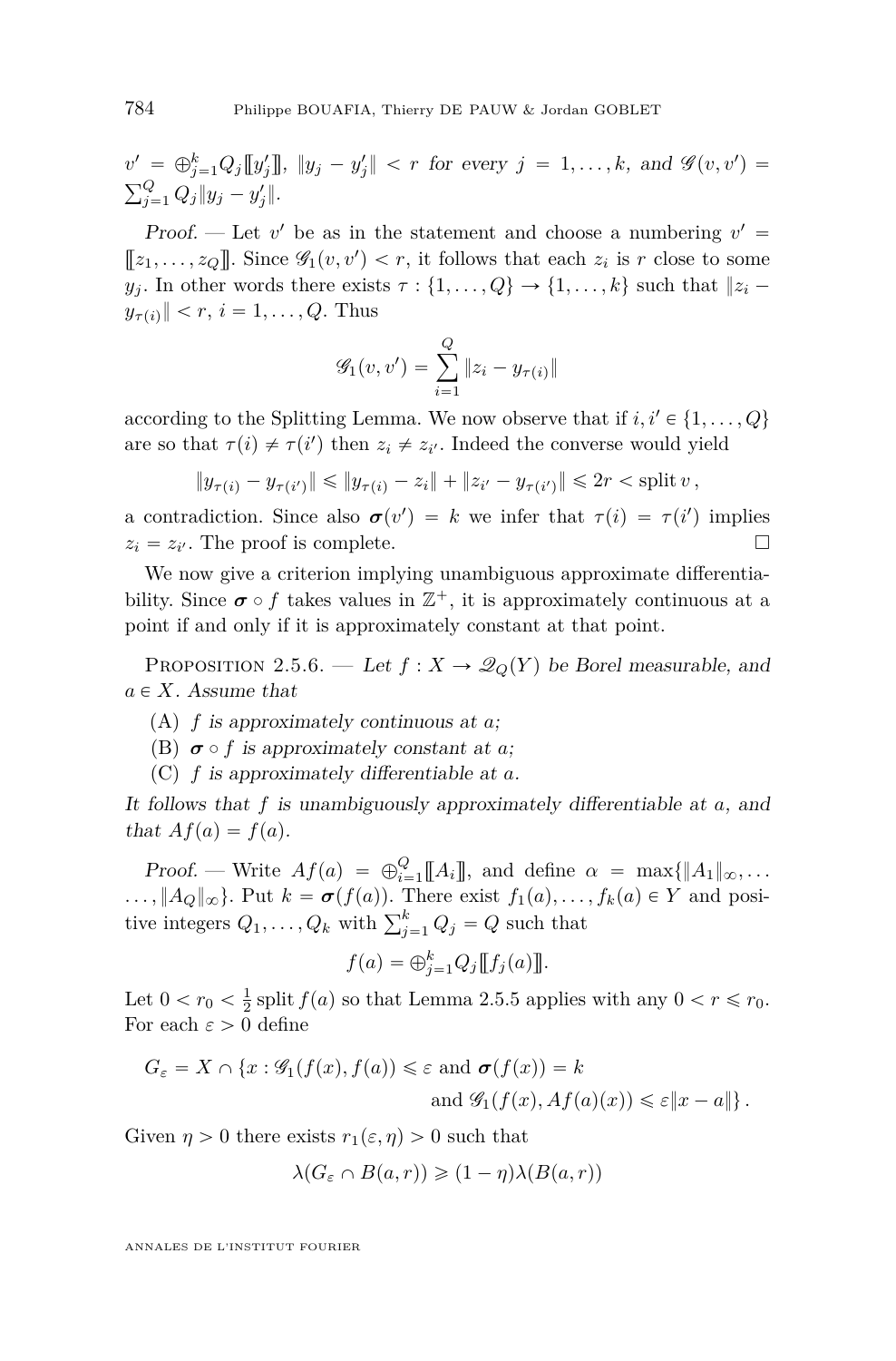$v' = \oplus_{j=1}^k Q_j [\![ y'_j ]\!]$, $\|y_j - y'_j\| < r$ *for every* $j = 1, \dots, k$, *and* $\mathscr{G}(v, v') = \sum_{j=1}^Q Q_j \|y_j - y'_j\|$.

*Proof.* — Let $v'$ be as in the statement and choose a numbering $v' = [\![ z_1, \dots, z_Q ]\!]$. Since $\mathscr{G}_1(v, v') < r$, it follows that each $z_i$ is $r$ close to some $y_j$. In other words there exists $\tau : \{1, \dots, Q\} \to \{1, \dots, k\}$ such that $\|z_i - y_{\tau(i)}\| < r$, $i = 1, \dots, Q$. Thus

$$\mathscr{G}_1(v, v') = \sum_{i=1}^{Q} \|z_i - y_{\tau(i)}\|$$

according to the Splitting Lemma. We now observe that if $i, i' \in \{1, \dots, Q\}$ are so that $\tau(i) \neq \tau(i')$ then $z_i \neq z_{i'}$. Indeed the converse would yield

$$\|y_{\tau(i)} - y_{\tau(i')}\| \leqslant \|y_{\tau(i)} - z_i\| + \|z_{i'} - y_{\tau(i')}\| \leqslant 2r < \operatorname{split} v\,,$$

a contradiction. Since also $\boldsymbol{\sigma}(v') = k$ we infer that $\tau(i) = \tau(i')$ implies $z_i = z_{i'}$. The proof is complete. □

We now give a criterion implying unambiguous approximate differentiability. Since $\boldsymbol{\sigma} \circ f$ takes values in $\mathbb{Z}^+$, it is approximately continuous at a point if and only if it is approximately constant at that point.

Proposition 2.5.6. — *Let* $f : X \to \mathscr{Q}_Q(Y)$ *be Borel measurable, and* $a \in X$. *Assume that*

(A) $f$ *is approximately continuous at* $a$*;*

(B) $\boldsymbol{\sigma} \circ f$ *is approximately constant at* $a$*;*

(C) $f$ *is approximately differentiable at* $a$*.*

*It follows that* $f$ *is unambiguously approximately differentiable at* $a$*, and that* $Af(a) = f(a)$*.*

*Proof.* — Write $Af(a) = \oplus_{i=1}^Q [\![ A_i ]\!]$, and define $\alpha = \max\{\|A_1\|_\infty, \dots, \|A_Q\|_\infty\}$. Put $k = \boldsymbol{\sigma}(f(a))$. There exist $f_1(a), \dots, f_k(a) \in Y$ and positive integers $Q_1, \dots, Q_k$ with $\sum_{j=1}^k Q_j = Q$ such that

$$f(a) = \oplus_{j=1}^k Q_j [\![ f_j(a) ]\!].$$

Let $0 < r_0 < \frac{1}{2} \operatorname{split} f(a)$ so that Lemma 2.5.5 applies with any $0 < r \leqslant r_0$. For each $\varepsilon > 0$ define

$$\begin{aligned} G_\varepsilon = X \cap \{x : \mathscr{G}_1(f(x), f(a)) \leqslant \varepsilon \text{ and } \boldsymbol{\sigma}(f(x)) = k \\ \text{and } \mathscr{G}_1(f(x), Af(a)(x)) \leqslant \varepsilon \|x - a\|\}\,. \end{aligned}$$

Given $\eta > 0$ there exists $r_1(\varepsilon, \eta) > 0$ such that

$$\lambda(G_\varepsilon \cap B(a, r)) \geqslant (1 - \eta) \lambda(B(a, r))$$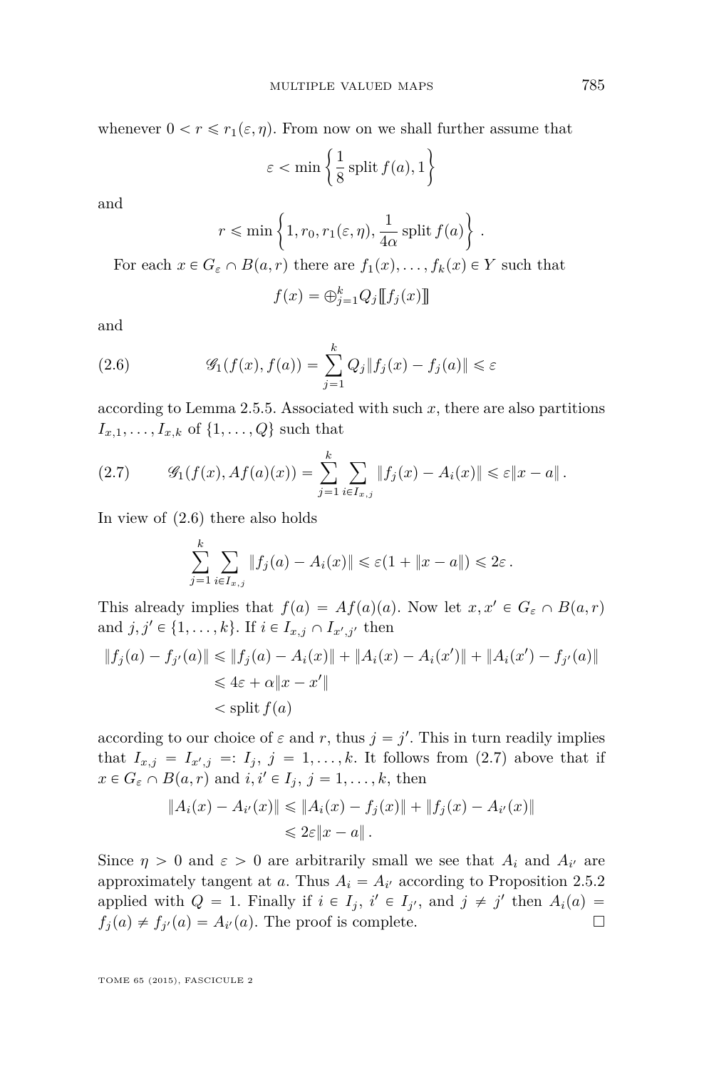whenever $0 < r \leqslant r_1(\varepsilon, \eta)$. From now on we shall further assume that

$$\varepsilon < \min\left\{\frac{1}{8}\operatorname{split} f(a), 1\right\}$$

and

$$r \leqslant \min\left\{1, r_0, r_1(\varepsilon,\eta), \frac{1}{4\alpha}\operatorname{split} f(a)\right\}.$$

For each $x \in G_\varepsilon \cap B(a,r)$ there are $f_1(x), \ldots, f_k(x) \in Y$ such that

$$f(x) = \oplus_{j=1}^k Q_j [\![ f_j(x) ]\!]$$

and

$$\mathscr{G}_1(f(x), f(a)) = \sum_{j=1}^k Q_j \|f_j(x) - f_j(a)\| \leqslant \varepsilon \tag{2.6}$$

according to Lemma 2.5.5. Associated with such $x$, there are also partitions $I_{x,1}, \ldots, I_{x,k}$ of $\{1, \ldots, Q\}$ such that

$$\mathscr{G}_1(f(x), Af(a)(x)) = \sum_{j=1}^k \sum_{i \in I_{x,j}} \|f_j(x) - A_i(x)\| \leqslant \varepsilon \|x - a\|. \tag{2.7}$$

In view of (2.6) there also holds

$$\sum_{j=1}^k \sum_{i \in I_{x,j}} \|f_j(a) - A_i(x)\| \leqslant \varepsilon(1 + \|x - a\|) \leqslant 2\varepsilon.$$

This already implies that $f(a) = Af(a)(a)$. Now let $x, x' \in G_\varepsilon \cap B(a,r)$ and $j, j' \in \{1, \ldots, k\}$. If $i \in I_{x,j} \cap I_{x',j'}$ then

$$\begin{aligned}
\|f_j(a) - f_{j'}(a)\| &\leqslant \|f_j(a) - A_i(x)\| + \|A_i(x) - A_i(x')\| + \|A_i(x') - f_{j'}(a)\| \\
&\leqslant 4\varepsilon + \alpha\|x - x'\| \\
&< \operatorname{split} f(a)
\end{aligned}$$

according to our choice of $\varepsilon$ and $r$, thus $j = j'$. This in turn readily implies that $I_{x,j} = I_{x',j} =: I_j$, $j = 1, \ldots, k$. It follows from (2.7) above that if $x \in G_\varepsilon \cap B(a,r)$ and $i, i' \in I_j$, $j = 1, \ldots, k$, then

$$\begin{aligned}
\|A_i(x) - A_{i'}(x)\| &\leqslant \|A_i(x) - f_j(x)\| + \|f_j(x) - A_{i'}(x)\| \\
&\leqslant 2\varepsilon\|x - a\|.
\end{aligned}$$

Since $\eta > 0$ and $\varepsilon > 0$ are arbitrarily small we see that $A_i$ and $A_{i'}$ are approximately tangent at $a$. Thus $A_i = A_{i'}$ according to Proposition 2.5.2 applied with $Q = 1$. Finally if $i \in I_j$, $i' \in I_{j'}$, and $j \neq j'$ then $A_i(a) = f_j(a) \neq f_{j'}(a) = A_{i'}(a)$. The proof is complete. □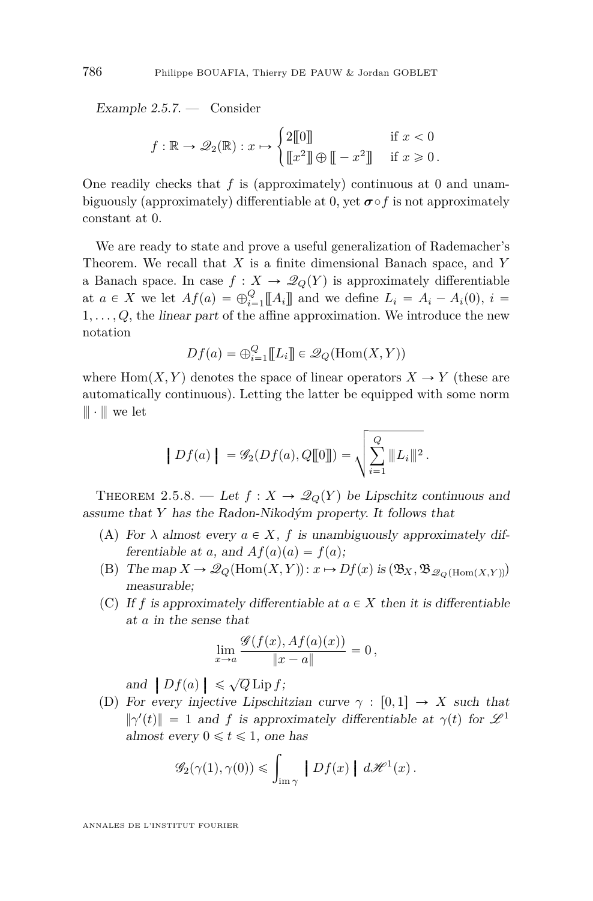*Example 2.5.7.* — Consider

$$f : \mathbb{R} \to \mathscr{Q}_2(\mathbb{R}) : x \mapsto \begin{cases} 2[\![0]\!] & \text{if } x < 0 \\ [\![x^2]\!] \oplus [\![-x^2]\!] & \text{if } x \geqslant 0\,. \end{cases}$$

One readily checks that $f$ is (approximately) continuous at 0 and unambiguously (approximately) differentiable at 0, yet $\boldsymbol{\sigma} \circ f$ is not approximately constant at 0.

We are ready to state and prove a useful generalization of Rademacher's Theorem. We recall that $X$ is a finite dimensional Banach space, and $Y$ a Banach space. In case $f : X \to \mathscr{Q}_Q(Y)$ is approximately differentiable at $a \in X$ we let $Af(a) = \oplus_{i=1}^{Q} [\![A_i]\!]$ and we define $L_i = A_i - A_i(0)$, $i = 1, \dots, Q$, the *linear part* of the affine approximation. We introduce the new notation

$$Df(a) = \oplus_{i=1}^{Q} [\![L_i]\!] \in \mathscr{Q}_Q(\operatorname{Hom}(X,Y))$$

where $\operatorname{Hom}(X,Y)$ denotes the space of linear operators $X \to Y$ (these are automatically continuous). Letting the latter be equipped with some norm $|\!|\!| \cdot |\!|\!|$ we let

$$\left| \, Df(a) \, \right| = \mathscr{G}_2(Df(a), Q[\![0]\!]) = \sqrt{\sum_{i=1}^{Q} |\!|\!| L_i |\!|\!|^2}\,.$$

Theorem 2.5.8. — *Let $f : X \to \mathscr{Q}_Q(Y)$ be Lipschitz continuous and assume that $Y$ has the Radon-Nikodým property. It follows that*

(A) *For $\lambda$ almost every $a \in X$, $f$ is unambiguously approximately differentiable at $a$, and $Af(a)(a) = f(a)$;*

(B) *The map $X \to \mathscr{Q}_Q(\operatorname{Hom}(X,Y)) : x \mapsto Df(x)$ is $(\mathfrak{B}_X, \mathfrak{B}_{\mathscr{Q}_Q(\operatorname{Hom}(X,Y))})$ measurable;*

(C) *If $f$ is approximately differentiable at $a \in X$ then it is differentiable at $a$ in the sense that*

$$\lim_{x \to a} \frac{\mathscr{G}(f(x), Af(a)(x))}{\|x - a\|} = 0\,,$$

*and* $\left| \, Df(a) \, \right| \leqslant \sqrt{Q} \operatorname{Lip} f$;

(D) *For every injective Lipschitzian curve $\gamma : [0,1] \to X$ such that $\|\gamma'(t)\| = 1$ and $f$ is approximately differentiable at $\gamma(t)$ for $\mathscr{L}^1$ almost every $0 \leqslant t \leqslant 1$, one has*

$$\mathscr{G}_2(\gamma(1), \gamma(0)) \leqslant \int_{\operatorname{im} \gamma} \left| \, Df(x) \, \right| \, d\mathscr{H}^1(x)\,.$$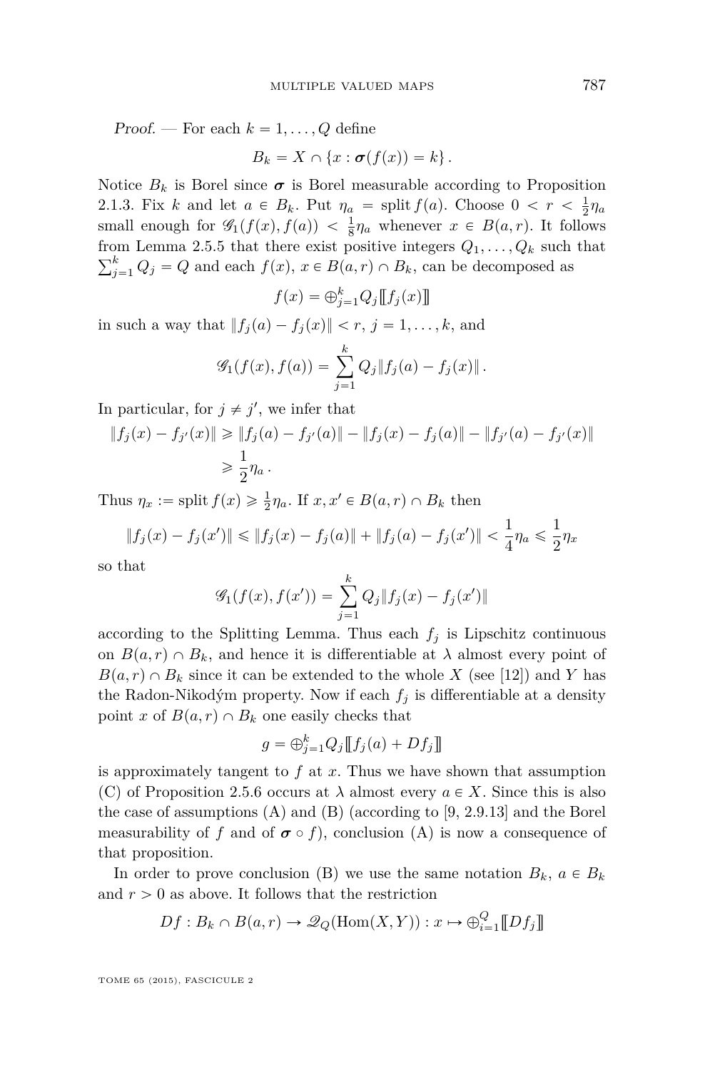*Proof.* — For each $k = 1, \ldots, Q$ define

$$B_k = X \cap \{x : \boldsymbol{\sigma}(f(x)) = k\}.$$

Notice $B_k$ is Borel since $\boldsymbol{\sigma}$ is Borel measurable according to Proposition 2.1.3. Fix $k$ and let $a \in B_k$. Put $\eta_a = \operatorname{split} f(a)$. Choose $0 < r < \frac{1}{2}\eta_a$ small enough for $\mathscr{G}_1(f(x), f(a)) < \frac{1}{8}\eta_a$ whenever $x \in B(a,r)$. It follows from Lemma 2.5.5 that there exist positive integers $Q_1, \ldots, Q_k$ such that $\sum_{j=1}^k Q_j = Q$ and each $f(x)$, $x \in B(a,r) \cap B_k$, can be decomposed as

$$f(x) = \oplus_{j=1}^k Q_j [\![ f_j(x) ]\!]$$

in such a way that $\|f_j(a) - f_j(x)\| < r$, $j = 1, \ldots, k$, and

$$\mathscr{G}_1(f(x), f(a)) = \sum_{j=1}^k Q_j \|f_j(a) - f_j(x)\|.$$

In particular, for $j \neq j'$, we infer that

$$\begin{aligned}
\|f_j(x) - f_{j'}(x)\| &\geqslant \|f_j(a) - f_{j'}(a)\| - \|f_j(x) - f_j(a)\| - \|f_{j'}(a) - f_{j'}(x)\| \\
&\geqslant \frac{1}{2}\eta_a .
\end{aligned}$$

Thus $\eta_x := \operatorname{split} f(x) \geqslant \frac{1}{2}\eta_a$. If $x, x' \in B(a,r) \cap B_k$ then

$$\|f_j(x) - f_j(x')\| \leqslant \|f_j(x) - f_j(a)\| + \|f_j(a) - f_j(x')\| < \frac{1}{4}\eta_a \leqslant \frac{1}{2}\eta_x$$

so that

$$\mathscr{G}_1(f(x), f(x')) = \sum_{j=1}^k Q_j \|f_j(x) - f_j(x')\|$$

according to the Splitting Lemma. Thus each $f_j$ is Lipschitz continuous on $B(a,r) \cap B_k$, and hence it is differentiable at $\lambda$ almost every point of $B(a,r) \cap B_k$ since it can be extended to the whole $X$ (see [12]) and $Y$ has the Radon-Nikodým property. Now if each $f_j$ is differentiable at a density point $x$ of $B(a,r) \cap B_k$ one easily checks that

$$g = \oplus_{j=1}^k Q_j [\![ f_j(a) + Df_j ]\!]$$

is approximately tangent to $f$ at $x$. Thus we have shown that assumption (C) of Proposition 2.5.6 occurs at $\lambda$ almost every $a \in X$. Since this is also the case of assumptions (A) and (B) (according to [9, 2.9.13] and the Borel measurability of $f$ and of $\boldsymbol{\sigma} \circ f$), conclusion (A) is now a consequence of that proposition.

In order to prove conclusion (B) we use the same notation $B_k$, $a \in B_k$ and $r > 0$ as above. It follows that the restriction

$$Df : B_k \cap B(a,r) \to \mathscr{Q}_Q(\operatorname{Hom}(X,Y)) : x \mapsto \oplus_{i=1}^Q [\![ Df_j ]\!]$$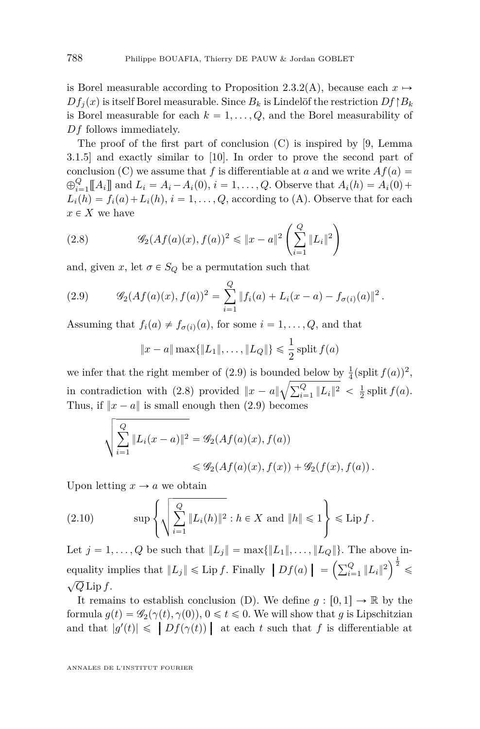is Borel measurable according to Proposition 2.3.2(A), because each $x \mapsto Df_j(x)$ is itself Borel measurable. Since $B_k$ is Lindelöf the restriction $Df \restriction B_k$ is Borel measurable for each $k = 1, \dots, Q$, and the Borel measurability of $Df$ follows immediately.

The proof of the first part of conclusion (C) is inspired by [9, Lemma 3.1.5] and exactly similar to [10]. In order to prove the second part of conclusion (C) we assume that $f$ is differentiable at $a$ and we write $Af(a) = \oplus_{i=1}^{Q} [\![A_i]\!]$ and $L_i = A_i - A_i(0)$, $i = 1, \dots, Q$. Observe that $A_i(h) = A_i(0) + L_i(h) = f_i(a) + L_i(h)$, $i = 1, \dots, Q$, according to (A). Observe that for each $x \in X$ we have

$$\mathscr{G}_2(Af(a)(x), f(a))^2 \leqslant \|x - a\|^2 \left( \sum_{i=1}^{Q} \|L_i\|^2 \right) \tag{2.8}$$

and, given $x$, let $\sigma \in S_Q$ be a permutation such that

$$\mathscr{G}_2(Af(a)(x), f(a))^2 = \sum_{i=1}^{Q} \|f_i(a) + L_i(x - a) - f_{\sigma(i)}(a)\|^2 . \tag{2.9}$$

Assuming that $f_i(a) \neq f_{\sigma(i)}(a)$, for some $i = 1, \dots, Q$, and that

$$\|x - a\| \max\{\|L_1\|, \dots, \|L_Q\|\} \leqslant \frac{1}{2} \operatorname{split} f(a)$$

we infer that the right member of (2.9) is bounded below by $\frac{1}{4}(\operatorname{split} f(a))^2$, in contradiction with (2.8) provided $\|x - a\|\sqrt{\sum_{i=1}^{Q} \|L_i\|^2} < \frac{1}{2} \operatorname{split} f(a)$. Thus, if $\|x - a\|$ is small enough then (2.9) becomes

$$\begin{aligned} \sqrt{\sum_{i=1}^{Q} \|L_i(x - a)\|^2} &= \mathscr{G}_2(Af(a)(x), f(a)) \\ &\leqslant \mathscr{G}_2(Af(a)(x), f(x)) + \mathscr{G}_2(f(x), f(a)) . \end{aligned}$$

Upon letting $x \to a$ we obtain

$$\sup \left\{ \sqrt{\sum_{i=1}^{Q} \|L_i(h)\|^2} : h \in X \text{ and } \|h\| \leqslant 1 \right\} \leqslant \operatorname{Lip} f . \tag{2.10}$$

Let $j = 1, \dots, Q$ be such that $\|L_j\| = \max\{\|L_1\|, \dots, \|L_Q\|\}$. The above inequality implies that $\|L_j\| \leqslant \operatorname{Lip} f$. Finally $\left| \!\left| \!\left| Df(a) \right| \!\right| \!\right| = \left( \sum_{i=1}^{Q} \|L_i\|^2 \right)^{\frac{1}{2}} \leqslant \sqrt{Q} \operatorname{Lip} f$.

It remains to establish conclusion (D). We define $g : [0, 1] \to \mathbb{R}$ by the formula $g(t) = \mathscr{G}_2(\gamma(t), \gamma(0))$, $0 \leqslant t \leqslant 0$. We will show that $g$ is Lipschitzian and that $|g'(t)| \leqslant \left| \!\left| \!\left| Df(\gamma(t)) \right| \!\right| \!\right|$ at each $t$ such that $f$ is differentiable at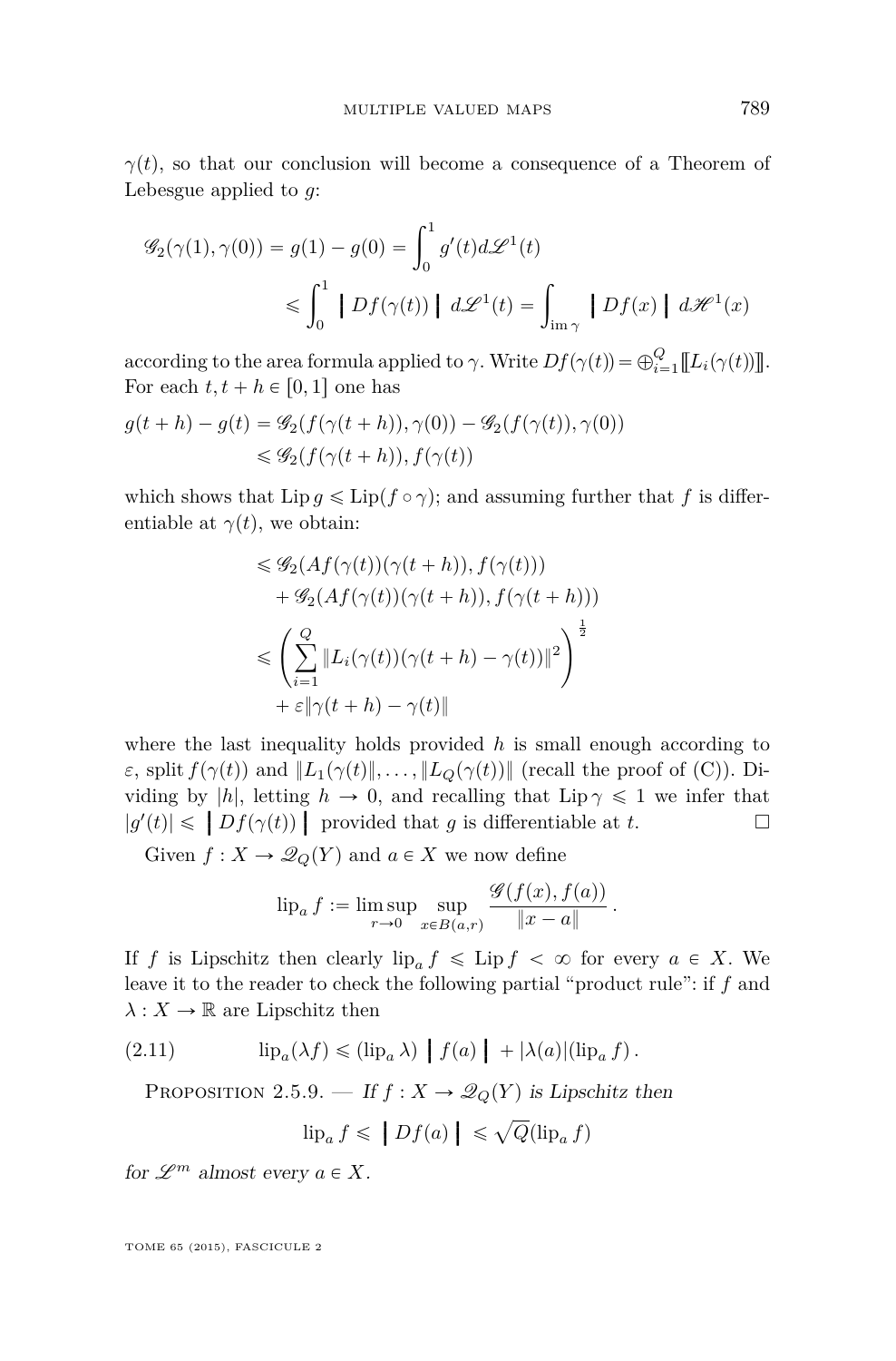$\gamma(t)$, so that our conclusion will become a consequence of a Theorem of Lebesgue applied to $g$:

$$
\begin{aligned}
\mathscr{G}_2(\gamma(1),\gamma(0)) = g(1) - g(0) &= \int_0^1 g'(t) d\mathscr{L}^1(t) \\
&\leqslant \int_0^1 \left\bracevert Df(\gamma(t)) \right\bracevert d\mathscr{L}^1(t) = \int_{\operatorname{im}\gamma} \left\bracevert Df(x) \right\bracevert d\mathscr{H}^1(x)
\end{aligned}
$$

according to the area formula applied to $\gamma$. Write $Df(\gamma(t)) = \oplus_{i=1}^{Q} [\![ L_i(\gamma(t)) ]\!]$. For each $t, t+h \in [0,1]$ one has

$$
\begin{aligned}
g(t+h) - g(t) &= \mathscr{G}_2(f(\gamma(t+h)),\gamma(0)) - \mathscr{G}_2(f(\gamma(t)),\gamma(0)) \\
&\leqslant \mathscr{G}_2(f(\gamma(t+h)), f(\gamma(t))
\end{aligned}
$$

which shows that $\operatorname{Lip} g \leqslant \operatorname{Lip}(f \circ \gamma)$; and assuming further that $f$ is differentiable at $\gamma(t)$, we obtain:

$$
\begin{aligned}
&\leqslant \mathscr{G}_2(Af(\gamma(t))(\gamma(t+h)), f(\gamma(t))) \\
&\quad + \mathscr{G}_2(Af(\gamma(t))(\gamma(t+h)), f(\gamma(t+h))) \\
&\leqslant \left( \sum_{i=1}^{Q} \| L_i(\gamma(t))(\gamma(t+h) - \gamma(t)) \|^2 \right)^{\frac{1}{2}} \\
&\quad + \varepsilon \| \gamma(t+h) - \gamma(t) \|
\end{aligned}
$$

where the last inequality holds provided $h$ is small enough according to $\varepsilon$, split $f(\gamma(t))$ and $\|L_1(\gamma(t)\|, \ldots, \|L_Q(\gamma(t))\|$ (recall the proof of (C)). Dividing by $|h|$, letting $h \to 0$, and recalling that $\operatorname{Lip}\gamma \leqslant 1$ we infer that $|g'(t)| \leqslant \left\bracevert Df(\gamma(t)) \right\bracevert$ provided that $g$ is differentiable at $t$. □

Given $f : X \to \mathscr{Q}_Q(Y)$ and $a \in X$ we now define

$$
\operatorname{lip}_a f := \limsup_{r \to 0} \sup_{x \in B(a,r)} \frac{\mathscr{G}(f(x), f(a))}{\|x - a\|}.
$$

If $f$ is Lipschitz then clearly $\operatorname{lip}_a f \leqslant \operatorname{Lip} f < \infty$ for every $a \in X$. We leave it to the reader to check the following partial "product rule": if $f$ and $\lambda : X \to \mathbb{R}$ are Lipschitz then

$$
\operatorname{lip}_a(\lambda f) \leqslant (\operatorname{lip}_a \lambda) \left\bracevert f(a) \right\bracevert + |\lambda(a)| (\operatorname{lip}_a f). \tag{2.11}
$$

Proposition 2.5.9. — *If $f : X \to \mathscr{Q}_Q(Y)$ is Lipschitz then*

$$
\operatorname{lip}_a f \leqslant \left\bracevert Df(a) \right\bracevert \leqslant \sqrt{Q} (\operatorname{lip}_a f)
$$

*for $\mathscr{L}^m$ almost every $a \in X$.*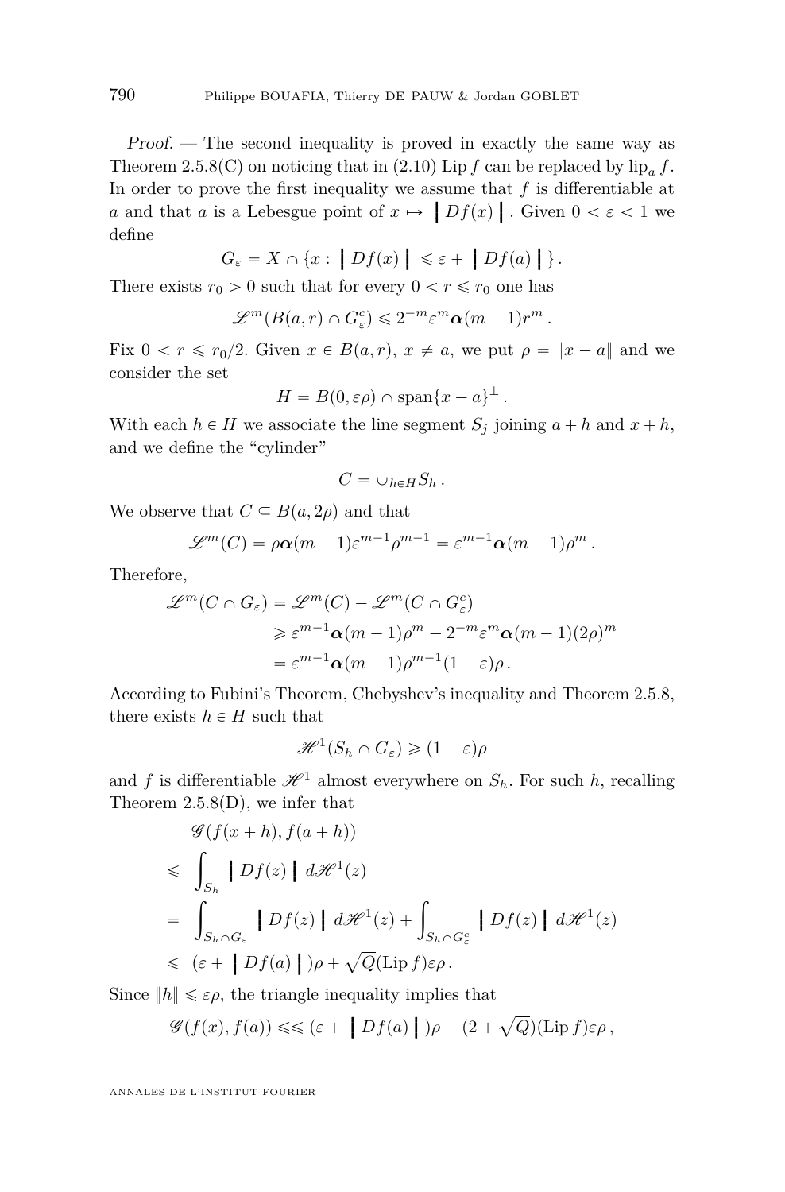*Proof.* — The second inequality is proved in exactly the same way as Theorem 2.5.8(C) on noticing that in (2.10) $\operatorname{Lip} f$ can be replaced by $\operatorname{lip}_a f$. In order to prove the first inequality we assume that $f$ is differentiable at $a$ and that $a$ is a Lebesgue point of $x \mapsto \left| Df(x) \right|$. Given $0 < \varepsilon < 1$ we define

$$G_\varepsilon = X \cap \{x : \left| Df(x) \right| \leqslant \varepsilon + \left| Df(a) \right| \}.$$

There exists $r_0 > 0$ such that for every $0 < r \leqslant r_0$ one has

$$\mathscr{L}^m(B(a,r) \cap G_\varepsilon^c) \leqslant 2^{-m} \varepsilon^m \boldsymbol{\alpha}(m-1) r^m .$$

Fix $0 < r \leqslant r_0/2$. Given $x \in B(a,r)$, $x \neq a$, we put $\rho = \|x-a\|$ and we consider the set

$$H = B(0, \varepsilon\rho) \cap \operatorname{span}\{x-a\}^\perp .$$

With each $h \in H$ we associate the line segment $S_j$ joining $a+h$ and $x+h$, and we define the "cylinder"

$$C = \cup_{h \in H} S_h .$$

We observe that $C \subseteq B(a, 2\rho)$ and that

$$\mathscr{L}^m(C) = \rho \boldsymbol{\alpha}(m-1) \varepsilon^{m-1} \rho^{m-1} = \varepsilon^{m-1} \boldsymbol{\alpha}(m-1) \rho^m .$$

Therefore,

$$\begin{aligned}
\mathscr{L}^m(C \cap G_\varepsilon) &= \mathscr{L}^m(C) - \mathscr{L}^m(C \cap G_\varepsilon^c) \\
&\geqslant \varepsilon^{m-1} \boldsymbol{\alpha}(m-1) \rho^m - 2^{-m} \varepsilon^m \boldsymbol{\alpha}(m-1) (2\rho)^m \\
&= \varepsilon^{m-1} \boldsymbol{\alpha}(m-1) \rho^{m-1} (1-\varepsilon) \rho .
\end{aligned}$$

According to Fubini's Theorem, Chebyshev's inequality and Theorem 2.5.8, there exists $h \in H$ such that

$$\mathscr{H}^1(S_h \cap G_\varepsilon) \geqslant (1-\varepsilon)\rho$$

and $f$ is differentiable $\mathscr{H}^1$ almost everywhere on $S_h$. For such $h$, recalling Theorem 2.5.8(D), we infer that

$$\begin{aligned}
&\mathscr{G}(f(x+h), f(a+h)) \\
\leqslant \;& \int_{S_h} \left| Df(z) \right| \, d\mathscr{H}^1(z) \\
= \;& \int_{S_h \cap G_\varepsilon} \left| Df(z) \right| \, d\mathscr{H}^1(z) + \int_{S_h \cap G_\varepsilon^c} \left| Df(z) \right| \, d\mathscr{H}^1(z) \\
\leqslant \;& (\varepsilon + \left| Df(a) \right|)\rho + \sqrt{Q} (\operatorname{Lip} f) \varepsilon \rho .
\end{aligned}$$

Since $\|h\| \leqslant \varepsilon\rho$, the triangle inequality implies that

$$\mathscr{G}(f(x), f(a)) \leqslant\leqslant (\varepsilon + \left| Df(a) \right|)\rho + (2 + \sqrt{Q})(\operatorname{Lip} f) \varepsilon \rho ,$$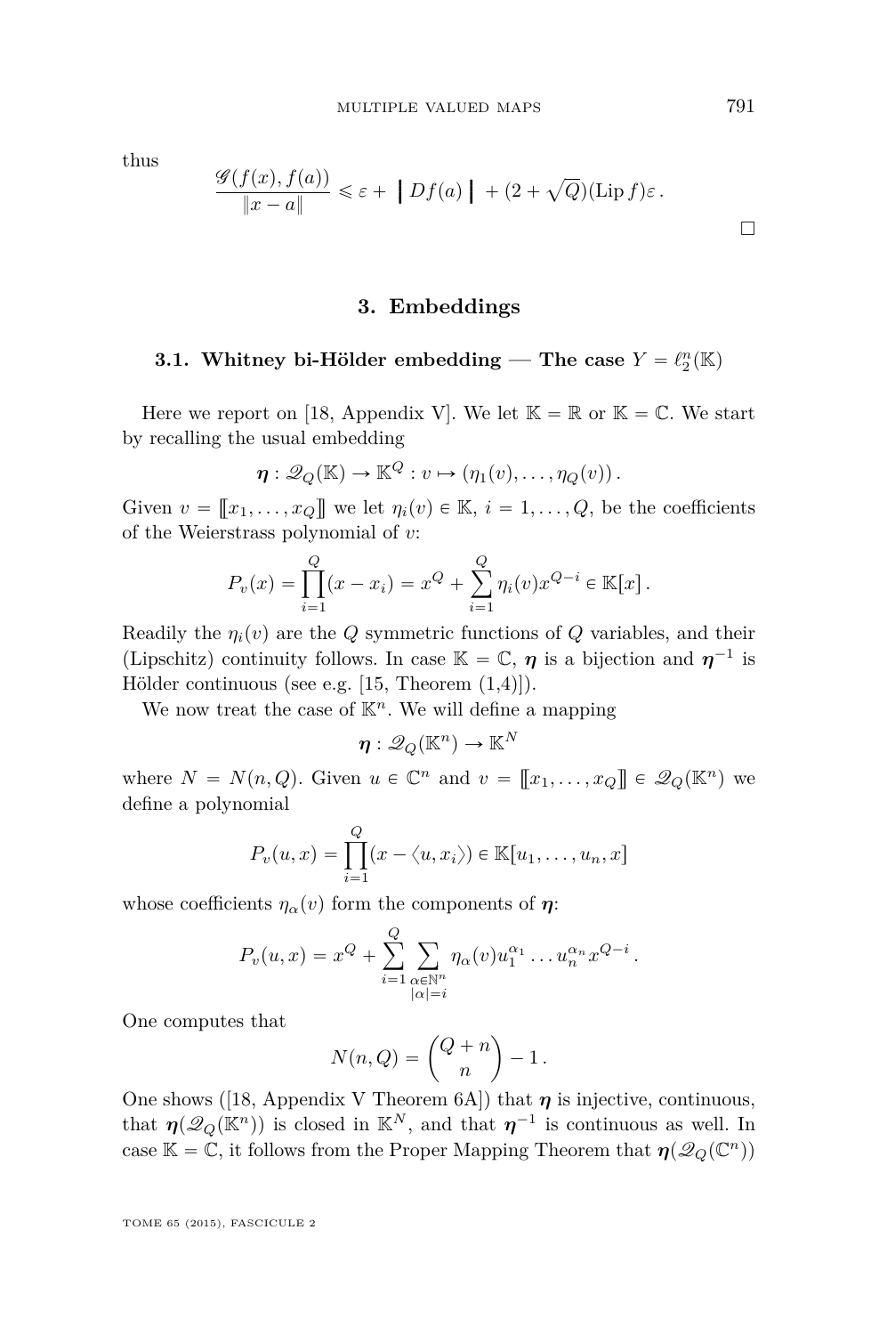thus

$$\frac{\mathscr{G}(f(x),f(a))}{\|x-a\|} \leqslant \varepsilon + \left| Df(a) \right| + (2+\sqrt{Q})(\operatorname{Lip} f)\varepsilon\,.$$

□

## 3. Embeddings

### 3.1. Whitney bi-Hölder embedding — The case $Y = \ell_2^n(\mathbb{K})$

Here we report on [18, Appendix V]. We let $\mathbb{K}=\mathbb{R}$ or $\mathbb{K}=\mathbb{C}$. We start by recalling the usual embedding

$$\boldsymbol{\eta} : \mathscr{Q}_Q(\mathbb{K}) \to \mathbb{K}^Q : v \mapsto (\eta_1(v),\dots,\eta_Q(v))\,.$$

Given $v = [\![x_1,\dots,x_Q]\!]$ we let $\eta_i(v)\in\mathbb{K}$, $i=1,\dots,Q$, be the coefficients of the Weierstrass polynomial of $v$:

$$P_v(x) = \prod_{i=1}^{Q}(x-x_i) = x^Q + \sum_{i=1}^{Q}\eta_i(v)x^{Q-i} \in \mathbb{K}[x]\,.$$

Readily the $\eta_i(v)$ are the $Q$ symmetric functions of $Q$ variables, and their (Lipschitz) continuity follows. In case $\mathbb{K}=\mathbb{C}$, $\boldsymbol{\eta}$ is a bijection and $\boldsymbol{\eta}^{-1}$ is Hölder continuous (see e.g. [15, Theorem (1,4)]).

We now treat the case of $\mathbb{K}^n$. We will define a mapping

$$\boldsymbol{\eta} : \mathscr{Q}_Q(\mathbb{K}^n) \to \mathbb{K}^N$$

where $N=N(n,Q)$. Given $u\in\mathbb{C}^n$ and $v=[\![x_1,\dots,x_Q]\!]\in\mathscr{Q}_Q(\mathbb{K}^n)$ we define a polynomial

$$P_v(u,x) = \prod_{i=1}^{Q}(x-\langle u,x_i\rangle) \in \mathbb{K}[u_1,\dots,u_n,x]$$

whose coefficients $\eta_\alpha(v)$ form the components of $\boldsymbol{\eta}$:

$$P_v(u,x) = x^Q + \sum_{i=1}^{Q}\sum_{\substack{\alpha\in\mathbb{N}^n\\|\alpha|=i}}\eta_\alpha(v)u_1^{\alpha_1}\dots u_n^{\alpha_n}x^{Q-i}\,.$$

One computes that

$$N(n,Q) = \binom{Q+n}{n} - 1\,.$$

One shows ([18, Appendix V Theorem 6A]) that $\boldsymbol{\eta}$ is injective, continuous, that $\boldsymbol{\eta}(\mathscr{Q}_Q(\mathbb{K}^n))$ is closed in $\mathbb{K}^N$, and that $\boldsymbol{\eta}^{-1}$ is continuous as well. In case $\mathbb{K}=\mathbb{C}$, it follows from the Proper Mapping Theorem that $\boldsymbol{\eta}(\mathscr{Q}_Q(\mathbb{C}^n))$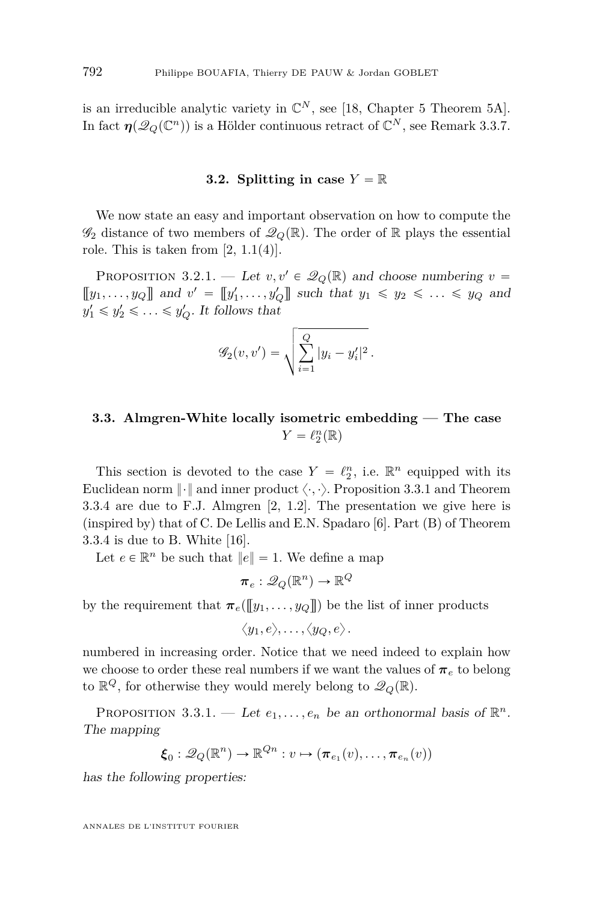is an irreducible analytic variety in $\mathbb{C}^N$, see [18, Chapter 5 Theorem 5A]. In fact $\boldsymbol{\eta}(\mathscr{Q}_Q(\mathbb{C}^n))$ is a Hölder continuous retract of $\mathbb{C}^N$, see Remark 3.3.7.

### 3.2. Splitting in case $Y = \mathbb{R}$

We now state an easy and important observation on how to compute the $\mathscr{G}_2$ distance of two members of $\mathscr{Q}_Q(\mathbb{R})$. The order of $\mathbb{R}$ plays the essential role. This is taken from [2, 1.1(4)].

Proposition 3.2.1. — *Let $v, v' \in \mathscr{Q}_Q(\mathbb{R})$ and choose numbering $v = [\![y_1, \ldots, y_Q]\!]$ and $v' = [\![y'_1, \ldots, y'_Q]\!]$ such that $y_1 \leqslant y_2 \leqslant \ldots \leqslant y_Q$ and $y'_1 \leqslant y'_2 \leqslant \ldots \leqslant y'_Q$. It follows that*

$$\mathscr{G}_2(v, v') = \sqrt{\sum_{i=1}^{Q} |y_i - y'_i|^2}\,.$$

### 3.3. Almgren-White locally isometric embedding — The case $Y = \ell_2^n(\mathbb{R})$

This section is devoted to the case $Y = \ell_2^n$, i.e. $\mathbb{R}^n$ equipped with its Euclidean norm $\|\cdot\|$ and inner product $\langle \cdot, \cdot \rangle$. Proposition 3.3.1 and Theorem 3.3.4 are due to F.J. Almgren [2, 1.2]. The presentation we give here is (inspired by) that of C. De Lellis and E.N. Spadaro [6]. Part (B) of Theorem 3.3.4 is due to B. White [16].

Let $e \in \mathbb{R}^n$ be such that $\|e\| = 1$. We define a map

$$\boldsymbol{\pi}_e : \mathscr{Q}_Q(\mathbb{R}^n) \to \mathbb{R}^Q$$

by the requirement that $\boldsymbol{\pi}_e([\![y_1, \ldots, y_Q]\!])$ be the list of inner products

$$\langle y_1, e \rangle, \ldots, \langle y_Q, e \rangle\,.$$

numbered in increasing order. Notice that we need indeed to explain how we choose to order these real numbers if we want the values of $\boldsymbol{\pi}_e$ to belong to $\mathbb{R}^Q$, for otherwise they would merely belong to $\mathscr{Q}_Q(\mathbb{R})$.

Proposition 3.3.1. — *Let $e_1, \ldots, e_n$ be an orthonormal basis of $\mathbb{R}^n$. The mapping*

$$\boldsymbol{\xi}_0 : \mathscr{Q}_Q(\mathbb{R}^n) \to \mathbb{R}^{Qn} : v \mapsto (\boldsymbol{\pi}_{e_1}(v), \ldots, \boldsymbol{\pi}_{e_n}(v))$$

*has the following properties:*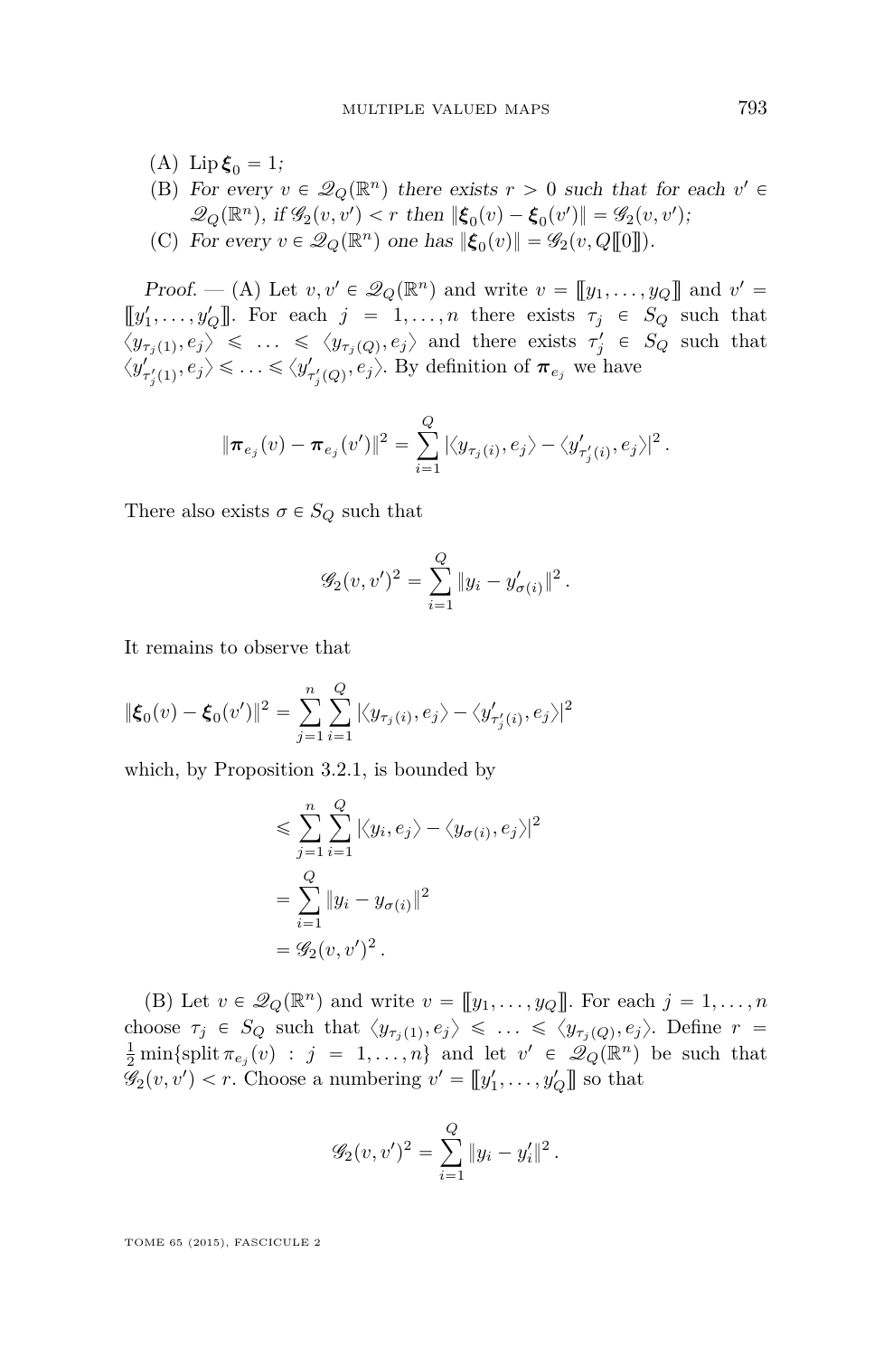(A) $\operatorname{Lip} \boldsymbol{\xi}_0 = 1$;

(B) *For every* $v \in \mathscr{Q}_Q(\mathbb{R}^n)$ *there exists* $r > 0$ *such that for each* $v' \in \mathscr{Q}_Q(\mathbb{R}^n)$, *if* $\mathscr{G}_2(v, v') < r$ *then* $\|\boldsymbol{\xi}_0(v) - \boldsymbol{\xi}_0(v')\| = \mathscr{G}_2(v, v')$;

(C) *For every* $v \in \mathscr{Q}_Q(\mathbb{R}^n)$ *one has* $\|\boldsymbol{\xi}_0(v)\| = \mathscr{G}_2(v, Q[\![0]\!])$.

*Proof.* — (A) Let $v, v' \in \mathscr{Q}_Q(\mathbb{R}^n)$ and write $v = [\![y_1, \ldots, y_Q]\!]$ and $v' = [\![y'_1, \ldots, y'_Q]\!]$. For each $j = 1, \ldots, n$ there exists $\tau_j \in S_Q$ such that $\langle y_{\tau_j(1)}, e_j \rangle \leqslant \ldots \leqslant \langle y_{\tau_j(Q)}, e_j \rangle$ and there exists $\tau'_j \in S_Q$ such that $\langle y'_{\tau'_j(1)}, e_j \rangle \leqslant \ldots \leqslant \langle y'_{\tau'_j(Q)}, e_j \rangle$. By definition of $\boldsymbol{\pi}_{e_j}$ we have

$$\|\boldsymbol{\pi}_{e_j}(v) - \boldsymbol{\pi}_{e_j}(v')\|^2 = \sum_{i=1}^{Q} |\langle y_{\tau_j(i)}, e_j \rangle - \langle y'_{\tau'_j(i)}, e_j \rangle|^2 .$$

There also exists $\sigma \in S_Q$ such that

$$\mathscr{G}_2(v, v')^2 = \sum_{i=1}^{Q} \|y_i - y'_{\sigma(i)}\|^2 .$$

It remains to observe that

$$\|\boldsymbol{\xi}_0(v) - \boldsymbol{\xi}_0(v')\|^2 = \sum_{j=1}^{n} \sum_{i=1}^{Q} |\langle y_{\tau_j(i)}, e_j \rangle - \langle y'_{\tau'_j(i)}, e_j \rangle|^2$$

which, by Proposition 3.2.1, is bounded by

$$\begin{aligned}
&\leqslant \sum_{j=1}^{n} \sum_{i=1}^{Q} |\langle y_i, e_j \rangle - \langle y_{\sigma(i)}, e_j \rangle|^2 \\
&= \sum_{i=1}^{Q} \|y_i - y_{\sigma(i)}\|^2 \\
&= \mathscr{G}_2(v, v')^2 .
\end{aligned}$$

(B) Let $v \in \mathscr{Q}_Q(\mathbb{R}^n)$ and write $v = [\![y_1, \ldots, y_Q]\!]$. For each $j = 1, \ldots, n$ choose $\tau_j \in S_Q$ such that $\langle y_{\tau_j(1)}, e_j \rangle \leqslant \ldots \leqslant \langle y_{\tau_j(Q)}, e_j \rangle$. Define $r = \frac{1}{2} \min\{\operatorname{split} \pi_{e_j}(v) : j = 1, \ldots, n\}$ and let $v' \in \mathscr{Q}_Q(\mathbb{R}^n)$ be such that $\mathscr{G}_2(v, v') < r$. Choose a numbering $v' = [\![y'_1, \ldots, y'_Q]\!]$ so that

$$\mathscr{G}_2(v, v')^2 = \sum_{i=1}^{Q} \|y_i - y'_i\|^2 .$$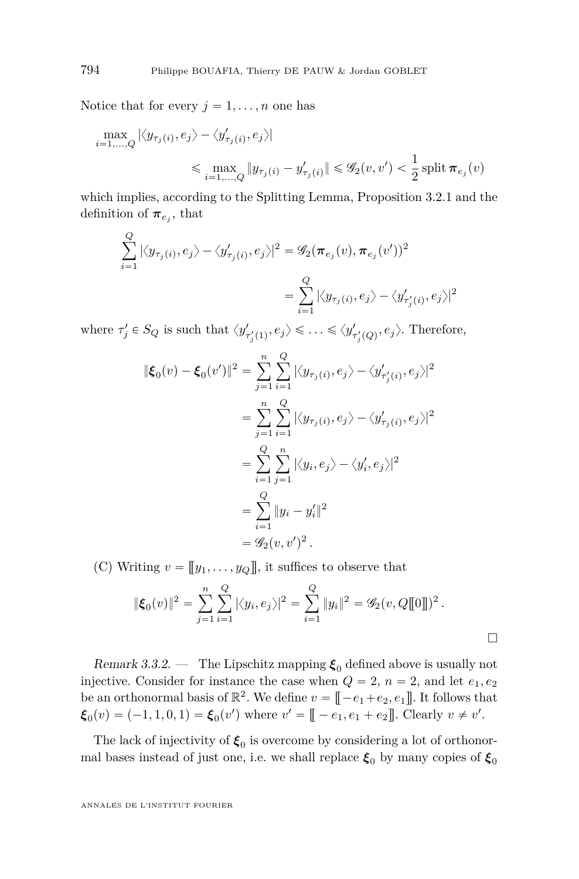Notice that for every $j = 1, \ldots, n$ one has

$$\max_{i=1,\ldots,Q} |\langle y_{\tau_j(i)}, e_j\rangle - \langle y'_{\tau_j(i)}, e_j\rangle| \leqslant \max_{i=1,\ldots,Q} \|y_{\tau_j(i)} - y'_{\tau_j(i)}\| \leqslant \mathscr{G}_2(v,v') < \frac{1}{2}\operatorname{split} \boldsymbol{\pi}_{e_j}(v)$$

which implies, according to the Splitting Lemma, Proposition 3.2.1 and the definition of $\boldsymbol{\pi}_{e_j}$, that

$$\sum_{i=1}^{Q} |\langle y_{\tau_j(i)}, e_j\rangle - \langle y'_{\tau_j(i)}, e_j\rangle|^2 = \mathscr{G}_2(\boldsymbol{\pi}_{e_j}(v), \boldsymbol{\pi}_{e_j}(v'))^2 = \sum_{i=1}^{Q} |\langle y_{\tau_j(i)}, e_j\rangle - \langle y'_{\tau'_j(i)}, e_j\rangle|^2$$

where $\tau'_j \in S_Q$ is such that $\langle y'_{\tau'_j(1)}, e_j\rangle \leqslant \ldots \leqslant \langle y'_{\tau'_j(Q)}, e_j\rangle$. Therefore,

$$\begin{aligned}
\|\boldsymbol{\xi}_0(v) - \boldsymbol{\xi}_0(v')\|^2 &= \sum_{j=1}^{n}\sum_{i=1}^{Q} |\langle y_{\tau_j(i)}, e_j\rangle - \langle y'_{\tau'_j(i)}, e_j\rangle|^2 \\
&= \sum_{j=1}^{n}\sum_{i=1}^{Q} |\langle y_{\tau_j(i)}, e_j\rangle - \langle y'_{\tau_j(i)}, e_j\rangle|^2 \\
&= \sum_{i=1}^{Q}\sum_{j=1}^{n} |\langle y_i, e_j\rangle - \langle y'_i, e_j\rangle|^2 \\
&= \sum_{i=1}^{Q} \|y_i - y'_i\|^2 \\
&= \mathscr{G}_2(v,v')^2 .
\end{aligned}$$

(C) Writing $v = [\![ y_1, \ldots, y_Q ]\!]$, it suffices to observe that

$$\|\boldsymbol{\xi}_0(v)\|^2 = \sum_{j=1}^{n}\sum_{i=1}^{Q} |\langle y_i, e_j\rangle|^2 = \sum_{i=1}^{Q} \|y_i\|^2 = \mathscr{G}_2(v, Q[\![0]\!])^2 .$$

□

*Remark 3.3.2.* — The Lipschitz mapping $\boldsymbol{\xi}_0$ defined above is usually not injective. Consider for instance the case when $Q = 2$, $n = 2$, and let $e_1, e_2$ be an orthonormal basis of $\mathbb{R}^2$. We define $v = [\![ -e_1 + e_2, e_1 ]\!]$. It follows that $\boldsymbol{\xi}_0(v) = (-1, 1, 0, 1) = \boldsymbol{\xi}_0(v')$ where $v' = [\![ -e_1, e_1 + e_2 ]\!]$. Clearly $v \neq v'$.

The lack of injectivity of $\boldsymbol{\xi}_0$ is overcome by considering a lot of orthonormal bases instead of just one, i.e. we shall replace $\boldsymbol{\xi}_0$ by many copies of $\boldsymbol{\xi}_0$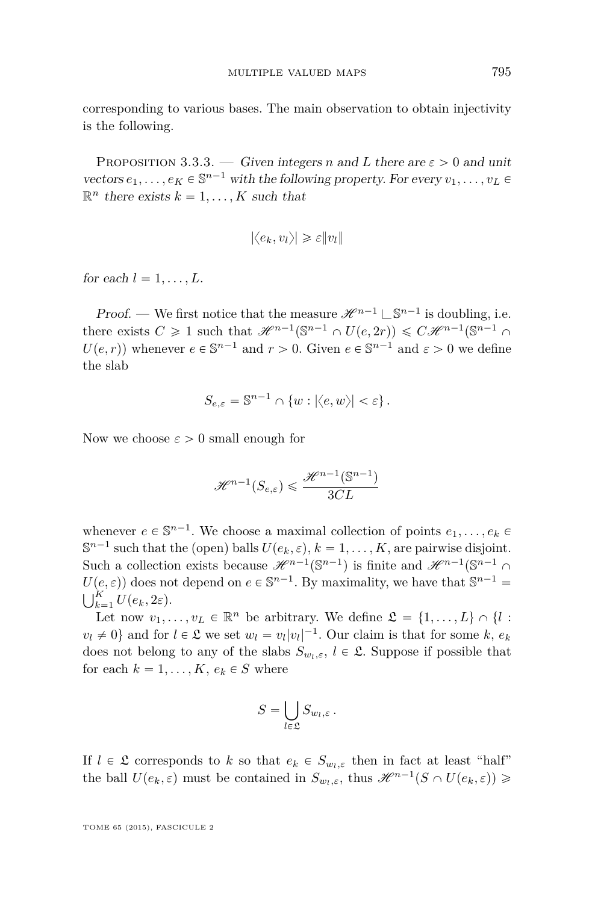corresponding to various bases. The main observation to obtain injectivity is the following.

Proposition 3.3.3. — *Given integers $n$ and $L$ there are $\varepsilon > 0$ and unit vectors $e_1, \dots, e_K \in \mathbb{S}^{n-1}$ with the following property. For every $v_1, \dots, v_L \in \mathbb{R}^n$ there exists $k = 1, \dots, K$ such that*

$$|\langle e_k, v_l \rangle| \geqslant \varepsilon \|v_l\|$$

*for each $l = 1, \dots, L$.*

*Proof.* — We first notice that the measure $\mathscr{H}^{n-1} \llcorner \mathbb{S}^{n-1}$ is doubling, i.e. there exists $C \geqslant 1$ such that $\mathscr{H}^{n-1}(\mathbb{S}^{n-1} \cap U(e, 2r)) \leqslant C\mathscr{H}^{n-1}(\mathbb{S}^{n-1} \cap U(e, r))$ whenever $e \in \mathbb{S}^{n-1}$ and $r > 0$. Given $e \in \mathbb{S}^{n-1}$ and $\varepsilon > 0$ we define the slab

$$S_{e,\varepsilon} = \mathbb{S}^{n-1} \cap \{w : |\langle e, w \rangle| < \varepsilon\}.$$

Now we choose $\varepsilon > 0$ small enough for

$$\mathscr{H}^{n-1}(S_{e,\varepsilon}) \leqslant \frac{\mathscr{H}^{n-1}(\mathbb{S}^{n-1})}{3CL}$$

whenever $e \in \mathbb{S}^{n-1}$. We choose a maximal collection of points $e_1, \dots, e_k \in \mathbb{S}^{n-1}$ such that the (open) balls $U(e_k, \varepsilon)$, $k = 1, \dots, K$, are pairwise disjoint. Such a collection exists because $\mathscr{H}^{n-1}(\mathbb{S}^{n-1})$ is finite and $\mathscr{H}^{n-1}(\mathbb{S}^{n-1} \cap U(e, \varepsilon))$ does not depend on $e \in \mathbb{S}^{n-1}$. By maximality, we have that $\mathbb{S}^{n-1} = \bigcup_{k=1}^{K} U(e_k, 2\varepsilon)$.

Let now $v_1, \dots, v_L \in \mathbb{R}^n$ be arbitrary. We define $\mathfrak{L} = \{1, \dots, L\} \cap \{l : v_l \neq 0\}$ and for $l \in \mathfrak{L}$ we set $w_l = v_l |v_l|^{-1}$. Our claim is that for some $k$, $e_k$ does not belong to any of the slabs $S_{w_l,\varepsilon}$, $l \in \mathfrak{L}$. Suppose if possible that for each $k = 1, \dots, K$, $e_k \in S$ where

$$S = \bigcup_{l \in \mathfrak{L}} S_{w_l,\varepsilon}.$$

If $l \in \mathfrak{L}$ corresponds to $k$ so that $e_k \in S_{w_l,\varepsilon}$ then in fact at least "half" the ball $U(e_k, \varepsilon)$ must be contained in $S_{w_l,\varepsilon}$, thus $\mathscr{H}^{n-1}(S \cap U(e_k, \varepsilon)) \geqslant$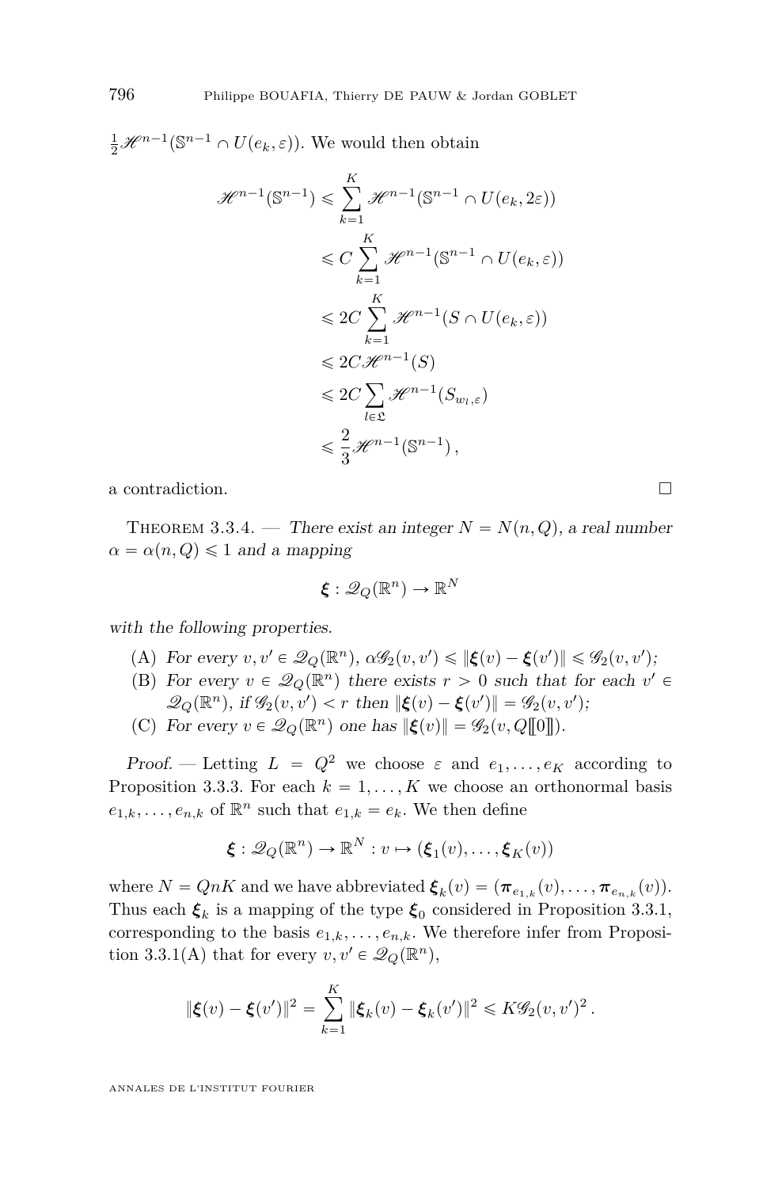$\frac{1}{2}\mathscr{H}^{n-1}(\mathbb{S}^{n-1} \cap U(e_k, \varepsilon))$. We would then obtain

$$
\begin{aligned}
\mathscr{H}^{n-1}(\mathbb{S}^{n-1}) &\leqslant \sum_{k=1}^{K} \mathscr{H}^{n-1}(\mathbb{S}^{n-1} \cap U(e_k, 2\varepsilon)) \\
&\leqslant C \sum_{k=1}^{K} \mathscr{H}^{n-1}(\mathbb{S}^{n-1} \cap U(e_k, \varepsilon)) \\
&\leqslant 2C \sum_{k=1}^{K} \mathscr{H}^{n-1}(S \cap U(e_k, \varepsilon)) \\
&\leqslant 2C \mathscr{H}^{n-1}(S) \\
&\leqslant 2C \sum_{l \in \mathfrak{L}} \mathscr{H}^{n-1}(S_{w_l, \varepsilon}) \\
&\leqslant \frac{2}{3} \mathscr{H}^{n-1}(\mathbb{S}^{n-1}),
\end{aligned}
$$

a contradiction. □

Theorem 3.3.4. — *There exist an integer $N = N(n, Q)$, a real number $\alpha = \alpha(n, Q) \leqslant 1$ and a mapping*

$$
\boldsymbol{\xi} : \mathscr{Q}_Q(\mathbb{R}^n) \to \mathbb{R}^N
$$

*with the following properties.*

- (A) *For every $v, v' \in \mathscr{Q}_Q(\mathbb{R}^n)$, $\alpha \mathscr{G}_2(v, v') \leqslant \|\boldsymbol{\xi}(v) - \boldsymbol{\xi}(v')\| \leqslant \mathscr{G}_2(v, v')$;*
- (B) *For every $v \in \mathscr{Q}_Q(\mathbb{R}^n)$ there exists $r > 0$ such that for each $v' \in \mathscr{Q}_Q(\mathbb{R}^n)$, if $\mathscr{G}_2(v, v') < r$ then $\|\boldsymbol{\xi}(v) - \boldsymbol{\xi}(v')\| = \mathscr{G}_2(v, v')$;*
- (C) *For every $v \in \mathscr{Q}_Q(\mathbb{R}^n)$ one has $\|\boldsymbol{\xi}(v)\| = \mathscr{G}_2(v, Q[\![0]\!])$.*

*Proof.* — Letting $L = Q^2$ we choose $\varepsilon$ and $e_1, \ldots, e_K$ according to Proposition 3.3.3. For each $k = 1, \ldots, K$ we choose an orthonormal basis $e_{1,k}, \ldots, e_{n,k}$ of $\mathbb{R}^n$ such that $e_{1,k} = e_k$. We then define

$$
\boldsymbol{\xi} : \mathscr{Q}_Q(\mathbb{R}^n) \to \mathbb{R}^N : v \mapsto (\boldsymbol{\xi}_1(v), \ldots, \boldsymbol{\xi}_K(v))
$$

where $N = QnK$ and we have abbreviated $\boldsymbol{\xi}_k(v) = (\boldsymbol{\pi}_{e_{1,k}}(v), \ldots, \boldsymbol{\pi}_{e_{n,k}}(v))$. Thus each $\boldsymbol{\xi}_k$ is a mapping of the type $\boldsymbol{\xi}_0$ considered in Proposition 3.3.1, corresponding to the basis $e_{1,k}, \ldots, e_{n,k}$. We therefore infer from Proposition 3.3.1(A) that for every $v, v' \in \mathscr{Q}_Q(\mathbb{R}^n)$,

$$
\|\boldsymbol{\xi}(v) - \boldsymbol{\xi}(v')\|^2 = \sum_{k=1}^{K} \|\boldsymbol{\xi}_k(v) - \boldsymbol{\xi}_k(v')\|^2 \leqslant K \mathscr{G}_2(v, v')^2 .
$$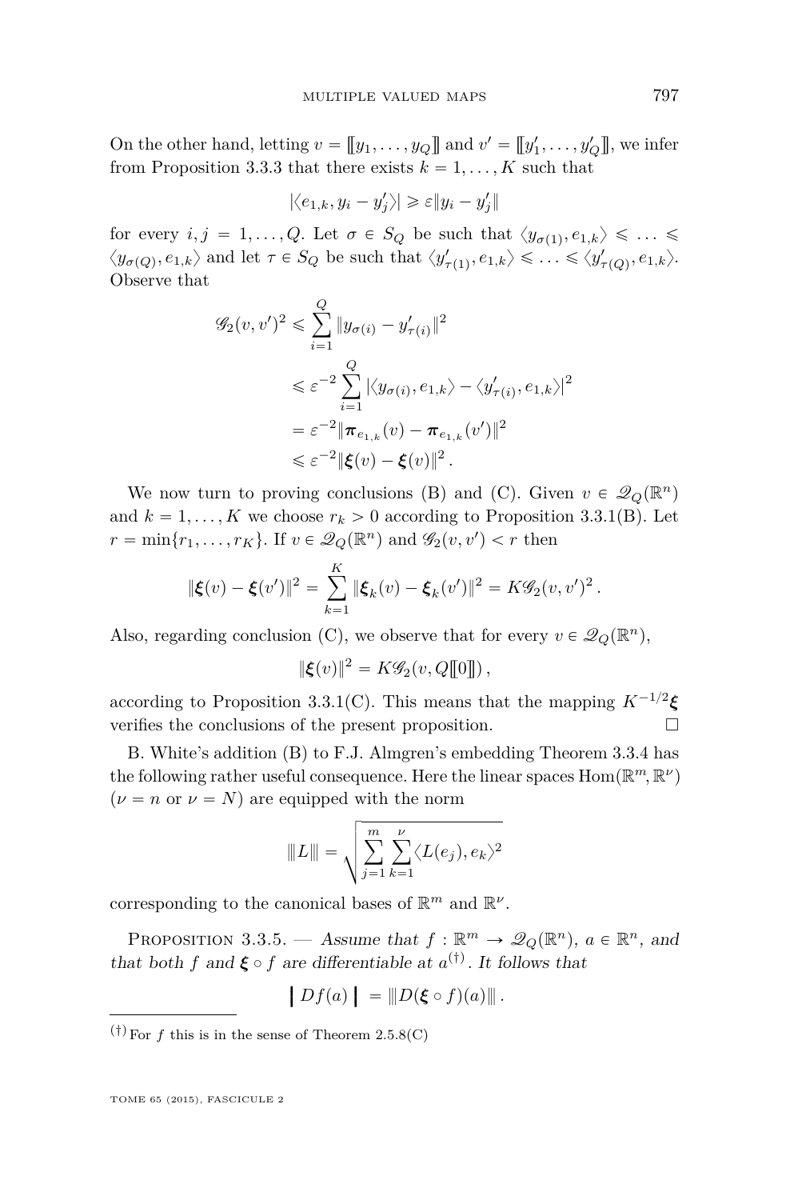On the other hand, letting $v = [\![y_1, \dots, y_Q]\!]$ and $v' = [\![y'_1, \dots, y'_Q]\!]$, we infer from Proposition 3.3.3 that there exists $k = 1, \dots, K$ such that

$$|\langle e_{1,k}, y_i - y'_j \rangle| \geqslant \varepsilon \|y_i - y'_j\|$$

for every $i, j = 1, \dots, Q$. Let $\sigma \in S_Q$ be such that $\langle y_{\sigma(1)}, e_{1,k} \rangle \leqslant \dots \leqslant \langle y_{\sigma(Q)}, e_{1,k} \rangle$ and let $\tau \in S_Q$ be such that $\langle y'_{\tau(1)}, e_{1,k} \rangle \leqslant \dots \leqslant \langle y'_{\tau(Q)}, e_{1,k} \rangle$. Observe that

$$\begin{aligned}
\mathscr{G}_2(v, v')^2 &\leqslant \sum_{i=1}^{Q} \|y_{\sigma(i)} - y'_{\tau(i)}\|^2 \\
&\leqslant \varepsilon^{-2} \sum_{i=1}^{Q} |\langle y_{\sigma(i)}, e_{1,k} \rangle - \langle y'_{\tau(i)}, e_{1,k} \rangle|^2 \\
&= \varepsilon^{-2} \|\boldsymbol{\pi}_{e_{1,k}}(v) - \boldsymbol{\pi}_{e_{1,k}}(v')\|^2 \\
&\leqslant \varepsilon^{-2} \|\boldsymbol{\xi}(v) - \boldsymbol{\xi}(v)\|^2 .
\end{aligned}$$

We now turn to proving conclusions (B) and (C). Given $v \in \mathscr{Q}_Q(\mathbb{R}^n)$ and $k = 1, \dots, K$ we choose $r_k > 0$ according to Proposition 3.3.1(B). Let $r = \min\{r_1, \dots, r_K\}$. If $v \in \mathscr{Q}_Q(\mathbb{R}^n)$ and $\mathscr{G}_2(v, v') < r$ then

$$\|\boldsymbol{\xi}(v) - \boldsymbol{\xi}(v')\|^2 = \sum_{k=1}^{K} \|\boldsymbol{\xi}_k(v) - \boldsymbol{\xi}_k(v')\|^2 = K \mathscr{G}_2(v, v')^2 .$$

Also, regarding conclusion (C), we observe that for every $v \in \mathscr{Q}_Q(\mathbb{R}^n)$,

$$\|\boldsymbol{\xi}(v)\|^2 = K \mathscr{G}_2(v, Q[\![0]\!]) ,$$

according to Proposition 3.3.1(C). This means that the mapping $K^{-1/2}\boldsymbol{\xi}$ verifies the conclusions of the present proposition. □

B. White's addition (B) to F.J. Almgren's embedding Theorem 3.3.4 has the following rather useful consequence. Here the linear spaces $\operatorname{Hom}(\mathbb{R}^m, \mathbb{R}^\nu)$ ($\nu = n$ or $\nu = N$) are equipped with the norm

$$|\!|\!| L |\!|\!| = \sqrt{\sum_{j=1}^{m} \sum_{k=1}^{\nu} \langle L(e_j), e_k \rangle^2}$$

corresponding to the canonical bases of $\mathbb{R}^m$ and $\mathbb{R}^\nu$.

Proposition 3.3.5. — *Assume that $f : \mathbb{R}^m \to \mathscr{Q}_Q(\mathbb{R}^n)$, $a \in \mathbb{R}^n$, and that both $f$ and $\boldsymbol{\xi} \circ f$ are differentiable at $a$*[†]*. It follows that*

$$\left| \, Df(a) \, \right| = |\!|\!| D(\boldsymbol{\xi} \circ f)(a) |\!|\!| .$$

[†] For $f$ this is in the sense of Theorem 2.5.8(C)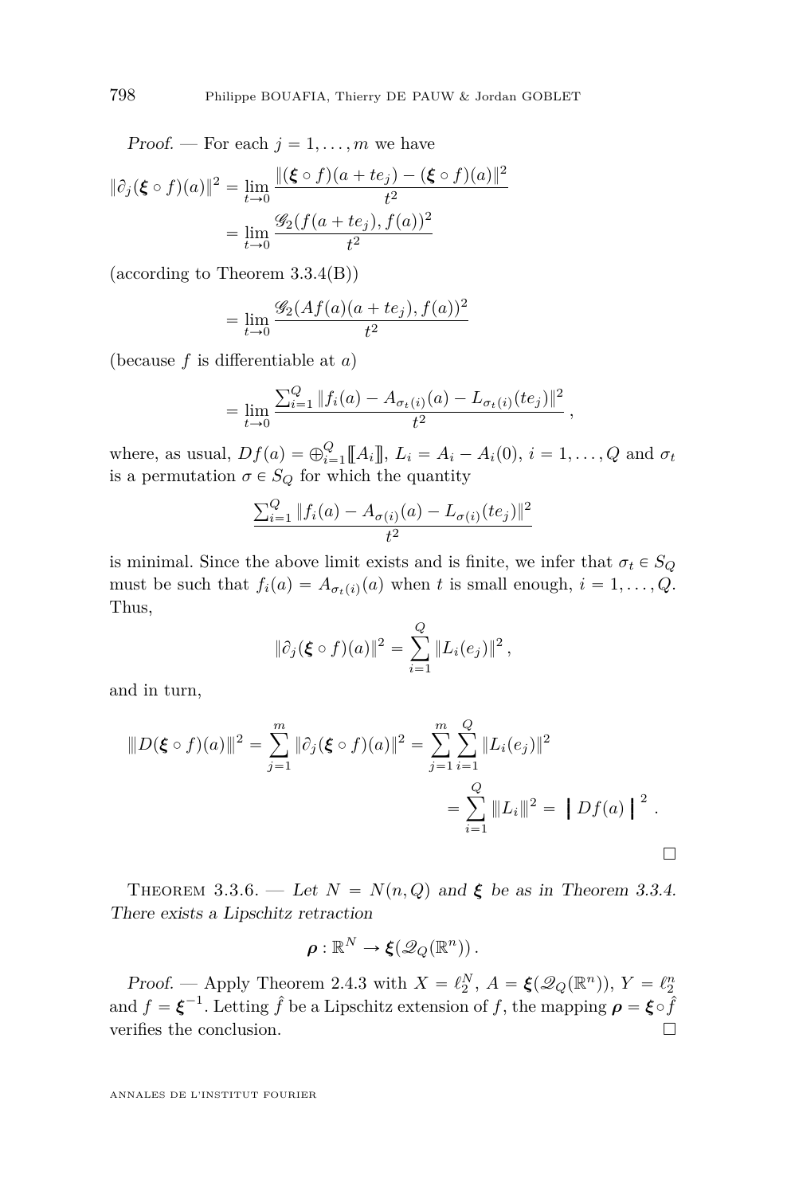*Proof.* — For each $j = 1, \dots, m$ we have

$$
\begin{aligned}
\|\partial_j(\boldsymbol{\xi} \circ f)(a)\|^2 &= \lim_{t \to 0} \frac{\|(\boldsymbol{\xi} \circ f)(a + te_j) - (\boldsymbol{\xi} \circ f)(a)\|^2}{t^2} \\
&= \lim_{t \to 0} \frac{\mathscr{G}_2(f(a + te_j), f(a))^2}{t^2}
\end{aligned}
$$

(according to Theorem 3.3.4(B))

$$
= \lim_{t \to 0} \frac{\mathscr{G}_2(Af(a)(a + te_j), f(a))^2}{t^2}
$$

(because $f$ is differentiable at $a$)

$$
= \lim_{t \to 0} \frac{\sum_{i=1}^{Q} \|f_i(a) - A_{\sigma_t(i)}(a) - L_{\sigma_t(i)}(te_j)\|^2}{t^2},
$$

where, as usual, $Df(a) = \oplus_{i=1}^{Q} [\![ A_i ]\!]$, $L_i = A_i - A_i(0)$, $i = 1, \dots, Q$ and $\sigma_t$ is a permutation $\sigma \in S_Q$ for which the quantity

$$
\frac{\sum_{i=1}^{Q} \|f_i(a) - A_{\sigma(i)}(a) - L_{\sigma(i)}(te_j)\|^2}{t^2}
$$

is minimal. Since the above limit exists and is finite, we infer that $\sigma_t \in S_Q$ must be such that $f_i(a) = A_{\sigma_t(i)}(a)$ when $t$ is small enough, $i = 1, \dots, Q$. Thus,

$$
\|\partial_j(\boldsymbol{\xi} \circ f)(a)\|^2 = \sum_{i=1}^{Q} \|L_i(e_j)\|^2,
$$

and in turn,

$$
\begin{aligned}
\|\!| D(\boldsymbol{\xi} \circ f)(a) |\!\|^2 = \sum_{j=1}^{m} \|\partial_j(\boldsymbol{\xi} \circ f)(a)\|^2 &= \sum_{j=1}^{m} \sum_{i=1}^{Q} \|L_i(e_j)\|^2 \\
&= \sum_{i=1}^{Q} \|\!| L_i |\!\|^2 = \left| Df(a) \right|^2 .
\end{aligned}
$$

□

THEOREM 3.3.6. — *Let $N = N(n, Q)$ and $\boldsymbol{\xi}$ be as in Theorem 3.3.4. There exists a Lipschitz retraction*

$$
\boldsymbol{\rho} : \mathbb{R}^N \to \boldsymbol{\xi}(\mathscr{Q}_Q(\mathbb{R}^n)) .
$$

*Proof.* — Apply Theorem 2.4.3 with $X = \ell_2^N$, $A = \boldsymbol{\xi}(\mathscr{Q}_Q(\mathbb{R}^n))$, $Y = \ell_2^n$ and $f = \boldsymbol{\xi}^{-1}$. Letting $\hat{f}$ be a Lipschitz extension of $f$, the mapping $\boldsymbol{\rho} = \boldsymbol{\xi} \circ \hat{f}$ verifies the conclusion. □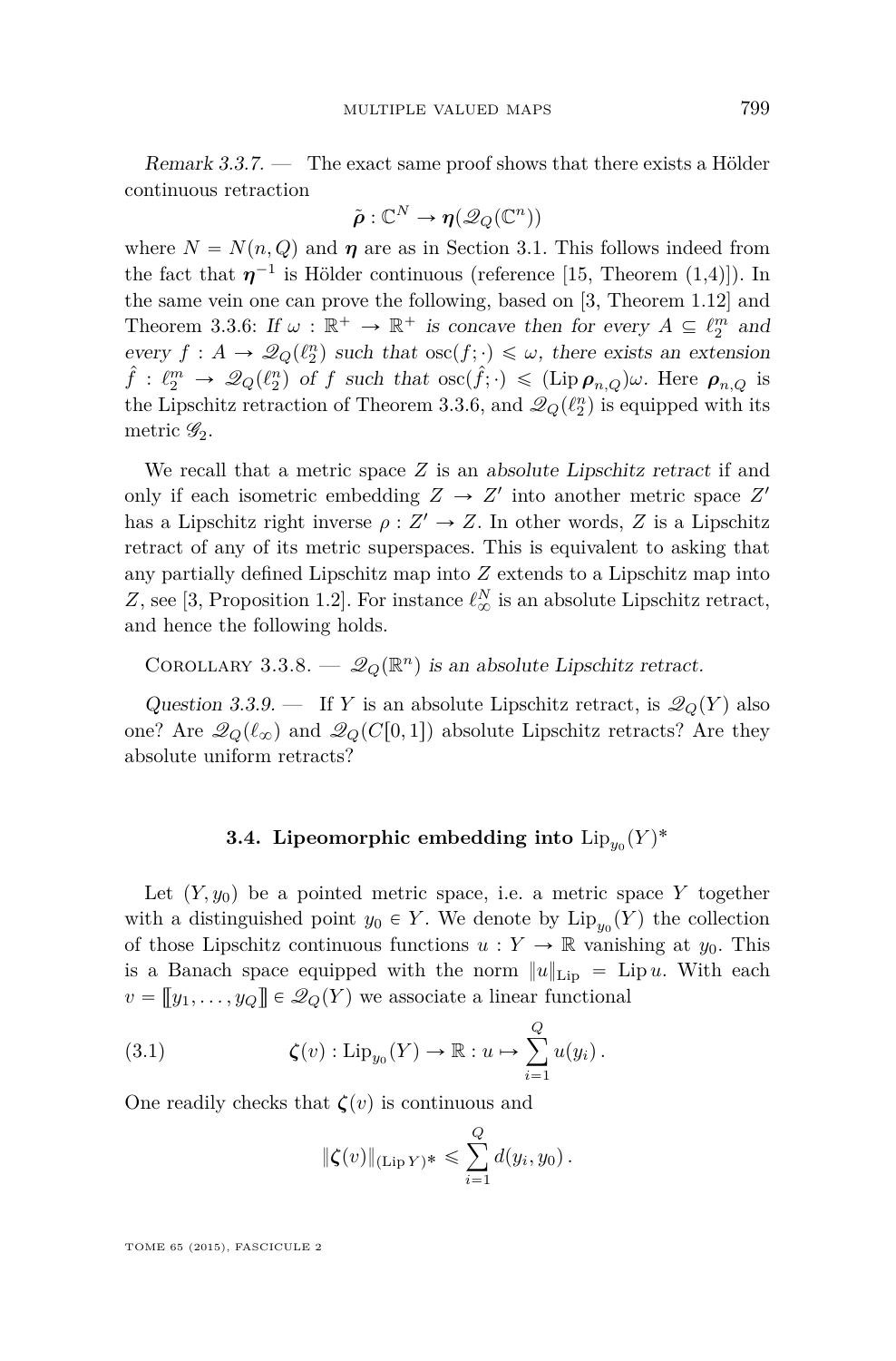*Remark 3.3.7.* — The exact same proof shows that there exists a Hölder continuous retraction

$$\tilde{\boldsymbol{\rho}} : \mathbb{C}^N \to \boldsymbol{\eta}(\mathscr{Q}_Q(\mathbb{C}^n))$$

where $N = N(n, Q)$ and $\boldsymbol{\eta}$ are as in Section 3.1. This follows indeed from the fact that $\boldsymbol{\eta}^{-1}$ is Hölder continuous (reference [15, Theorem (1,4)]). In the same vein one can prove the following, based on [3, Theorem 1.12] and Theorem 3.3.6: *If $\omega : \mathbb{R}^+ \to \mathbb{R}^+$ is concave then for every $A \subseteq \ell_2^m$ and every $f : A \to \mathscr{Q}_Q(\ell_2^n)$ such that $\operatorname{osc}(f; \cdot) \leqslant \omega$, there exists an extension $\hat{f} : \ell_2^m \to \mathscr{Q}_Q(\ell_2^n)$ of $f$ such that $\operatorname{osc}(\hat{f}; \cdot) \leqslant (\operatorname{Lip} \boldsymbol{\rho}_{n,Q})\omega$.* Here $\boldsymbol{\rho}_{n,Q}$ is the Lipschitz retraction of Theorem 3.3.6, and $\mathscr{Q}_Q(\ell_2^n)$ is equipped with its metric $\mathscr{G}_2$.

We recall that a metric space $Z$ is an *absolute Lipschitz retract* if and only if each isometric embedding $Z \to Z'$ into another metric space $Z'$ has a Lipschitz right inverse $\rho : Z' \to Z$. In other words, $Z$ is a Lipschitz retract of any of its metric superspaces. This is equivalent to asking that any partially defined Lipschitz map into $Z$ extends to a Lipschitz map into $Z$, see [3, Proposition 1.2]. For instance $\ell_\infty^N$ is an absolute Lipschitz retract, and hence the following holds.

Corollary 3.3.8. — *$\mathscr{Q}_Q(\mathbb{R}^n)$ is an absolute Lipschitz retract.*

*Question 3.3.9.* — If $Y$ is an absolute Lipschitz retract, is $\mathscr{Q}_Q(Y)$ also one? Are $\mathscr{Q}_Q(\ell_\infty)$ and $\mathscr{Q}_Q(C[0,1])$ absolute Lipschitz retracts? Are they absolute uniform retracts?

### 3.4. Lipeomorphic embedding into $\operatorname{Lip}_{y_0}(Y)^*$

Let $(Y, y_0)$ be a pointed metric space, i.e. a metric space $Y$ together with a distinguished point $y_0 \in Y$. We denote by $\operatorname{Lip}_{y_0}(Y)$ the collection of those Lipschitz continuous functions $u : Y \to \mathbb{R}$ vanishing at $y_0$. This is a Banach space equipped with the norm $\|u\|_{\operatorname{Lip}} = \operatorname{Lip} u$. With each $v = [\![y_1, \dots, y_Q]\!] \in \mathscr{Q}_Q(Y)$ we associate a linear functional

$$\boldsymbol{\zeta}(v) : \operatorname{Lip}_{y_0}(Y) \to \mathbb{R} : u \mapsto \sum_{i=1}^{Q} u(y_i)\,. \tag{3.1}$$

One readily checks that $\boldsymbol{\zeta}(v)$ is continuous and

$$\|\boldsymbol{\zeta}(v)\|_{(\operatorname{Lip} Y)^*} \leqslant \sum_{i=1}^{Q} d(y_i, y_0)\,.$$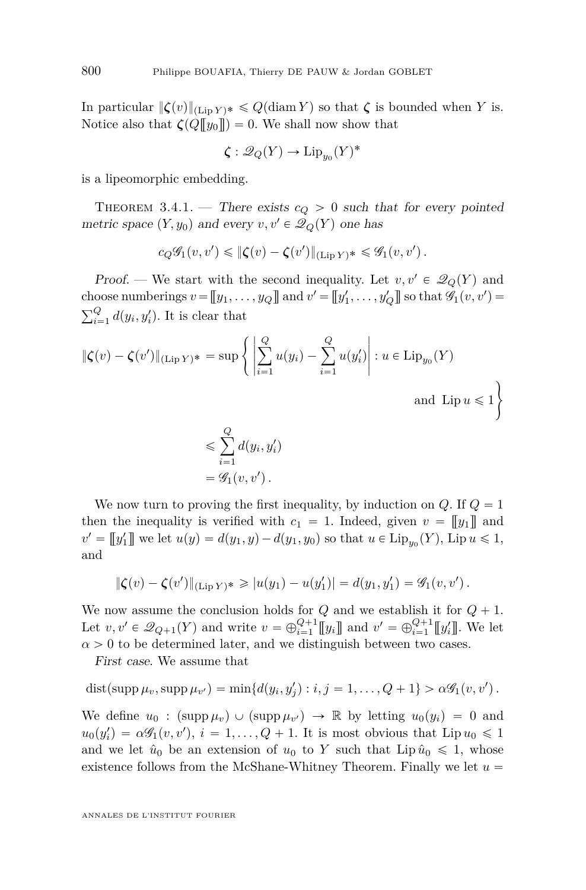In particular $\|\boldsymbol{\zeta}(v)\|_{(\operatorname{Lip} Y)^*} \leqslant Q(\operatorname{diam} Y)$ so that $\boldsymbol{\zeta}$ is bounded when $Y$ is. Notice also that $\boldsymbol{\zeta}(Q[\![y_0]\!]) = 0$. We shall now show that

$$\boldsymbol{\zeta} : \mathscr{Q}_Q(Y) \to \operatorname{Lip}_{y_0}(Y)^*$$

is a lipeomorphic embedding.

Theorem 3.4.1. — *There exists $c_Q > 0$ such that for every pointed metric space $(Y, y_0)$ and every $v, v' \in \mathscr{Q}_Q(Y)$ one has*

$$c_Q \mathscr{G}_1(v, v') \leqslant \|\boldsymbol{\zeta}(v) - \boldsymbol{\zeta}(v')\|_{(\operatorname{Lip} Y)^*} \leqslant \mathscr{G}_1(v, v') .$$

*Proof.* — We start with the second inequality. Let $v, v' \in \mathscr{Q}_Q(Y)$ and choose numberings $v = [\![y_1, \dots, y_Q]\!]$ and $v' = [\![y'_1, \dots, y'_Q]\!]$ so that $\mathscr{G}_1(v, v') = \sum_{i=1}^Q d(y_i, y'_i)$. It is clear that

$$\begin{aligned}
\|\boldsymbol{\zeta}(v) - \boldsymbol{\zeta}(v')\|_{(\operatorname{Lip} Y)^*} &= \sup \left\{ \left| \sum_{i=1}^Q u(y_i) - \sum_{i=1}^Q u(y'_i) \right| : u \in \operatorname{Lip}_{y_0}(Y) \right. \\
&\qquad\qquad \left. \text{and } \operatorname{Lip} u \leqslant 1 \right\} \\
&\leqslant \sum_{i=1}^Q d(y_i, y'_i) \\
&= \mathscr{G}_1(v, v') .
\end{aligned}$$

We now turn to proving the first inequality, by induction on $Q$. If $Q = 1$ then the inequality is verified with $c_1 = 1$. Indeed, given $v = [\![y_1]\!]$ and $v' = [\![y'_1]\!]$ we let $u(y) = d(y_1, y) - d(y_1, y_0)$ so that $u \in \operatorname{Lip}_{y_0}(Y)$, $\operatorname{Lip} u \leqslant 1$, and

$$\|\boldsymbol{\zeta}(v) - \boldsymbol{\zeta}(v')\|_{(\operatorname{Lip} Y)^*} \geqslant |u(y_1) - u(y'_1)| = d(y_1, y'_1) = \mathscr{G}_1(v, v') .$$

We now assume the conclusion holds for $Q$ and we establish it for $Q+1$. Let $v, v' \in \mathscr{Q}_{Q+1}(Y)$ and write $v = \oplus_{i=1}^{Q+1} [\![y_i]\!]$ and $v' = \oplus_{i=1}^{Q+1} [\![y'_i]\!]$. We let $\alpha > 0$ to be determined later, and we distinguish between two cases.

*First case.* We assume that

$$\operatorname{dist}(\operatorname{supp} \mu_v, \operatorname{supp} \mu_{v'}) = \min\{d(y_i, y'_j) : i, j = 1, \dots, Q+1\} > \alpha \mathscr{G}_1(v, v') .$$

We define $u_0 : (\operatorname{supp} \mu_v) \cup (\operatorname{supp} \mu_{v'}) \to \mathbb{R}$ by letting $u_0(y_i) = 0$ and $u_0(y'_i) = \alpha \mathscr{G}_1(v, v')$, $i = 1, \dots, Q+1$. It is most obvious that $\operatorname{Lip} u_0 \leqslant 1$ and we let $\hat{u}_0$ be an extension of $u_0$ to $Y$ such that $\operatorname{Lip} \hat{u}_0 \leqslant 1$, whose existence follows from the McShane-Whitney Theorem. Finally we let $u =$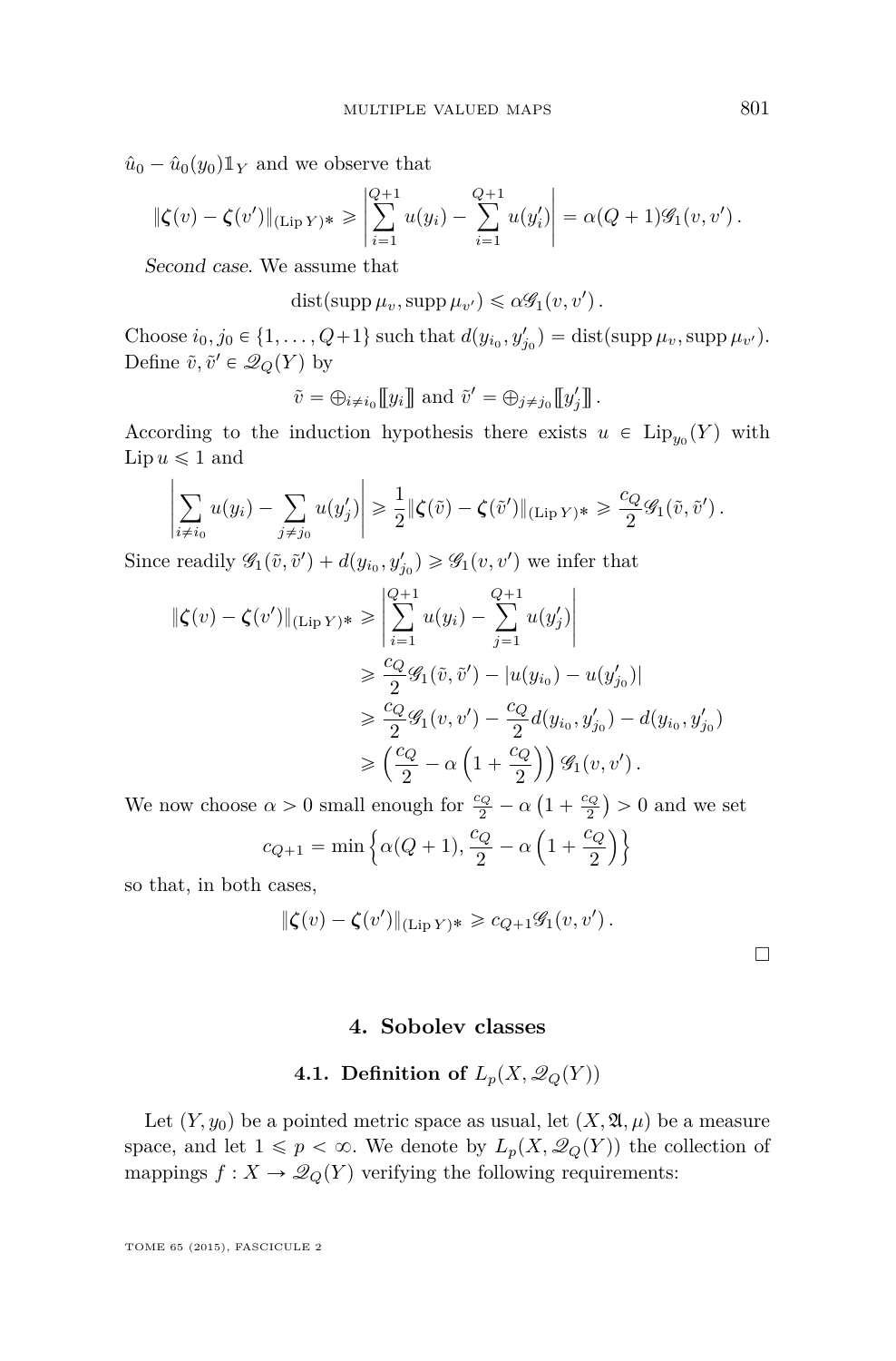$\hat{u}_0 - \hat{u}_0(y_0)\mathbb{1}_Y$ and we observe that

$$\|\boldsymbol{\zeta}(v) - \boldsymbol{\zeta}(v')\|_{(\operatorname{Lip} Y)^*} \geqslant \left|\sum_{i=1}^{Q+1} u(y_i) - \sum_{i=1}^{Q+1} u(y'_i)\right| = \alpha(Q+1)\mathscr{G}_1(v, v')\,.$$

*Second case.* We assume that

$$\operatorname{dist}(\operatorname{supp}\mu_v, \operatorname{supp}\mu_{v'}) \leqslant \alpha\mathscr{G}_1(v, v')\,.$$

Choose $i_0, j_0 \in \{1, \dots, Q+1\}$ such that $d(y_{i_0}, y'_{j_0}) = \operatorname{dist}(\operatorname{supp}\mu_v, \operatorname{supp}\mu_{v'})$. Define $\tilde{v}, \tilde{v}' \in \mathscr{Q}_Q(Y)$ by

$$\tilde{v} = \oplus_{i \neq i_0} [\![ y_i ]\!] \text{ and } \tilde{v}' = \oplus_{j \neq j_0} [\![ y'_j ]\!]\,.$$

According to the induction hypothesis there exists $u \in \operatorname{Lip}_{y_0}(Y)$ with $\operatorname{Lip} u \leqslant 1$ and

$$\left|\sum_{i \neq i_0} u(y_i) - \sum_{j \neq j_0} u(y'_j)\right| \geqslant \frac{1}{2}\|\boldsymbol{\zeta}(\tilde{v}) - \boldsymbol{\zeta}(\tilde{v}')\|_{(\operatorname{Lip} Y)^*} \geqslant \frac{c_Q}{2}\mathscr{G}_1(\tilde{v}, \tilde{v}')\,.$$

Since readily $\mathscr{G}_1(\tilde{v}, \tilde{v}') + d(y_{i_0}, y'_{j_0}) \geqslant \mathscr{G}_1(v, v')$ we infer that

$$\begin{aligned}
\|\boldsymbol{\zeta}(v) - \boldsymbol{\zeta}(v')\|_{(\operatorname{Lip} Y)^*} &\geqslant \left|\sum_{i=1}^{Q+1} u(y_i) - \sum_{j=1}^{Q+1} u(y'_j)\right| \\
&\geqslant \frac{c_Q}{2}\mathscr{G}_1(\tilde{v}, \tilde{v}') - |u(y_{i_0}) - u(y'_{j_0})| \\
&\geqslant \frac{c_Q}{2}\mathscr{G}_1(v, v') - \frac{c_Q}{2}d(y_{i_0}, y'_{j_0}) - d(y_{i_0}, y'_{j_0}) \\
&\geqslant \left(\frac{c_Q}{2} - \alpha\left(1 + \frac{c_Q}{2}\right)\right)\mathscr{G}_1(v, v')\,.
\end{aligned}$$

We now choose $\alpha > 0$ small enough for $\frac{c_Q}{2} - \alpha\left(1 + \frac{c_Q}{2}\right) > 0$ and we set

$$c_{Q+1} = \min\left\{\alpha(Q+1), \frac{c_Q}{2} - \alpha\left(1 + \frac{c_Q}{2}\right)\right\}$$

so that, in both cases,

$$\|\boldsymbol{\zeta}(v) - \boldsymbol{\zeta}(v')\|_{(\operatorname{Lip} Y)^*} \geqslant c_{Q+1}\mathscr{G}_1(v, v')\,.$$

□

## 4. Sobolev classes

### 4.1. Definition of $L_p(X, \mathscr{Q}_Q(Y))$

Let $(Y, y_0)$ be a pointed metric space as usual, let $(X, \mathfrak{A}, \mu)$ be a measure space, and let $1 \leqslant p < \infty$. We denote by $L_p(X, \mathscr{Q}_Q(Y))$ the collection of mappings $f : X \to \mathscr{Q}_Q(Y)$ verifying the following requirements: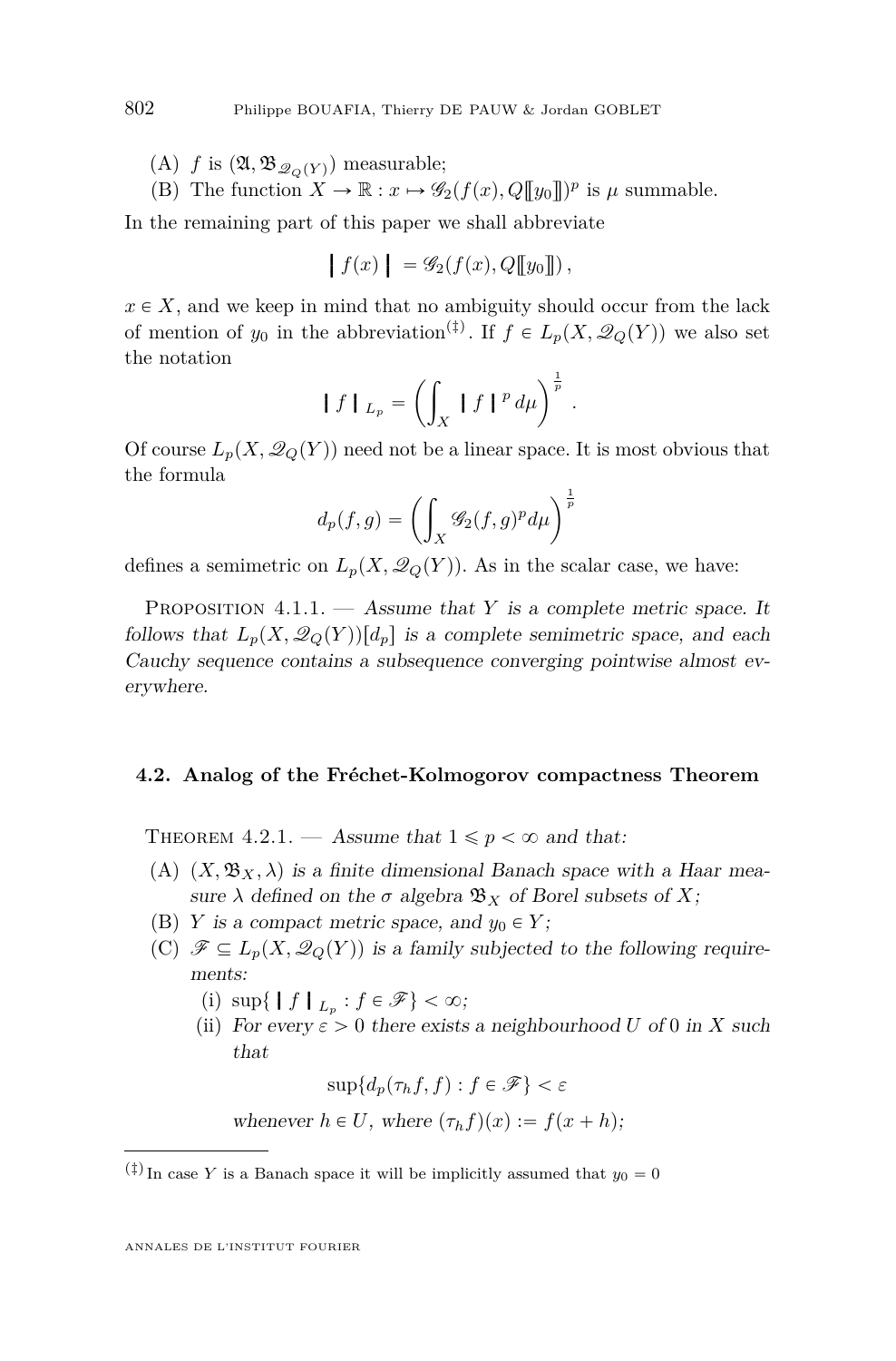(A) $f$ is $(\mathfrak{A}, \mathfrak{B}_{\mathscr{Q}_Q(Y)})$ measurable;

(B) The function $X \to \mathbb{R} : x \mapsto \mathscr{G}_2(f(x), Q[\![y_0]\!])^p$ is $\mu$ summable.

In the remaining part of this paper we shall abbreviate

$$\left| f(x) \right| = \mathscr{G}_2(f(x), Q[\![y_0]\!]) ,$$

$x \in X$, and we keep in mind that no ambiguity should occur from the lack of mention of $y_0$ in the abbreviation[‡]. If $f \in L_p(X, \mathscr{Q}_Q(Y))$ we also set the notation

$$\left| f \right|_{L_p} = \left( \int_X \left| f \right|^p d\mu \right)^{\frac{1}{p}} .$$

Of course $L_p(X, \mathscr{Q}_Q(Y))$ need not be a linear space. It is most obvious that the formula

$$d_p(f, g) = \left( \int_X \mathscr{G}_2(f, g)^p d\mu \right)^{\frac{1}{p}}$$

defines a semimetric on $L_p(X, \mathscr{Q}_Q(Y))$. As in the scalar case, we have:

Proposition 4.1.1. — *Assume that $Y$ is a complete metric space. It follows that $L_p(X, \mathscr{Q}_Q(Y))[d_p]$ is a complete semimetric space, and each Cauchy sequence contains a subsequence converging pointwise almost everywhere.*

### 4.2. Analog of the Fréchet-Kolmogorov compactness Theorem

Theorem 4.2.1. — *Assume that $1 \leqslant p < \infty$ and that:*

(A) *$(X, \mathfrak{B}_X, \lambda)$ is a finite dimensional Banach space with a Haar measure $\lambda$ defined on the $\sigma$ algebra $\mathfrak{B}_X$ of Borel subsets of $X$;*

(B) *$Y$ is a compact metric space, and $y_0 \in Y$;*

(C) *$\mathscr{F} \subseteq L_p(X, \mathscr{Q}_Q(Y))$ is a family subjected to the following requirements:*

  (i) $\sup\{ \left| f \right|_{L_p} : f \in \mathscr{F}\} < \infty$;

  (ii) *For every $\varepsilon > 0$ there exists a neighbourhood $U$ of $0$ in $X$ such that*

  $$\sup\{d_p(\tau_h f, f) : f \in \mathscr{F}\} < \varepsilon$$

  *whenever $h \in U$, where $(\tau_h f)(x) := f(x + h)$;*

---

[‡] In case $Y$ is a Banach space it will be implicitly assumed that $y_0 = 0$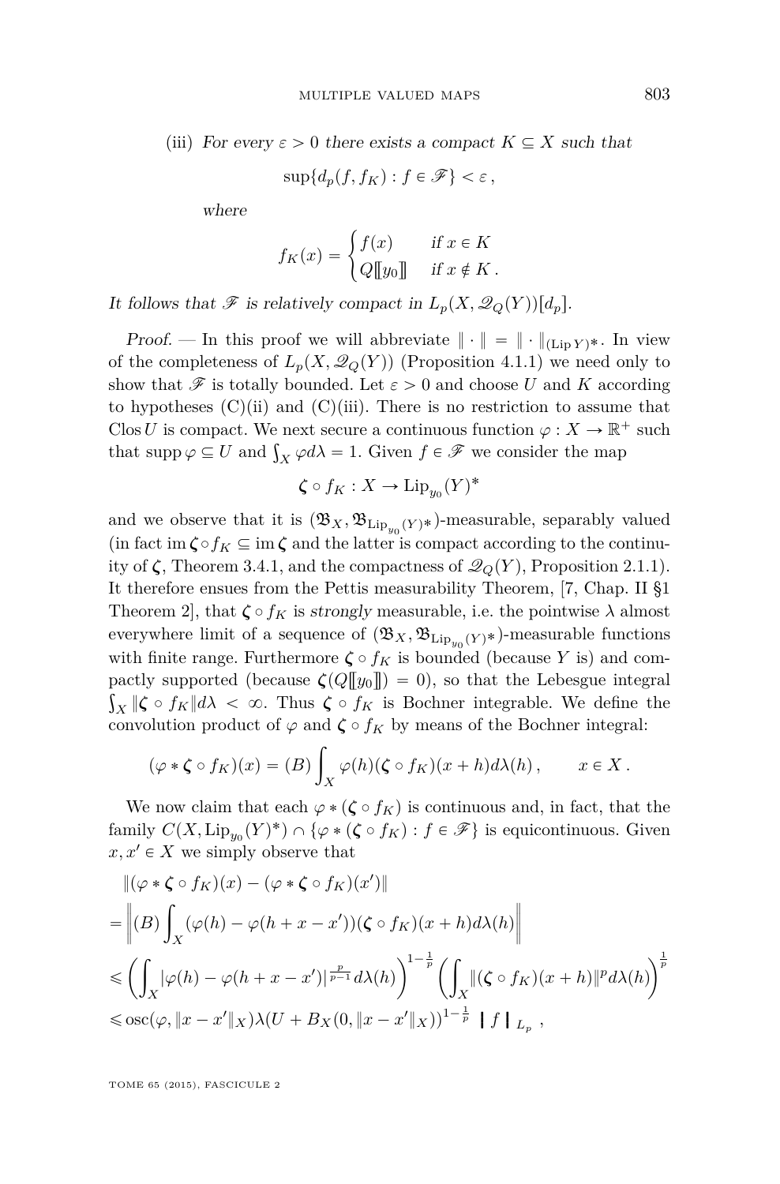(iii) *For every $\varepsilon > 0$ there exists a compact $K \subseteq X$ such that*

$$\sup\{d_p(f, f_K) : f \in \mathscr{F}\} < \varepsilon\,,$$

*where*

$$f_K(x) = \begin{cases} f(x) & \text{if } x \in K \\ Q[\![y_0]\!] & \text{if } x \notin K\,. \end{cases}$$

*It follows that $\mathscr{F}$ is relatively compact in $L_p(X, \mathscr{Q}_Q(Y))[d_p]$.*

*Proof.* — In this proof we will abbreviate $\|\cdot\| = \|\cdot\|_{(\mathrm{Lip}\,Y)^*}$. In view of the completeness of $L_p(X, \mathscr{Q}_Q(Y))$ (Proposition 4.1.1) we need only to show that $\mathscr{F}$ is totally bounded. Let $\varepsilon > 0$ and choose $U$ and $K$ according to hypotheses (C)(ii) and (C)(iii). There is no restriction to assume that $\mathrm{Clos}\, U$ is compact. We next secure a continuous function $\varphi : X \to \mathbb{R}^+$ such that $\mathrm{supp}\,\varphi \subseteq U$ and $\int_X \varphi d\lambda = 1$. Given $f \in \mathscr{F}$ we consider the map

$$\boldsymbol{\zeta} \circ f_K : X \to \mathrm{Lip}_{y_0}(Y)^*$$

and we observe that it is $(\mathfrak{B}_X, \mathfrak{B}_{\mathrm{Lip}_{y_0}(Y)^*})$-measurable, separably valued (in fact $\mathrm{im}\, \boldsymbol{\zeta} \circ f_K \subseteq \mathrm{im}\, \boldsymbol{\zeta}$ and the latter is compact according to the continuity of $\boldsymbol{\zeta}$, Theorem 3.4.1, and the compactness of $\mathscr{Q}_Q(Y)$, Proposition 2.1.1). It therefore ensues from the Pettis measurability Theorem, [7, Chap. II §1 Theorem 2], that $\boldsymbol{\zeta} \circ f_K$ is *strongly* measurable, i.e. the pointwise $\lambda$ almost everywhere limit of a sequence of $(\mathfrak{B}_X, \mathfrak{B}_{\mathrm{Lip}_{y_0}(Y)^*})$-measurable functions with finite range. Furthermore $\boldsymbol{\zeta} \circ f_K$ is bounded (because $Y$ is) and compactly supported (because $\boldsymbol{\zeta}(Q[\![y_0]\!]) = 0$), so that the Lebesgue integral $\int_X \|\boldsymbol{\zeta} \circ f_K\| d\lambda < \infty$. Thus $\boldsymbol{\zeta} \circ f_K$ is Bochner integrable. We define the convolution product of $\varphi$ and $\boldsymbol{\zeta} \circ f_K$ by means of the Bochner integral:

$$(\varphi * \boldsymbol{\zeta} \circ f_K)(x) = (B)\int_X \varphi(h)(\boldsymbol{\zeta} \circ f_K)(x+h) d\lambda(h)\,, \qquad x \in X\,.$$

We now claim that each $\varphi * (\boldsymbol{\zeta} \circ f_K)$ is continuous and, in fact, that the family $C(X, \mathrm{Lip}_{y_0}(Y)^*) \cap \{\varphi * (\boldsymbol{\zeta} \circ f_K) : f \in \mathscr{F}\}$ is equicontinuous. Given $x, x' \in X$ we simply observe that

$$\begin{aligned}
&\|(\varphi * \boldsymbol{\zeta} \circ f_K)(x) - (\varphi * \boldsymbol{\zeta} \circ f_K)(x')\| \\
&= \left\| (B)\int_X (\varphi(h) - \varphi(h + x - x'))(\boldsymbol{\zeta} \circ f_K)(x+h) d\lambda(h) \right\| \\
&\leqslant \left( \int_X |\varphi(h) - \varphi(h + x - x')|^{\frac{p}{p-1}} d\lambda(h) \right)^{1-\frac{1}{p}} \left( \int_X \|(\boldsymbol{\zeta} \circ f_K)(x+h)\|^p d\lambda(h) \right)^{\frac{1}{p}} \\
&\leqslant \mathrm{osc}(\varphi, \|x - x'\|_X) \lambda(U + B_X(0, \|x - x'\|_X))^{1-\frac{1}{p}} \,\, |\!|\!| f |\!|\!|_{L_p}\,,
\end{aligned}$$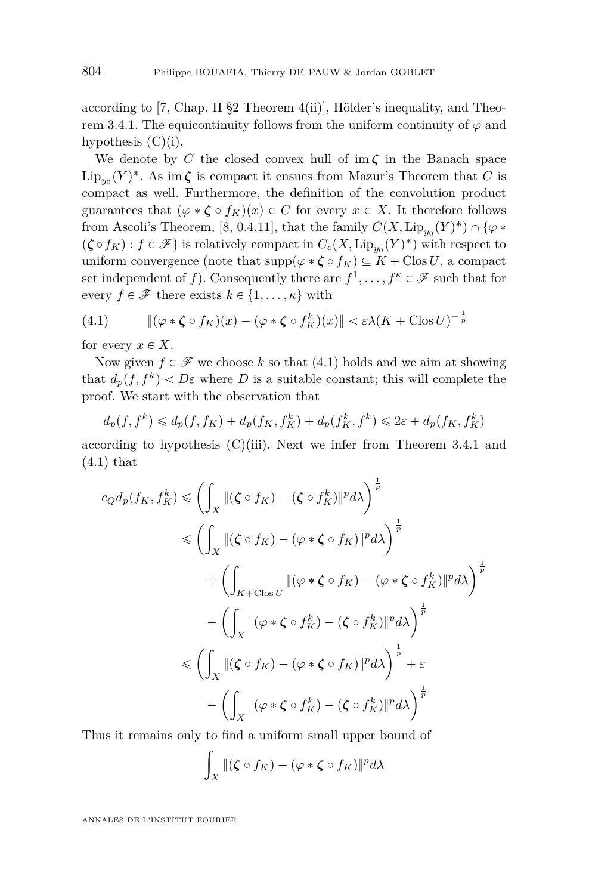according to [7, Chap. II §2 Theorem 4(ii)], Hölder's inequality, and Theorem 3.4.1. The equicontinuity follows from the uniform continuity of $\varphi$ and hypothesis (C)(i).

We denote by $C$ the closed convex hull of $\operatorname{im} \boldsymbol{\zeta}$ in the Banach space $\operatorname{Lip}_{y_0}(Y)^*$. As $\operatorname{im} \boldsymbol{\zeta}$ is compact it ensues from Mazur's Theorem that $C$ is compact as well. Furthermore, the definition of the convolution product guarantees that $(\varphi * \boldsymbol{\zeta} \circ f_K)(x) \in C$ for every $x \in X$. It therefore follows from Ascoli's Theorem, [8, 0.4.11], that the family $C(X, \operatorname{Lip}_{y_0}(Y)^*) \cap \{\varphi * (\boldsymbol{\zeta} \circ f_K) : f \in \mathscr{F}\}$ is relatively compact in $C_c(X, \operatorname{Lip}_{y_0}(Y)^*)$ with respect to uniform convergence (note that $\operatorname{supp}(\varphi * \boldsymbol{\zeta} \circ f_K) \subseteq K + \operatorname{Clos} U$, a compact set independent of $f$). Consequently there are $f^1, \ldots, f^\kappa \in \mathscr{F}$ such that for every $f \in \mathscr{F}$ there exists $k \in \{1, \ldots, \kappa\}$ with

$$\|(\varphi * \boldsymbol{\zeta} \circ f_K)(x) - (\varphi * \boldsymbol{\zeta} \circ f_K^k)(x)\| < \varepsilon \lambda (K + \operatorname{Clos} U)^{-\frac{1}{p}} \tag{4.1}$$

for every $x \in X$.

Now given $f \in \mathscr{F}$ we choose $k$ so that (4.1) holds and we aim at showing that $d_p(f, f^k) < D\varepsilon$ where $D$ is a suitable constant; this will complete the proof. We start with the observation that

$$d_p(f, f^k) \leqslant d_p(f, f_K) + d_p(f_K, f_K^k) + d_p(f_K^k, f^k) \leqslant 2\varepsilon + d_p(f_K, f_K^k)$$

according to hypothesis (C)(iii). Next we infer from Theorem 3.4.1 and (4.1) that

$$\begin{aligned}
c_Q d_p(f_K, f_K^k) &\leqslant \left( \int_X \|(\boldsymbol{\zeta} \circ f_K) - (\boldsymbol{\zeta} \circ f_K^k)\|^p d\lambda \right)^{\frac{1}{p}} \\
&\leqslant \left( \int_X \|(\boldsymbol{\zeta} \circ f_K) - (\varphi * \boldsymbol{\zeta} \circ f_K)\|^p d\lambda \right)^{\frac{1}{p}} \\
&\quad + \left( \int_{K + \operatorname{Clos} U} \|(\varphi * \boldsymbol{\zeta} \circ f_K) - (\varphi * \boldsymbol{\zeta} \circ f_K^k)\|^p d\lambda \right)^{\frac{1}{p}} \\
&\quad + \left( \int_X \|(\varphi * \boldsymbol{\zeta} \circ f_K^k) - (\boldsymbol{\zeta} \circ f_K^k)\|^p d\lambda \right)^{\frac{1}{p}} \\
&\leqslant \left( \int_X \|(\boldsymbol{\zeta} \circ f_K) - (\varphi * \boldsymbol{\zeta} \circ f_K)\|^p d\lambda \right)^{\frac{1}{p}} + \varepsilon \\
&\quad + \left( \int_X \|(\varphi * \boldsymbol{\zeta} \circ f_K^k) - (\boldsymbol{\zeta} \circ f_K^k)\|^p d\lambda \right)^{\frac{1}{p}}
\end{aligned}$$

Thus it remains only to find a uniform small upper bound of

$$\int_X \|(\boldsymbol{\zeta} \circ f_K) - (\varphi * \boldsymbol{\zeta} \circ f_K)\|^p d\lambda$$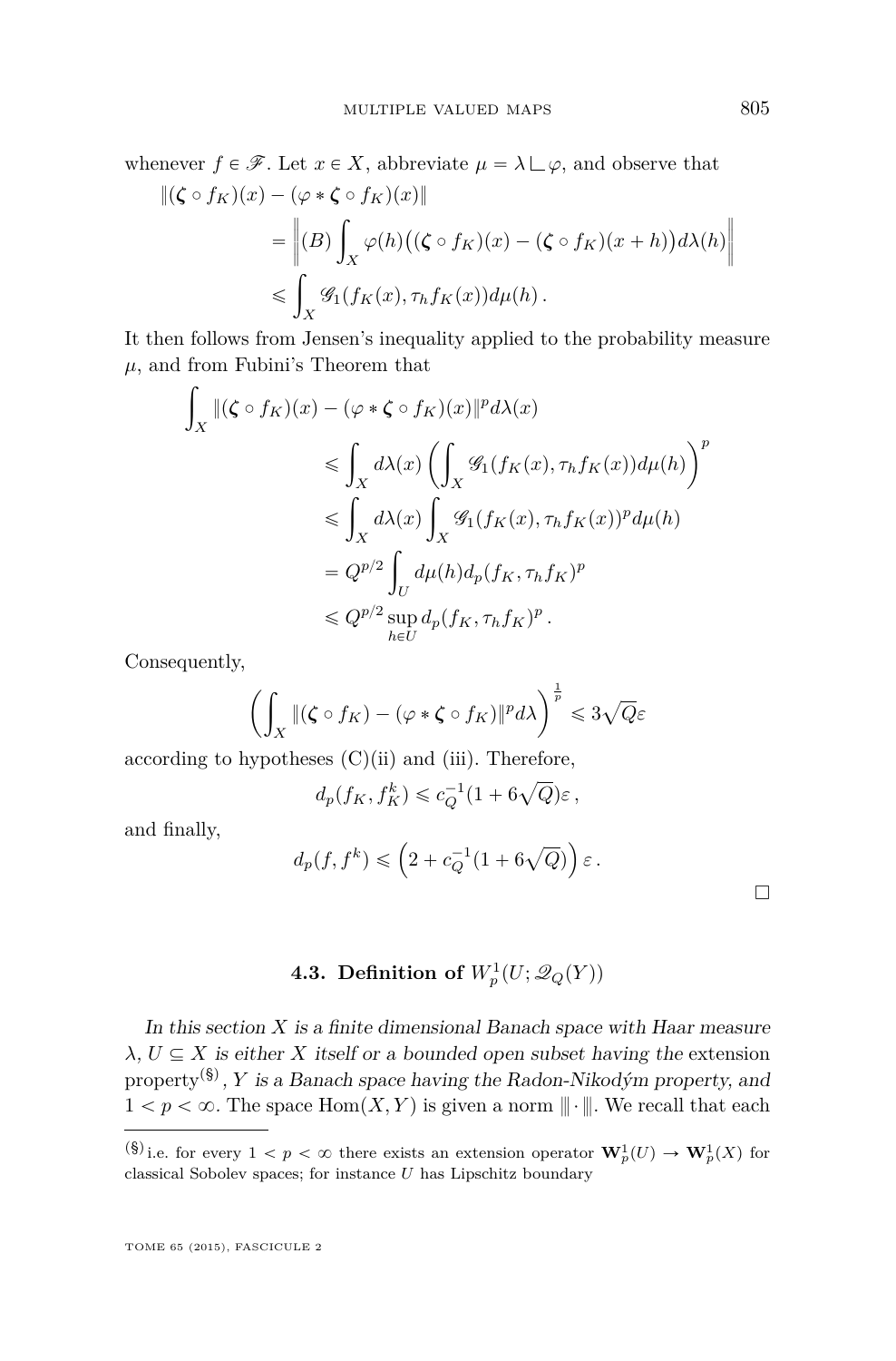whenever $f \in \mathscr{F}$. Let $x \in X$, abbreviate $\mu = \lambda \llcorner \varphi$, and observe that

$$
\begin{aligned}
\|(\boldsymbol{\zeta} \circ f_K)(x) &- (\varphi * \boldsymbol{\zeta} \circ f_K)(x)\| \\
&= \left\| (B) \int_X \varphi(h)\big((\boldsymbol{\zeta} \circ f_K)(x) - (\boldsymbol{\zeta} \circ f_K)(x+h)\big) d\lambda(h) \right\| \\
&\leqslant \int_X \mathscr{G}_1(f_K(x), \tau_h f_K(x)) d\mu(h)\,.
\end{aligned}
$$

It then follows from Jensen's inequality applied to the probability measure $\mu$, and from Fubini's Theorem that

$$
\begin{aligned}
\int_X \|(\boldsymbol{\zeta} \circ f_K)(x) &- (\varphi * \boldsymbol{\zeta} \circ f_K)(x)\|^p d\lambda(x) \\
&\leqslant \int_X d\lambda(x) \left( \int_X \mathscr{G}_1(f_K(x), \tau_h f_K(x)) d\mu(h) \right)^p \\
&\leqslant \int_X d\lambda(x) \int_X \mathscr{G}_1(f_K(x), \tau_h f_K(x))^p d\mu(h) \\
&= Q^{p/2} \int_U d\mu(h) d_p(f_K, \tau_h f_K)^p \\
&\leqslant Q^{p/2} \sup_{h \in U} d_p(f_K, \tau_h f_K)^p\,.
\end{aligned}
$$

Consequently,

$$
\left( \int_X \|(\boldsymbol{\zeta} \circ f_K) - (\varphi * \boldsymbol{\zeta} \circ f_K)\|^p d\lambda \right)^{\frac{1}{p}} \leqslant 3\sqrt{Q}\varepsilon
$$

according to hypotheses (C)(ii) and (iii). Therefore,

$$
d_p(f_K, f_K^k) \leqslant c_Q^{-1}(1 + 6\sqrt{Q})\varepsilon\,,
$$

and finally,

$$
d_p(f, f^k) \leqslant \left(2 + c_Q^{-1}(1 + 6\sqrt{Q})\right)\varepsilon\,.
$$

□

### 4.3. Definition of $W_p^1(U; \mathscr{Q}_Q(Y))$

*In this section $X$ is a finite dimensional Banach space with Haar measure $\lambda$, $U \subseteq X$ is either $X$ itself or a bounded open subset having the* extension property[(§)]*, $Y$ is a Banach space having the Radon-Nikodým property, and $1 < p < \infty$.* The space $\operatorname{Hom}(X, Y)$ is given a norm $|\!|\!| \cdot |\!|\!|$. We recall that each

(§) i.e. for every $1 < p < \infty$ there exists an extension operator $\mathbf{W}_p^1(U) \to \mathbf{W}_p^1(X)$ for classical Sobolev spaces; for instance $U$ has Lipschitz boundary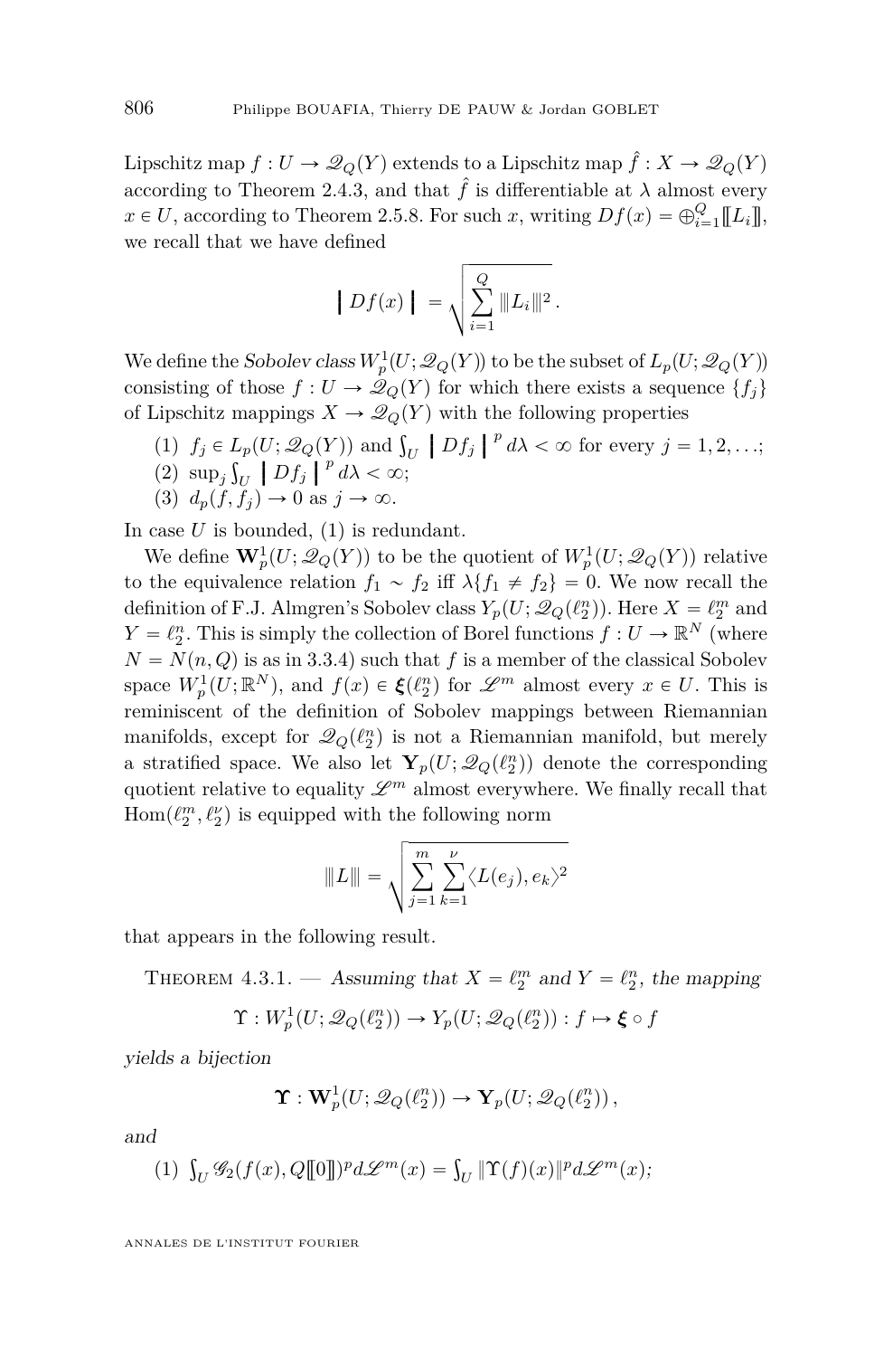Lipschitz map $f : U \to \mathscr{Q}_Q(Y)$ extends to a Lipschitz map $\hat{f} : X \to \mathscr{Q}_Q(Y)$ according to Theorem 2.4.3, and that $\hat{f}$ is differentiable at $\lambda$ almost every $x \in U$, according to Theorem 2.5.8. For such $x$, writing $Df(x) = \oplus_{i=1}^{Q} [\![ L_i ]\!]$, we recall that we have defined

$$\left\bracevert Df(x) \right\bracevert = \sqrt{\sum_{i=1}^{Q} |\!|\!| L_i |\!|\!|^2}\,.$$

We define the *Sobolev class* $W^1_p(U; \mathscr{Q}_Q(Y))$ to be the subset of $L_p(U; \mathscr{Q}_Q(Y))$ consisting of those $f : U \to \mathscr{Q}_Q(Y)$ for which there exists a sequence $\{f_j\}$ of Lipschitz mappings $X \to \mathscr{Q}_Q(Y)$ with the following properties

(1) $f_j \in L_p(U; \mathscr{Q}_Q(Y))$ and $\int_U \left\bracevert Df_j \right\bracevert^p d\lambda < \infty$ for every $j = 1, 2, \ldots$;
(2) $\sup_j \int_U \left\bracevert Df_j \right\bracevert^p d\lambda < \infty$;
(3) $d_p(f, f_j) \to 0$ as $j \to \infty$.

In case $U$ is bounded, (1) is redundant.

We define $\mathbf{W}^1_p(U; \mathscr{Q}_Q(Y))$ to be the quotient of $W^1_p(U; \mathscr{Q}_Q(Y))$ relative to the equivalence relation $f_1 \sim f_2$ iff $\lambda\{f_1 \neq f_2\} = 0$. We now recall the definition of F.J. Almgren's Sobolev class $Y_p(U; \mathscr{Q}_Q(\ell_2^n))$. Here $X = \ell_2^m$ and $Y = \ell_2^n$. This is simply the collection of Borel functions $f : U \to \mathbb{R}^N$ (where $N = N(n, Q)$ is as in 3.3.4) such that $f$ is a member of the classical Sobolev space $W^1_p(U; \mathbb{R}^N)$, and $f(x) \in \boldsymbol{\xi}(\ell_2^n)$ for $\mathscr{L}^m$ almost every $x \in U$. This is reminiscent of the definition of Sobolev mappings between Riemannian manifolds, except for $\mathscr{Q}_Q(\ell_2^n)$ is not a Riemannian manifold, but merely a stratified space. We also let $\mathbf{Y}_p(U; \mathscr{Q}_Q(\ell_2^n))$ denote the corresponding quotient relative to equality $\mathscr{L}^m$ almost everywhere. We finally recall that $\operatorname{Hom}(\ell_2^m, \ell_2^\nu)$ is equipped with the following norm

$$|\!|\!| L |\!|\!| = \sqrt{\sum_{j=1}^{m} \sum_{k=1}^{\nu} \langle L(e_j), e_k \rangle^2}$$

that appears in the following result.

Theorem 4.3.1. — *Assuming that $X = \ell_2^m$ and $Y = \ell_2^n$, the mapping*

$$\Upsilon : W^1_p(U; \mathscr{Q}_Q(\ell_2^n)) \to Y_p(U; \mathscr{Q}_Q(\ell_2^n)) : f \mapsto \boldsymbol{\xi} \circ f$$

*yields a bijection*

$$\boldsymbol{\Upsilon} : \mathbf{W}^1_p(U; \mathscr{Q}_Q(\ell_2^n)) \to \mathbf{Y}_p(U; \mathscr{Q}_Q(\ell_2^n))\,,$$

*and*

(1) $\int_U \mathscr{G}_2(f(x), Q[\![0]\!])^p d\mathscr{L}^m(x) = \int_U \|\Upsilon(f)(x)\|^p d\mathscr{L}^m(x)$;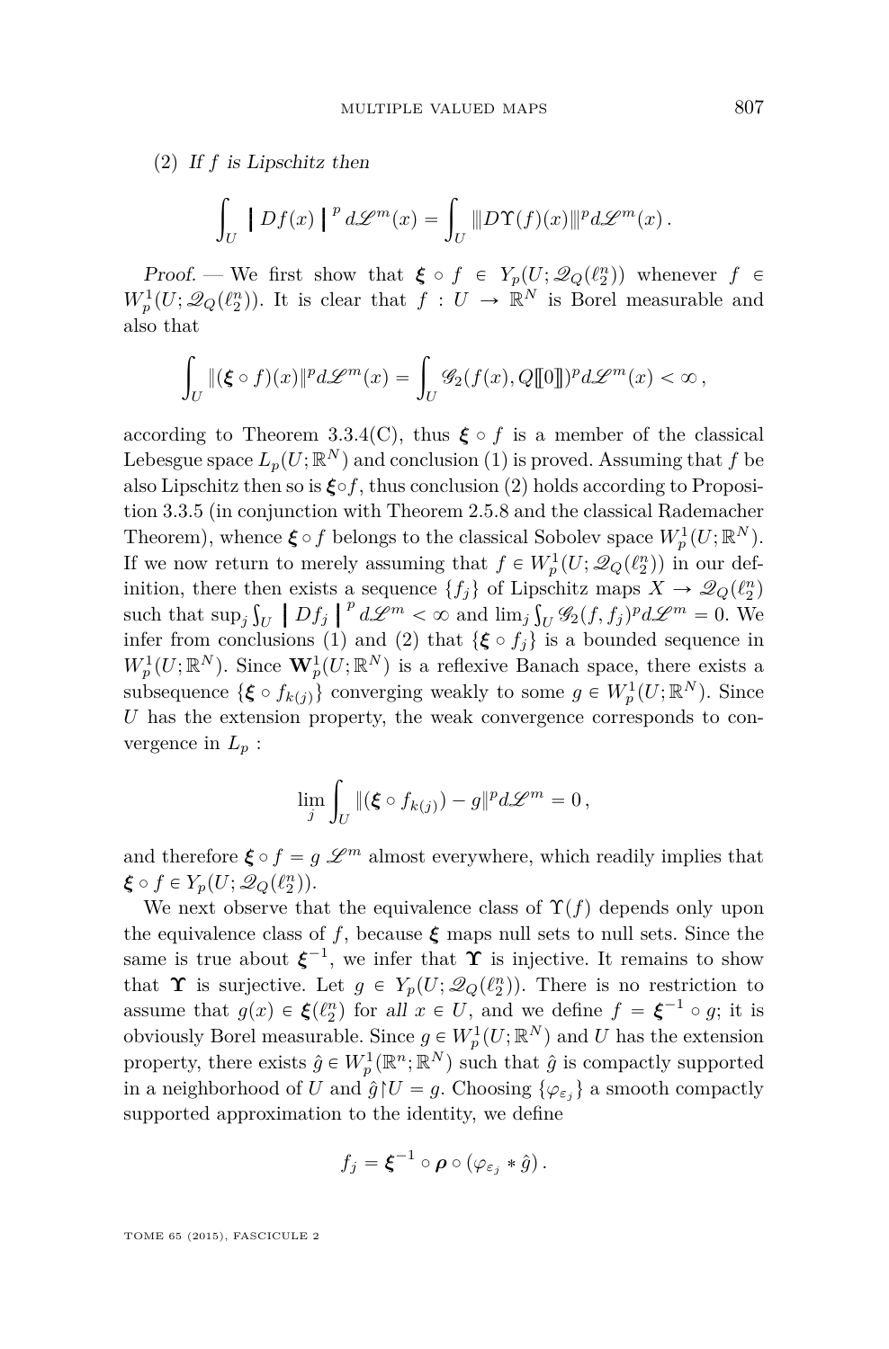(2) *If $f$ is Lipschitz then*

$$\int_U \left| Df(x) \right|^p d\mathscr{L}^m(x) = \int_U \|D\Upsilon(f)(x)\|^p d\mathscr{L}^m(x)\,.$$

*Proof.* — We first show that $\boldsymbol{\xi} \circ f \in Y_p(U;\mathscr{Q}_Q(\ell_2^n))$ whenever $f \in W_p^1(U;\mathscr{Q}_Q(\ell_2^n))$. It is clear that $f : U \to \mathbb{R}^N$ is Borel measurable and also that

$$\int_U \|(\boldsymbol{\xi} \circ f)(x)\|^p d\mathscr{L}^m(x) = \int_U \mathscr{G}_2(f(x), Q[\![0]\!])^p d\mathscr{L}^m(x) < \infty\,,$$

according to Theorem 3.3.4(C), thus $\boldsymbol{\xi} \circ f$ is a member of the classical Lebesgue space $L_p(U;\mathbb{R}^N)$ and conclusion (1) is proved. Assuming that $f$ be also Lipschitz then so is $\boldsymbol{\xi} \circ f$, thus conclusion (2) holds according to Proposition 3.3.5 (in conjunction with Theorem 2.5.8 and the classical Rademacher Theorem), whence $\boldsymbol{\xi} \circ f$ belongs to the classical Sobolev space $W_p^1(U;\mathbb{R}^N)$. If we now return to merely assuming that $f \in W_p^1(U;\mathscr{Q}_Q(\ell_2^n))$ in our definition, there then exists a sequence $\{f_j\}$ of Lipschitz maps $X \to \mathscr{Q}_Q(\ell_2^n)$ such that $\sup_j \int_U \left| Df_j \right|^p d\mathscr{L}^m < \infty$ and $\lim_j \int_U \mathscr{G}_2(f, f_j)^p d\mathscr{L}^m = 0$. We infer from conclusions (1) and (2) that $\{\boldsymbol{\xi} \circ f_j\}$ is a bounded sequence in $W_p^1(U;\mathbb{R}^N)$. Since $\mathbf{W}_p^1(U;\mathbb{R}^N)$ is a reflexive Banach space, there exists a subsequence $\{\boldsymbol{\xi} \circ f_{k(j)}\}$ converging weakly to some $g \in W_p^1(U;\mathbb{R}^N)$. Since $U$ has the extension property, the weak convergence corresponds to convergence in $L_p$ :

$$\lim_j \int_U \|(\boldsymbol{\xi} \circ f_{k(j)}) - g\|^p d\mathscr{L}^m = 0\,,$$

and therefore $\boldsymbol{\xi} \circ f = g$ $\mathscr{L}^m$ almost everywhere, which readily implies that $\boldsymbol{\xi} \circ f \in Y_p(U;\mathscr{Q}_Q(\ell_2^n))$.

We next observe that the equivalence class of $\Upsilon(f)$ depends only upon the equivalence class of $f$, because $\boldsymbol{\xi}$ maps null sets to null sets. Since the same is true about $\boldsymbol{\xi}^{-1}$, we infer that $\boldsymbol{\Upsilon}$ is injective. It remains to show that $\boldsymbol{\Upsilon}$ is surjective. Let $g \in Y_p(U;\mathscr{Q}_Q(\ell_2^n))$. There is no restriction to assume that $g(x) \in \boldsymbol{\xi}(\ell_2^n)$ for *all* $x \in U$, and we define $f = \boldsymbol{\xi}^{-1} \circ g$; it is obviously Borel measurable. Since $g \in W_p^1(U;\mathbb{R}^N)$ and $U$ has the extension property, there exists $\hat{g} \in W_p^1(\mathbb{R}^n;\mathbb{R}^N)$ such that $\hat{g}$ is compactly supported in a neighborhood of $U$ and $\hat{g} \restriction U = g$. Choosing $\{\varphi_{\varepsilon_j}\}$ a smooth compactly supported approximation to the identity, we define

$$f_j = \boldsymbol{\xi}^{-1} \circ \boldsymbol{\rho} \circ (\varphi_{\varepsilon_j} * \hat{g})\,.$$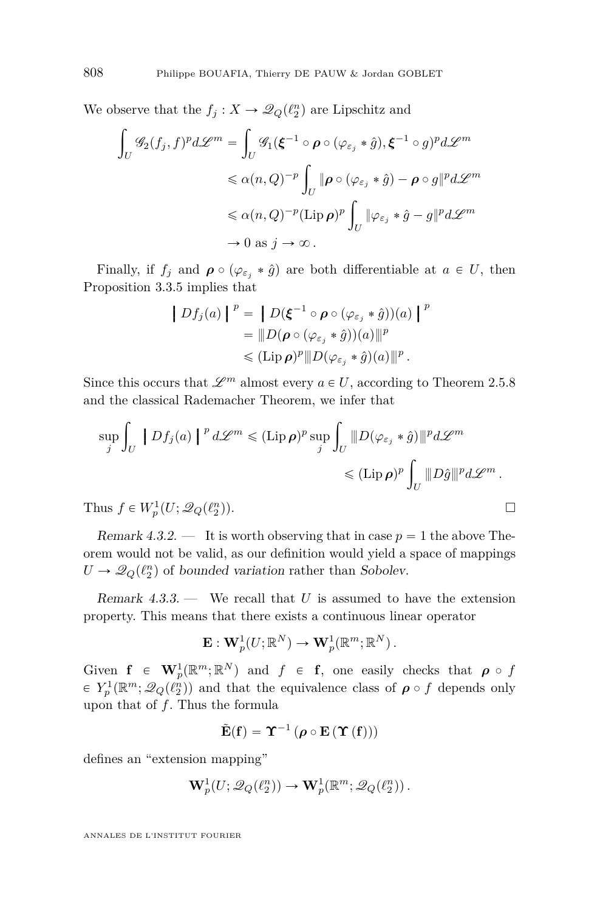We observe that the $f_j : X \to \mathscr{Q}_Q(\ell_2^n)$ are Lipschitz and

$$
\begin{aligned}
\int_U \mathscr{G}_2(f_j, f)^p d\mathscr{L}^m &= \int_U \mathscr{G}_1(\boldsymbol{\xi}^{-1} \circ \boldsymbol{\rho} \circ (\varphi_{\varepsilon_j} * \hat{g}), \boldsymbol{\xi}^{-1} \circ g)^p d\mathscr{L}^m \\
&\leqslant \alpha(n,Q)^{-p} \int_U \|\boldsymbol{\rho} \circ (\varphi_{\varepsilon_j} * \hat{g}) - \boldsymbol{\rho} \circ g\|^p d\mathscr{L}^m \\
&\leqslant \alpha(n,Q)^{-p} (\operatorname{Lip} \boldsymbol{\rho})^p \int_U \|\varphi_{\varepsilon_j} * \hat{g} - g\|^p d\mathscr{L}^m \\
&\to 0 \text{ as } j \to \infty\,.
\end{aligned}
$$

Finally, if $f_j$ and $\boldsymbol{\rho} \circ (\varphi_{\varepsilon_j} * \hat{g})$ are both differentiable at $a \in U$, then Proposition 3.3.5 implies that

$$
\begin{aligned}
\left| Df_j(a) \right|^p &= \left| D(\boldsymbol{\xi}^{-1} \circ \boldsymbol{\rho} \circ (\varphi_{\varepsilon_j} * \hat{g}))(a) \right|^p \\
&= \|D(\boldsymbol{\rho} \circ (\varphi_{\varepsilon_j} * \hat{g}))(a)\|^p \\
&\leqslant (\operatorname{Lip} \boldsymbol{\rho})^p \|D(\varphi_{\varepsilon_j} * \hat{g})(a)\|^p\,.
\end{aligned}
$$

Since this occurs that $\mathscr{L}^m$ almost every $a \in U$, according to Theorem 2.5.8 and the classical Rademacher Theorem, we infer that

$$
\begin{aligned}
\sup_j \int_U \left| Df_j(a) \right|^p d\mathscr{L}^m &\leqslant (\operatorname{Lip} \boldsymbol{\rho})^p \sup_j \int_U \|D(\varphi_{\varepsilon_j} * \hat{g})\|^p d\mathscr{L}^m \\
&\leqslant (\operatorname{Lip} \boldsymbol{\rho})^p \int_U \|D\hat{g}\|^p d\mathscr{L}^m\,.
\end{aligned}
$$

Thus $f \in W_p^1(U; \mathscr{Q}_Q(\ell_2^n))$. □

*Remark 4.3.2.* — It is worth observing that in case $p = 1$ the above Theorem would not be valid, as our definition would yield a space of mappings $U \to \mathscr{Q}_Q(\ell_2^n)$ of *bounded variation* rather than *Sobolev*.

*Remark 4.3.3.* — We recall that $U$ is assumed to have the extension property. This means that there exists a continuous linear operator

$$
\mathbf{E} : \mathbf{W}_p^1(U; \mathbb{R}^N) \to \mathbf{W}_p^1(\mathbb{R}^m; \mathbb{R}^N)\,.
$$

Given $\mathbf{f} \in \mathbf{W}_p^1(\mathbb{R}^m; \mathbb{R}^N)$ and $f \in \mathbf{f}$, one easily checks that $\boldsymbol{\rho} \circ f \in Y_p^1(\mathbb{R}^m; \mathscr{Q}_Q(\ell_2^n))$ and that the equivalence class of $\boldsymbol{\rho} \circ f$ depends only upon that of $f$. Thus the formula

$$
\tilde{\mathbf{E}}(\mathbf{f}) = \boldsymbol{\Upsilon}^{-1} \left( \boldsymbol{\rho} \circ \mathbf{E} \left( \boldsymbol{\Upsilon} \left( \mathbf{f} \right) \right) \right)
$$

defines an "extension mapping"

$$
\mathbf{W}_p^1(U; \mathscr{Q}_Q(\ell_2^n)) \to \mathbf{W}_p^1(\mathbb{R}^m; \mathscr{Q}_Q(\ell_2^n))\,.
$$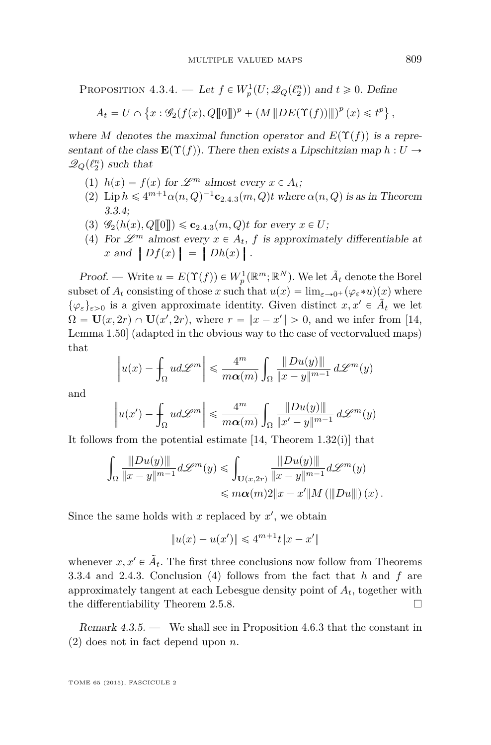Proposition 4.3.4. — *Let $f \in W^1_p(U;\mathscr{Q}_Q(\ell_2^n))$ and $t \geqslant 0$. Define*

$$A_t = U \cap \left\{ x : \mathscr{G}_2(f(x), Q[\![0]\!])^p + \left(M\|\!|DE(\Upsilon(f))\|\!|\right)^p(x) \leqslant t^p \right\},$$

*where $M$ denotes the maximal function operator and $E(\Upsilon(f))$ is a representant of the class $\mathbf{E}(\Upsilon(f))$. There then exists a Lipschitzian map $h : U \to \mathscr{Q}_Q(\ell_2^n)$ such that*

1. *$h(x) = f(x)$ for $\mathscr{L}^m$ almost every $x \in A_t$;*
2. *$\operatorname{Lip} h \leqslant 4^{m+1}\alpha(n,Q)^{-1}\mathbf{c}_{2.4.3}(m,Q)t$ where $\alpha(n,Q)$ is as in Theorem 3.3.4;*
3. *$\mathscr{G}_2(h(x), Q[\![0]\!]) \leqslant \mathbf{c}_{2.4.3}(m,Q)t$ for every $x \in U$;*
4. *For $\mathscr{L}^m$ almost every $x \in A_t$, $f$ is approximately differentiable at $x$ and $\left|\!\left| Df(x) \right|\!\right| = \left|\!\left| Dh(x) \right|\!\right|$.*

*Proof.* — Write $u = E(\Upsilon(f)) \in W^1_p(\mathbb{R}^m;\mathbb{R}^N)$. We let $\tilde{A}_t$ denote the Borel subset of $A_t$ consisting of those $x$ such that $u(x) = \lim_{\varepsilon\to 0^+}(\varphi_\varepsilon * u)(x)$ where $\{\varphi_\varepsilon\}_{\varepsilon>0}$ is a given approximate identity. Given distinct $x, x' \in \tilde{A}_t$ we let $\Omega = \mathbf{U}(x,2r) \cap \mathbf{U}(x',2r)$, where $r = \|x - x'\| > 0$, and we infer from [14, Lemma 1.50] (adapted in the obvious way to the case of vectorvalued maps) that

$$\left\| u(x) - \fint_\Omega u \, d\mathscr{L}^m \right\| \leqslant \frac{4^m}{m\boldsymbol{\alpha}(m)} \int_\Omega \frac{\|\!|Du(y)\|\!|}{\|x-y\|^{m-1}} \, d\mathscr{L}^m(y)$$

and

$$\left\| u(x') - \fint_\Omega u \, d\mathscr{L}^m \right\| \leqslant \frac{4^m}{m\boldsymbol{\alpha}(m)} \int_\Omega \frac{\|\!|Du(y)\|\!|}{\|x'-y\|^{m-1}} \, d\mathscr{L}^m(y)$$

It follows from the potential estimate [14, Theorem 1.32(i)] that

$$\begin{aligned}\int_\Omega \frac{\|\!|Du(y)\|\!|}{\|x-y\|^{m-1}} d\mathscr{L}^m(y) &\leqslant \int_{\mathbf{U}(x,2r)} \frac{\|\!|Du(y)\|\!|}{\|x-y\|^{m-1}} d\mathscr{L}^m(y) \\ &\leqslant m\boldsymbol{\alpha}(m) 2\|x-x'\| M\left(\|\!|Du\|\!|\right)(x).\end{aligned}$$

Since the same holds with $x$ replaced by $x'$, we obtain

$$\|u(x) - u(x')\| \leqslant 4^{m+1} t \|x - x'\|$$

whenever $x, x' \in \tilde{A}_t$. The first three conclusions now follow from Theorems 3.3.4 and 2.4.3. Conclusion (4) follows from the fact that $h$ and $f$ are approximately tangent at each Lebesgue density point of $A_t$, together with the differentiability Theorem 2.5.8. □

*Remark 4.3.5.* — We shall see in Proposition 4.6.3 that the constant in (2) does not in fact depend upon $n$.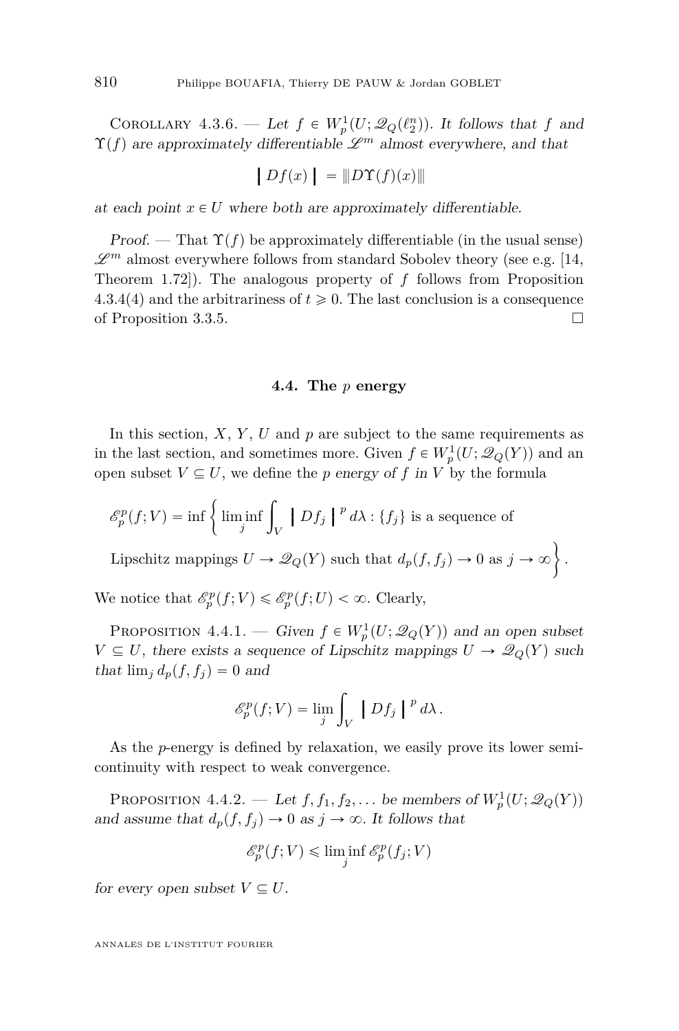Corollary 4.3.6. — *Let $f \in W^1_p(U; \mathscr{Q}_Q(\ell_2^n))$. It follows that $f$ and $\Upsilon(f)$ are approximately differentiable $\mathscr{L}^m$ almost everywhere, and that*

$$\left\bracevert Df(x) \right\bracevert = \|D\Upsilon(f)(x)\|$$

*at each point $x \in U$ where both are approximately differentiable.*

*Proof.* — That $\Upsilon(f)$ be approximately differentiable (in the usual sense) $\mathscr{L}^m$ almost everywhere follows from standard Sobolev theory (see e.g. [14, Theorem 1.72]). The analogous property of $f$ follows from Proposition 4.3.4(4) and the arbitrariness of $t \geqslant 0$. The last conclusion is a consequence of Proposition 3.3.5. □

### 4.4. The $p$ energy

In this section, $X$, $Y$, $U$ and $p$ are subject to the same requirements as in the last section, and sometimes more. Given $f \in W^1_p(U; \mathscr{Q}_Q(Y))$ and an open subset $V \subseteq U$, we define the *$p$ energy of $f$ in $V$* by the formula

$$\mathscr{E}^p_p(f;V) = \inf \Bigg\{ \liminf_j \int_V \left\bracevert Df_j \right\bracevert^p d\lambda : \{f_j\} \text{ is a sequence of}$$
$$\text{Lipschitz mappings } U \to \mathscr{Q}_Q(Y) \text{ such that } d_p(f, f_j) \to 0 \text{ as } j \to \infty \Bigg\}.$$

We notice that $\mathscr{E}^p_p(f;V) \leqslant \mathscr{E}^p_p(f;U) < \infty$. Clearly,

Proposition 4.4.1. — *Given $f \in W^1_p(U; \mathscr{Q}_Q(Y))$ and an open subset $V \subseteq U$, there exists a sequence of Lipschitz mappings $U \to \mathscr{Q}_Q(Y)$ such that $\lim_j d_p(f, f_j) = 0$ and*

$$\mathscr{E}^p_p(f;V) = \lim_j \int_V \left\bracevert Df_j \right\bracevert^p d\lambda .$$

As the $p$-energy is defined by relaxation, we easily prove its lower semicontinuity with respect to weak convergence.

Proposition 4.4.2. — *Let $f, f_1, f_2, \dots$ be members of $W^1_p(U; \mathscr{Q}_Q(Y))$ and assume that $d_p(f, f_j) \to 0$ as $j \to \infty$. It follows that*

$$\mathscr{E}^p_p(f;V) \leqslant \liminf_j \mathscr{E}^p_p(f_j;V)$$

*for every open subset $V \subseteq U$.*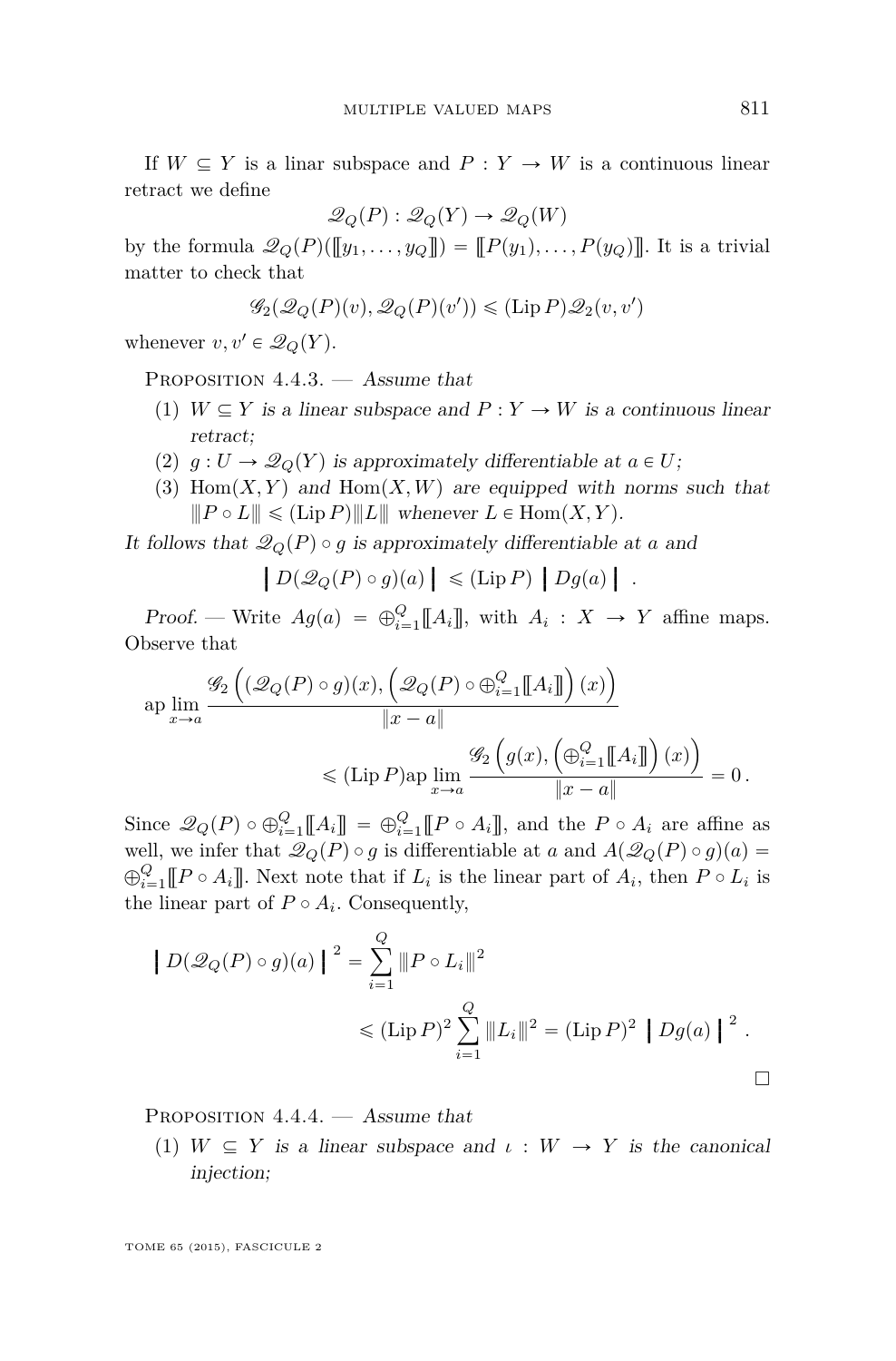If $W \subseteq Y$ is a linar subspace and $P : Y \to W$ is a continuous linear retract we define

$$\mathscr{Q}_Q(P) : \mathscr{Q}_Q(Y) \to \mathscr{Q}_Q(W)$$

by the formula $\mathscr{Q}_Q(P)([\![y_1, \ldots, y_Q]\!]) = [\![P(y_1), \ldots, P(y_Q)]\!]$. It is a trivial matter to check that

$$\mathscr{G}_2(\mathscr{Q}_Q(P)(v), \mathscr{Q}_Q(P)(v')) \leqslant (\operatorname{Lip} P)\mathscr{Q}_2(v, v')$$

whenever $v, v' \in \mathscr{Q}_Q(Y)$.

Proposition 4.4.3. — *Assume that*

1. *$W \subseteq Y$ is a linear subspace and $P : Y \to W$ is a continuous linear retract;*
2. *$g : U \to \mathscr{Q}_Q(Y)$ is approximately differentiable at $a \in U$;*
3. *$\operatorname{Hom}(X, Y)$ and $\operatorname{Hom}(X, W)$ are equipped with norms such that $|\!|\!| P \circ L |\!|\!| \leqslant (\operatorname{Lip} P) |\!|\!| L |\!|\!|$ whenever $L \in \operatorname{Hom}(X, Y)$.*

*It follows that $\mathscr{Q}_Q(P) \circ g$ is approximately differentiable at $a$ and*

$$\left| D(\mathscr{Q}_Q(P) \circ g)(a) \right| \leqslant (\operatorname{Lip} P) \left| Dg(a) \right| .$$

*Proof.* — Write $Ag(a) = \oplus_{i=1}^Q [\![A_i]\!]$, with $A_i : X \to Y$ affine maps. Observe that

$$\operatorname{ap}\lim_{x \to a} \frac{\mathscr{G}_2\left((\mathscr{Q}_Q(P) \circ g)(x), \left(\mathscr{Q}_Q(P) \circ \oplus_{i=1}^Q [\![A_i]\!]\right)(x)\right)}{\|x - a\|} \leqslant (\operatorname{Lip} P) \operatorname{ap}\lim_{x \to a} \frac{\mathscr{G}_2\left(g(x), \left(\oplus_{i=1}^Q [\![A_i]\!]\right)(x)\right)}{\|x - a\|} = 0\,.$$

Since $\mathscr{Q}_Q(P) \circ \oplus_{i=1}^Q [\![A_i]\!] = \oplus_{i=1}^Q [\![P \circ A_i]\!]$, and the $P \circ A_i$ are affine as well, we infer that $\mathscr{Q}_Q(P) \circ g$ is differentiable at $a$ and $A(\mathscr{Q}_Q(P) \circ g)(a) = \oplus_{i=1}^Q [\![P \circ A_i]\!]$. Next note that if $L_i$ is the linear part of $A_i$, then $P \circ L_i$ is the linear part of $P \circ A_i$. Consequently,

$$\left| D(\mathscr{Q}_Q(P) \circ g)(a) \right|^2 = \sum_{i=1}^Q |\!|\!| P \circ L_i |\!|\!|^2 \leqslant (\operatorname{Lip} P)^2 \sum_{i=1}^Q |\!|\!| L_i |\!|\!|^2 = (\operatorname{Lip} P)^2 \left| Dg(a) \right|^2 .$$

□

Proposition 4.4.4. — *Assume that*

1. *$W \subseteq Y$ is a linear subspace and $\iota : W \to Y$ is the canonical injection;*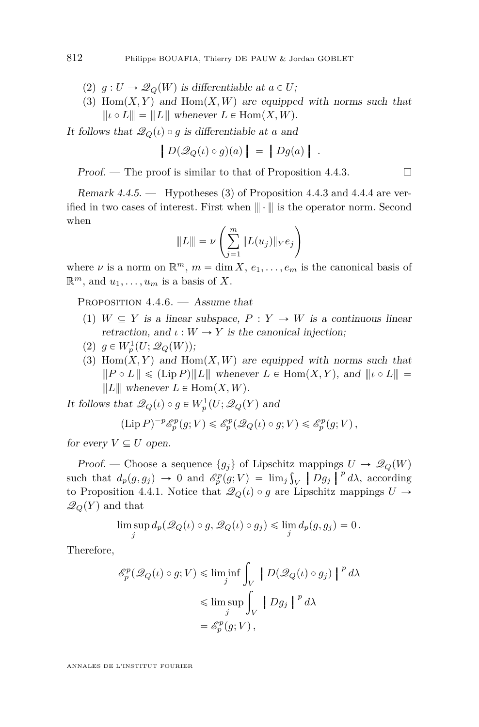(2) $g : U \to \mathscr{Q}_Q(W)$ *is differentiable at* $a \in U$*;*

(3) $\operatorname{Hom}(X,Y)$ *and* $\operatorname{Hom}(X,W)$ *are equipped with norms such that* $|\!|\!| \iota \circ L |\!|\!| = |\!|\!| L |\!|\!|$ *whenever* $L \in \operatorname{Hom}(X,W)$.

*It follows that* $\mathscr{Q}_Q(\iota) \circ g$ *is differentiable at* $a$ *and*

$$\left| D(\mathscr{Q}_Q(\iota) \circ g)(a) \right| = \left| Dg(a) \right| .$$

*Proof.* — The proof is similar to that of Proposition 4.4.3. □

*Remark 4.4.5.* — Hypotheses (3) of Proposition 4.4.3 and 4.4.4 are verified in two cases of interest. First when $|\!|\!| \cdot |\!|\!|$ is the operator norm. Second when

$$|\!|\!| L |\!|\!| = \nu \left( \sum_{j=1}^{m} \|L(u_j)\|_Y e_j \right)$$

where $\nu$ is a norm on $\mathbb{R}^m$, $m = \dim X$, $e_1, \ldots, e_m$ is the canonical basis of $\mathbb{R}^m$, and $u_1, \ldots, u_m$ is a basis of $X$.

Proposition 4.4.6. — *Assume that*

(1) $W \subseteq Y$ *is a linear subspace,* $P : Y \to W$ *is a continuous linear retraction, and* $\iota : W \to Y$ *is the canonical injection;*

(2) $g \in W^1_p(U; \mathscr{Q}_Q(W))$*;*

(3) $\operatorname{Hom}(X,Y)$ *and* $\operatorname{Hom}(X,W)$ *are equipped with norms such that* $|\!|\!| P \circ L |\!|\!| \leqslant (\operatorname{Lip} P) |\!|\!| L |\!|\!|$ *whenever* $L \in \operatorname{Hom}(X,Y)$*, and* $|\!|\!| \iota \circ L |\!|\!| = |\!|\!| L |\!|\!|$ *whenever* $L \in \operatorname{Hom}(X,W)$.

*It follows that* $\mathscr{Q}_Q(\iota) \circ g \in W^1_p(U; \mathscr{Q}_Q(Y)$ *and*

$$(\operatorname{Lip} P)^{-p} \mathscr{E}^p_p(g; V) \leqslant \mathscr{E}^p_p(\mathscr{Q}_Q(\iota) \circ g; V) \leqslant \mathscr{E}^p_p(g; V) ,$$

*for every* $V \subseteq U$ *open.*

*Proof.* — Choose a sequence $\{g_j\}$ of Lipschitz mappings $U \to \mathscr{Q}_Q(W)$ such that $d_p(g, g_j) \to 0$ and $\mathscr{E}^p_p(g; V) = \lim_j \int_V \left| Dg_j \right|^p d\lambda$, according to Proposition 4.4.1. Notice that $\mathscr{Q}_Q(\iota) \circ g$ are Lipschitz mappings $U \to \mathscr{Q}_Q(Y)$ and that

$$\limsup_j d_p(\mathscr{Q}_Q(\iota) \circ g, \mathscr{Q}_Q(\iota) \circ g_j) \leqslant \lim_j d_p(g, g_j) = 0 .$$

Therefore,

$$\begin{aligned}
\mathscr{E}^p_p(\mathscr{Q}_Q(\iota) \circ g; V) &\leqslant \liminf_j \int_V \left| D(\mathscr{Q}_Q(\iota) \circ g_j) \right|^p d\lambda \\
&\leqslant \limsup_j \int_V \left| Dg_j \right|^p d\lambda \\
&= \mathscr{E}^p_p(g; V) ,
\end{aligned}$$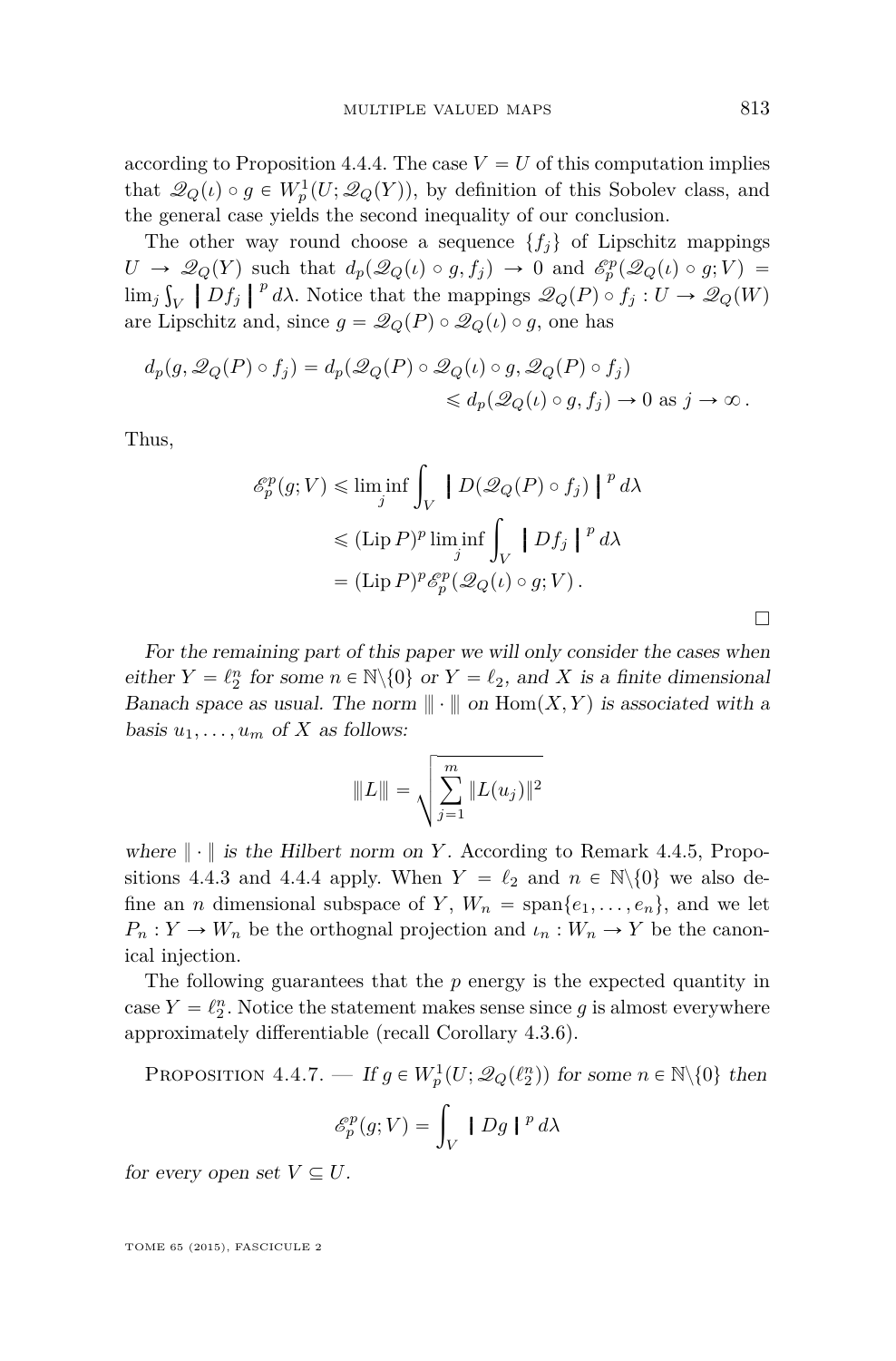according to Proposition 4.4.4. The case $V = U$ of this computation implies that $\mathscr{Q}_Q(\iota) \circ g \in W^1_p(U; \mathscr{Q}_Q(Y))$, by definition of this Sobolev class, and the general case yields the second inequality of our conclusion.

The other way round choose a sequence $\{f_j\}$ of Lipschitz mappings $U \to \mathscr{Q}_Q(Y)$ such that $d_p(\mathscr{Q}_Q(\iota) \circ g, f_j) \to 0$ and $\mathscr{E}^p_p(\mathscr{Q}_Q(\iota) \circ g; V) = \lim_j \int_V \boldsymbol{|}\, Df_j \,\boldsymbol{|}^{\,p}\, d\lambda$. Notice that the mappings $\mathscr{Q}_Q(P) \circ f_j : U \to \mathscr{Q}_Q(W)$ are Lipschitz and, since $g = \mathscr{Q}_Q(P) \circ \mathscr{Q}_Q(\iota) \circ g$, one has

$$
\begin{aligned}
d_p(g, \mathscr{Q}_Q(P) \circ f_j) &= d_p(\mathscr{Q}_Q(P) \circ \mathscr{Q}_Q(\iota) \circ g, \mathscr{Q}_Q(P) \circ f_j) \\
&\leqslant d_p(\mathscr{Q}_Q(\iota) \circ g, f_j) \to 0 \text{ as } j \to \infty\,.
\end{aligned}
$$

Thus,

$$
\begin{aligned}
\mathscr{E}^p_p(g; V) &\leqslant \liminf_j \int_V \boldsymbol{|}\, D(\mathscr{Q}_Q(P) \circ f_j) \,\boldsymbol{|}^{\,p}\, d\lambda \\
&\leqslant (\operatorname{Lip} P)^p \liminf_j \int_V \boldsymbol{|}\, Df_j \,\boldsymbol{|}^{\,p}\, d\lambda \\
&= (\operatorname{Lip} P)^p \mathscr{E}^p_p(\mathscr{Q}_Q(\iota) \circ g; V)\,.
\end{aligned}
$$

□

*For the remaining part of this paper we will only consider the cases when either $Y = \ell_2^n$ for some $n \in \mathbb{N}\backslash\{0\}$ or $Y = \ell_2$, and $X$ is a finite dimensional Banach space as usual. The norm $|\!|\!| \cdot |\!|\!|$ on $\operatorname{Hom}(X, Y)$ is associated with a basis $u_1, \ldots, u_m$ of $X$ as follows:*

$$
|\!|\!| L |\!|\!| = \sqrt{\sum_{j=1}^{m} \|L(u_j)\|^2}
$$

*where $\|\cdot\|$ is the Hilbert norm on $Y$.* According to Remark 4.4.5, Propositions 4.4.3 and 4.4.4 apply. When $Y = \ell_2$ and $n \in \mathbb{N}\backslash\{0\}$ we also define an $n$ dimensional subspace of $Y$, $W_n = \operatorname{span}\{e_1, \ldots, e_n\}$, and we let $P_n : Y \to W_n$ be the orthognal projection and $\iota_n : W_n \to Y$ be the canonical injection.

The following guarantees that the $p$ energy is the expected quantity in case $Y = \ell_2^n$. Notice the statement makes sense since $g$ is almost everywhere approximately differentiable (recall Corollary 4.3.6).

Proposition 4.4.7. — *If $g \in W^1_p(U; \mathscr{Q}_Q(\ell_2^n))$ for some $n \in \mathbb{N}\backslash\{0\}$ then*

$$
\mathscr{E}^p_p(g; V) = \int_V \boldsymbol{|}\, Dg \,\boldsymbol{|}^{\,p}\, d\lambda
$$

*for every open set $V \subseteq U$.*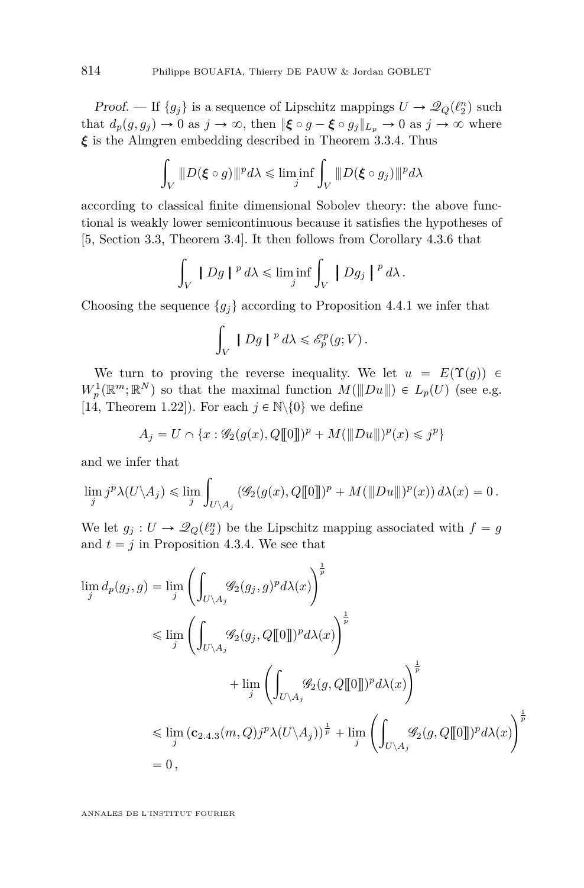*Proof.* — If $\{g_j\}$ is a sequence of Lipschitz mappings $U \to \mathscr{Q}_Q(\ell_2^n)$ such that $d_p(g, g_j) \to 0$ as $j \to \infty$, then $\|\boldsymbol{\xi} \circ g - \boldsymbol{\xi} \circ g_j\|_{L_p} \to 0$ as $j \to \infty$ where $\boldsymbol{\xi}$ is the Almgren embedding described in Theorem 3.3.4. Thus

$$\int_V \| D(\boldsymbol{\xi} \circ g) \|^p d\lambda \leqslant \liminf_j \int_V \| D(\boldsymbol{\xi} \circ g_j) \|^p d\lambda$$

according to classical finite dimensional Sobolev theory: the above functional is weakly lower semicontinuous because it satisfies the hypotheses of [5, Section 3.3, Theorem 3.4]. It then follows from Corollary 4.3.6 that

$$\int_V \left| \, Dg \, \right|^p d\lambda \leqslant \liminf_j \int_V \left| \, Dg_j \, \right|^p d\lambda\,.$$

Choosing the sequence $\{g_j\}$ according to Proposition 4.4.1 we infer that

$$\int_V \left| \, Dg \, \right|^p d\lambda \leqslant \mathscr{E}_p^p(g; V)\,.$$

We turn to proving the reverse inequality. We let $u = E(\Upsilon(g)) \in W_p^1(\mathbb{R}^m; \mathbb{R}^N)$ so that the maximal function $M(\|Du\|) \in L_p(U)$ (see e.g. [14, Theorem 1.22]). For each $j \in \mathbb{N}\backslash\{0\}$ we define

$$A_j = U \cap \{x : \mathscr{G}_2(g(x), Q[\![0]\!])^p + M(\|Du\|)^p(x) \leqslant j^p\}$$

and we infer that

$$\lim_j j^p \lambda(U\backslash A_j) \leqslant \lim_j \int_{U\backslash A_j} (\mathscr{G}_2(g(x), Q[\![0]\!])^p + M(\|Du\|)^p(x))\, d\lambda(x) = 0\,.$$

We let $g_j : U \to \mathscr{Q}_Q(\ell_2^n)$ be the Lipschitz mapping associated with $f = g$ and $t = j$ in Proposition 4.3.4. We see that

$$\begin{aligned}
\lim_j d_p(g_j, g) &= \lim_j \left( \int_{U\backslash A_j} \mathscr{G}_2(g_j, g)^p d\lambda(x) \right)^{\frac{1}{p}} \\
&\leqslant \lim_j \left( \int_{U\backslash A_j} \mathscr{G}_2(g_j, Q[\![0]\!])^p d\lambda(x) \right)^{\frac{1}{p}} \\
&\qquad\qquad + \lim_j \left( \int_{U\backslash A_j} \mathscr{G}_2(g, Q[\![0]\!])^p d\lambda(x) \right)^{\frac{1}{p}} \\
&\leqslant \lim_j \left(\mathbf{c}_{2.4.3}(m,Q) j^p \lambda(U\backslash A_j)\right)^{\frac{1}{p}} + \lim_j \left( \int_{U\backslash A_j} \mathscr{G}_2(g, Q[\![0]\!])^p d\lambda(x) \right)^{\frac{1}{p}} \\
&= 0\,,
\end{aligned}$$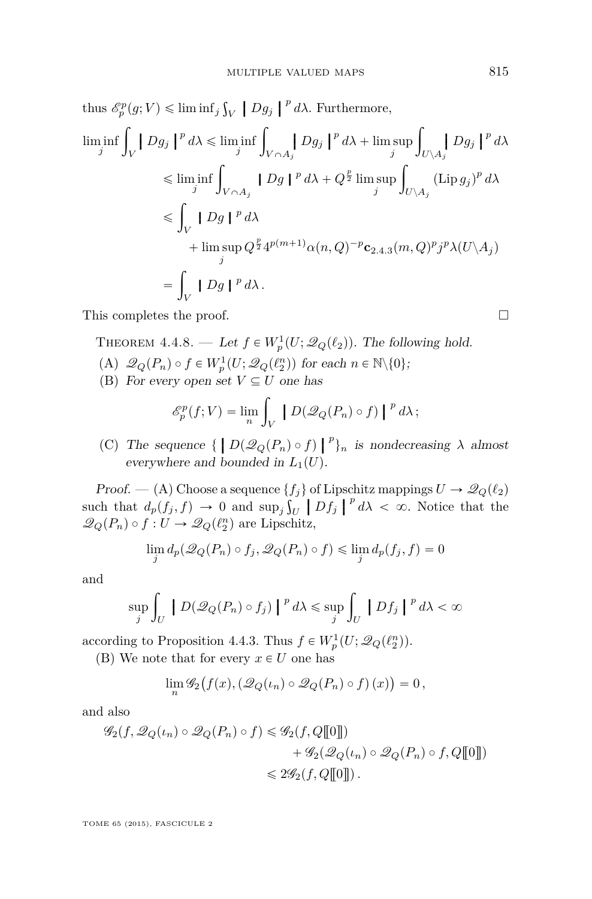thus $\mathscr{E}_p^p(g;V) \leqslant \liminf_j \int_V \left| Dg_j \right|^p d\lambda$. Furthermore,

$$
\begin{aligned}
\liminf_j \int_V \left| Dg_j \right|^p d\lambda &\leqslant \liminf_j \int_{V\cap A_j} \left| Dg_j \right|^p d\lambda + \limsup_j \int_{U\setminus A_j} \left| Dg_j \right|^p d\lambda \\
&\leqslant \liminf_j \int_{V\cap A_j} \left| Dg \right|^p d\lambda + Q^{\frac{p}{2}} \limsup_j \int_{U\setminus A_j} (\operatorname{Lip} g_j)^p d\lambda \\
&\leqslant \int_V \left| Dg \right|^p d\lambda \\
&\qquad + \limsup_j Q^{\frac{p}{2}} 4^{p(m+1)} \alpha(n,Q)^{-p} \mathbf{c}_{2.4.3}(m,Q)^p j^p \lambda(U\setminus A_j) \\
&= \int_V \left| Dg \right|^p d\lambda \,.
\end{aligned}
$$

This completes the proof. □

**Theorem 4.4.8.** — *Let $f \in W_p^1(U;\mathscr{Q}_Q(\ell_2))$. The following hold.*

(A) *$\mathscr{Q}_Q(P_n)\circ f \in W_p^1(U;\mathscr{Q}_Q(\ell_2^n))$ for each $n \in \mathbb{N}\setminus\{0\}$;*

(B) *For every open set $V \subseteq U$ one has*

$$
\mathscr{E}_p^p(f;V) = \lim_n \int_V \left| D(\mathscr{Q}_Q(P_n)\circ f) \right|^p d\lambda\,;
$$

(C) *The sequence $\{ \left| D(\mathscr{Q}_Q(P_n)\circ f) \right|^p \}_n$ is nondecreasing $\lambda$ almost everywhere and bounded in $L_1(U)$.*

*Proof.* — (A) Choose a sequence $\{f_j\}$ of Lipschitz mappings $U \to \mathscr{Q}_Q(\ell_2)$ such that $d_p(f_j,f) \to 0$ and $\sup_j \int_U \left| Df_j \right|^p d\lambda < \infty$. Notice that the $\mathscr{Q}_Q(P_n)\circ f : U \to \mathscr{Q}_Q(\ell_2^n)$ are Lipschitz,

$$
\lim_j d_p(\mathscr{Q}_Q(P_n)\circ f_j, \mathscr{Q}_Q(P_n)\circ f) \leqslant \lim_j d_p(f_j,f) = 0
$$

and

$$
\sup_j \int_U \left| D(\mathscr{Q}_Q(P_n)\circ f_j) \right|^p d\lambda \leqslant \sup_j \int_U \left| Df_j \right|^p d\lambda < \infty
$$

according to Proposition 4.4.3. Thus $f \in W_p^1(U;\mathscr{Q}_Q(\ell_2^n))$.

(B) We note that for every $x \in U$ one has

$$
\lim_n \mathscr{G}_2\big(f(x), (\mathscr{Q}_Q(\iota_n)\circ \mathscr{Q}_Q(P_n)\circ f)\,(x)\big) = 0\,,
$$

and also

$$
\begin{aligned}
\mathscr{G}_2(f, \mathscr{Q}_Q(\iota_n)\circ\mathscr{Q}_Q(P_n)\circ f) &\leqslant \mathscr{G}_2(f, Q[\![0]\!]) \\
&\qquad + \mathscr{G}_2(\mathscr{Q}_Q(\iota_n)\circ\mathscr{Q}_Q(P_n)\circ f, Q[\![0]\!]) \\
&\leqslant 2\mathscr{G}_2(f, Q[\![0]\!])\,.
\end{aligned}
$$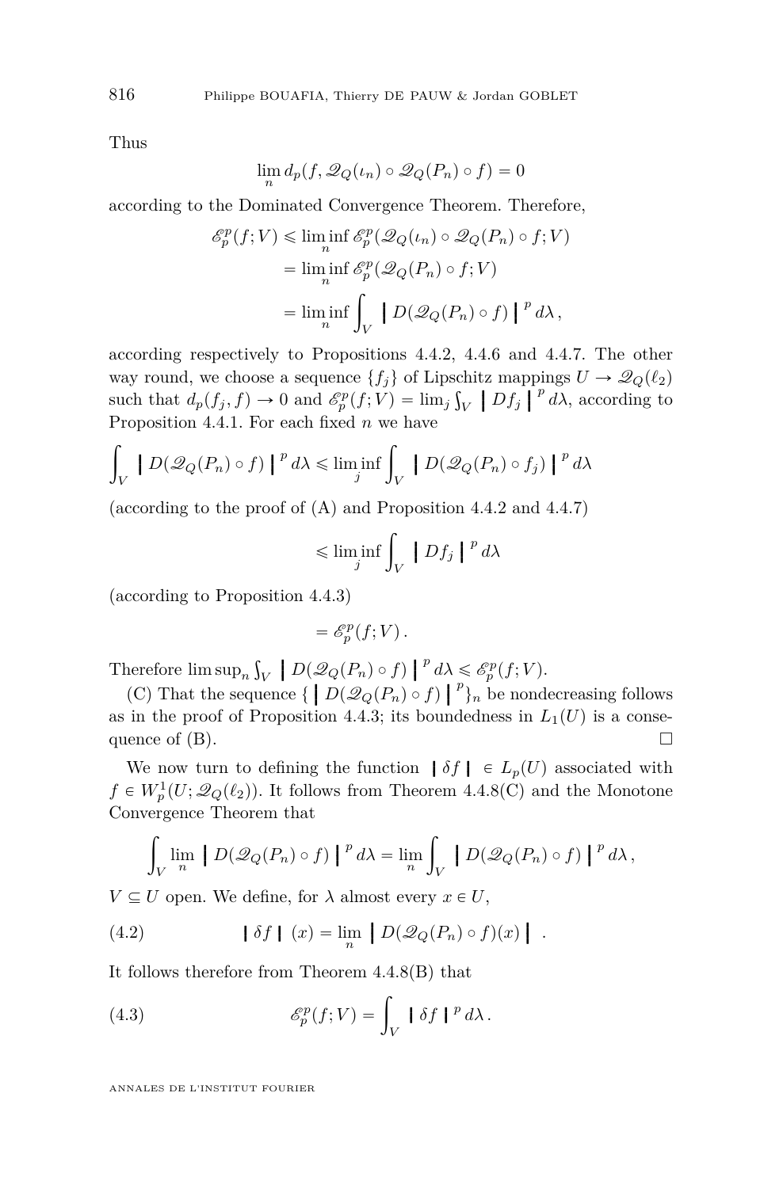Thus

$$\lim_n d_p(f, \mathscr{Q}_Q(\iota_n) \circ \mathscr{Q}_Q(P_n) \circ f) = 0$$

according to the Dominated Convergence Theorem. Therefore,

$$\begin{aligned}
\mathscr{E}_p^p(f;V) &\leqslant \liminf_n \mathscr{E}_p^p(\mathscr{Q}_Q(\iota_n) \circ \mathscr{Q}_Q(P_n) \circ f; V) \\
&= \liminf_n \mathscr{E}_p^p(\mathscr{Q}_Q(P_n) \circ f; V) \\
&= \liminf_n \int_V \left\| D(\mathscr{Q}_Q(P_n) \circ f) \right\|^p d\lambda \,,
\end{aligned}$$

according respectively to Propositions 4.4.2, 4.4.6 and 4.4.7. The other way round, we choose a sequence $\{f_j\}$ of Lipschitz mappings $U \to \mathscr{Q}_Q(\ell_2)$ such that $d_p(f_j, f) \to 0$ and $\mathscr{E}_p^p(f;V) = \lim_j \int_V \left\| Df_j \right\|^p d\lambda$, according to Proposition 4.4.1. For each fixed $n$ we have

$$\int_V \left\| D(\mathscr{Q}_Q(P_n) \circ f) \right\|^p d\lambda \leqslant \liminf_j \int_V \left\| D(\mathscr{Q}_Q(P_n) \circ f_j) \right\|^p d\lambda$$

(according to the proof of (A) and Proposition 4.4.2 and 4.4.7)

$$\leqslant \liminf_j \int_V \left\| Df_j \right\|^p d\lambda$$

(according to Proposition 4.4.3)

$$= \mathscr{E}_p^p(f;V) \,.$$

Therefore $\limsup_n \int_V \left\| D(\mathscr{Q}_Q(P_n) \circ f) \right\|^p d\lambda \leqslant \mathscr{E}_p^p(f;V)$.

(C) That the sequence $\{ \left\| D(\mathscr{Q}_Q(P_n) \circ f) \right\|^p \}_n$ be nondecreasing follows as in the proof of Proposition 4.4.3; its boundedness in $L_1(U)$ is a consequence of (B). □

We now turn to defining the function $\left| \delta f \right| \in L_p(U)$ associated with $f \in W_p^1(U; \mathscr{Q}_Q(\ell_2))$. It follows from Theorem 4.4.8(C) and the Monotone Convergence Theorem that

$$\int_V \lim_n \left\| D(\mathscr{Q}_Q(P_n) \circ f) \right\|^p d\lambda = \lim_n \int_V \left\| D(\mathscr{Q}_Q(P_n) \circ f) \right\|^p d\lambda \,,$$

$V \subseteq U$ open. We define, for $\lambda$ almost every $x \in U$,

$$\left| \delta f \right| (x) = \lim_n \left\| D(\mathscr{Q}_Q(P_n) \circ f)(x) \right\| \,. \tag{4.2}$$

It follows therefore from Theorem 4.4.8(B) that

$$\mathscr{E}_p^p(f;V) = \int_V \left| \delta f \right|^p d\lambda \,. \tag{4.3}$$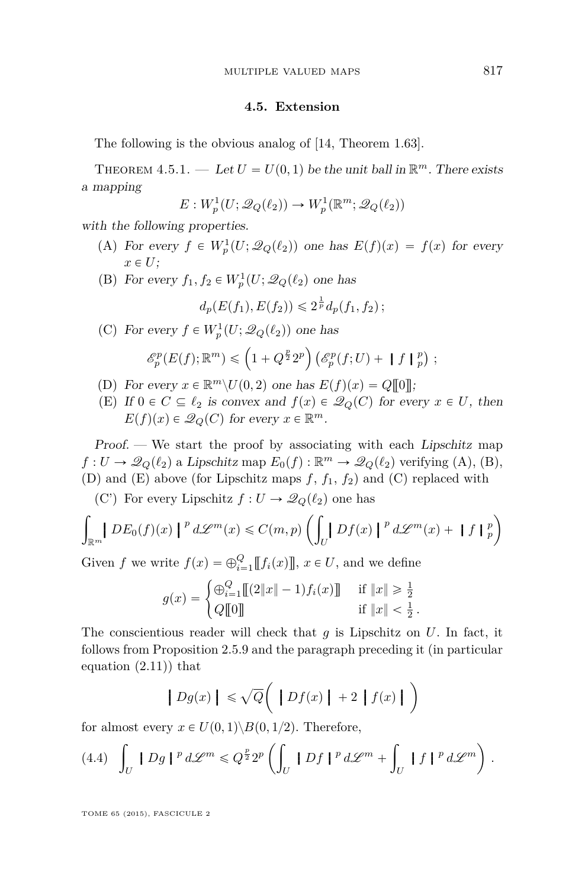## 4.5. Extension

The following is the obvious analog of [14, Theorem 1.63].

Theorem 4.5.1. — *Let $U = U(0,1)$ be the unit ball in $\mathbb{R}^m$. There exists a mapping*

$$E : W_p^1(U; \mathscr{Q}_Q(\ell_2)) \to W_p^1(\mathbb{R}^m; \mathscr{Q}_Q(\ell_2))$$

*with the following properties.*

- (A) *For every $f \in W_p^1(U; \mathscr{Q}_Q(\ell_2))$ one has $E(f)(x) = f(x)$ for every $x \in U$;*
- (B) *For every $f_1, f_2 \in W_p^1(U; \mathscr{Q}_Q(\ell_2)$ one has*
$$d_p(E(f_1), E(f_2)) \leqslant 2^{\frac{1}{p}} d_p(f_1, f_2)\,;$$
- (C) *For every $f \in W_p^1(U; \mathscr{Q}_Q(\ell_2))$ one has*
$$\mathscr{E}_p^p(E(f); \mathbb{R}^m) \leqslant \left(1 + Q^{\frac{p}{2}} 2^p\right) \left(\mathscr{E}_p^p(f; U) + \left\bracevert f \right\bracevert_p^p\right)\,;$$
- (D) *For every $x \in \mathbb{R}^m \setminus U(0,2)$ one has $E(f)(x) = Q[\![0]\!]$;*
- (E) *If $0 \in C \subseteq \ell_2$ is convex and $f(x) \in \mathscr{Q}_Q(C)$ for every $x \in U$, then $E(f)(x) \in \mathscr{Q}_Q(C)$ for every $x \in \mathbb{R}^m$.*

*Proof.* — We start the proof by associating with each *Lipschitz* map $f : U \to \mathscr{Q}_Q(\ell_2)$ a *Lipschitz* map $E_0(f) : \mathbb{R}^m \to \mathscr{Q}_Q(\ell_2)$ verifying (A), (B), (D) and (E) above (for Lipschitz maps $f$, $f_1$, $f_2$) and (C) replaced with

(C') For every Lipschitz $f : U \to \mathscr{Q}_Q(\ell_2)$ one has

$$\int_{\mathbb{R}^m} \left\bracevert DE_0(f)(x) \right\bracevert^p d\mathscr{L}^m(x) \leqslant C(m,p) \left( \int_U \left\bracevert Df(x) \right\bracevert^p d\mathscr{L}^m(x) + \left\bracevert f \right\bracevert_p^p \right)$$

Given $f$ we write $f(x) = \oplus_{i=1}^Q [\![f_i(x)]\!]$, $x \in U$, and we define

$$g(x) = \begin{cases} \oplus_{i=1}^Q [\![(2\|x\| - 1) f_i(x)]\!] & \text{if } \|x\| \geqslant \frac{1}{2} \\ Q[\![0]\!] & \text{if } \|x\| < \frac{1}{2}\,. \end{cases}$$

The conscientious reader will check that $g$ is Lipschitz on $U$. In fact, it follows from Proposition 2.5.9 and the paragraph preceding it (in particular equation (2.11)) that

$$\left\bracevert Dg(x) \right\bracevert \leqslant \sqrt{Q} \Big( \left\bracevert Df(x) \right\bracevert + 2 \left\bracevert f(x) \right\bracevert \Big)$$

for almost every $x \in U(0,1) \setminus B(0,1/2)$. Therefore,

$$\int_U \left\bracevert Dg \right\bracevert^p d\mathscr{L}^m \leqslant Q^{\frac{p}{2}} 2^p \left( \int_U \left\bracevert Df \right\bracevert^p d\mathscr{L}^m + \int_U \left\bracevert f \right\bracevert^p d\mathscr{L}^m \right)\,. \tag{4.4}$$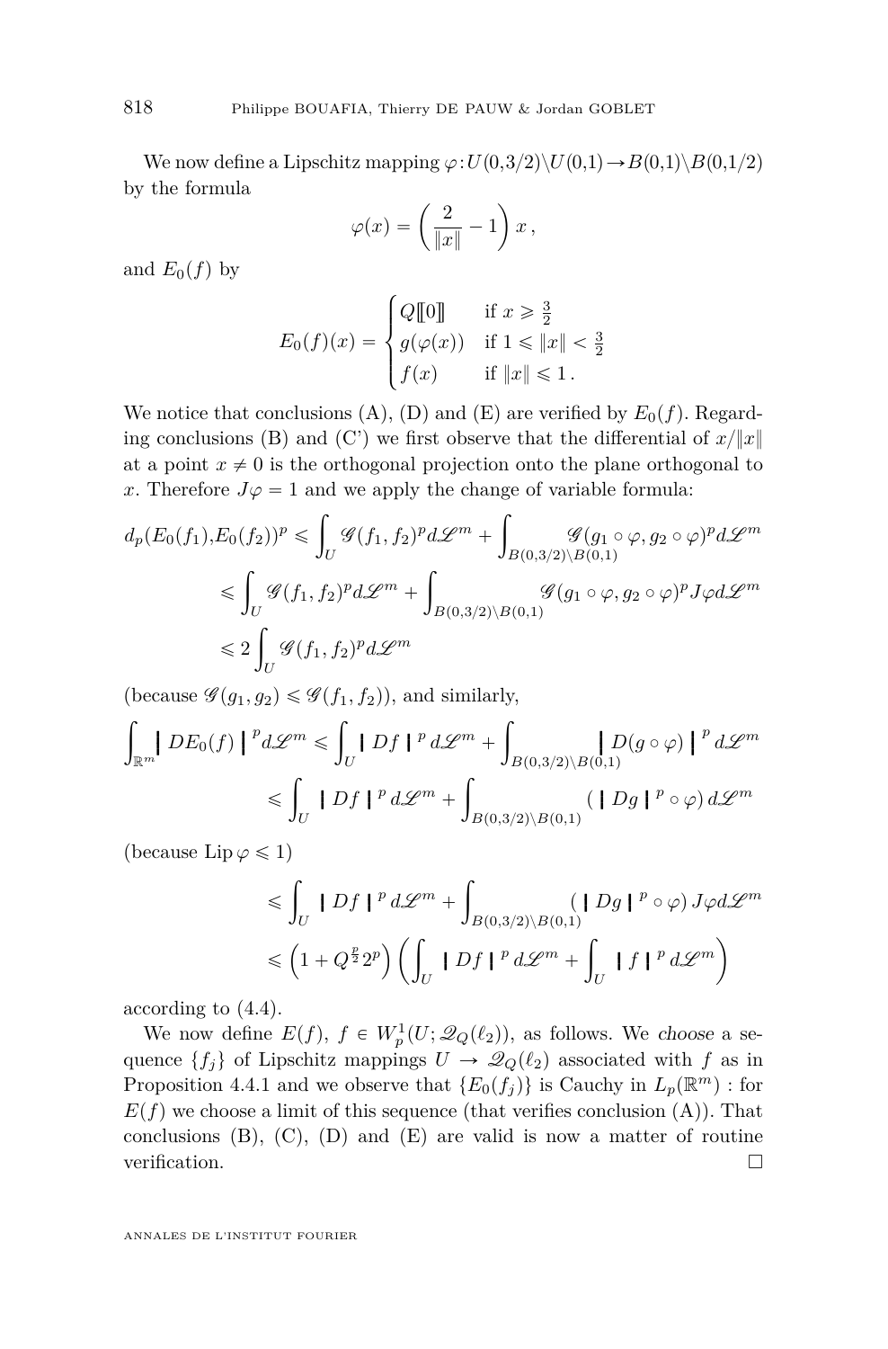We now define a Lipschitz mapping $\varphi : U(0,3/2) \setminus U(0,1) \to B(0,1) \setminus B(0,1/2)$ by the formula

$$\varphi(x) = \left( \frac{2}{\|x\|} - 1 \right) x \,,$$

and $E_0(f)$ by

$$E_0(f)(x) = \begin{cases} Q[\![0]\!] & \text{if } x \geqslant \frac{3}{2} \\ g(\varphi(x)) & \text{if } 1 \leqslant \|x\| < \frac{3}{2} \\ f(x) & \text{if } \|x\| \leqslant 1 \,. \end{cases}$$

We notice that conclusions (A), (D) and (E) are verified by $E_0(f)$. Regarding conclusions (B) and (C') we first observe that the differential of $x/\|x\|$ at a point $x \neq 0$ is the orthogonal projection onto the plane orthogonal to $x$. Therefore $J\varphi = 1$ and we apply the change of variable formula:

$$\begin{aligned} d_p(E_0(f_1), E_0(f_2))^p &\leqslant \int_U \mathscr{G}(f_1, f_2)^p d\mathscr{L}^m + \int_{B(0,3/2)\setminus B(0,1)} \mathscr{G}(g_1 \circ \varphi, g_2 \circ \varphi)^p d\mathscr{L}^m \\ &\leqslant \int_U \mathscr{G}(f_1, f_2)^p d\mathscr{L}^m + \int_{B(0,3/2)\setminus B(0,1)} \mathscr{G}(g_1 \circ \varphi, g_2 \circ \varphi)^p J\varphi d\mathscr{L}^m \\ &\leqslant 2 \int_U \mathscr{G}(f_1, f_2)^p d\mathscr{L}^m \end{aligned}$$

(because $\mathscr{G}(g_1, g_2) \leqslant \mathscr{G}(f_1, f_2)$), and similarly,

$$\begin{aligned} \int_{\mathbb{R}^m} |\, DE_0(f) \,|^p d\mathscr{L}^m &\leqslant \int_U |\, Df \,|^p \, d\mathscr{L}^m + \int_{B(0,3/2)\setminus B(0,1)} |\, D(g \circ \varphi) \,|^p \, d\mathscr{L}^m \\ &\leqslant \int_U |\, Df \,|^p \, d\mathscr{L}^m + \int_{B(0,3/2)\setminus B(0,1)} (\, |\, Dg \,|^p \circ \varphi) \, d\mathscr{L}^m \end{aligned}$$

(because $\operatorname{Lip} \varphi \leqslant 1$)

$$\begin{aligned} &\leqslant \int_U |\, Df \,|^p \, d\mathscr{L}^m + \int_{B(0,3/2)\setminus B(0,1)} (\, |\, Dg \,|^p \circ \varphi) \, J\varphi d\mathscr{L}^m \\ &\leqslant \left( 1 + Q^{\frac{p}{2}} 2^p \right) \left( \int_U |\, Df \,|^p \, d\mathscr{L}^m + \int_U |\, f \,|^p \, d\mathscr{L}^m \right) \end{aligned}$$

according to (4.4).

We now define $E(f)$, $f \in W_p^1(U; \mathscr{Q}_Q(\ell_2))$, as follows. We *choose* a sequence $\{f_j\}$ of Lipschitz mappings $U \to \mathscr{Q}_Q(\ell_2)$ associated with $f$ as in Proposition 4.4.1 and we observe that $\{E_0(f_j)\}$ is Cauchy in $L_p(\mathbb{R}^m)$ : for $E(f)$ we choose a limit of this sequence (that verifies conclusion (A)). That conclusions (B), (C), (D) and (E) are valid is now a matter of routine verification. □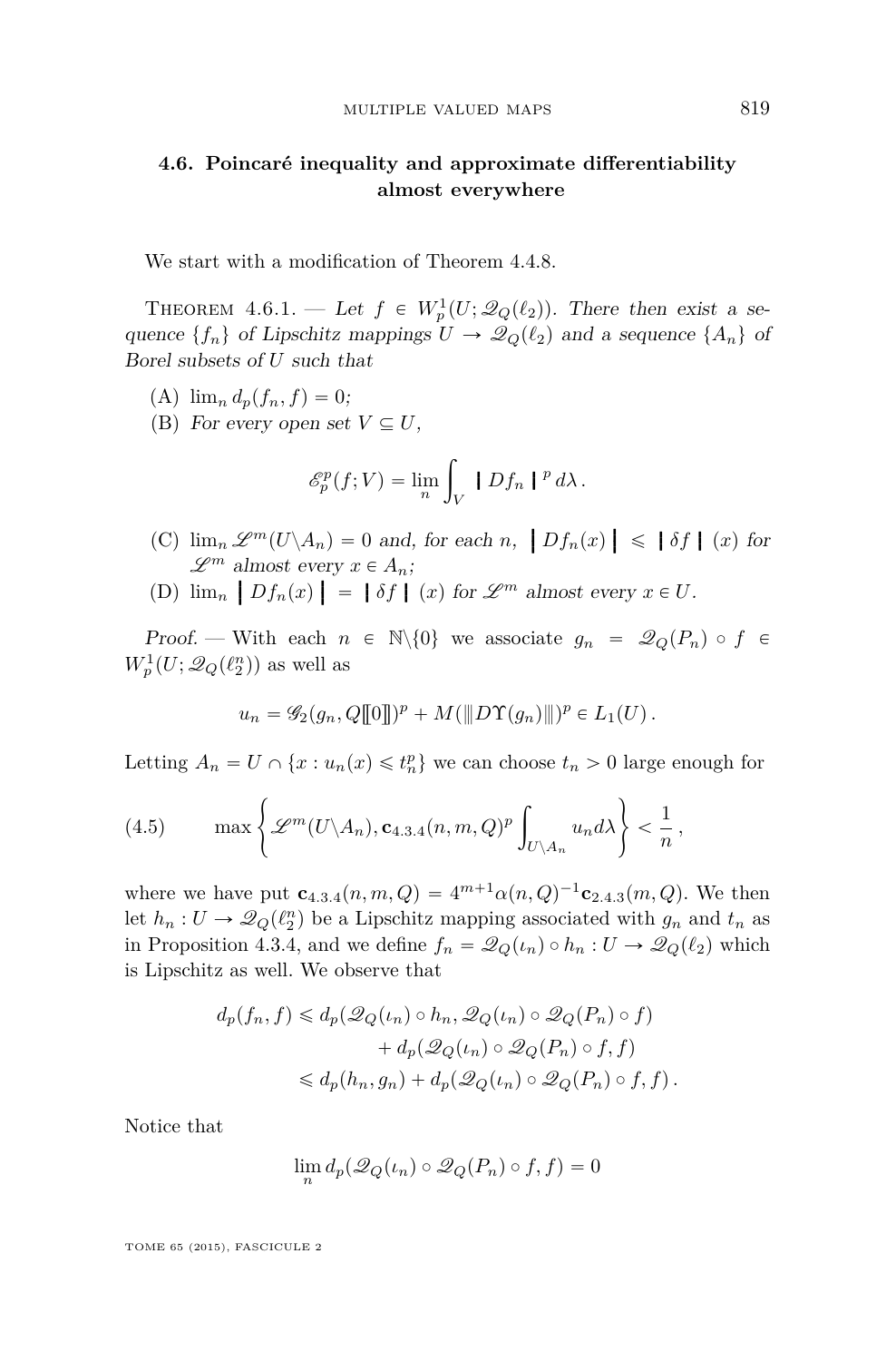### 4.6. Poincaré inequality and approximate differentiability almost everywhere

We start with a modification of Theorem 4.4.8.

Theorem 4.6.1. — *Let $f \in W^1_p(U; \mathscr{Q}_Q(\ell_2))$. There then exist a sequence $\{f_n\}$ of Lipschitz mappings $U \to \mathscr{Q}_Q(\ell_2)$ and a sequence $\{A_n\}$ of Borel subsets of $U$ such that*

(A) $\lim_n d_p(f_n, f) = 0$;

(B) *For every open set $V \subseteq U$,*

$$\mathscr{E}^p_p(f; V) = \lim_n \int_V |\!|\!| Df_n |\!|\!|^p \, d\lambda \,.$$

(C) $\lim_n \mathscr{L}^m(U \backslash A_n) = 0$ *and, for each $n$, $\big|\!|\!| Df_n(x) \big|\!|\!| \leqslant |\!|\!| \delta f |\!|\!|(x)$ for $\mathscr{L}^m$ almost every $x \in A_n$;*

(D) $\lim_n \big|\!|\!| Df_n(x) \big|\!|\!| = |\!|\!| \delta f |\!|\!|(x)$ *for $\mathscr{L}^m$ almost every $x \in U$.*

*Proof.* — With each $n \in \mathbb{N}\backslash\{0\}$ we associate $g_n = \mathscr{Q}_Q(P_n) \circ f \in W^1_p(U; \mathscr{Q}_Q(\ell_2^n))$ as well as

$$u_n = \mathscr{G}_2(g_n, Q[\![0]\!])^p + M(|\!|\!| D\Upsilon(g_n) |\!|\!|)^p \in L_1(U) \,.$$

Letting $A_n = U \cap \{x : u_n(x) \leqslant t_n^p\}$ we can choose $t_n > 0$ large enough for

$$\max\left\{ \mathscr{L}^m(U\backslash A_n), \mathbf{c}_{4.3.4}(n,m,Q)^p \int_{U\backslash A_n} u_n d\lambda \right\} < \frac{1}{n} \,, \tag{4.5}$$

where we have put $\mathbf{c}_{4.3.4}(n,m,Q) = 4^{m+1}\alpha(n,Q)^{-1}\mathbf{c}_{2.4.3}(m,Q)$. We then let $h_n : U \to \mathscr{Q}_Q(\ell_2^n)$ be a Lipschitz mapping associated with $g_n$ and $t_n$ as in Proposition 4.3.4, and we define $f_n = \mathscr{Q}_Q(\iota_n) \circ h_n : U \to \mathscr{Q}_Q(\ell_2)$ which is Lipschitz as well. We observe that

$$\begin{aligned} d_p(f_n, f) &\leqslant d_p(\mathscr{Q}_Q(\iota_n) \circ h_n, \mathscr{Q}_Q(\iota_n) \circ \mathscr{Q}_Q(P_n) \circ f) \\ &\qquad + d_p(\mathscr{Q}_Q(\iota_n) \circ \mathscr{Q}_Q(P_n) \circ f, f) \\ &\leqslant d_p(h_n, g_n) + d_p(\mathscr{Q}_Q(\iota_n) \circ \mathscr{Q}_Q(P_n) \circ f, f) \,. \end{aligned}$$

Notice that

$$\lim_n d_p(\mathscr{Q}_Q(\iota_n) \circ \mathscr{Q}_Q(P_n) \circ f, f) = 0$$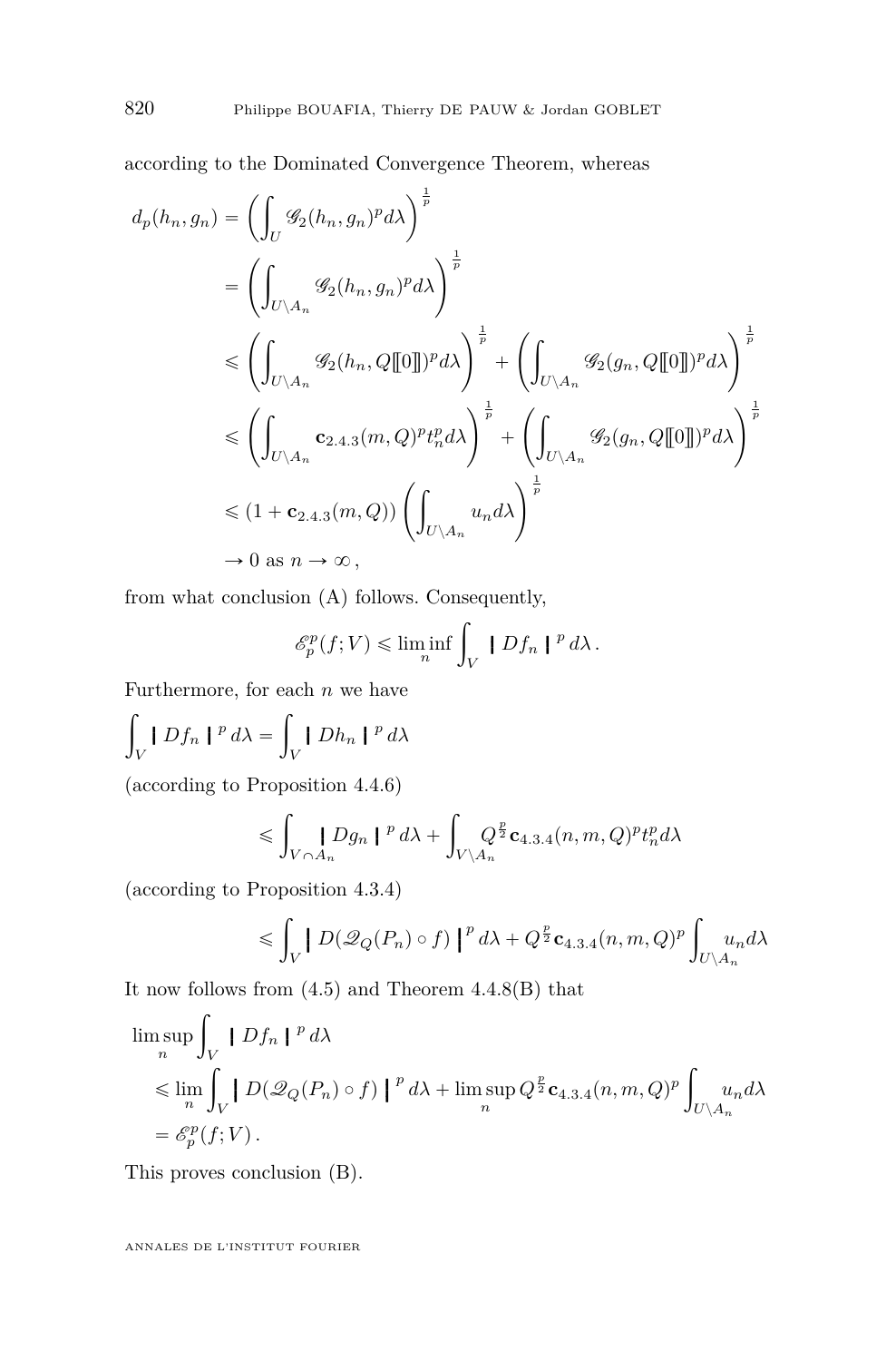according to the Dominated Convergence Theorem, whereas

$$
\begin{aligned}
d_p(h_n, g_n) &= \left(\int_U \mathscr{G}_2(h_n, g_n)^p d\lambda\right)^{\frac{1}{p}} \\
&= \left(\int_{U\setminus A_n} \mathscr{G}_2(h_n, g_n)^p d\lambda\right)^{\frac{1}{p}} \\
&\leqslant \left(\int_{U\setminus A_n} \mathscr{G}_2(h_n, Q[\![0]\!])^p d\lambda\right)^{\frac{1}{p}} + \left(\int_{U\setminus A_n} \mathscr{G}_2(g_n, Q[\![0]\!])^p d\lambda\right)^{\frac{1}{p}} \\
&\leqslant \left(\int_{U\setminus A_n} \mathbf{c}_{2.4.3}(m,Q)^p t_n^p d\lambda\right)^{\frac{1}{p}} + \left(\int_{U\setminus A_n} \mathscr{G}_2(g_n, Q[\![0]\!])^p d\lambda\right)^{\frac{1}{p}} \\
&\leqslant (1 + \mathbf{c}_{2.4.3}(m,Q)) \left(\int_{U\setminus A_n} u_n d\lambda\right)^{\frac{1}{p}} \\
&\to 0 \text{ as } n \to \infty\,,
\end{aligned}
$$

from what conclusion (A) follows. Consequently,

$$
\mathscr{E}_p^p(f;V) \leqslant \liminf_n \int_V |\!| Df_n |\!|^p \, d\lambda\,.
$$

Furthermore, for each $n$ we have

$$
\int_V |\!| Df_n |\!|^p \, d\lambda = \int_V |\!| Dh_n |\!|^p \, d\lambda
$$

(according to Proposition 4.4.6)

$$
\leqslant \int_{V\cap A_n} |\!| Dg_n |\!|^p \, d\lambda + \int_{V\setminus A_n} Q^{\frac{p}{2}} \mathbf{c}_{4.3.4}(n,m,Q)^p t_n^p d\lambda
$$

(according to Proposition 4.3.4)

$$
\leqslant \int_V \left|\!\left| D(\mathscr{Q}_Q(P_n)\circ f) \right|\!\right|^p d\lambda + Q^{\frac{p}{2}} \mathbf{c}_{4.3.4}(n,m,Q)^p \int_{U\setminus A_n} u_n d\lambda
$$

It now follows from (4.5) and Theorem 4.4.8(B) that

$$
\begin{aligned}
&\limsup_n \int_V |\!| Df_n |\!|^p \, d\lambda \\
&\leqslant \lim_n \int_V \left|\!\left| D(\mathscr{Q}_Q(P_n)\circ f) \right|\!\right|^p d\lambda + \limsup_n Q^{\frac{p}{2}} \mathbf{c}_{4.3.4}(n,m,Q)^p \int_{U\setminus A_n} u_n d\lambda \\
&= \mathscr{E}_p^p(f;V)\,.
\end{aligned}
$$

This proves conclusion (B).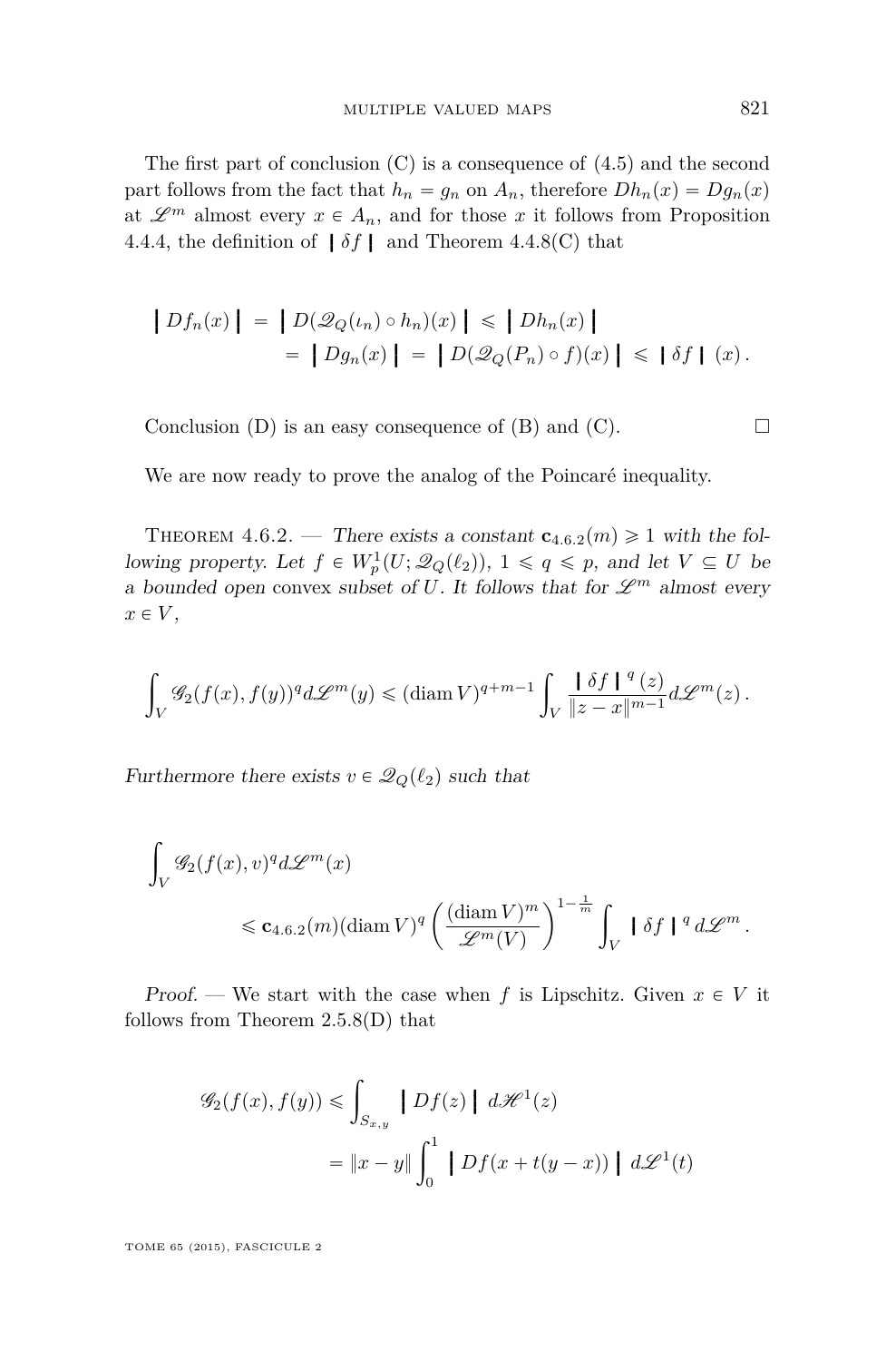The first part of conclusion (C) is a consequence of (4.5) and the second part follows from the fact that $h_n = g_n$ on $A_n$, therefore $Dh_n(x) = Dg_n(x)$ at $\mathscr{L}^m$ almost every $x \in A_n$, and for those $x$ it follows from Proposition 4.4.4, the definition of $❙ \delta f ❙$ and Theorem 4.4.8(C) that

$$
\begin{aligned}
\left| Df_n(x) \right| &= \left| D(\mathscr{Q}_Q(\iota_n) \circ h_n)(x) \right| \leqslant \left| Dh_n(x) \right| \\
&= \left| Dg_n(x) \right| = \left| D(\mathscr{Q}_Q(P_n) \circ f)(x) \right| \leqslant ❙ \delta f ❙ (x) .
\end{aligned}
$$

Conclusion (D) is an easy consequence of (B) and (C). □

We are now ready to prove the analog of the Poincaré inequality.

Theorem 4.6.2. — *There exists a constant $\mathbf{c}_{4.6.2}(m) \geqslant 1$ with the following property. Let $f \in W^1_p(U; \mathscr{Q}_Q(\ell_2))$, $1 \leqslant q \leqslant p$, and let $V \subseteq U$ be a bounded open* convex *subset of $U$. It follows that for $\mathscr{L}^m$ almost every $x \in V$,*

$$
\int_V \mathscr{G}_2(f(x), f(y))^q d\mathscr{L}^m(y) \leqslant (\operatorname{diam} V)^{q+m-1} \int_V \frac{❙ \delta f ❙^q (z)}{\|z - x\|^{m-1}} d\mathscr{L}^m(z) .
$$

*Furthermore there exists $v \in \mathscr{Q}_Q(\ell_2)$ such that*

$$
\int_V \mathscr{G}_2(f(x), v)^q d\mathscr{L}^m(x) \leqslant \mathbf{c}_{4.6.2}(m) (\operatorname{diam} V)^q \left( \frac{(\operatorname{diam} V)^m}{\mathscr{L}^m(V)} \right)^{1-\frac{1}{m}} \int_V ❙ \delta f ❙^q d\mathscr{L}^m .
$$

*Proof.* — We start with the case when $f$ is Lipschitz. Given $x \in V$ it follows from Theorem 2.5.8(D) that

$$
\begin{aligned}
\mathscr{G}_2(f(x), f(y)) &\leqslant \int_{S_{x,y}} \left| Df(z) \right| d\mathscr{H}^1(z) \\
&= \|x - y\| \int_0^1 \left| Df(x + t(y - x)) \right| d\mathscr{L}^1(t)
\end{aligned}
$$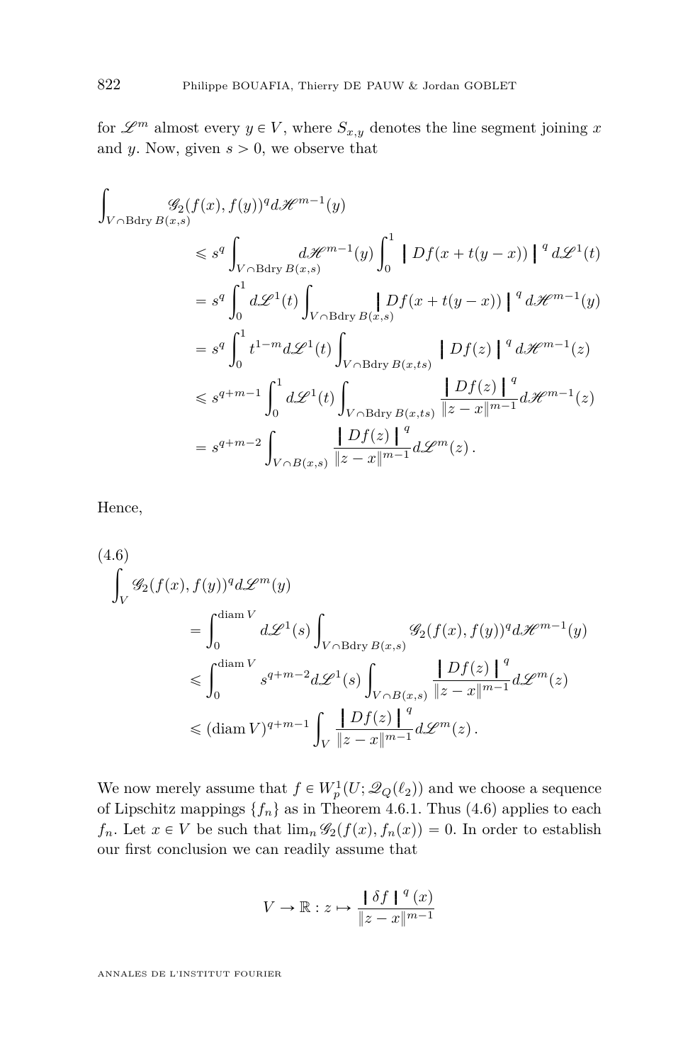for $\mathscr{L}^m$ almost every $y \in V$, where $S_{x,y}$ denotes the line segment joining $x$ and $y$. Now, given $s > 0$, we observe that

$$
\begin{aligned}
\int_{V \cap \operatorname{Bdry} B(x,s)} & \mathscr{G}_2(f(x), f(y))^q d\mathscr{H}^{m-1}(y) \\
&\leqslant s^q \int_{V \cap \operatorname{Bdry} B(x,s)} d\mathscr{H}^{m-1}(y) \int_0^1 \left| Df(x + t(y-x)) \right|^q d\mathscr{L}^1(t) \\
&= s^q \int_0^1 d\mathscr{L}^1(t) \int_{V \cap \operatorname{Bdry} B(x,s)} \left| Df(x + t(y-x)) \right|^q d\mathscr{H}^{m-1}(y) \\
&= s^q \int_0^1 t^{1-m} d\mathscr{L}^1(t) \int_{V \cap \operatorname{Bdry} B(x,ts)} \left| Df(z) \right|^q d\mathscr{H}^{m-1}(z) \\
&\leqslant s^{q+m-1} \int_0^1 d\mathscr{L}^1(t) \int_{V \cap \operatorname{Bdry} B(x,ts)} \frac{\left| Df(z) \right|^q}{\|z - x\|^{m-1}} d\mathscr{H}^{m-1}(z) \\
&= s^{q+m-2} \int_{V \cap B(x,s)} \frac{\left| Df(z) \right|^q}{\|z - x\|^{m-1}} d\mathscr{L}^m(z) \,.
\end{aligned}
$$

Hence,

$$
\begin{aligned}
\int_V \mathscr{G}_2(f(x), f(y))^q d\mathscr{L}^m(y) \qquad (4.6)\\
&= \int_0^{\operatorname{diam} V} d\mathscr{L}^1(s) \int_{V \cap \operatorname{Bdry} B(x,s)} \mathscr{G}_2(f(x), f(y))^q d\mathscr{H}^{m-1}(y) \\
&\leqslant \int_0^{\operatorname{diam} V} s^{q+m-2} d\mathscr{L}^1(s) \int_{V \cap B(x,s)} \frac{\left| Df(z) \right|^q}{\|z - x\|^{m-1}} d\mathscr{L}^m(z) \\
&\leqslant (\operatorname{diam} V)^{q+m-1} \int_V \frac{\left| Df(z) \right|^q}{\|z - x\|^{m-1}} d\mathscr{L}^m(z) \,.
\end{aligned}
$$

We now merely assume that $f \in W^1_p(U; \mathscr{Q}_Q(\ell_2))$ and we choose a sequence of Lipschitz mappings $\{f_n\}$ as in Theorem 4.6.1. Thus (4.6) applies to each $f_n$. Let $x \in V$ be such that $\lim_n \mathscr{G}_2(f(x), f_n(x)) = 0$. In order to establish our first conclusion we can readily assume that

$$
V \to \mathbb{R} : z \mapsto \frac{\left| \delta f \right|^q (x)}{\|z - x\|^{m-1}}
$$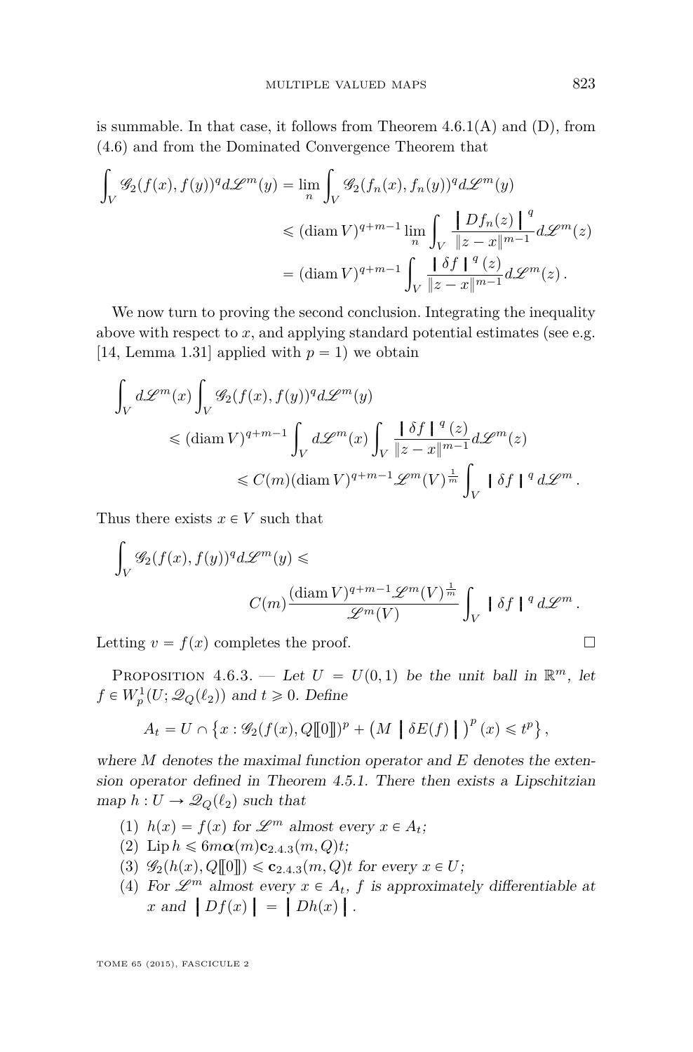is summable. In that case, it follows from Theorem 4.6.1(A) and (D), from (4.6) and from the Dominated Convergence Theorem that

$$\begin{aligned}\int_V \mathscr{G}_2(f(x),f(y))^q d\mathscr{L}^m(y) &= \lim_n \int_V \mathscr{G}_2(f_n(x),f_n(y))^q d\mathscr{L}^m(y)\\ &\leqslant (\operatorname{diam} V)^{q+m-1} \lim_n \int_V \frac{\left\| Df_n(z) \right\|^q}{\|z-x\|^{m-1}} d\mathscr{L}^m(z)\\ &= (\operatorname{diam} V)^{q+m-1} \int_V \frac{\left\| \delta f \right\|^q(z)}{\|z-x\|^{m-1}} d\mathscr{L}^m(z)\,.\end{aligned}$$

We now turn to proving the second conclusion. Integrating the inequality above with respect to $x$, and applying standard potential estimates (see e.g. [14, Lemma 1.31] applied with $p=1$) we obtain

$$\begin{aligned}\int_V d\mathscr{L}^m(x) \int_V &\mathscr{G}_2(f(x),f(y))^q d\mathscr{L}^m(y)\\ &\leqslant (\operatorname{diam} V)^{q+m-1} \int_V d\mathscr{L}^m(x) \int_V \frac{\left\| \delta f \right\|^q(z)}{\|z-x\|^{m-1}} d\mathscr{L}^m(z)\\ &\leqslant C(m) (\operatorname{diam} V)^{q+m-1} \mathscr{L}^m(V)^{\frac{1}{m}} \int_V \left\| \delta f \right\|^q d\mathscr{L}^m\,.\end{aligned}$$

Thus there exists $x \in V$ such that

$$\int_V \mathscr{G}_2(f(x),f(y))^q d\mathscr{L}^m(y) \leqslant C(m) \frac{(\operatorname{diam} V)^{q+m-1} \mathscr{L}^m(V)^{\frac{1}{m}}}{\mathscr{L}^m(V)} \int_V \left\| \delta f \right\|^q d\mathscr{L}^m\,.$$

Letting $v=f(x)$ completes the proof. □

Proposition 4.6.3. — *Let $U=U(0,1)$ be the unit ball in $\mathbb{R}^m$, let $f \in W^1_p(U;\mathscr{Q}_Q(\ell_2))$ and $t \geqslant 0$. Define*

$$A_t = U \cap \left\{ x : \mathscr{G}_2(f(x), Q[\![0]\!])^p + \left( M \left\| \delta E(f) \right\| \right)^p(x) \leqslant t^p \right\},$$

*where $M$ denotes the maximal function operator and $E$ denotes the extension operator defined in Theorem 4.5.1. There then exists a Lipschitzian map $h : U \to \mathscr{Q}_Q(\ell_2)$ such that*

1. *$h(x)=f(x)$ for $\mathscr{L}^m$ almost every $x \in A_t$;*
2. *$\operatorname{Lip} h \leqslant 6m\boldsymbol{\alpha}(m)\mathbf{c}_{2.4.3}(m,Q)t$;*
3. *$\mathscr{G}_2(h(x),Q[\![0]\!]) \leqslant \mathbf{c}_{2.4.3}(m,Q)t$ for every $x \in U$;*
4. *For $\mathscr{L}^m$ almost every $x \in A_t$, $f$ is approximately differentiable at $x$ and $\left\| Df(x) \right\| = \left\| Dh(x) \right\|$.*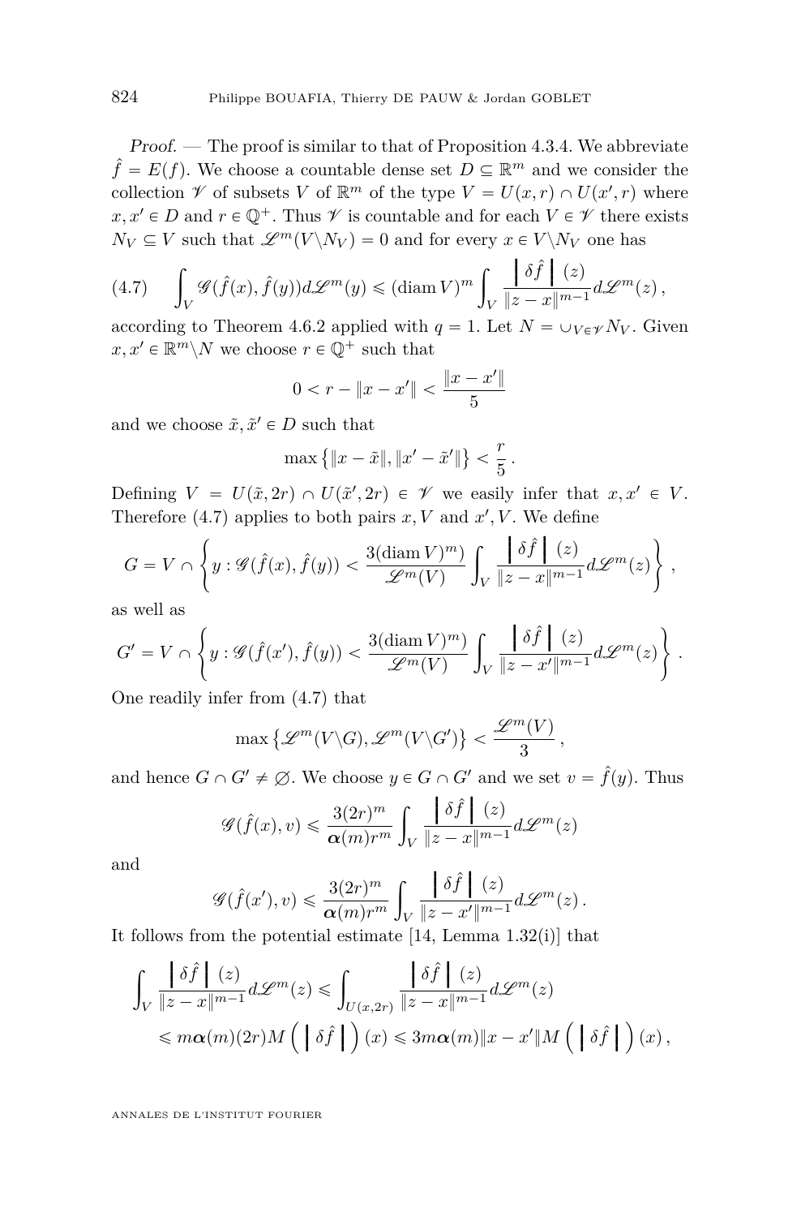*Proof.* — The proof is similar to that of Proposition 4.3.4. We abbreviate $\hat{f} = E(f)$. We choose a countable dense set $D \subseteq \mathbb{R}^m$ and we consider the collection $\mathscr{V}$ of subsets $V$ of $\mathbb{R}^m$ of the type $V = U(x,r) \cap U(x',r)$ where $x, x' \in D$ and $r \in \mathbb{Q}^+$. Thus $\mathscr{V}$ is countable and for each $V \in \mathscr{V}$ there exists $N_V \subseteq V$ such that $\mathscr{L}^m(V \backslash N_V) = 0$ and for every $x \in V \backslash N_V$ one has

$$\int_V \mathscr{G}(\hat{f}(x), \hat{f}(y)) d\mathscr{L}^m(y) \leqslant (\operatorname{diam} V)^m \int_V \frac{\left| \delta \hat{f} \right|(z)}{\|z-x\|^{m-1}} d\mathscr{L}^m(z)\,, \tag{4.7}$$

according to Theorem 4.6.2 applied with $q = 1$. Let $N = \cup_{V \in \mathscr{V}} N_V$. Given $x, x' \in \mathbb{R}^m \backslash N$ we choose $r \in \mathbb{Q}^+$ such that

$$0 < r - \|x - x'\| < \frac{\|x-x'\|}{5}$$

and we choose $\tilde{x}, \tilde{x}' \in D$ such that

$$\max\left\{\|x - \tilde{x}\|, \|x' - \tilde{x}'\|\right\} < \frac{r}{5}\,.$$

Defining $V = U(\tilde{x}, 2r) \cap U(\tilde{x}', 2r) \in \mathscr{V}$ we easily infer that $x, x' \in V$. Therefore (4.7) applies to both pairs $x, V$ and $x', V$. We define

$$G = V \cap \left\{ y : \mathscr{G}(\hat{f}(x), \hat{f}(y)) < \frac{3(\operatorname{diam} V)^m)}{\mathscr{L}^m(V)} \int_V \frac{\left| \delta \hat{f} \right|(z)}{\|z-x\|^{m-1}} d\mathscr{L}^m(z) \right\},$$

as well as

$$G' = V \cap \left\{ y : \mathscr{G}(\hat{f}(x'), \hat{f}(y)) < \frac{3(\operatorname{diam} V)^m)}{\mathscr{L}^m(V)} \int_V \frac{\left| \delta \hat{f} \right|(z)}{\|z-x'\|^{m-1}} d\mathscr{L}^m(z) \right\}.$$

One readily infer from (4.7) that

$$\max\left\{\mathscr{L}^m(V \backslash G), \mathscr{L}^m(V \backslash G')\right\} < \frac{\mathscr{L}^m(V)}{3}\,,$$

and hence $G \cap G' \neq \emptyset$. We choose $y \in G \cap G'$ and we set $v = \hat{f}(y)$. Thus

$$\mathscr{G}(\hat{f}(x), v) \leqslant \frac{3(2r)^m}{\boldsymbol{\alpha}(m) r^m} \int_V \frac{\left| \delta \hat{f} \right|(z)}{\|z-x\|^{m-1}} d\mathscr{L}^m(z)$$

and

$$\mathscr{G}(\hat{f}(x'), v) \leqslant \frac{3(2r)^m}{\boldsymbol{\alpha}(m) r^m} \int_V \frac{\left| \delta \hat{f} \right|(z)}{\|z-x'\|^{m-1}} d\mathscr{L}^m(z)\,.$$

It follows from the potential estimate [14, Lemma 1.32(i)] that

$$\begin{aligned}
\int_V \frac{\left| \delta \hat{f} \right|(z)}{\|z-x\|^{m-1}} d\mathscr{L}^m(z) &\leqslant \int_{U(x,2r)} \frac{\left| \delta \hat{f} \right|(z)}{\|z-x\|^{m-1}} d\mathscr{L}^m(z) \\
&\leqslant m\boldsymbol{\alpha}(m)(2r) M\left( \left| \delta \hat{f} \right| \right)(x) \leqslant 3m\boldsymbol{\alpha}(m)\|x-x'\| M\left( \left| \delta \hat{f} \right| \right)(x)\,,
\end{aligned}$$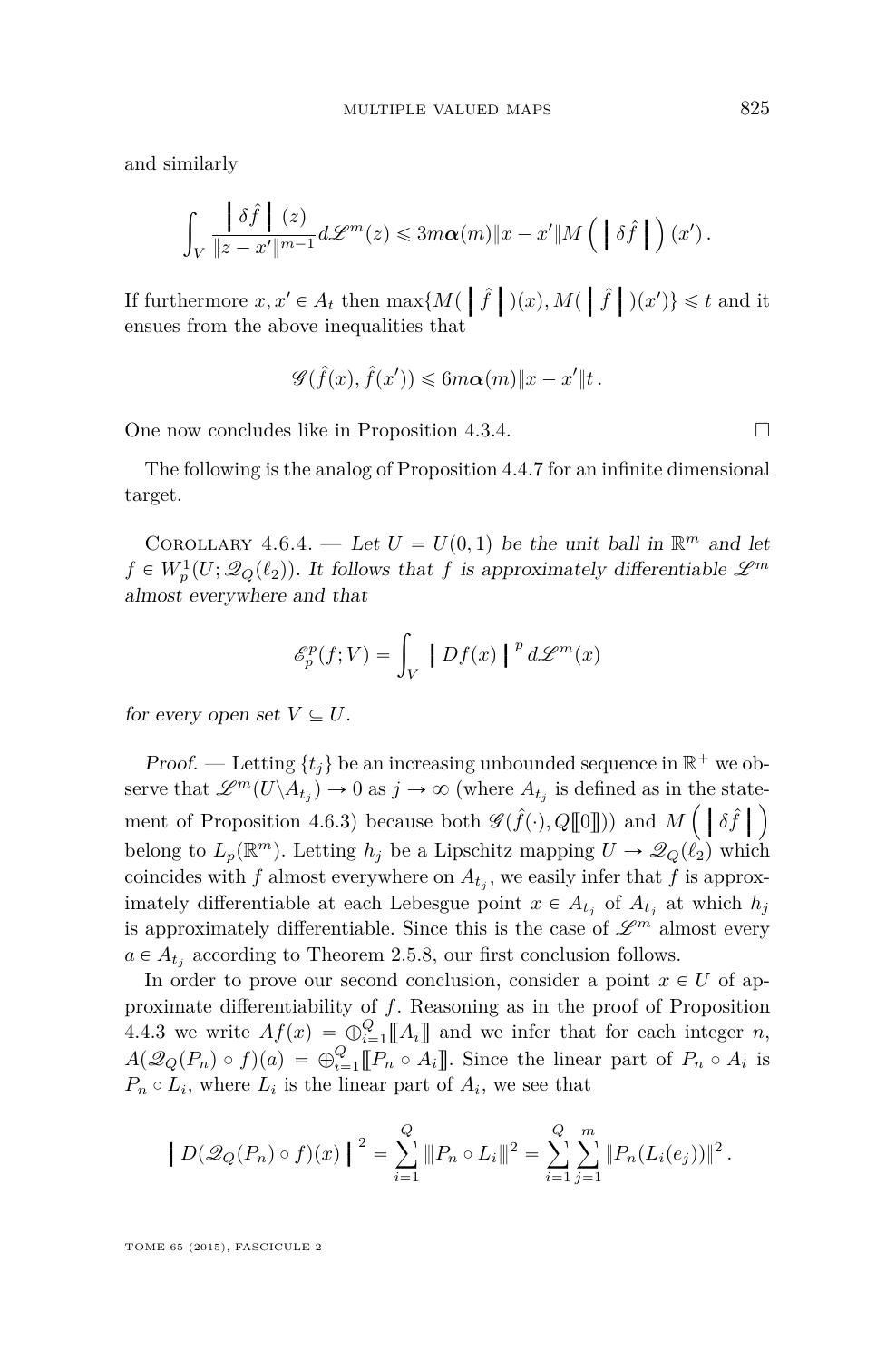and similarly

$$\int_V \frac{\left| \delta \hat{f} \right|(z)}{\|z - x'\|^{m-1}} d\mathscr{L}^m(z) \leqslant 3m\boldsymbol{\alpha}(m)\|x - x'\| M\left(\left|\delta \hat{f}\right|\right)(x').$$

If furthermore $x, x' \in A_t$ then $\max\{M(\left|\hat{f}\right|)(x), M(\left|\hat{f}\right|)(x')\} \leqslant t$ and it ensues from the above inequalities that

$$\mathscr{G}(\hat{f}(x), \hat{f}(x')) \leqslant 6m\boldsymbol{\alpha}(m)\|x - x'\| t.$$

One now concludes like in Proposition 4.3.4. □

The following is the analog of Proposition 4.4.7 for an infinite dimensional target.

Corollary 4.6.4. — *Let $U = U(0,1)$ be the unit ball in $\mathbb{R}^m$ and let $f \in W_p^1(U; \mathscr{Q}_Q(\ell_2))$. It follows that $f$ is approximately differentiable $\mathscr{L}^m$ almost everywhere and that*

$$\mathscr{E}_p^p(f; V) = \int_V \left| Df(x) \right|^p d\mathscr{L}^m(x)$$

*for every open set $V \subseteq U$.*

*Proof.* — Letting $\{t_j\}$ be an increasing unbounded sequence in $\mathbb{R}^+$ we observe that $\mathscr{L}^m(U \setminus A_{t_j}) \to 0$ as $j \to \infty$ (where $A_{t_j}$ is defined as in the statement of Proposition 4.6.3) because both $\mathscr{G}(\hat{f}(\cdot), Q[\![0]\!])$ and $M\left(\left|\delta \hat{f}\right|\right)$ belong to $L_p(\mathbb{R}^m)$. Letting $h_j$ be a Lipschitz mapping $U \to \mathscr{Q}_Q(\ell_2)$ which coincides with $f$ almost everywhere on $A_{t_j}$, we easily infer that $f$ is approximately differentiable at each Lebesgue point $x \in A_{t_j}$ of $A_{t_j}$ at which $h_j$ is approximately differentiable. Since this is the case of $\mathscr{L}^m$ almost every $a \in A_{t_j}$ according to Theorem 2.5.8, our first conclusion follows.

In order to prove our second conclusion, consider a point $x \in U$ of approximate differentiability of $f$. Reasoning as in the proof of Proposition 4.4.3 we write $Af(x) = \oplus_{i=1}^Q [\![A_i]\!]$ and we infer that for each integer $n$, $A(\mathscr{Q}_Q(P_n) \circ f)(a) = \oplus_{i=1}^Q [\![P_n \circ A_i]\!]$. Since the linear part of $P_n \circ A_i$ is $P_n \circ L_i$, where $L_i$ is the linear part of $A_i$, we see that

$$\left| D(\mathscr{Q}_Q(P_n) \circ f)(x) \right|^2 = \sum_{i=1}^Q |\!|\!| P_n \circ L_i |\!|\!|^2 = \sum_{i=1}^Q \sum_{j=1}^m \|P_n(L_i(e_j))\|^2.$$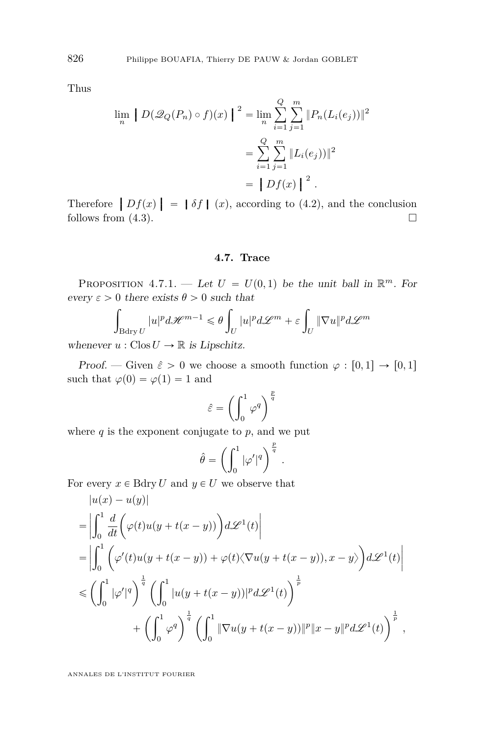Thus

$$\begin{aligned}
\lim_n \left| D(\mathscr{Q}_Q(P_n) \circ f)(x) \right|^2 &= \lim_n \sum_{i=1}^{Q} \sum_{j=1}^{m} \|P_n(L_i(e_j))\|^2 \\
&= \sum_{i=1}^{Q} \sum_{j=1}^{m} \|L_i(e_j))\|^2 \\
&= \left| Df(x) \right|^2 .
\end{aligned}$$

Therefore $\left| Df(x) \right| = \left| \delta f \right| (x)$, according to (4.2), and the conclusion follows from (4.3). $\square$

## 4.7. Trace

Proposition 4.7.1. — *Let $U = U(0,1)$ be the unit ball in $\mathbb{R}^m$. For every $\varepsilon > 0$ there exists $\theta > 0$ such that*

$$\int_{\operatorname{Bdry} U} |u|^p d\mathscr{H}^{m-1} \leqslant \theta \int_U |u|^p d\mathscr{L}^m + \varepsilon \int_U \|\nabla u\|^p d\mathscr{L}^m$$

*whenever $u : \operatorname{Clos} U \to \mathbb{R}$ is Lipschitz.*

*Proof.* — Given $\hat{\varepsilon} > 0$ we choose a smooth function $\varphi : [0,1] \to [0,1]$ such that $\varphi(0) = \varphi(1) = 1$ and

$$\hat{\varepsilon} = \left( \int_0^1 \varphi^q \right)^{\frac{p}{q}}$$

where $q$ is the exponent conjugate to $p$, and we put

$$\hat{\theta} = \left( \int_0^1 |\varphi'|^q \right)^{\frac{p}{q}} .$$

For every $x \in \operatorname{Bdry} U$ and $y \in U$ we observe that

$$\begin{aligned}
&|u(x) - u(y)| \\
&= \left| \int_0^1 \frac{d}{dt} \Big( \varphi(t) u(y + t(x-y)) \Big) d\mathscr{L}^1(t) \right| \\
&= \left| \int_0^1 \Big( \varphi'(t) u(y + t(x-y)) + \varphi(t) \langle \nabla u(y + t(x-y)), x - y \rangle \Big) d\mathscr{L}^1(t) \right| \\
&\leqslant \left( \int_0^1 |\varphi'|^q \right)^{\frac{1}{q}} \left( \int_0^1 |u(y + t(x-y))|^p d\mathscr{L}^1(t) \right)^{\frac{1}{p}} \\
&\qquad\qquad + \left( \int_0^1 \varphi^q \right)^{\frac{1}{q}} \left( \int_0^1 \|\nabla u(y + t(x-y))\|^p \|x - y\|^p d\mathscr{L}^1(t) \right)^{\frac{1}{p}} ,
\end{aligned}$$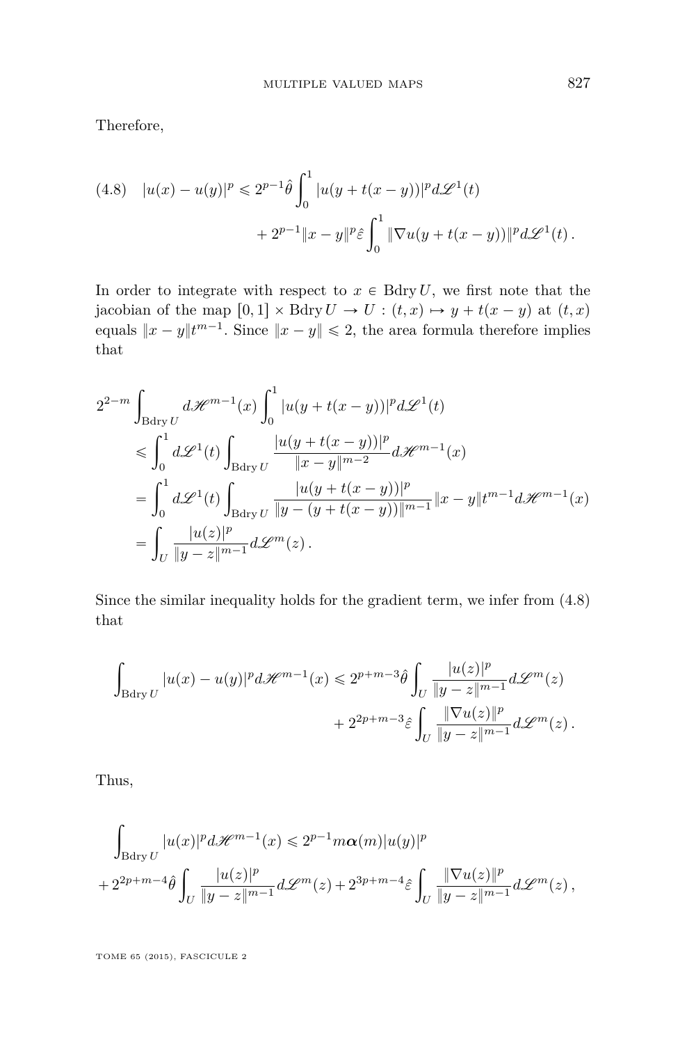Therefore,

$$
\begin{aligned}
(4.8)\quad |u(x)-u(y)|^p \leqslant 2^{p-1}\hat{\theta}\int_0^1 |u(y+t(x-y))|^p d\mathscr{L}^1(t) \\
+ 2^{p-1}\|x-y\|^p \hat{\varepsilon}\int_0^1 \|\nabla u(y+t(x-y))\|^p d\mathscr{L}^1(t)\,.
\end{aligned}
$$

In order to integrate with respect to $x \in \operatorname{Bdry} U$, we first note that the jacobian of the map $[0,1]\times \operatorname{Bdry} U \to U : (t,x) \mapsto y+t(x-y)$ at $(t,x)$ equals $\|x-y\|t^{m-1}$. Since $\|x-y\| \leqslant 2$, the area formula therefore implies that

$$
\begin{aligned}
2^{2-m} & \int_{\operatorname{Bdry} U} d\mathscr{H}^{m-1}(x)\int_0^1 |u(y+t(x-y))|^p d\mathscr{L}^1(t) \\
& \leqslant \int_0^1 d\mathscr{L}^1(t)\int_{\operatorname{Bdry} U} \frac{|u(y+t(x-y))|^p}{\|x-y\|^{m-2}} d\mathscr{H}^{m-1}(x) \\
& = \int_0^1 d\mathscr{L}^1(t)\int_{\operatorname{Bdry} U} \frac{|u(y+t(x-y))|^p}{\|y-(y+t(x-y))\|^{m-1}}\|x-y\|t^{m-1} d\mathscr{H}^{m-1}(x) \\
& = \int_U \frac{|u(z)|^p}{\|y-z\|^{m-1}} d\mathscr{L}^m(z)\,.
\end{aligned}
$$

Since the similar inequality holds for the gradient term, we infer from (4.8) that

$$
\begin{aligned}
\int_{\operatorname{Bdry} U} |u(x)-u(y)|^p d\mathscr{H}^{m-1}(x) \leqslant 2^{p+m-3}\hat{\theta}\int_U \frac{|u(z)|^p}{\|y-z\|^{m-1}} d\mathscr{L}^m(z) \\
+ 2^{2p+m-3}\hat{\varepsilon}\int_U \frac{\|\nabla u(z)\|^p}{\|y-z\|^{m-1}} d\mathscr{L}^m(z)\,.
\end{aligned}
$$

Thus,

$$
\begin{aligned}
& \int_{\operatorname{Bdry} U} |u(x)|^p d\mathscr{H}^{m-1}(x) \leqslant 2^{p-1} m\boldsymbol{\alpha}(m)|u(y)|^p \\
& + 2^{2p+m-4}\hat{\theta}\int_U \frac{|u(z)|^p}{\|y-z\|^{m-1}} d\mathscr{L}^m(z) + 2^{3p+m-4}\hat{\varepsilon}\int_U \frac{\|\nabla u(z)\|^p}{\|y-z\|^{m-1}} d\mathscr{L}^m(z)\,,
\end{aligned}
$$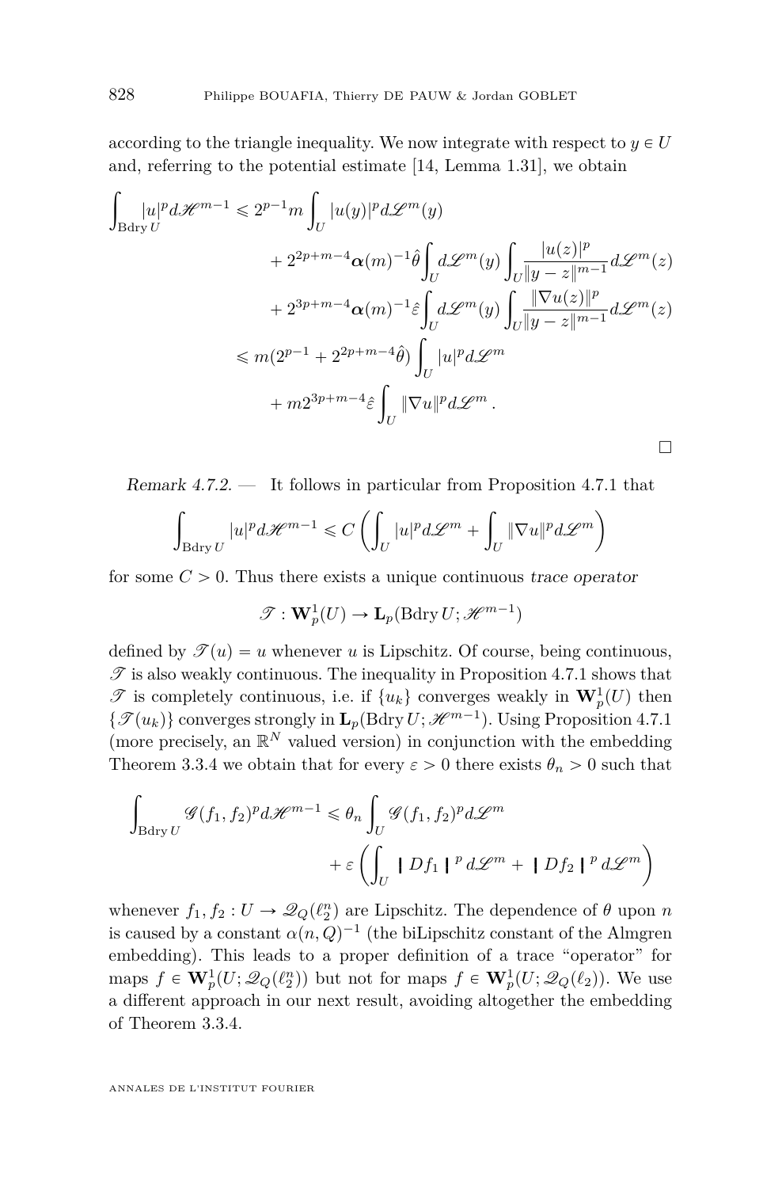according to the triangle inequality. We now integrate with respect to $y \in U$ and, referring to the potential estimate [14, Lemma 1.31], we obtain

$$
\begin{aligned}
\int_{\operatorname{Bdry} U} |u|^p d\mathscr{H}^{m-1} \leqslant 2^{p-1} m \int_U |u(y)|^p d\mathscr{L}^m(y) \\
+ 2^{2p+m-4} \boldsymbol{\alpha}(m)^{-1} \hat{\theta} \int_U d\mathscr{L}^m(y) \int_U \frac{|u(z)|^p}{\|y-z\|^{m-1}} d\mathscr{L}^m(z) \\
+ 2^{3p+m-4} \boldsymbol{\alpha}(m)^{-1} \hat{\varepsilon} \int_U d\mathscr{L}^m(y) \int_U \frac{\|\nabla u(z)\|^p}{\|y-z\|^{m-1}} d\mathscr{L}^m(z) \\
\leqslant m(2^{p-1} + 2^{2p+m-4}\hat{\theta}) \int_U |u|^p d\mathscr{L}^m \\
+ m 2^{3p+m-4} \hat{\varepsilon} \int_U \|\nabla u\|^p d\mathscr{L}^m .
\end{aligned}
$$

□

*Remark 4.7.2.* — It follows in particular from Proposition 4.7.1 that

$$
\int_{\operatorname{Bdry} U} |u|^p d\mathscr{H}^{m-1} \leqslant C \left( \int_U |u|^p d\mathscr{L}^m + \int_U \|\nabla u\|^p d\mathscr{L}^m \right)
$$

for some $C > 0$. Thus there exists a unique continuous *trace operator*

$$
\mathscr{T} : \mathbf{W}_p^1(U) \to \mathbf{L}_p(\operatorname{Bdry} U; \mathscr{H}^{m-1})
$$

defined by $\mathscr{T}(u) = u$ whenever $u$ is Lipschitz. Of course, being continuous, $\mathscr{T}$ is also weakly continuous. The inequality in Proposition 4.7.1 shows that $\mathscr{T}$ is completely continuous, i.e. if $\{u_k\}$ converges weakly in $\mathbf{W}_p^1(U)$ then $\{\mathscr{T}(u_k)\}$ converges strongly in $\mathbf{L}_p(\operatorname{Bdry} U; \mathscr{H}^{m-1})$. Using Proposition 4.7.1 (more precisely, an $\mathbb{R}^N$ valued version) in conjunction with the embedding Theorem 3.3.4 we obtain that for every $\varepsilon > 0$ there exists $\theta_n > 0$ such that

$$
\begin{aligned}
\int_{\operatorname{Bdry} U} \mathscr{G}(f_1, f_2)^p d\mathscr{H}^{m-1} \leqslant \theta_n \int_U \mathscr{G}(f_1, f_2)^p d\mathscr{L}^m \\
+ \varepsilon \left( \int_U |\!| Df_1 |\!|^p d\mathscr{L}^m + |\!| Df_2 |\!|^p d\mathscr{L}^m \right)
\end{aligned}
$$

whenever $f_1, f_2 : U \to \mathscr{Q}_Q(\ell_2^n)$ are Lipschitz. The dependence of $\theta$ upon $n$ is caused by a constant $\alpha(n, Q)^{-1}$ (the biLipschitz constant of the Almgren embedding). This leads to a proper definition of a trace "operator" for maps $f \in \mathbf{W}_p^1(U; \mathscr{Q}_Q(\ell_2^n))$ but not for maps $f \in \mathbf{W}_p^1(U; \mathscr{Q}_Q(\ell_2))$. We use a different approach in our next result, avoiding altogether the embedding of Theorem 3.3.4.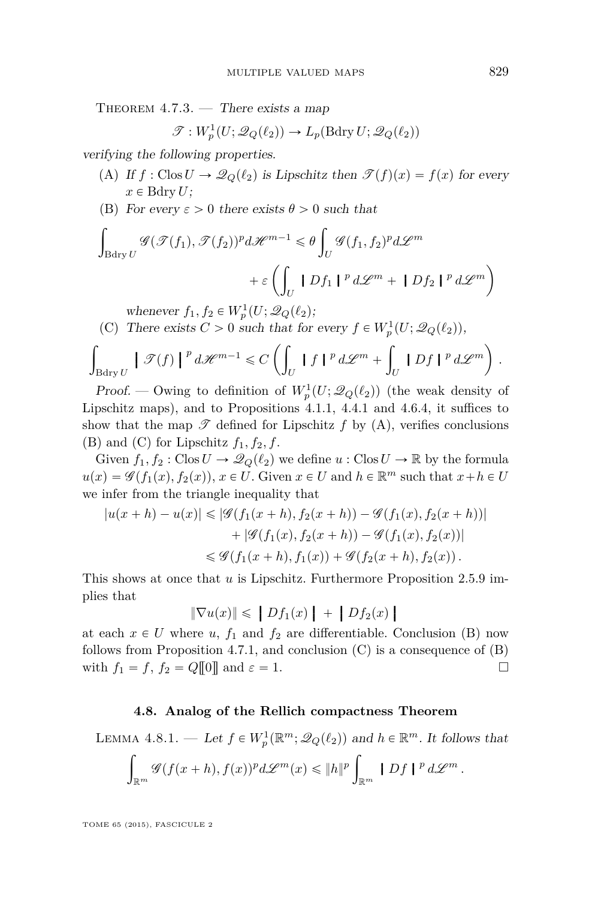Theorem 4.7.3. — *There exists a map*

$$\mathscr{T} : W_p^1(U; \mathscr{Q}_Q(\ell_2)) \to L_p(\operatorname{Bdry} U; \mathscr{Q}_Q(\ell_2))$$

*verifying the following properties.*

(A) *If $f : \operatorname{Clos} U \to \mathscr{Q}_Q(\ell_2)$ is Lipschitz then $\mathscr{T}(f)(x) = f(x)$ for every $x \in \operatorname{Bdry} U$;*

(B) *For every $\varepsilon > 0$ there exists $\theta > 0$ such that*

$$\int_{\operatorname{Bdry} U} \mathscr{G}(\mathscr{T}(f_1), \mathscr{T}(f_2))^p d\mathscr{H}^{m-1} \leqslant \theta \int_U \mathscr{G}(f_1, f_2)^p d\mathscr{L}^m + \varepsilon \left( \int_U \left| Df_1 \right|^p d\mathscr{L}^m + \left| Df_2 \right|^p d\mathscr{L}^m \right)$$

*whenever $f_1, f_2 \in W_p^1(U; \mathscr{Q}_Q(\ell_2))$;*

(C) *There exists $C > 0$ such that for every $f \in W_p^1(U; \mathscr{Q}_Q(\ell_2))$,*

$$\int_{\operatorname{Bdry} U} \left| \mathscr{T}(f) \right|^p d\mathscr{H}^{m-1} \leqslant C \left( \int_U \left| f \right|^p d\mathscr{L}^m + \int_U \left| Df \right|^p d\mathscr{L}^m \right).$$

*Proof.* — Owing to definition of $W_p^1(U; \mathscr{Q}_Q(\ell_2))$ (the weak density of Lipschitz maps), and to Propositions 4.1.1, 4.4.1 and 4.6.4, it suffices to show that the map $\mathscr{T}$ defined for Lipschitz $f$ by (A), verifies conclusions (B) and (C) for Lipschitz $f_1, f_2, f$.

Given $f_1, f_2 : \operatorname{Clos} U \to \mathscr{Q}_Q(\ell_2)$ we define $u : \operatorname{Clos} U \to \mathbb{R}$ by the formula $u(x) = \mathscr{G}(f_1(x), f_2(x))$, $x \in U$. Given $x \in U$ and $h \in \mathbb{R}^m$ such that $x+h \in U$ we infer from the triangle inequality that

$$\begin{aligned}
|u(x+h) - u(x)| &\leqslant |\mathscr{G}(f_1(x+h), f_2(x+h)) - \mathscr{G}(f_1(x), f_2(x+h))| \\
&\quad + |\mathscr{G}(f_1(x), f_2(x+h)) - \mathscr{G}(f_1(x), f_2(x))| \\
&\leqslant \mathscr{G}(f_1(x+h), f_1(x)) + \mathscr{G}(f_2(x+h), f_2(x)).
\end{aligned}$$

This shows at once that $u$ is Lipschitz. Furthermore Proposition 2.5.9 implies that

$$\|\nabla u(x)\| \leqslant \left| Df_1(x) \right| + \left| Df_2(x) \right|$$

at each $x \in U$ where $u$, $f_1$ and $f_2$ are differentiable. Conclusion (B) now follows from Proposition 4.7.1, and conclusion (C) is a consequence of (B) with $f_1 = f$, $f_2 = Q[\![0]\!]$ and $\varepsilon = 1$. □

### 4.8. Analog of the Rellich compactness Theorem

Lemma 4.8.1. — *Let $f \in W_p^1(\mathbb{R}^m; \mathscr{Q}_Q(\ell_2))$ and $h \in \mathbb{R}^m$. It follows that*

$$\int_{\mathbb{R}^m} \mathscr{G}(f(x+h), f(x))^p d\mathscr{L}^m(x) \leqslant \|h\|^p \int_{\mathbb{R}^m} \left| Df \right|^p d\mathscr{L}^m.$$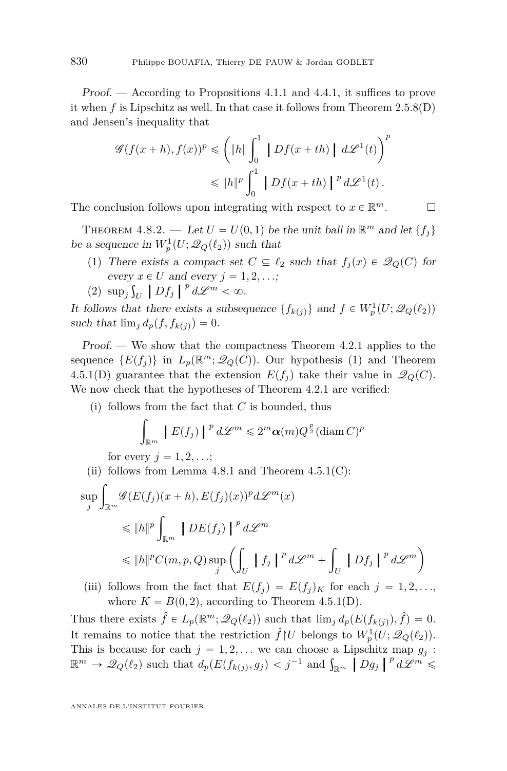*Proof.* — According to Propositions 4.1.1 and 4.4.1, it suffices to prove it when $f$ is Lipschitz as well. In that case it follows from Theorem 2.5.8(D) and Jensen's inequality that

$$\mathscr{G}(f(x+h), f(x))^p \leqslant \left( \|h\| \int_0^1 \left| Df(x+th) \right| d\mathscr{L}^1(t) \right)^p \leqslant \|h\|^p \int_0^1 \left| Df(x+th) \right|^p d\mathscr{L}^1(t) .$$

The conclusion follows upon integrating with respect to $x \in \mathbb{R}^m$. □

THEOREM 4.8.2. — *Let $U = U(0,1)$ be the unit ball in $\mathbb{R}^m$ and let $\{f_j\}$ be a sequence in $W_p^1(U; \mathscr{Q}_Q(\ell_2))$ such that*

1. *There exists a compact set $C \subseteq \ell_2$ such that $f_j(x) \in \mathscr{Q}_Q(C)$ for every $x \in U$ and every $j = 1, 2, \ldots$;*
2. *$\sup_j \int_U \left| Df_j \right|^p d\mathscr{L}^m < \infty$.*

*It follows that there exists a subsequence $\{f_{k(j)}\}$ and $f \in W_p^1(U; \mathscr{Q}_Q(\ell_2))$ such that $\lim_j d_p(f, f_{k(j)}) = 0$.*

*Proof.* — We show that the compactness Theorem 4.2.1 applies to the sequence $\{E(f_j)\}$ in $L_p(\mathbb{R}^m; \mathscr{Q}_Q(C))$. Our hypothesis (1) and Theorem 4.5.1(D) guarantee that the extension $E(f_j)$ take their value in $\mathscr{Q}_Q(C)$. We now check that the hypotheses of Theorem 4.2.1 are verified:

(i) follows from the fact that $C$ is bounded, thus

$$\int_{\mathbb{R}^m} \left| E(f_j) \right|^p d\mathscr{L}^m \leqslant 2^m \boldsymbol{\alpha}(m) Q^{\frac{p}{2}} (\operatorname{diam} C)^p$$

for every $j = 1, 2, \ldots$;

(ii) follows from Lemma 4.8.1 and Theorem 4.5.1(C):

$$\begin{aligned}
\sup_j \int_{\mathbb{R}^m} \mathscr{G}(E(f_j)(x+h), E(f_j)(x))^p d\mathscr{L}^m(x) &\leqslant \|h\|^p \int_{\mathbb{R}^m} \left| DE(f_j) \right|^p d\mathscr{L}^m \\
&\leqslant \|h\|^p C(m,p,Q) \sup_j \left( \int_U \left| f_j \right|^p d\mathscr{L}^m + \int_U \left| Df_j \right|^p d\mathscr{L}^m \right)
\end{aligned}$$

(iii) follows from the fact that $E(f_j) = E(f_j)_K$ for each $j = 1, 2, \ldots$, where $K = B(0,2)$, according to Theorem 4.5.1(D).

Thus there exists $\hat{f} \in L_p(\mathbb{R}^m; \mathscr{Q}_Q(\ell_2))$ such that $\lim_j d_p(E(f_{k(j)}), \hat{f}) = 0$. It remains to notice that the restriction $\hat{f} \restriction U$ belongs to $W_p^1(U; \mathscr{Q}_Q(\ell_2))$. This is because for each $j = 1, 2, \ldots$ we can choose a Lipschitz map $g_j : \mathbb{R}^m \to \mathscr{Q}_Q(\ell_2)$ such that $d_p(E(f_{k(j)}, g_j) < j^{-1}$ and $\int_{\mathbb{R}^m} \left| Dg_j \right|^p d\mathscr{L}^m \leqslant$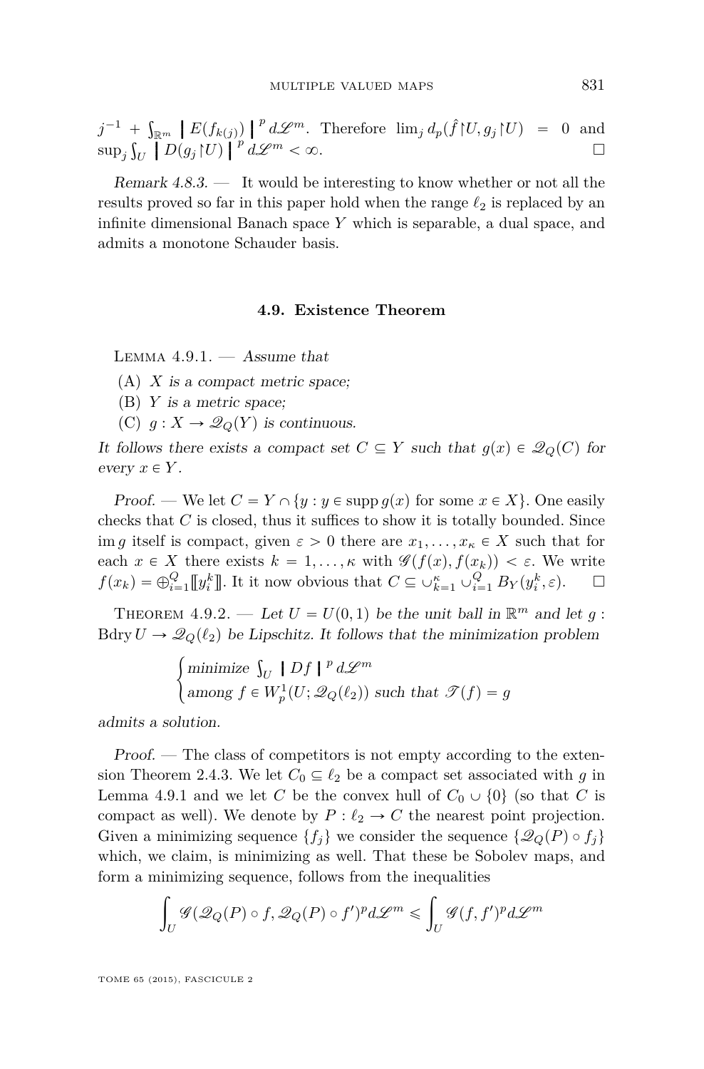$j^{-1} + \int_{\mathbb{R}^m} |E(f_{k(j)})|^p d\mathscr{L}^m$. Therefore $\lim_j d_p(\hat{f}\restriction U, g_j\restriction U) = 0$ and $\sup_j \int_U |D(g_j\restriction U)|^p d\mathscr{L}^m < \infty$. □

*Remark 4.8.3.* — It would be interesting to know whether or not all the results proved so far in this paper hold when the range $\ell_2$ is replaced by an infinite dimensional Banach space $Y$ which is separable, a dual space, and admits a monotone Schauder basis.

### 4.9. Existence Theorem

LEMMA 4.9.1. — *Assume that*

(A) *$X$ is a compact metric space;*

(B) *$Y$ is a metric space;*

(C) *$g : X \to \mathscr{Q}_Q(Y)$ is continuous.*

*It follows there exists a compact set $C \subseteq Y$ such that $g(x) \in \mathscr{Q}_Q(C)$ for every $x \in Y$.*

*Proof.* — We let $C = Y \cap \{y : y \in \operatorname{supp} g(x) \text{ for some } x \in X\}$. One easily checks that $C$ is closed, thus it suffices to show it is totally bounded. Since $\operatorname{im} g$ itself is compact, given $\varepsilon > 0$ there are $x_1, \ldots, x_\kappa \in X$ such that for each $x \in X$ there exists $k = 1, \ldots, \kappa$ with $\mathscr{G}(f(x), f(x_k)) < \varepsilon$. We write $f(x_k) = \oplus_{i=1}^Q [\![y_i^k]\!]$. It it now obvious that $C \subseteq \cup_{k=1}^\kappa \cup_{i=1}^Q B_Y(y_i^k, \varepsilon)$. □

THEOREM 4.9.2. — *Let $U = U(0,1)$ be the unit ball in $\mathbb{R}^m$ and let $g : \operatorname{Bdry} U \to \mathscr{Q}_Q(\ell_2)$ be Lipschitz. It follows that the minimization problem*

$$\begin{cases} \text{minimize } \int_U |Df|^p d\mathscr{L}^m \\ \text{among } f \in W_p^1(U; \mathscr{Q}_Q(\ell_2)) \text{ such that } \mathscr{T}(f) = g \end{cases}$$

*admits a solution.*

*Proof.* — The class of competitors is not empty according to the extension Theorem 2.4.3. We let $C_0 \subseteq \ell_2$ be a compact set associated with $g$ in Lemma 4.9.1 and we let $C$ be the convex hull of $C_0 \cup \{0\}$ (so that $C$ is compact as well). We denote by $P : \ell_2 \to C$ the nearest point projection. Given a minimizing sequence $\{f_j\}$ we consider the sequence $\{\mathscr{Q}_Q(P) \circ f_j\}$ which, we claim, is minimizing as well. That these be Sobolev maps, and form a minimizing sequence, follows from the inequalities

$$\int_U \mathscr{G}(\mathscr{Q}_Q(P) \circ f, \mathscr{Q}_Q(P) \circ f')^p d\mathscr{L}^m \leqslant \int_U \mathscr{G}(f, f')^p d\mathscr{L}^m$$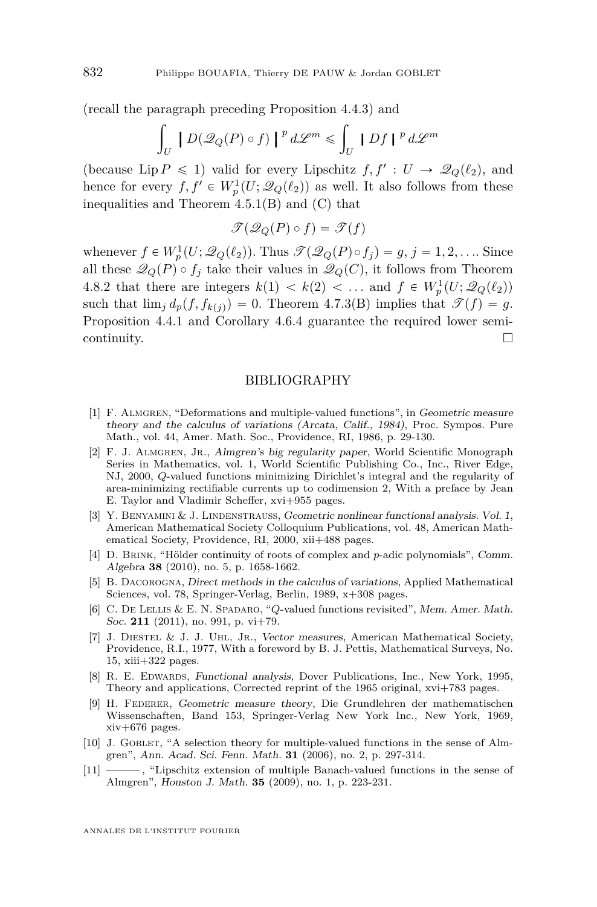(recall the paragraph preceding Proposition 4.4.3) and

$$\int_U |\!| D(\mathscr{Q}_Q(P) \circ f) |\!|^p \, d\mathscr{L}^m \leqslant \int_U |\!| Df |\!|^p \, d\mathscr{L}^m$$

(because $\operatorname{Lip} P \leqslant 1$) valid for every Lipschitz $f, f' : U \to \mathscr{Q}_Q(\ell_2)$, and hence for every $f, f' \in W^1_p(U; \mathscr{Q}_Q(\ell_2))$ as well. It also follows from these inequalities and Theorem 4.5.1(B) and (C) that

$$\mathscr{T}(\mathscr{Q}_Q(P) \circ f) = \mathscr{T}(f)$$

whenever $f \in W^1_p(U; \mathscr{Q}_Q(\ell_2))$. Thus $\mathscr{T}(\mathscr{Q}_Q(P) \circ f_j) = g$, $j = 1, 2, \ldots$. Since all these $\mathscr{Q}_Q(P) \circ f_j$ take their values in $\mathscr{Q}_Q(C)$, it follows from Theorem 4.8.2 that there are integers $k(1) < k(2) < \ldots$ and $f \in W^1_p(U; \mathscr{Q}_Q(\ell_2))$ such that $\lim_j d_p(f, f_{k(j)}) = 0$. Theorem 4.7.3(B) implies that $\mathscr{T}(f) = g$. Proposition 4.4.1 and Corollary 4.6.4 guarantee the required lower semicontinuity. □

## BIBLIOGRAPHY

[1] F. Almgren, "Deformations and multiple-valued functions", in *Geometric measure theory and the calculus of variations (Arcata, Calif., 1984)*, Proc. Sympos. Pure Math., vol. 44, Amer. Math. Soc., Providence, RI, 1986, p. 29-130.

[2] F. J. Almgren, Jr., *Almgren's big regularity paper*, World Scientific Monograph Series in Mathematics, vol. 1, World Scientific Publishing Co., Inc., River Edge, NJ, 2000, $Q$-valued functions minimizing Dirichlet's integral and the regularity of area-minimizing rectifiable currents up to codimension 2, With a preface by Jean E. Taylor and Vladimir Scheffer, xvi+955 pages.

[3] Y. Benyamini & J. Lindenstrauss, *Geometric nonlinear functional analysis. Vol. 1*, American Mathematical Society Colloquium Publications, vol. 48, American Mathematical Society, Providence, RI, 2000, xii+488 pages.

[4] D. Brink, "Hölder continuity of roots of complex and $p$-adic polynomials", *Comm. Algebra* **38** (2010), no. 5, p. 1658-1662.

[5] B. Dacorogna, *Direct methods in the calculus of variations*, Applied Mathematical Sciences, vol. 78, Springer-Verlag, Berlin, 1989, x+308 pages.

[6] C. De Lellis & E. N. Spadaro, "$Q$-valued functions revisited", *Mem. Amer. Math. Soc.* **211** (2011), no. 991, p. vi+79.

[7] J. Diestel & J. J. Uhl, Jr., *Vector measures*, American Mathematical Society, Providence, R.I., 1977, With a foreword by B. J. Pettis, Mathematical Surveys, No. 15, xiii+322 pages.

[8] R. E. Edwards, *Functional analysis*, Dover Publications, Inc., New York, 1995, Theory and applications, Corrected reprint of the 1965 original, xvi+783 pages.

[9] H. Federer, *Geometric measure theory*, Die Grundlehren der mathematischen Wissenschaften, Band 153, Springer-Verlag New York Inc., New York, 1969, xiv+676 pages.

[10] J. Goblet, "A selection theory for multiple-valued functions in the sense of Almgren", *Ann. Acad. Sci. Fenn. Math.* **31** (2006), no. 2, p. 297-314.

[11] ———, "Lipschitz extension of multiple Banach-valued functions in the sense of Almgren", *Houston J. Math.* **35** (2009), no. 1, p. 223-231.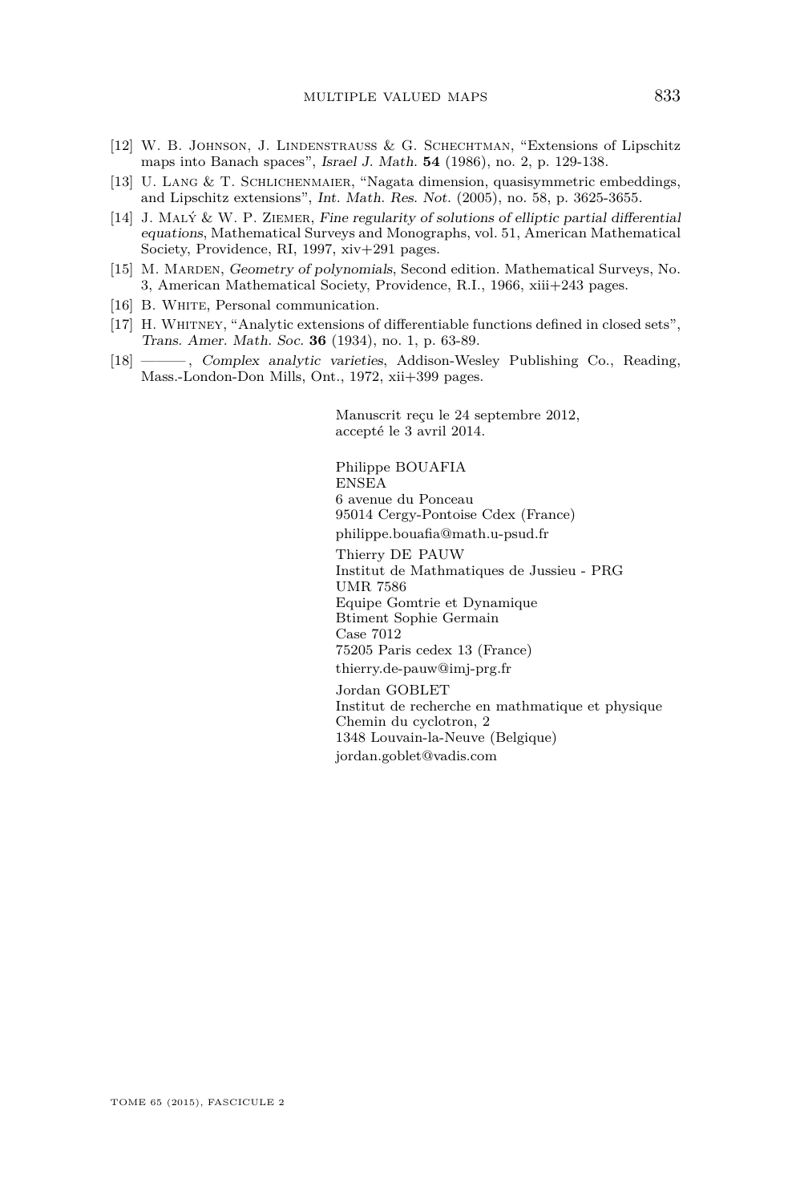[12] W. B. Johnson, J. Lindenstrauss & G. Schechtman, "Extensions of Lipschitz maps into Banach spaces", *Israel J. Math.* **54** (1986), no. 2, p. 129-138.

[13] U. Lang & T. Schlichenmaier, "Nagata dimension, quasisymmetric embeddings, and Lipschitz extensions", *Int. Math. Res. Not.* (2005), no. 58, p. 3625-3655.

[14] J. Malý & W. P. Ziemer, *Fine regularity of solutions of elliptic partial differential equations*, Mathematical Surveys and Monographs, vol. 51, American Mathematical Society, Providence, RI, 1997, xiv+291 pages.

[15] M. Marden, *Geometry of polynomials*, Second edition. Mathematical Surveys, No. 3, American Mathematical Society, Providence, R.I., 1966, xiii+243 pages.

[16] B. White, Personal communication.

[17] H. Whitney, "Analytic extensions of differentiable functions defined in closed sets", *Trans. Amer. Math. Soc.* **36** (1934), no. 1, p. 63-89.

[18] ———, *Complex analytic varieties*, Addison-Wesley Publishing Co., Reading, Mass.-London-Don Mills, Ont., 1972, xii+399 pages.

Manuscrit reçu le 24 septembre 2012,
accepté le 3 avril 2014.

Philippe BOUAFIA
ENSEA
6 avenue du Ponceau
95014 Cergy-Pontoise Cdex (France)
philippe.bouafia@math.u-psud.fr

Thierry DE PAUW
Institut de Mathmatiques de Jussieu - PRG
UMR 7586
Equipe Gomtrie et Dynamique
Btiment Sophie Germain
Case 7012
75205 Paris cedex 13 (France)
thierry.de-pauw@imj-prg.fr

Jordan GOBLET
Institut de recherche en mathmatique et physique
Chemin du cyclotron, 2
1348 Louvain-la-Neuve (Belgique)
jordan.goblet@vadis.com